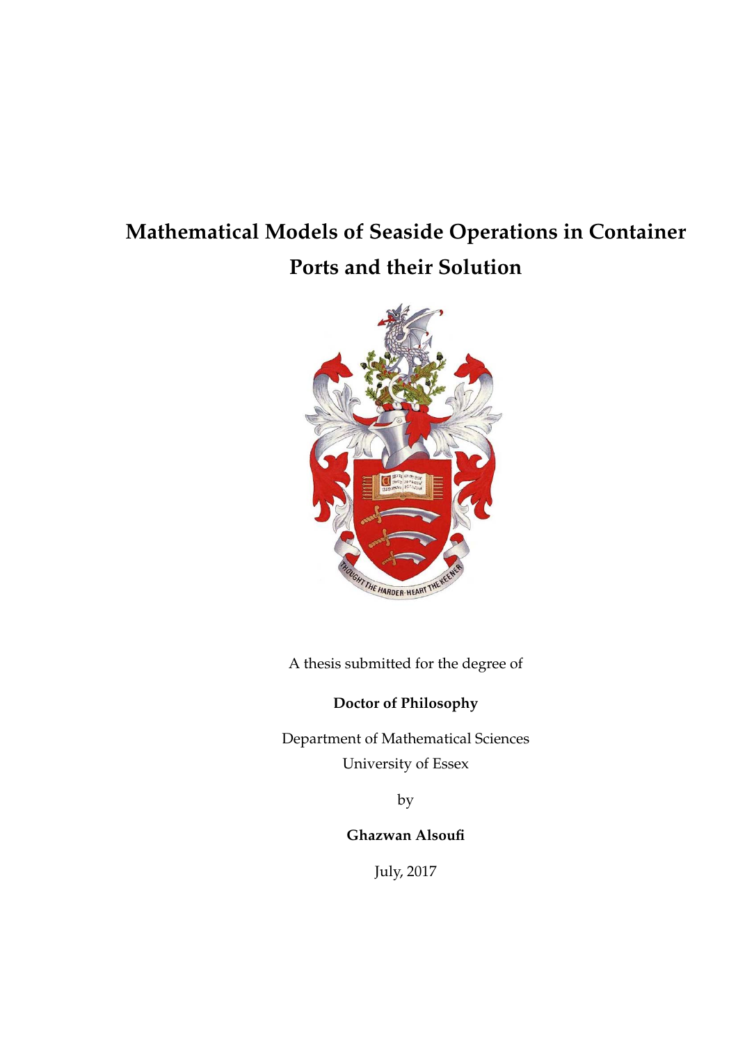# Mathematical Models of Seaside Operations in Container Ports and their Solution

A thesis submitted for the degree of

**Doctor of Philosophy**

Department of Mathematical Sciences

University of Essex

by

**Ghazwan Alsoufi**

July, 2017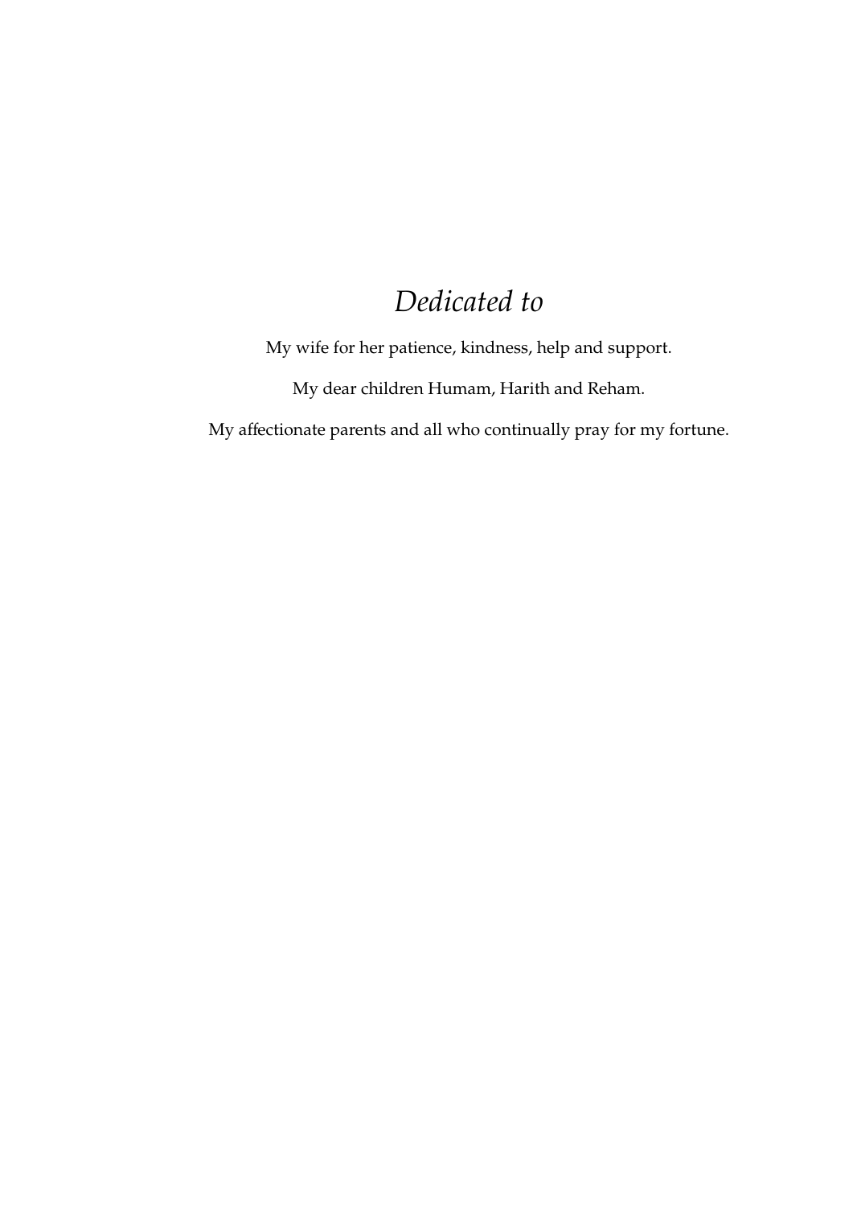*Dedicated to*

My wife for her patience, kindness, help and support.

My dear children Humam, Harith and Reham.

My affectionate parents and all who continually pray for my fortune.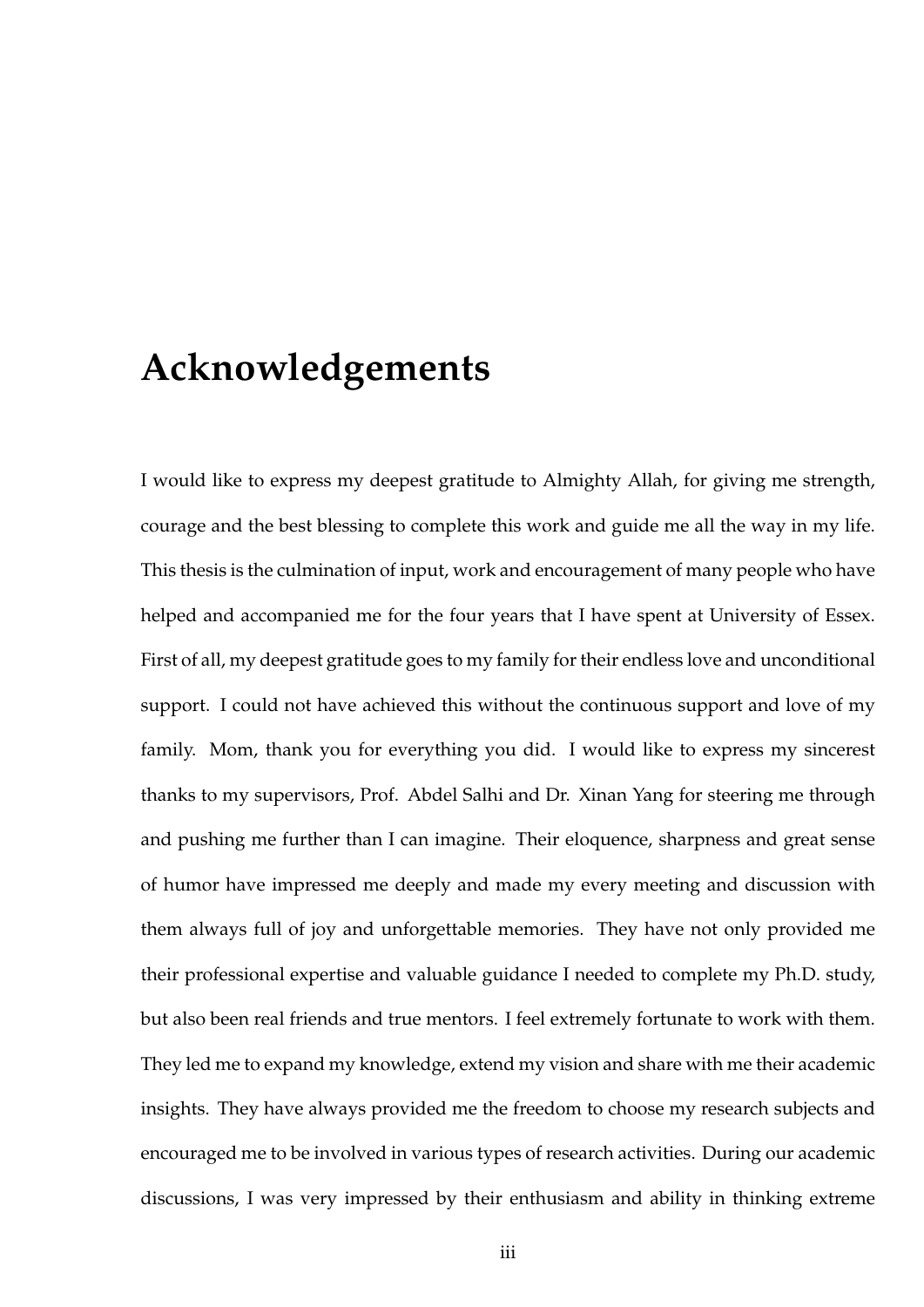# Acknowledgements

I would like to express my deepest gratitude to Almighty Allah, for giving me strength, courage and the best blessing to complete this work and guide me all the way in my life. This thesis is the culmination of input, work and encouragement of many people who have helped and accompanied me for the four years that I have spent at University of Essex. First of all, my deepest gratitude goes to my family for their endless love and unconditional support. I could not have achieved this without the continuous support and love of my family. Mom, thank you for everything you did. I would like to express my sincerest thanks to my supervisors, Prof. Abdel Salhi and Dr. Xinan Yang for steering me through and pushing me further than I can imagine. Their eloquence, sharpness and great sense of humor have impressed me deeply and made my every meeting and discussion with them always full of joy and unforgettable memories. They have not only provided me their professional expertise and valuable guidance I needed to complete my Ph.D. study, but also been real friends and true mentors. I feel extremely fortunate to work with them. They led me to expand my knowledge, extend my vision and share with me their academic insights. They have always provided me the freedom to choose my research subjects and encouraged me to be involved in various types of research activities. During our academic discussions, I was very impressed by their enthusiasm and ability in thinking extreme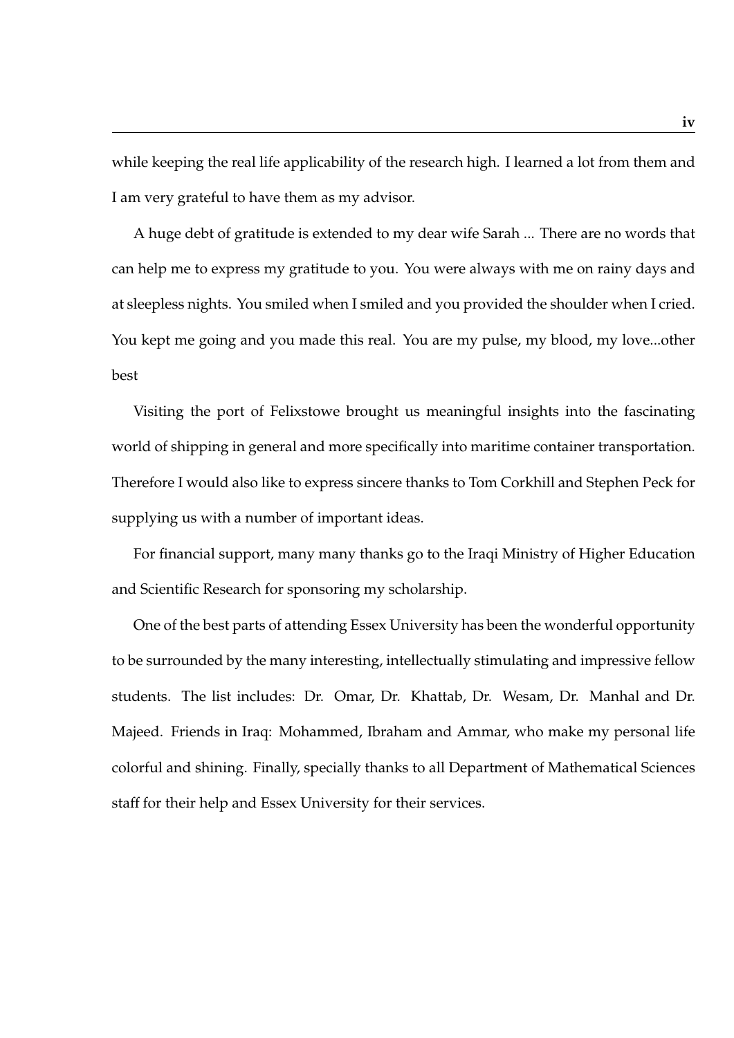while keeping the real life applicability of the research high. I learned a lot from them and I am very grateful to have them as my advisor.

A huge debt of gratitude is extended to my dear wife Sarah ... There are no words that can help me to express my gratitude to you. You were always with me on rainy days and at sleepless nights. You smiled when I smiled and you provided the shoulder when I cried. You kept me going and you made this real. You are my pulse, my blood, my love...other best

Visiting the port of Felixstowe brought us meaningful insights into the fascinating world of shipping in general and more specifically into maritime container transportation. Therefore I would also like to express sincere thanks to Tom Corkhill and Stephen Peck for supplying us with a number of important ideas.

For financial support, many many thanks go to the Iraqi Ministry of Higher Education and Scientific Research for sponsoring my scholarship.

One of the best parts of attending Essex University has been the wonderful opportunity to be surrounded by the many interesting, intellectually stimulating and impressive fellow students. The list includes: Dr. Omar, Dr. Khattab, Dr. Wesam, Dr. Manhal and Dr. Majeed. Friends in Iraq: Mohammed, Ibraham and Ammar, who make my personal life colorful and shining. Finally, specially thanks to all Department of Mathematical Sciences staff for their help and Essex University for their services.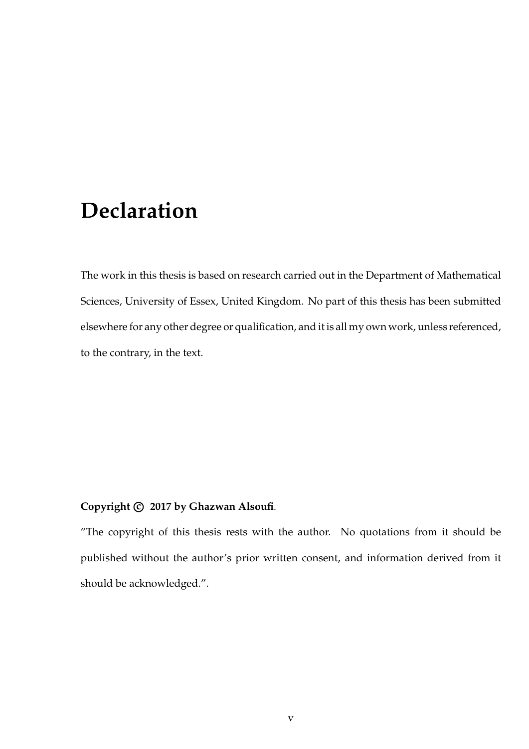# Declaration

The work in this thesis is based on research carried out in the Department of Mathematical Sciences, University of Essex, United Kingdom. No part of this thesis has been submitted elsewhere for any other degree or qualification, and it is all my own work, unless referenced, to the contrary, in the text.

**Copyright © 2017 by Ghazwan Alsoufi**.

"The copyright of this thesis rests with the author. No quotations from it should be published without the author's prior written consent, and information derived from it should be acknowledged.".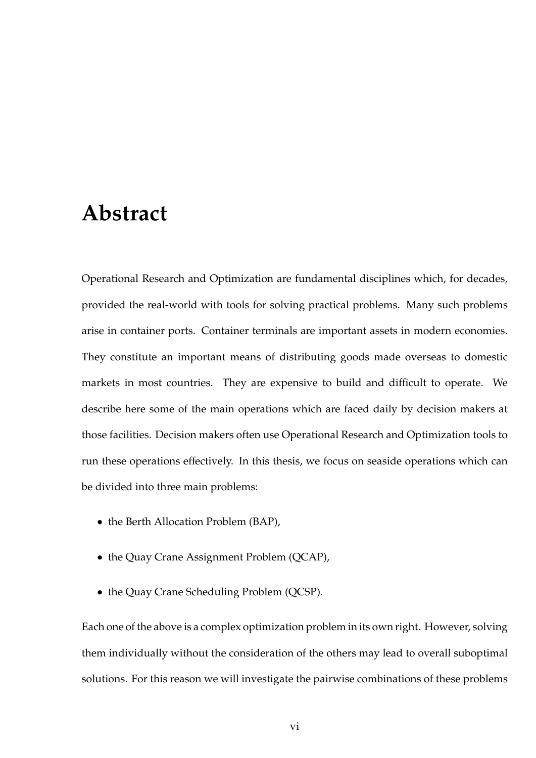# Abstract

Operational Research and Optimization are fundamental disciplines which, for decades, provided the real-world with tools for solving practical problems. Many such problems arise in container ports. Container terminals are important assets in modern economies. They constitute an important means of distributing goods made overseas to domestic markets in most countries. They are expensive to build and difficult to operate. We describe here some of the main operations which are faced daily by decision makers at those facilities. Decision makers often use Operational Research and Optimization tools to run these operations effectively. In this thesis, we focus on seaside operations which can be divided into three main problems:

- the Berth Allocation Problem (BAP),
- the Quay Crane Assignment Problem (QCAP),
- the Quay Crane Scheduling Problem (QCSP).

Each one of the above is a complex optimization problem in its own right. However, solving them individually without the consideration of the others may lead to overall suboptimal solutions. For this reason we will investigate the pairwise combinations of these problems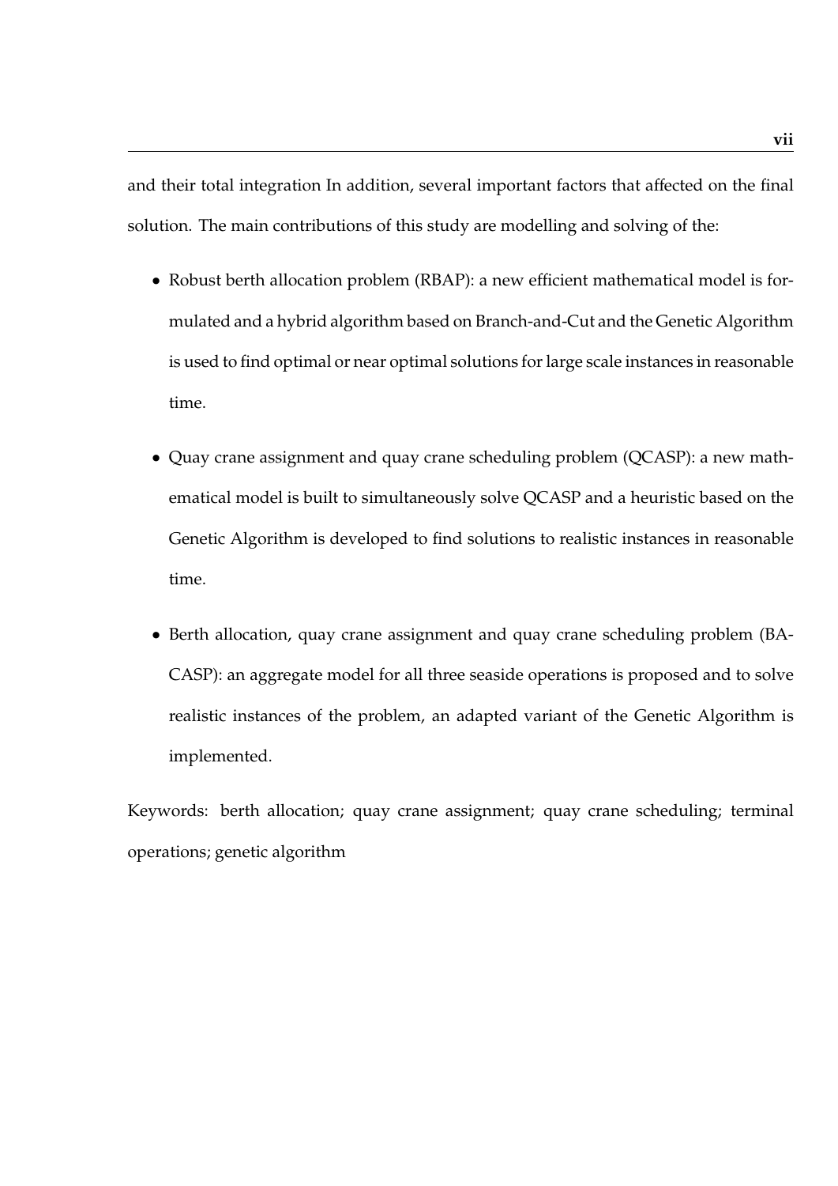and their total integration In addition, several important factors that affected on the final solution. The main contributions of this study are modelling and solving of the:

- Robust berth allocation problem (RBAP): a new efficient mathematical model is formulated and a hybrid algorithm based on Branch-and-Cut and the Genetic Algorithm is used to find optimal or near optimal solutions for large scale instances in reasonable time.
- Quay crane assignment and quay crane scheduling problem (QCASP): a new mathematical model is built to simultaneously solve QCASP and a heuristic based on the Genetic Algorithm is developed to find solutions to realistic instances in reasonable time.
- Berth allocation, quay crane assignment and quay crane scheduling problem (BACASP): an aggregate model for all three seaside operations is proposed and to solve realistic instances of the problem, an adapted variant of the Genetic Algorithm is implemented.

Keywords: berth allocation; quay crane assignment; quay crane scheduling; terminal operations; genetic algorithm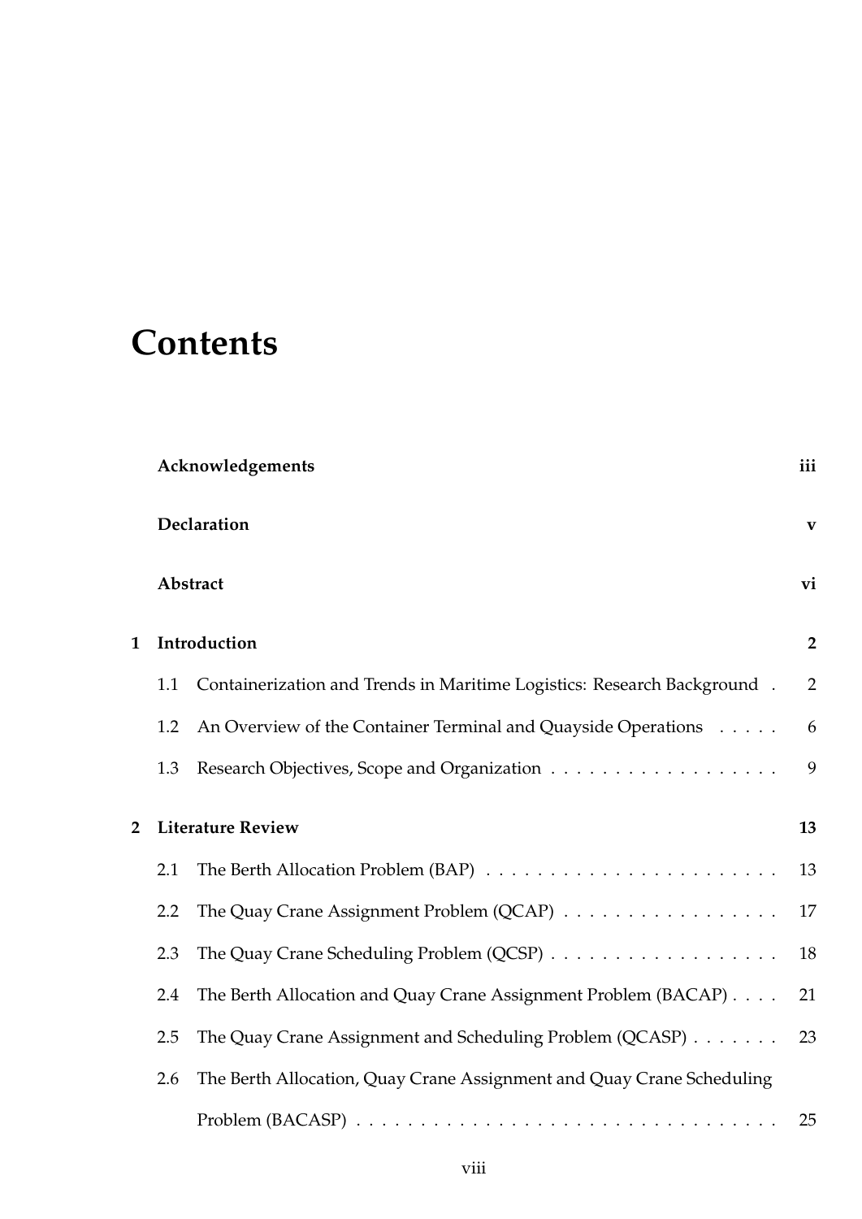# Contents

**Acknowledgements** **iii**

**Declaration** **v**

**Abstract** **vi**

**1 Introduction** **2**

1.1 Containerization and Trends in Maritime Logistics: Research Background . 2

1.2 An Overview of the Container Terminal and Quayside Operations . . . . . 6

1.3 Research Objectives, Scope and Organization . . . . . . . . . . . . . . . . . . 9

**2 Literature Review** **13**

2.1 The Berth Allocation Problem (BAP) . . . . . . . . . . . . . . . . . . . . . . . 13

2.2 The Quay Crane Assignment Problem (QCAP) . . . . . . . . . . . . . . . . . 17

2.3 The Quay Crane Scheduling Problem (QCSP) . . . . . . . . . . . . . . . . . . 18

2.4 The Berth Allocation and Quay Crane Assignment Problem (BACAP) . . . . 21

2.5 The Quay Crane Assignment and Scheduling Problem (QCASP) . . . . . . . 23

2.6 The Berth Allocation, Quay Crane Assignment and Quay Crane Scheduling Problem (BACASP) . . . . . . . . . . . . . . . . . . . . . . . . . . . . . . . . . 25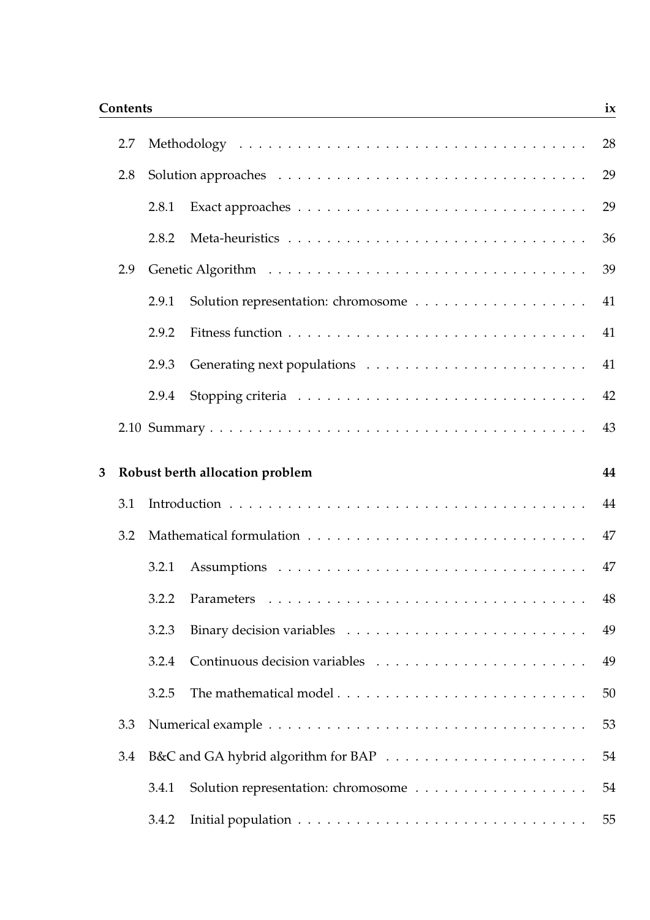- 2.7 Methodology . . . . . . . . . . 28
- 2.8 Solution approaches . . . . . . . . . . 29
  - 2.8.1 Exact approaches . . . . . . . . . . 29
  - 2.8.2 Meta-heuristics . . . . . . . . . . 36
- 2.9 Genetic Algorithm . . . . . . . . . . 39
  - 2.9.1 Solution representation: chromosome . . . . . . . . . . 41
  - 2.9.2 Fitness function . . . . . . . . . . 41
  - 2.9.3 Generating next populations . . . . . . . . . . 41
  - 2.9.4 Stopping criteria . . . . . . . . . . 42
- 2.10 Summary . . . . . . . . . . 43

**3 Robust berth allocation problem** **44**

- 3.1 Introduction . . . . . . . . . . 44
- 3.2 Mathematical formulation . . . . . . . . . . 47
  - 3.2.1 Assumptions . . . . . . . . . . 47
  - 3.2.2 Parameters . . . . . . . . . . 48
  - 3.2.3 Binary decision variables . . . . . . . . . . 49
  - 3.2.4 Continuous decision variables . . . . . . . . . . 49
  - 3.2.5 The mathematical model . . . . . . . . . . 50
- 3.3 Numerical example . . . . . . . . . . 53
- 3.4 B&C and GA hybrid algorithm for BAP . . . . . . . . . . 54
  - 3.4.1 Solution representation: chromosome . . . . . . . . . . 54
  - 3.4.2 Initial population . . . . . . . . . . 55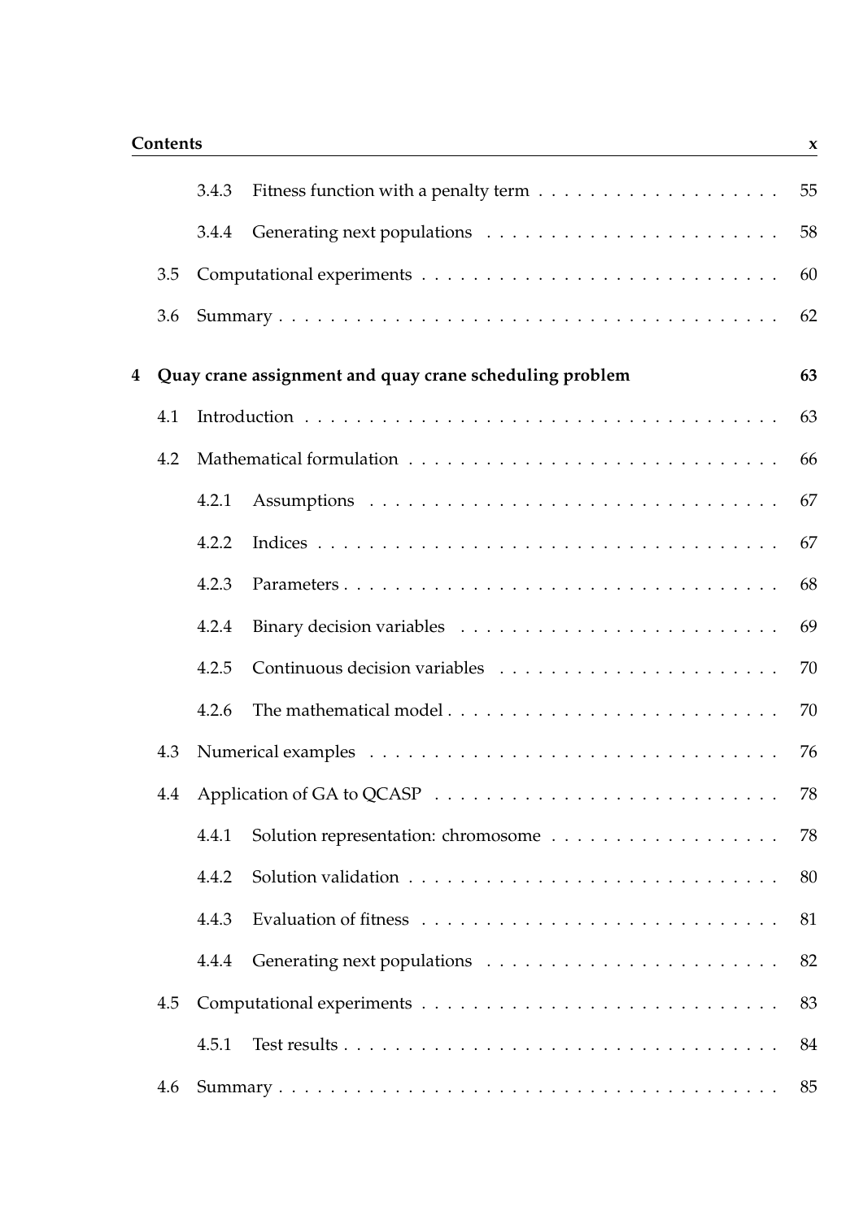| | | | |
|---|---|---|---|
| | 3.4.3 | Fitness function with a penalty term | 55 |
| | 3.4.4 | Generating next populations | 58 |
| 3.5 | | Computational experiments | 60 |
| 3.6 | | Summary | 62 |
| **4** | | **Quay crane assignment and quay crane scheduling problem** | **63** |
| 4.1 | | Introduction | 63 |
| 4.2 | | Mathematical formulation | 66 |
| | 4.2.1 | Assumptions | 67 |
| | 4.2.2 | Indices | 67 |
| | 4.2.3 | Parameters | 68 |
| | 4.2.4 | Binary decision variables | 69 |
| | 4.2.5 | Continuous decision variables | 70 |
| | 4.2.6 | The mathematical model | 70 |
| 4.3 | | Numerical examples | 76 |
| 4.4 | | Application of GA to QCASP | 78 |
| | 4.4.1 | Solution representation: chromosome | 78 |
| | 4.4.2 | Solution validation | 80 |
| | 4.4.3 | Evaluation of fitness | 81 |
| | 4.4.4 | Generating next populations | 82 |
| 4.5 | | Computational experiments | 83 |
| | 4.5.1 | Test results | 84 |
| 4.6 | | Summary | 85 |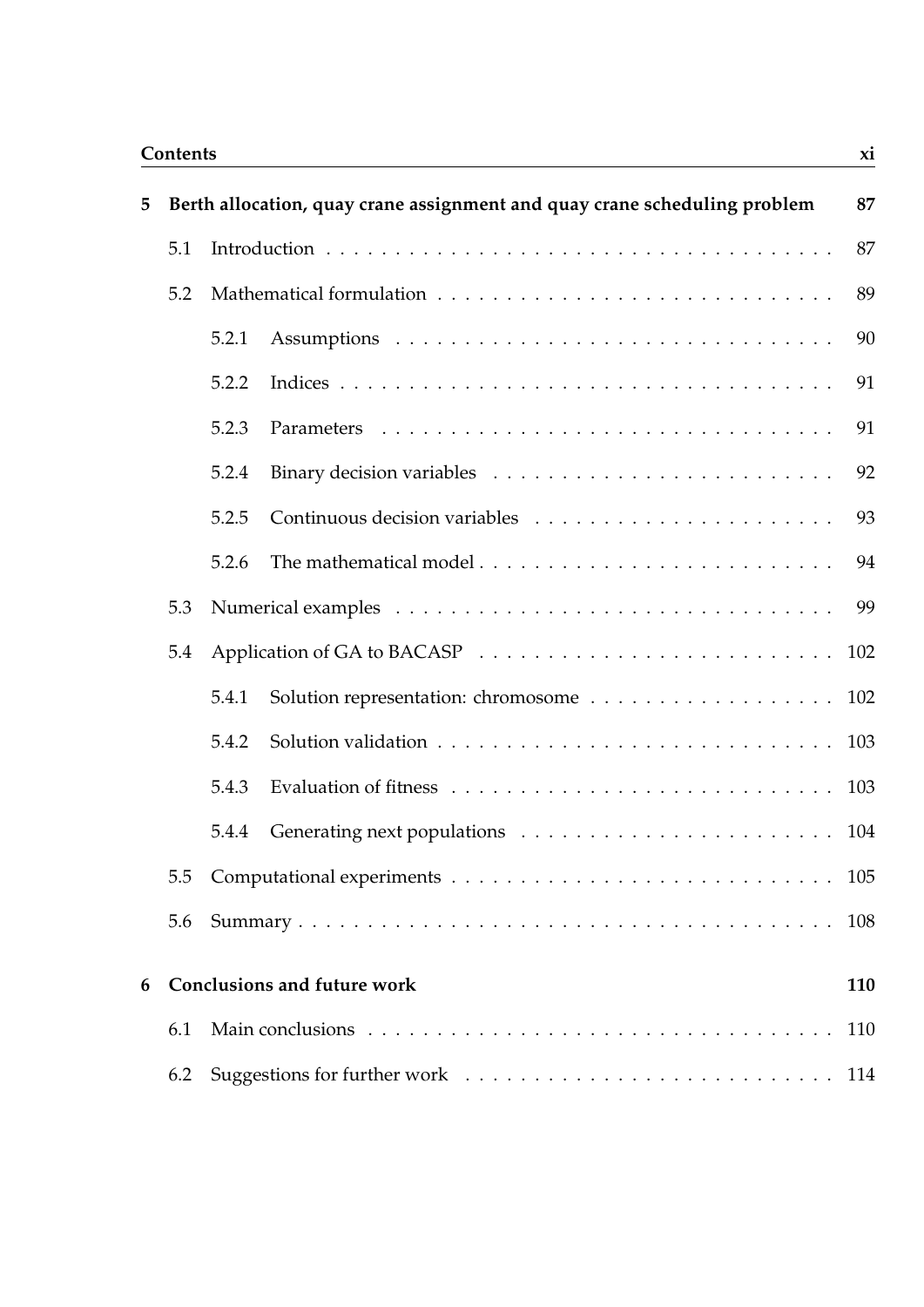| | | | |
|---|---|---|---|
| **5** | **Berth allocation, quay crane assignment and quay crane scheduling problem** | | **87** |
| | 5.1 | Introduction | 87 |
| | 5.2 | Mathematical formulation | 89 |
| | | 5.2.1 Assumptions | 90 |
| | | 5.2.2 Indices | 91 |
| | | 5.2.3 Parameters | 91 |
| | | 5.2.4 Binary decision variables | 92 |
| | | 5.2.5 Continuous decision variables | 93 |
| | | 5.2.6 The mathematical model | 94 |
| | 5.3 | Numerical examples | 99 |
| | 5.4 | Application of GA to BACASP | 102 |
| | | 5.4.1 Solution representation: chromosome | 102 |
| | | 5.4.2 Solution validation | 103 |
| | | 5.4.3 Evaluation of fitness | 103 |
| | | 5.4.4 Generating next populations | 104 |
| | 5.5 | Computational experiments | 105 |
| | 5.6 | Summary | 108 |
| **6** | **Conclusions and future work** | | **110** |
| | 6.1 | Main conclusions | 110 |
| | 6.2 | Suggestions for further work | 114 |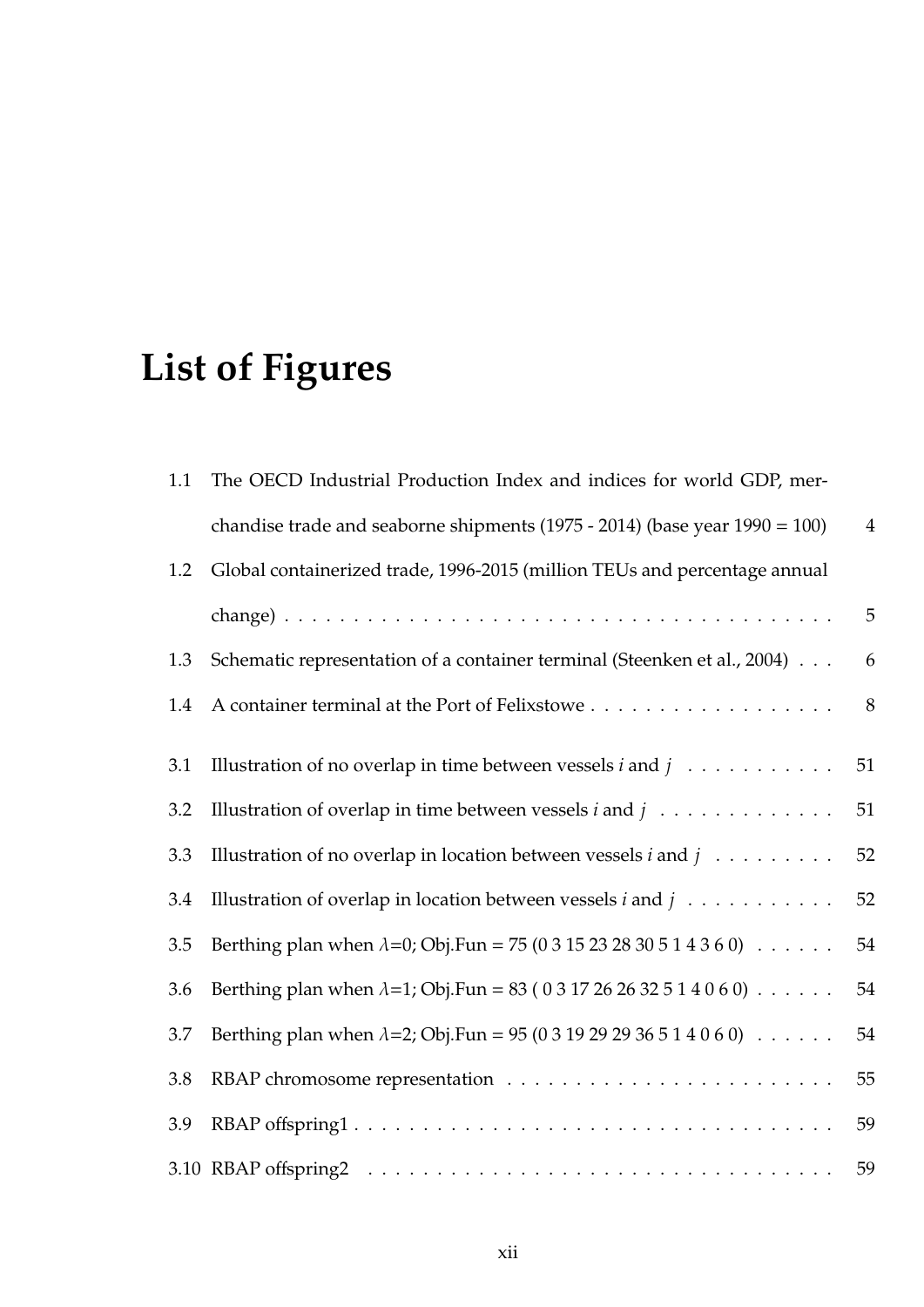# List of Figures

| | | |
|---|---|---|
| 1.1 | The OECD Industrial Production Index and indices for world GDP, merchandise trade and seaborne shipments (1975 - 2014) (base year 1990 = 100) | 4 |
| 1.2 | Global containerized trade, 1996-2015 (million TEUs and percentage annual change) | 5 |
| 1.3 | Schematic representation of a container terminal (Steenken et al., 2004) | 6 |
| 1.4 | A container terminal at the Port of Felixstowe | 8 |
| 3.1 | Illustration of no overlap in time between vessels $i$ and $j$ | 51 |
| 3.2 | Illustration of overlap in time between vessels $i$ and $j$ | 51 |
| 3.3 | Illustration of no overlap in location between vessels $i$ and $j$ | 52 |
| 3.4 | Illustration of overlap in location between vessels $i$ and $j$ | 52 |
| 3.5 | Berthing plan when $\lambda$=0; Obj.Fun = 75 (0 3 15 23 28 30 5 1 4 3 6 0) | 54 |
| 3.6 | Berthing plan when $\lambda$=1; Obj.Fun = 83 ( 0 3 17 26 26 32 5 1 4 0 6 0) | 54 |
| 3.7 | Berthing plan when $\lambda$=2; Obj.Fun = 95 (0 3 19 29 29 36 5 1 4 0 6 0) | 54 |
| 3.8 | RBAP chromosome representation | 55 |
| 3.9 | RBAP offspring1 | 59 |
| 3.10 | RBAP offspring2 | 59 |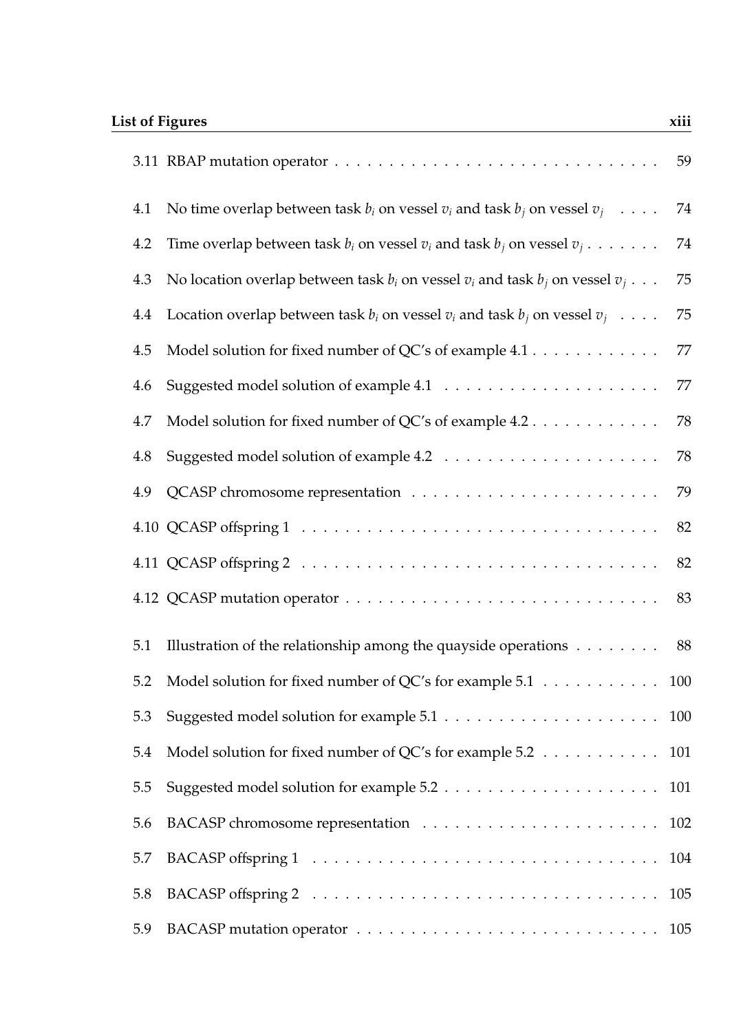| | | |
|---|---|---|
| 3.11 | RBAP mutation operator | 59 |
| 4.1 | No time overlap between task $b_i$ on vessel $v_i$ and task $b_j$ on vessel $v_j$ | 74 |
| 4.2 | Time overlap between task $b_i$ on vessel $v_i$ and task $b_j$ on vessel $v_j$ | 74 |
| 4.3 | No location overlap between task $b_i$ on vessel $v_i$ and task $b_j$ on vessel $v_j$ | 75 |
| 4.4 | Location overlap between task $b_i$ on vessel $v_i$ and task $b_j$ on vessel $v_j$ | 75 |
| 4.5 | Model solution for fixed number of QC's of example 4.1 | 77 |
| 4.6 | Suggested model solution of example 4.1 | 77 |
| 4.7 | Model solution for fixed number of QC's of example 4.2 | 78 |
| 4.8 | Suggested model solution of example 4.2 | 78 |
| 4.9 | QCASP chromosome representation | 79 |
| 4.10 | QCASP offspring 1 | 82 |
| 4.11 | QCASP offspring 2 | 82 |
| 4.12 | QCASP mutation operator | 83 |
| 5.1 | Illustration of the relationship among the quayside operations | 88 |
| 5.2 | Model solution for fixed number of QC's for example 5.1 | 100 |
| 5.3 | Suggested model solution for example 5.1 | 100 |
| 5.4 | Model solution for fixed number of QC's for example 5.2 | 101 |
| 5.5 | Suggested model solution for example 5.2 | 101 |
| 5.6 | BACASP chromosome representation | 102 |
| 5.7 | BACASP offspring 1 | 104 |
| 5.8 | BACASP offspring 2 | 105 |
| 5.9 | BACASP mutation operator | 105 |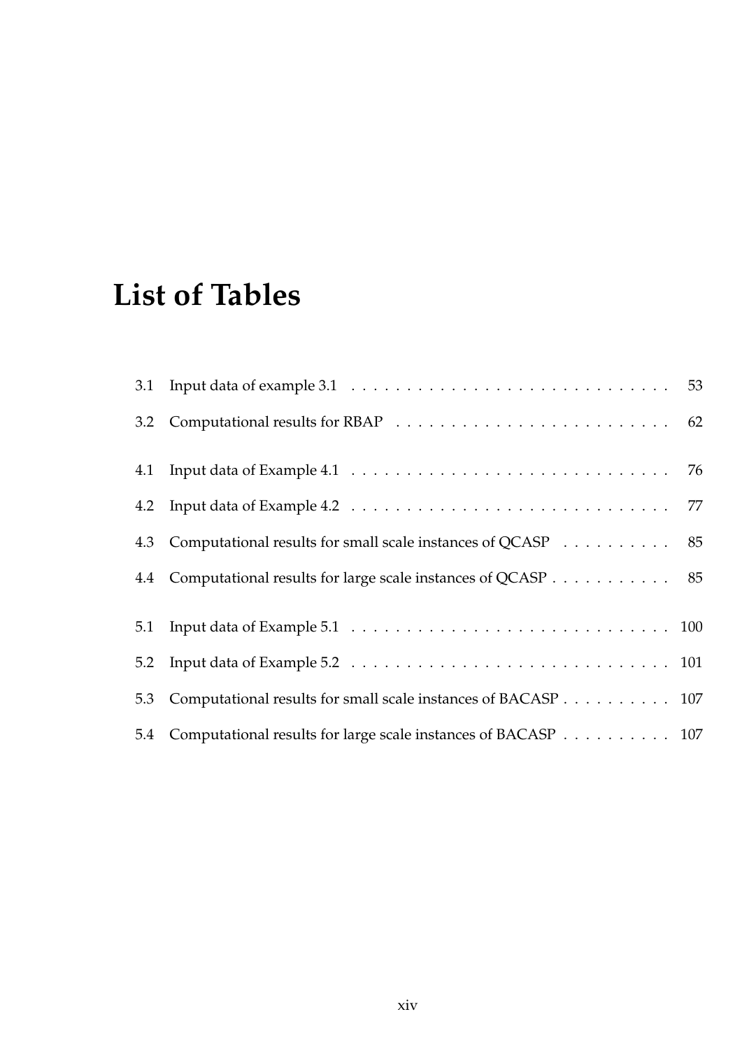# List of Tables

3.1 Input data of example 3.1 . . . . . . . . . . . . . . . . . . . . . . . . . . . . . 53

3.2 Computational results for RBAP . . . . . . . . . . . . . . . . . . . . . . . . . 62

4.1 Input data of Example 4.1 . . . . . . . . . . . . . . . . . . . . . . . . . . . . . 76

4.2 Input data of Example 4.2 . . . . . . . . . . . . . . . . . . . . . . . . . . . . . 77

4.3 Computational results for small scale instances of QCASP . . . . . . . . . . 85

4.4 Computational results for large scale instances of QCASP . . . . . . . . . . . 85

5.1 Input data of Example 5.1 . . . . . . . . . . . . . . . . . . . . . . . . . . . . . 100

5.2 Input data of Example 5.2 . . . . . . . . . . . . . . . . . . . . . . . . . . . . . 101

5.3 Computational results for small scale instances of BACASP . . . . . . . . . . 107

5.4 Computational results for large scale instances of BACASP . . . . . . . . . . 107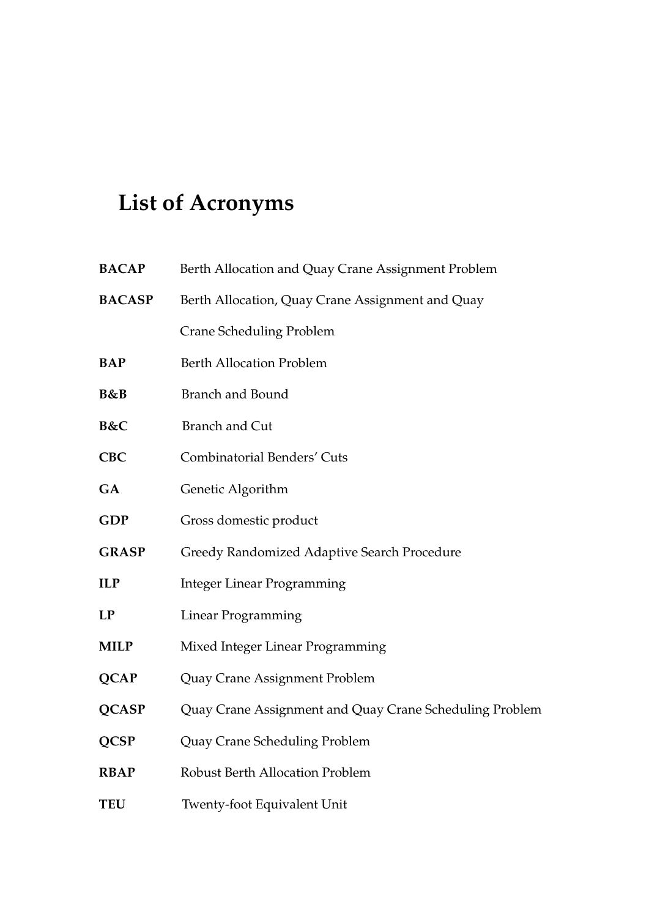# List of Acronyms

| | |
|---|---|
| **BACAP** | Berth Allocation and Quay Crane Assignment Problem |
| **BACASP** | Berth Allocation, Quay Crane Assignment and Quay Crane Scheduling Problem |
| **BAP** | Berth Allocation Problem |
| **B&B** | Branch and Bound |
| **B&C** | Branch and Cut |
| **CBC** | Combinatorial Benders' Cuts |
| **GA** | Genetic Algorithm |
| **GDP** | Gross domestic product |
| **GRASP** | Greedy Randomized Adaptive Search Procedure |
| **ILP** | Integer Linear Programming |
| **LP** | Linear Programming |
| **MILP** | Mixed Integer Linear Programming |
| **QCAP** | Quay Crane Assignment Problem |
| **QCASP** | Quay Crane Assignment and Quay Crane Scheduling Problem |
| **QCSP** | Quay Crane Scheduling Problem |
| **RBAP** | Robust Berth Allocation Problem |
| **TEU** | Twenty-foot Equivalent Unit |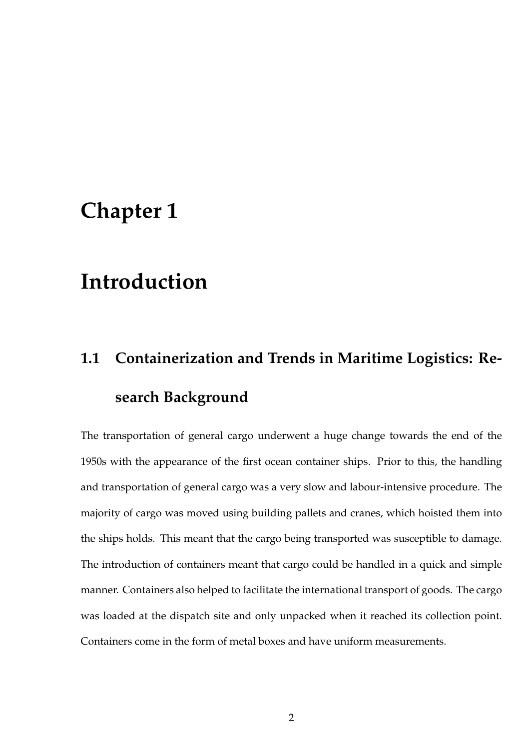# Chapter 1

# Introduction

## 1.1 Containerization and Trends in Maritime Logistics: Research Background

The transportation of general cargo underwent a huge change towards the end of the 1950s with the appearance of the first ocean container ships. Prior to this, the handling and transportation of general cargo was a very slow and labour-intensive procedure. The majority of cargo was moved using building pallets and cranes, which hoisted them into the ships holds. This meant that the cargo being transported was susceptible to damage. The introduction of containers meant that cargo could be handled in a quick and simple manner. Containers also helped to facilitate the international transport of goods. The cargo was loaded at the dispatch site and only unpacked when it reached its collection point. Containers come in the form of metal boxes and have uniform measurements.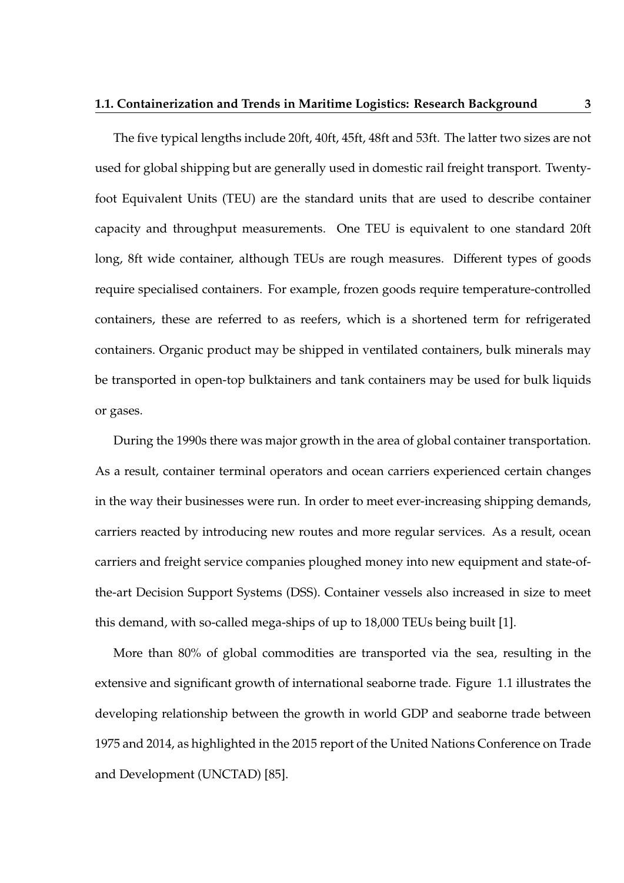The five typical lengths include 20ft, 40ft, 45ft, 48ft and 53ft. The latter two sizes are not used for global shipping but are generally used in domestic rail freight transport. Twenty-foot Equivalent Units (TEU) are the standard units that are used to describe container capacity and throughput measurements. One TEU is equivalent to one standard 20ft long, 8ft wide container, although TEUs are rough measures. Different types of goods require specialised containers. For example, frozen goods require temperature-controlled containers, these are referred to as reefers, which is a shortened term for refrigerated containers. Organic product may be shipped in ventilated containers, bulk minerals may be transported in open-top bulktainers and tank containers may be used for bulk liquids or gases.

During the 1990s there was major growth in the area of global container transportation. As a result, container terminal operators and ocean carriers experienced certain changes in the way their businesses were run. In order to meet ever-increasing shipping demands, carriers reacted by introducing new routes and more regular services. As a result, ocean carriers and freight service companies ploughed money into new equipment and state-of-the-art Decision Support Systems (DSS). Container vessels also increased in size to meet this demand, with so-called mega-ships of up to 18,000 TEUs being built [1].

More than 80% of global commodities are transported via the sea, resulting in the extensive and significant growth of international seaborne trade. Figure 1.1 illustrates the developing relationship between the growth in world GDP and seaborne trade between 1975 and 2014, as highlighted in the 2015 report of the United Nations Conference on Trade and Development (UNCTAD) [85].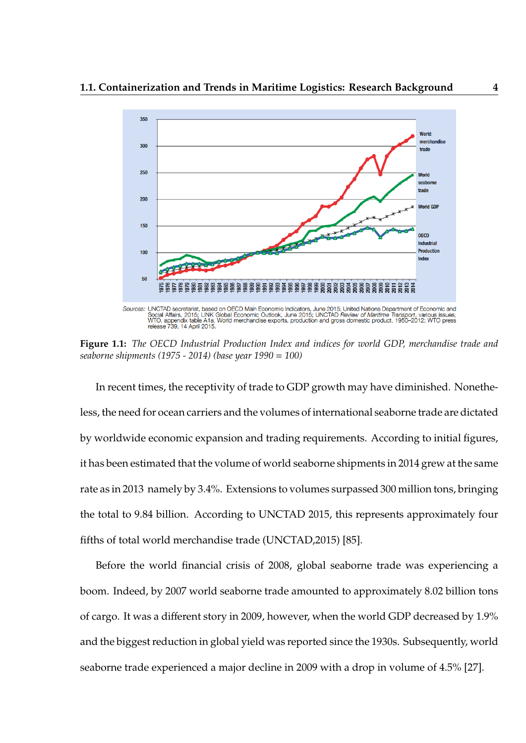Sources: UNCTAD secretariat, based on OECD Main Economic Indicators, June 2015; United Nations Department of Economic and Social Affairs, 2015; LINK Global Economic Outlook, June 2015; UNCTAD *Review of Maritime Transport*, various issues; WTO, appendix table A1a, World merchandise exports, production and gross domestic product, 1950–2012; WTO press release 739, 14 April 2015.

**Figure 1.1:** *The OECD Industrial Production Index and indices for world GDP, merchandise trade and seaborne shipments (1975 - 2014) (base year 1990 = 100)*

In recent times, the receptivity of trade to GDP growth may have diminished. Nonetheless, the need for ocean carriers and the volumes of international seaborne trade are dictated by worldwide economic expansion and trading requirements. According to initial figures, it has been estimated that the volume of world seaborne shipments in 2014 grew at the same rate as in 2013 namely by 3.4%. Extensions to volumes surpassed 300 million tons, bringing the total to 9.84 billion. According to UNCTAD 2015, this represents approximately four fifths of total world merchandise trade (UNCTAD,2015) [85].

Before the world financial crisis of 2008, global seaborne trade was experiencing a boom. Indeed, by 2007 world seaborne trade amounted to approximately 8.02 billion tons of cargo. It was a different story in 2009, however, when the world GDP decreased by 1.9% and the biggest reduction in global yield was reported since the 1930s. Subsequently, world seaborne trade experienced a major decline in 2009 with a drop in volume of 4.5% [27].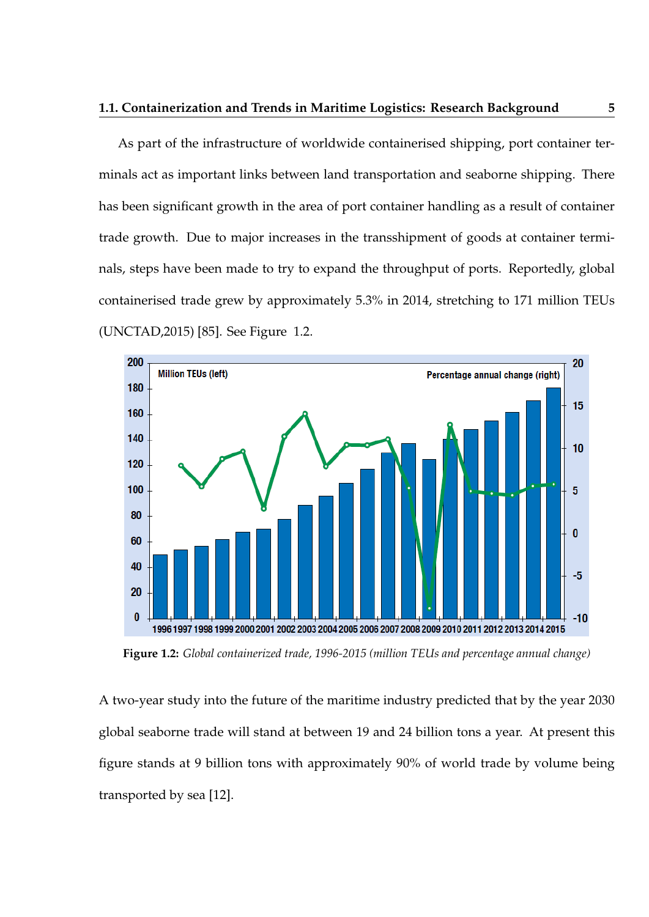As part of the infrastructure of worldwide containerised shipping, port container terminals act as important links between land transportation and seaborne shipping. There has been significant growth in the area of port container handling as a result of container trade growth. Due to major increases in the transshipment of goods at container terminals, steps have been made to try to expand the throughput of ports. Reportedly, global containerised trade grew by approximately 5.3% in 2014, stretching to 171 million TEUs (UNCTAD,2015) [85]. See Figure 1.2.

**Figure 1.2:** *Global containerized trade, 1996-2015 (million TEUs and percentage annual change)*

A two-year study into the future of the maritime industry predicted that by the year 2030 global seaborne trade will stand at between 19 and 24 billion tons a year. At present this figure stands at 9 billion tons with approximately 90% of world trade by volume being transported by sea [12].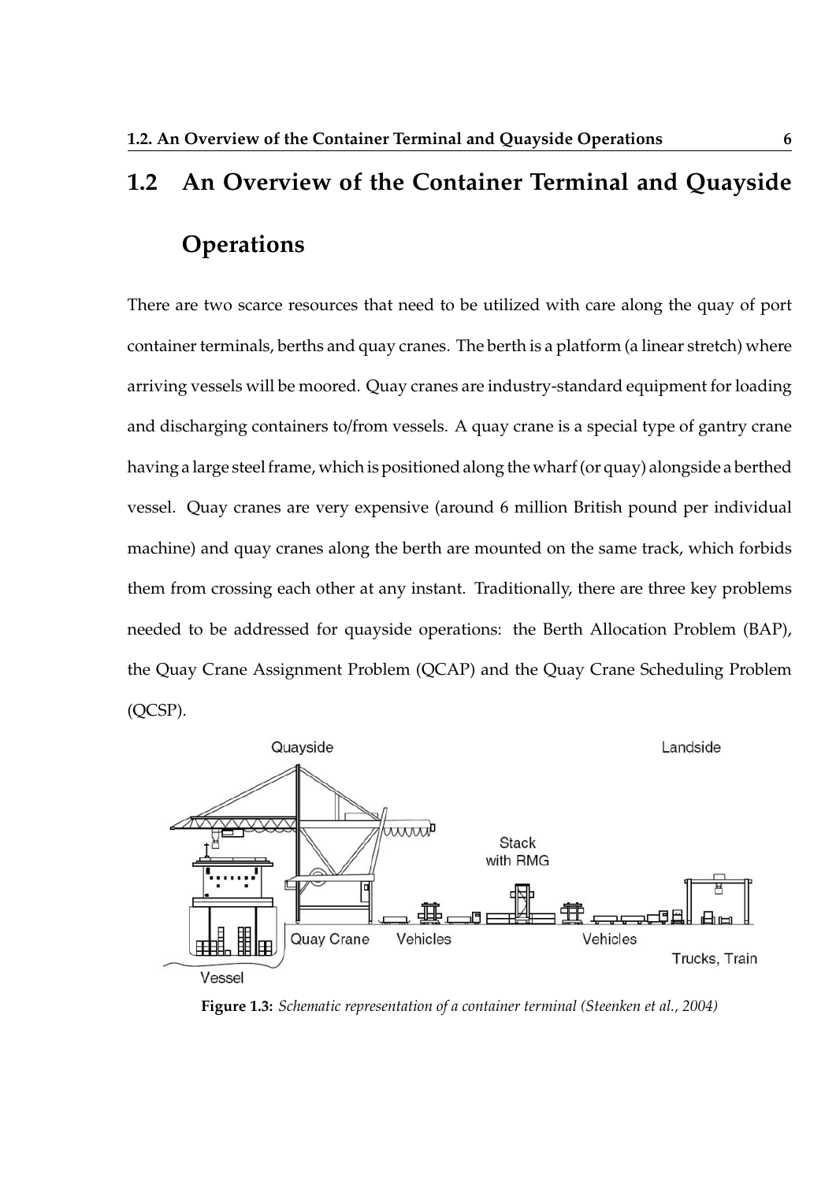## 1.2 An Overview of the Container Terminal and Quayside Operations

There are two scarce resources that need to be utilized with care along the quay of port container terminals, berths and quay cranes. The berth is a platform (a linear stretch) where arriving vessels will be moored. Quay cranes are industry-standard equipment for loading and discharging containers to/from vessels. A quay crane is a special type of gantry crane having a large steel frame, which is positioned along the wharf (or quay) alongside a berthed vessel. Quay cranes are very expensive (around 6 million British pound per individual machine) and quay cranes along the berth are mounted on the same track, which forbids them from crossing each other at any instant. Traditionally, there are three key problems needed to be addressed for quayside operations: the Berth Allocation Problem (BAP), the Quay Crane Assignment Problem (QCAP) and the Quay Crane Scheduling Problem (QCSP).

**Figure 1.3:** *Schematic representation of a container terminal (Steenken et al., 2004)*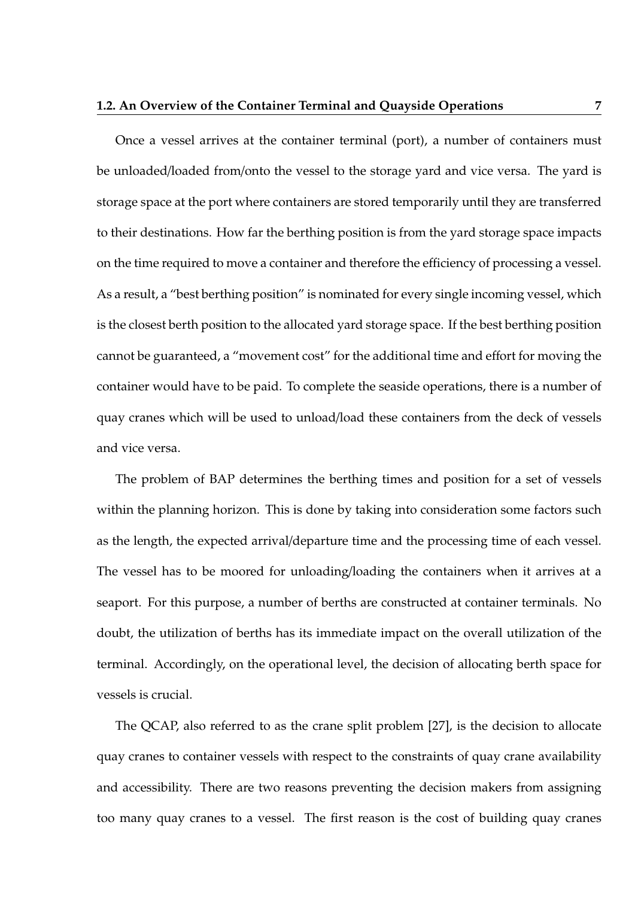Once a vessel arrives at the container terminal (port), a number of containers must be unloaded/loaded from/onto the vessel to the storage yard and vice versa. The yard is storage space at the port where containers are stored temporarily until they are transferred to their destinations. How far the berthing position is from the yard storage space impacts on the time required to move a container and therefore the efficiency of processing a vessel. As a result, a "best berthing position" is nominated for every single incoming vessel, which is the closest berth position to the allocated yard storage space. If the best berthing position cannot be guaranteed, a "movement cost" for the additional time and effort for moving the container would have to be paid. To complete the seaside operations, there is a number of quay cranes which will be used to unload/load these containers from the deck of vessels and vice versa.

The problem of BAP determines the berthing times and position for a set of vessels within the planning horizon. This is done by taking into consideration some factors such as the length, the expected arrival/departure time and the processing time of each vessel. The vessel has to be moored for unloading/loading the containers when it arrives at a seaport. For this purpose, a number of berths are constructed at container terminals. No doubt, the utilization of berths has its immediate impact on the overall utilization of the terminal. Accordingly, on the operational level, the decision of allocating berth space for vessels is crucial.

The QCAP, also referred to as the crane split problem [27], is the decision to allocate quay cranes to container vessels with respect to the constraints of quay crane availability and accessibility. There are two reasons preventing the decision makers from assigning too many quay cranes to a vessel. The first reason is the cost of building quay cranes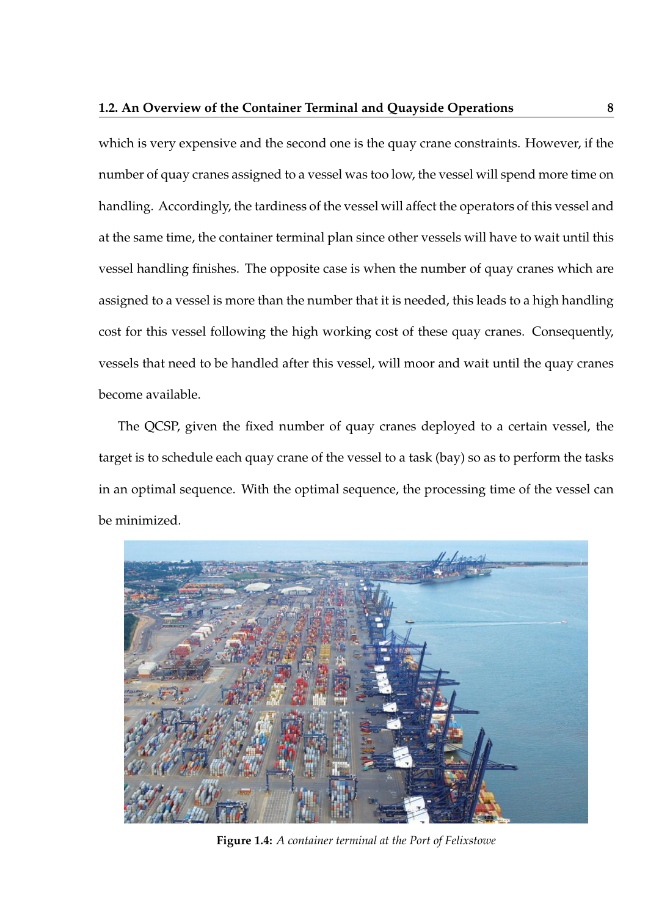which is very expensive and the second one is the quay crane constraints. However, if the number of quay cranes assigned to a vessel was too low, the vessel will spend more time on handling. Accordingly, the tardiness of the vessel will affect the operators of this vessel and at the same time, the container terminal plan since other vessels will have to wait until this vessel handling finishes. The opposite case is when the number of quay cranes which are assigned to a vessel is more than the number that it is needed, this leads to a high handling cost for this vessel following the high working cost of these quay cranes. Consequently, vessels that need to be handled after this vessel, will moor and wait until the quay cranes become available.

The QCSP, given the fixed number of quay cranes deployed to a certain vessel, the target is to schedule each quay crane of the vessel to a task (bay) so as to perform the tasks in an optimal sequence. With the optimal sequence, the processing time of the vessel can be minimized.

**Figure 1.4:** *A container terminal at the Port of Felixstowe*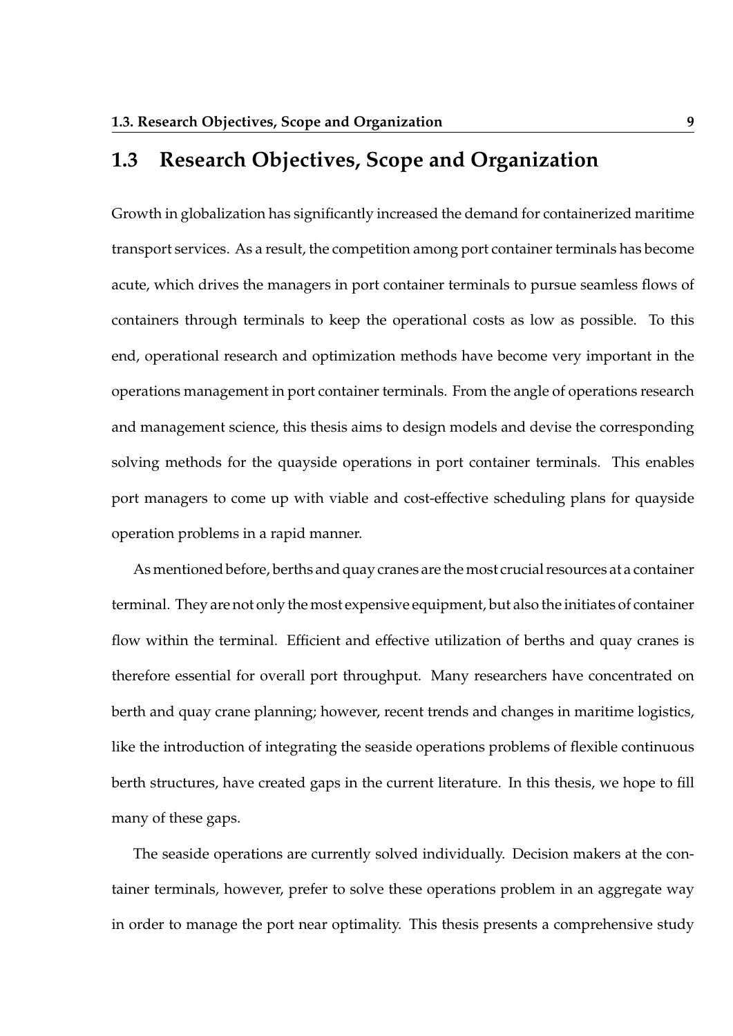## 1.3 Research Objectives, Scope and Organization

Growth in globalization has significantly increased the demand for containerized maritime transport services. As a result, the competition among port container terminals has become acute, which drives the managers in port container terminals to pursue seamless flows of containers through terminals to keep the operational costs as low as possible. To this end, operational research and optimization methods have become very important in the operations management in port container terminals. From the angle of operations research and management science, this thesis aims to design models and devise the corresponding solving methods for the quayside operations in port container terminals. This enables port managers to come up with viable and cost-effective scheduling plans for quayside operation problems in a rapid manner.

As mentioned before, berths and quay cranes are the most crucial resources at a container terminal. They are not only the most expensive equipment, but also the initiates of container flow within the terminal. Efficient and effective utilization of berths and quay cranes is therefore essential for overall port throughput. Many researchers have concentrated on berth and quay crane planning; however, recent trends and changes in maritime logistics, like the introduction of integrating the seaside operations problems of flexible continuous berth structures, have created gaps in the current literature. In this thesis, we hope to fill many of these gaps.

The seaside operations are currently solved individually. Decision makers at the container terminals, however, prefer to solve these operations problem in an aggregate way in order to manage the port near optimality. This thesis presents a comprehensive study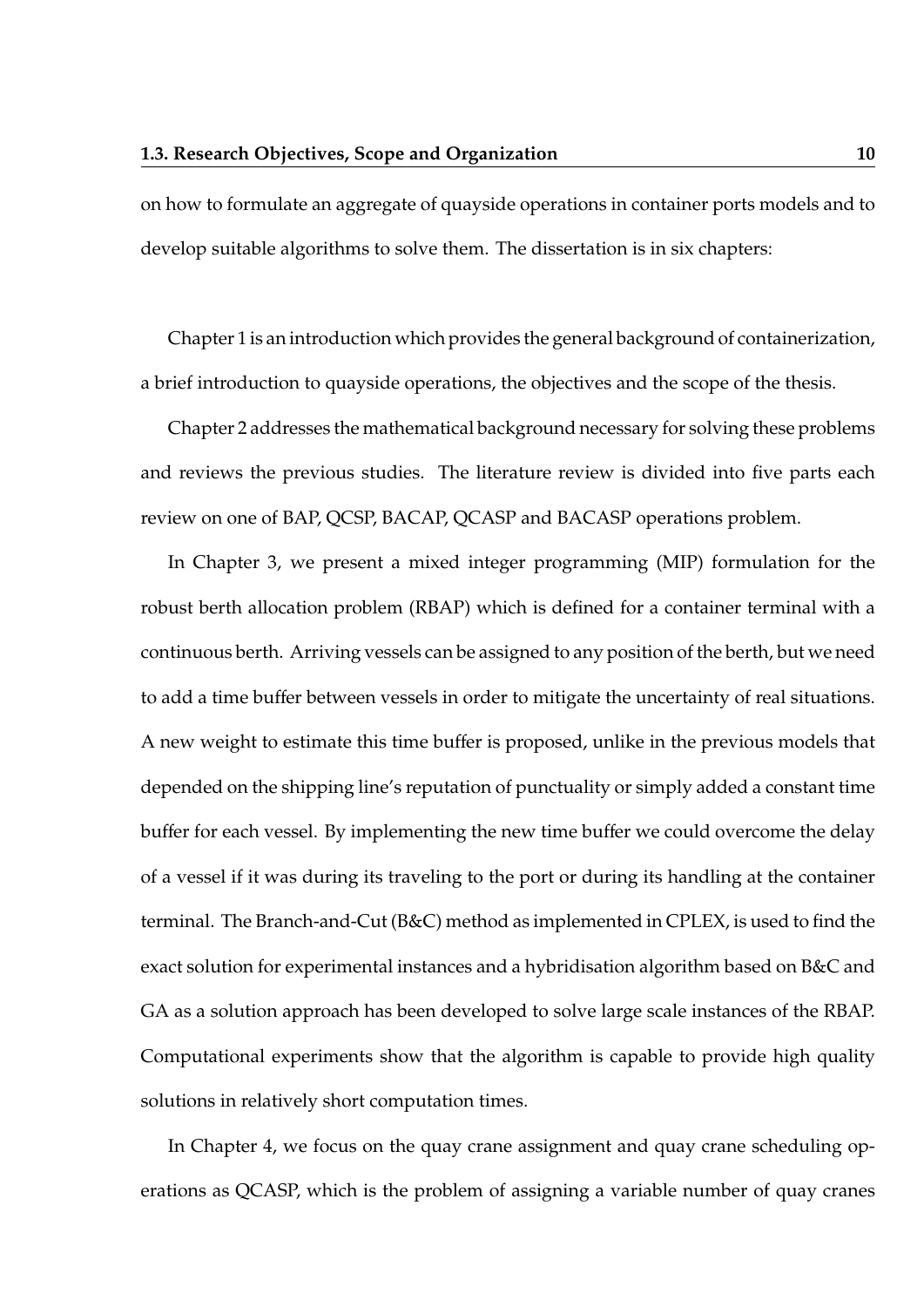on how to formulate an aggregate of quayside operations in container ports models and to develop suitable algorithms to solve them. The dissertation is in six chapters:

Chapter 1 is an introduction which provides the general background of containerization, a brief introduction to quayside operations, the objectives and the scope of the thesis.

Chapter 2 addresses the mathematical background necessary for solving these problems and reviews the previous studies. The literature review is divided into five parts each review on one of BAP, QCSP, BACAP, QCASP and BACASP operations problem.

In Chapter 3, we present a mixed integer programming (MIP) formulation for the robust berth allocation problem (RBAP) which is defined for a container terminal with a continuous berth. Arriving vessels can be assigned to any position of the berth, but we need to add a time buffer between vessels in order to mitigate the uncertainty of real situations. A new weight to estimate this time buffer is proposed, unlike in the previous models that depended on the shipping line's reputation of punctuality or simply added a constant time buffer for each vessel. By implementing the new time buffer we could overcome the delay of a vessel if it was during its traveling to the port or during its handling at the container terminal. The Branch-and-Cut (B&C) method as implemented in CPLEX, is used to find the exact solution for experimental instances and a hybridisation algorithm based on B&C and GA as a solution approach has been developed to solve large scale instances of the RBAP. Computational experiments show that the algorithm is capable to provide high quality solutions in relatively short computation times.

In Chapter 4, we focus on the quay crane assignment and quay crane scheduling operations as QCASP, which is the problem of assigning a variable number of quay cranes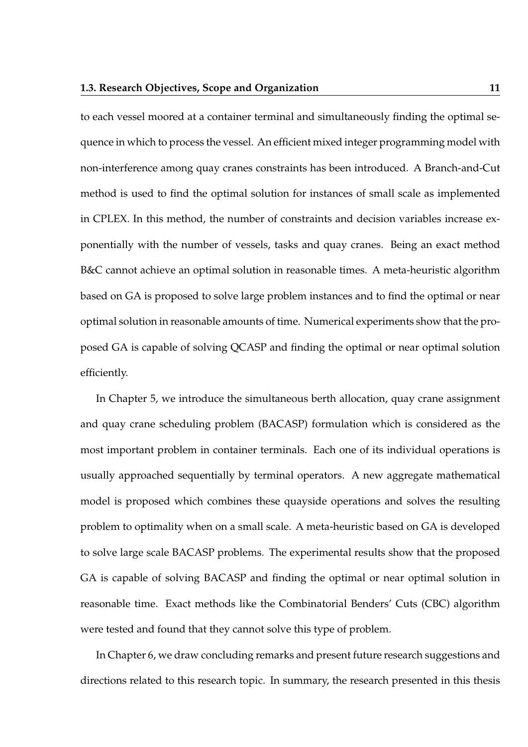to each vessel moored at a container terminal and simultaneously finding the optimal sequence in which to process the vessel. An efficient mixed integer programming model with non-interference among quay cranes constraints has been introduced. A Branch-and-Cut method is used to find the optimal solution for instances of small scale as implemented in CPLEX. In this method, the number of constraints and decision variables increase exponentially with the number of vessels, tasks and quay cranes. Being an exact method B&C cannot achieve an optimal solution in reasonable times. A meta-heuristic algorithm based on GA is proposed to solve large problem instances and to find the optimal or near optimal solution in reasonable amounts of time. Numerical experiments show that the proposed GA is capable of solving QCASP and finding the optimal or near optimal solution efficiently.

In Chapter 5, we introduce the simultaneous berth allocation, quay crane assignment and quay crane scheduling problem (BACASP) formulation which is considered as the most important problem in container terminals. Each one of its individual operations is usually approached sequentially by terminal operators. A new aggregate mathematical model is proposed which combines these quayside operations and solves the resulting problem to optimality when on a small scale. A meta-heuristic based on GA is developed to solve large scale BACASP problems. The experimental results show that the proposed GA is capable of solving BACASP and finding the optimal or near optimal solution in reasonable time. Exact methods like the Combinatorial Benders' Cuts (CBC) algorithm were tested and found that they cannot solve this type of problem.

In Chapter 6, we draw concluding remarks and present future research suggestions and directions related to this research topic. In summary, the research presented in this thesis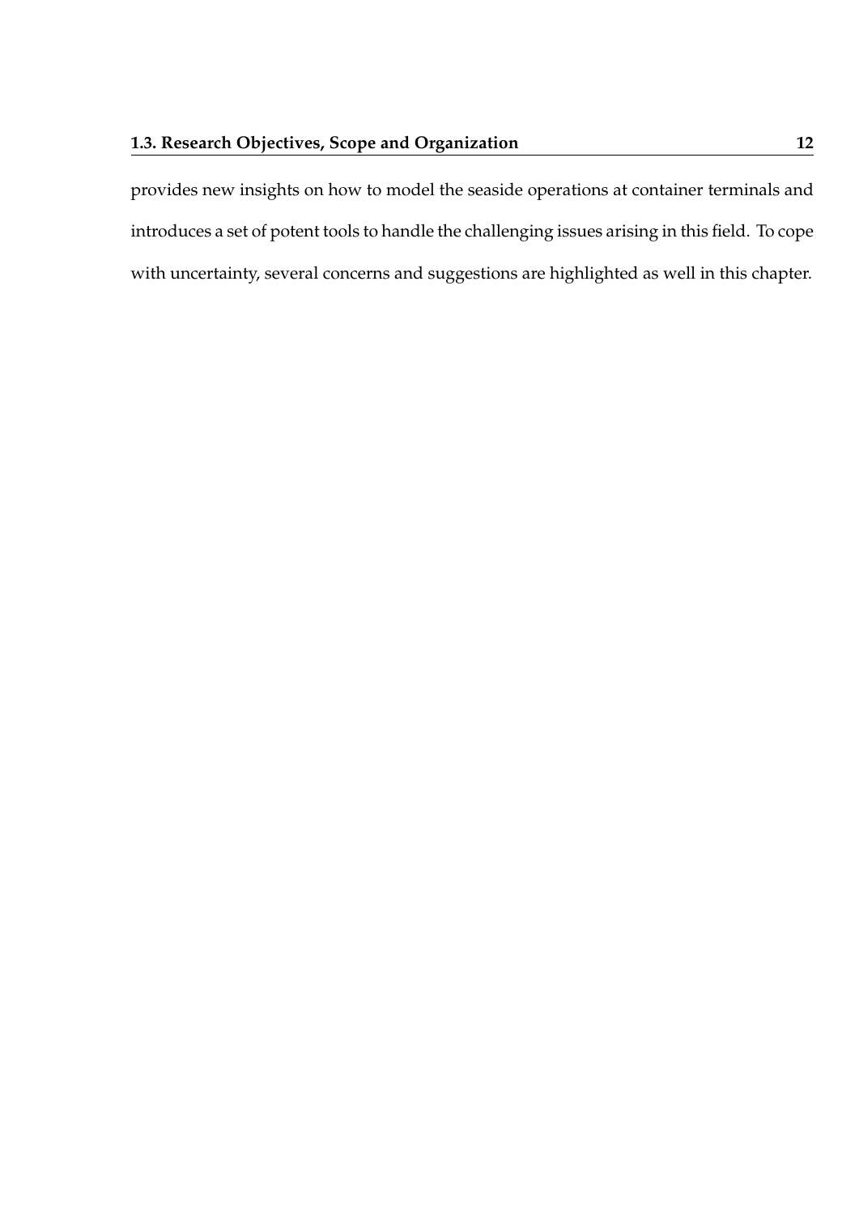provides new insights on how to model the seaside operations at container terminals and introduces a set of potent tools to handle the challenging issues arising in this field. To cope with uncertainty, several concerns and suggestions are highlighted as well in this chapter.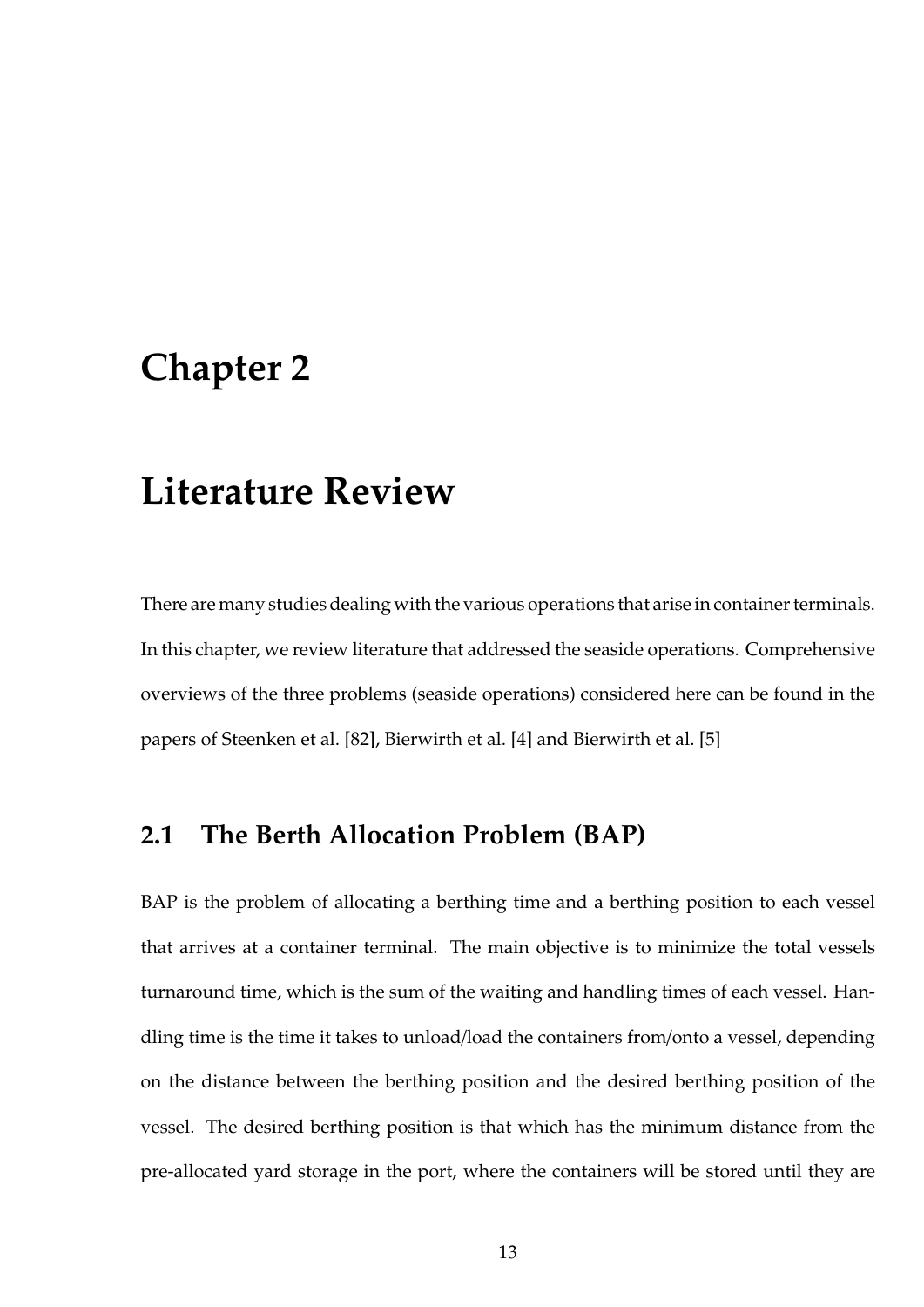# Chapter 2

# Literature Review

There are many studies dealing with the various operations that arise in container terminals. In this chapter, we review literature that addressed the seaside operations. Comprehensive overviews of the three problems (seaside operations) considered here can be found in the papers of Steenken et al. [82], Bierwirth et al. [4] and Bierwirth et al. [5]

## 2.1 The Berth Allocation Problem (BAP)

BAP is the problem of allocating a berthing time and a berthing position to each vessel that arrives at a container terminal. The main objective is to minimize the total vessels turnaround time, which is the sum of the waiting and handling times of each vessel. Handling time is the time it takes to unload/load the containers from/onto a vessel, depending on the distance between the berthing position and the desired berthing position of the vessel. The desired berthing position is that which has the minimum distance from the pre-allocated yard storage in the port, where the containers will be stored until they are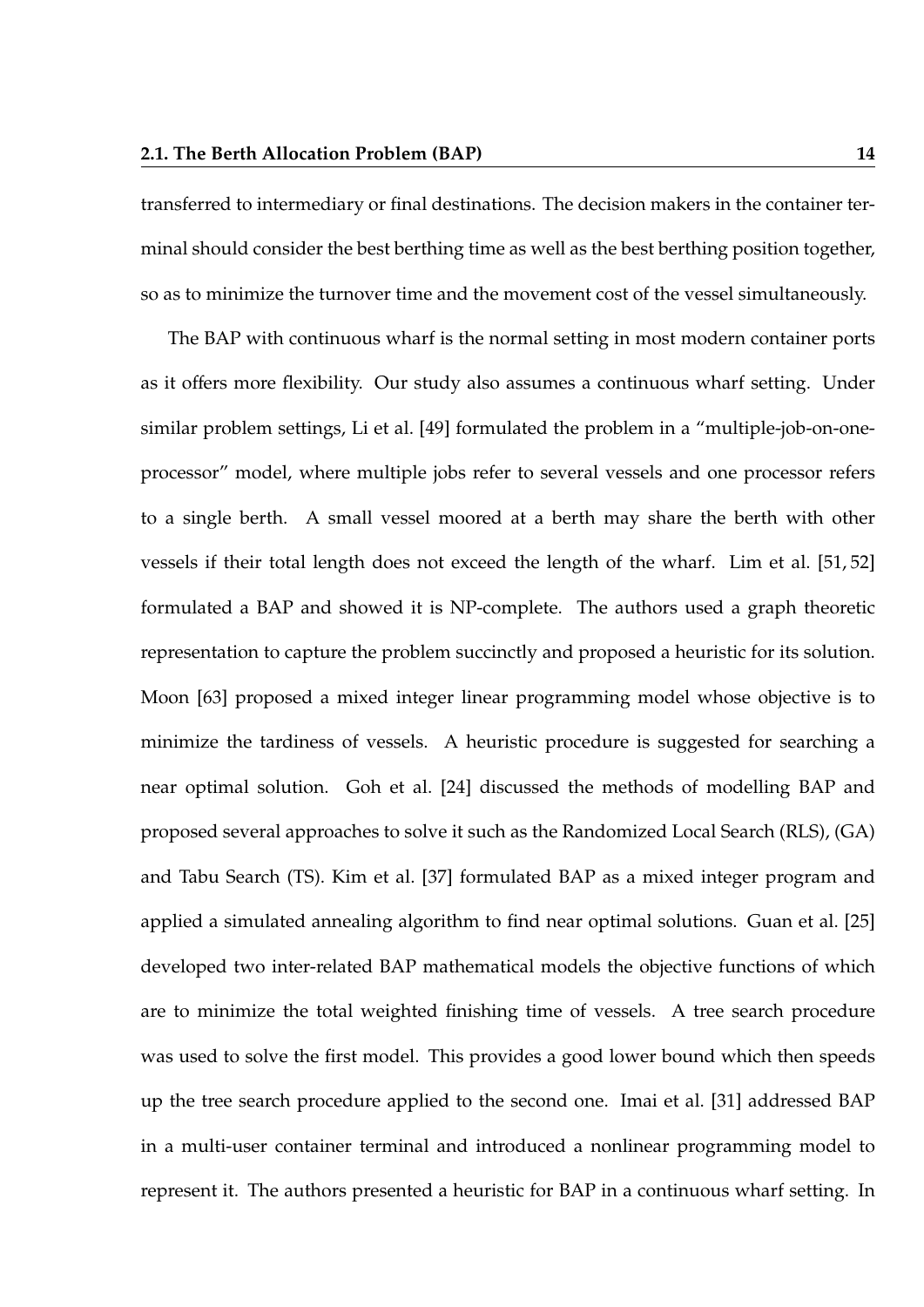transferred to intermediary or final destinations. The decision makers in the container terminal should consider the best berthing time as well as the best berthing position together, so as to minimize the turnover time and the movement cost of the vessel simultaneously.

The BAP with continuous wharf is the normal setting in most modern container ports as it offers more flexibility. Our study also assumes a continuous wharf setting. Under similar problem settings, Li et al. [49] formulated the problem in a "multiple-job-on-one-processor" model, where multiple jobs refer to several vessels and one processor refers to a single berth. A small vessel moored at a berth may share the berth with other vessels if their total length does not exceed the length of the wharf. Lim et al. [51, 52] formulated a BAP and showed it is NP-complete. The authors used a graph theoretic representation to capture the problem succinctly and proposed a heuristic for its solution. Moon [63] proposed a mixed integer linear programming model whose objective is to minimize the tardiness of vessels. A heuristic procedure is suggested for searching a near optimal solution. Goh et al. [24] discussed the methods of modelling BAP and proposed several approaches to solve it such as the Randomized Local Search (RLS), (GA) and Tabu Search (TS). Kim et al. [37] formulated BAP as a mixed integer program and applied a simulated annealing algorithm to find near optimal solutions. Guan et al. [25] developed two inter-related BAP mathematical models the objective functions of which are to minimize the total weighted finishing time of vessels. A tree search procedure was used to solve the first model. This provides a good lower bound which then speeds up the tree search procedure applied to the second one. Imai et al. [31] addressed BAP in a multi-user container terminal and introduced a nonlinear programming model to represent it. The authors presented a heuristic for BAP in a continuous wharf setting. In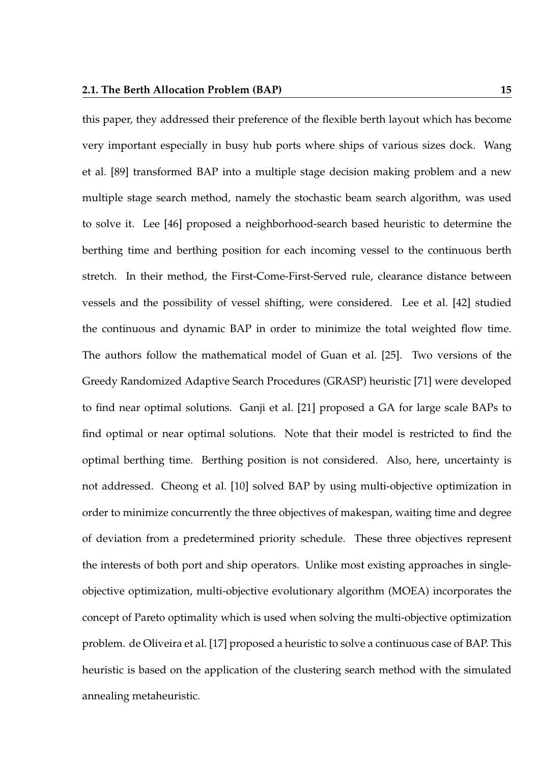this paper, they addressed their preference of the flexible berth layout which has become very important especially in busy hub ports where ships of various sizes dock. Wang et al. [89] transformed BAP into a multiple stage decision making problem and a new multiple stage search method, namely the stochastic beam search algorithm, was used to solve it. Lee [46] proposed a neighborhood-search based heuristic to determine the berthing time and berthing position for each incoming vessel to the continuous berth stretch. In their method, the First-Come-First-Served rule, clearance distance between vessels and the possibility of vessel shifting, were considered. Lee et al. [42] studied the continuous and dynamic BAP in order to minimize the total weighted flow time. The authors follow the mathematical model of Guan et al. [25]. Two versions of the Greedy Randomized Adaptive Search Procedures (GRASP) heuristic [71] were developed to find near optimal solutions. Ganji et al. [21] proposed a GA for large scale BAPs to find optimal or near optimal solutions. Note that their model is restricted to find the optimal berthing time. Berthing position is not considered. Also, here, uncertainty is not addressed. Cheong et al. [10] solved BAP by using multi-objective optimization in order to minimize concurrently the three objectives of makespan, waiting time and degree of deviation from a predetermined priority schedule. These three objectives represent the interests of both port and ship operators. Unlike most existing approaches in single-objective optimization, multi-objective evolutionary algorithm (MOEA) incorporates the concept of Pareto optimality which is used when solving the multi-objective optimization problem. de Oliveira et al. [17] proposed a heuristic to solve a continuous case of BAP. This heuristic is based on the application of the clustering search method with the simulated annealing metaheuristic.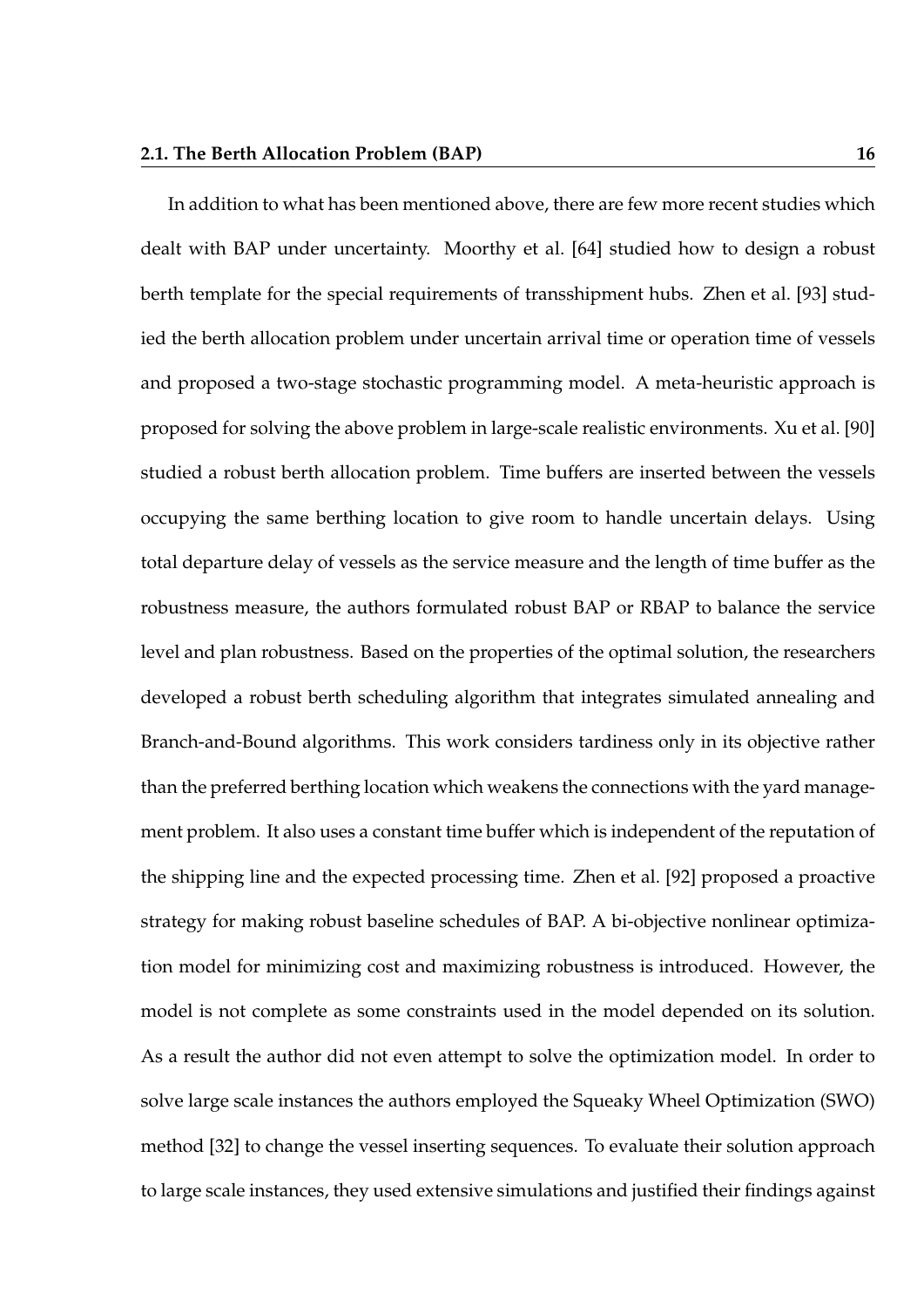In addition to what has been mentioned above, there are few more recent studies which dealt with BAP under uncertainty. Moorthy et al. [64] studied how to design a robust berth template for the special requirements of transshipment hubs. Zhen et al. [93] studied the berth allocation problem under uncertain arrival time or operation time of vessels and proposed a two-stage stochastic programming model. A meta-heuristic approach is proposed for solving the above problem in large-scale realistic environments. Xu et al. [90] studied a robust berth allocation problem. Time buffers are inserted between the vessels occupying the same berthing location to give room to handle uncertain delays. Using total departure delay of vessels as the service measure and the length of time buffer as the robustness measure, the authors formulated robust BAP or RBAP to balance the service level and plan robustness. Based on the properties of the optimal solution, the researchers developed a robust berth scheduling algorithm that integrates simulated annealing and Branch-and-Bound algorithms. This work considers tardiness only in its objective rather than the preferred berthing location which weakens the connections with the yard management problem. It also uses a constant time buffer which is independent of the reputation of the shipping line and the expected processing time. Zhen et al. [92] proposed a proactive strategy for making robust baseline schedules of BAP. A bi-objective nonlinear optimization model for minimizing cost and maximizing robustness is introduced. However, the model is not complete as some constraints used in the model depended on its solution. As a result the author did not even attempt to solve the optimization model. In order to solve large scale instances the authors employed the Squeaky Wheel Optimization (SWO) method [32] to change the vessel inserting sequences. To evaluate their solution approach to large scale instances, they used extensive simulations and justified their findings against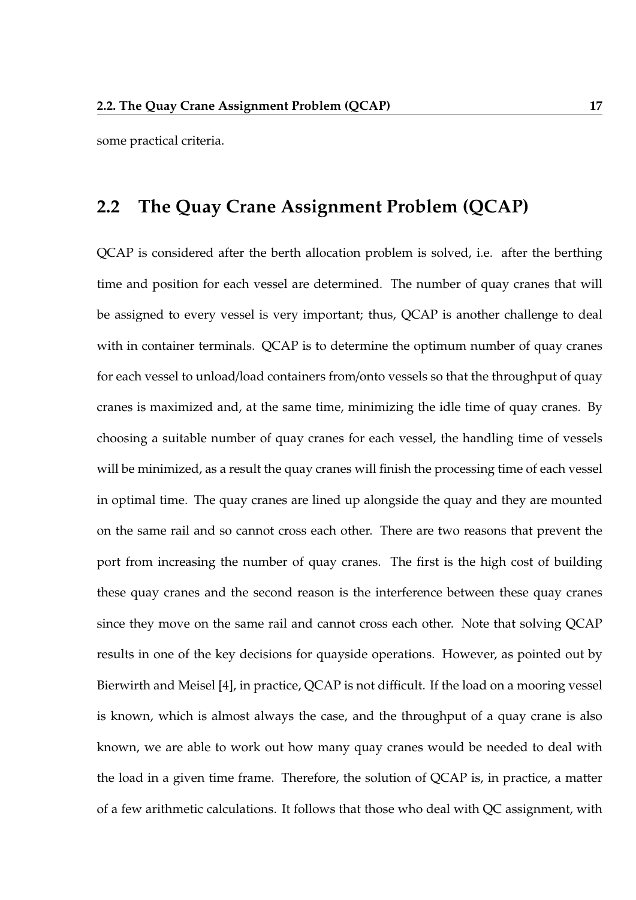some practical criteria.

## 2.2 The Quay Crane Assignment Problem (QCAP)

QCAP is considered after the berth allocation problem is solved, i.e. after the berthing time and position for each vessel are determined. The number of quay cranes that will be assigned to every vessel is very important; thus, QCAP is another challenge to deal with in container terminals. QCAP is to determine the optimum number of quay cranes for each vessel to unload/load containers from/onto vessels so that the throughput of quay cranes is maximized and, at the same time, minimizing the idle time of quay cranes. By choosing a suitable number of quay cranes for each vessel, the handling time of vessels will be minimized, as a result the quay cranes will finish the processing time of each vessel in optimal time. The quay cranes are lined up alongside the quay and they are mounted on the same rail and so cannot cross each other. There are two reasons that prevent the port from increasing the number of quay cranes. The first is the high cost of building these quay cranes and the second reason is the interference between these quay cranes since they move on the same rail and cannot cross each other. Note that solving QCAP results in one of the key decisions for quayside operations. However, as pointed out by Bierwirth and Meisel [4], in practice, QCAP is not difficult. If the load on a mooring vessel is known, which is almost always the case, and the throughput of a quay crane is also known, we are able to work out how many quay cranes would be needed to deal with the load in a given time frame. Therefore, the solution of QCAP is, in practice, a matter of a few arithmetic calculations. It follows that those who deal with QC assignment, with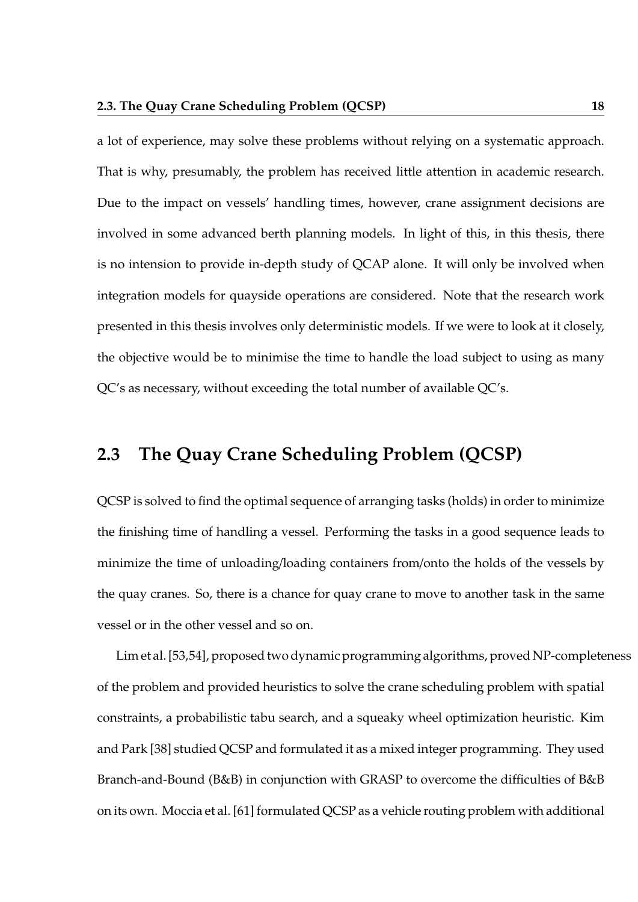a lot of experience, may solve these problems without relying on a systematic approach. That is why, presumably, the problem has received little attention in academic research. Due to the impact on vessels' handling times, however, crane assignment decisions are involved in some advanced berth planning models. In light of this, in this thesis, there is no intension to provide in-depth study of QCAP alone. It will only be involved when integration models for quayside operations are considered. Note that the research work presented in this thesis involves only deterministic models. If we were to look at it closely, the objective would be to minimise the time to handle the load subject to using as many QC's as necessary, without exceeding the total number of available QC's.

## 2.3 The Quay Crane Scheduling Problem (QCSP)

QCSP is solved to find the optimal sequence of arranging tasks (holds) in order to minimize the finishing time of handling a vessel. Performing the tasks in a good sequence leads to minimize the time of unloading/loading containers from/onto the holds of the vessels by the quay cranes. So, there is a chance for quay crane to move to another task in the same vessel or in the other vessel and so on.

Lim et al. [53,54], proposed two dynamic programming algorithms, proved NP-completeness of the problem and provided heuristics to solve the crane scheduling problem with spatial constraints, a probabilistic tabu search, and a squeaky wheel optimization heuristic. Kim and Park [38] studied QCSP and formulated it as a mixed integer programming. They used Branch-and-Bound (B&B) in conjunction with GRASP to overcome the difficulties of B&B on its own. Moccia et al. [61] formulated QCSP as a vehicle routing problem with additional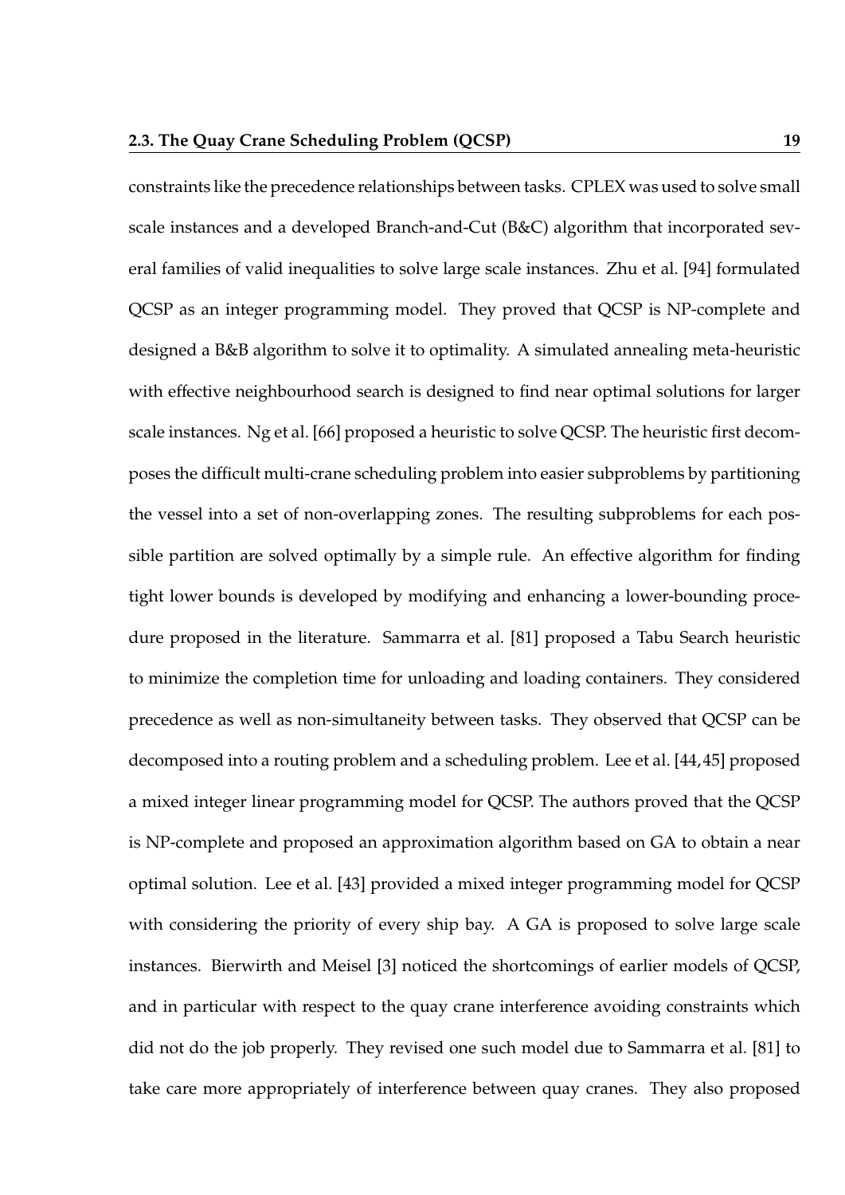constraints like the precedence relationships between tasks. CPLEX was used to solve small scale instances and a developed Branch-and-Cut (B&C) algorithm that incorporated several families of valid inequalities to solve large scale instances. Zhu et al. [94] formulated QCSP as an integer programming model. They proved that QCSP is NP-complete and designed a B&B algorithm to solve it to optimality. A simulated annealing meta-heuristic with effective neighbourhood search is designed to find near optimal solutions for larger scale instances. Ng et al. [66] proposed a heuristic to solve QCSP. The heuristic first decomposes the difficult multi-crane scheduling problem into easier subproblems by partitioning the vessel into a set of non-overlapping zones. The resulting subproblems for each possible partition are solved optimally by a simple rule. An effective algorithm for finding tight lower bounds is developed by modifying and enhancing a lower-bounding procedure proposed in the literature. Sammarra et al. [81] proposed a Tabu Search heuristic to minimize the completion time for unloading and loading containers. They considered precedence as well as non-simultaneity between tasks. They observed that QCSP can be decomposed into a routing problem and a scheduling problem. Lee et al. [44, 45] proposed a mixed integer linear programming model for QCSP. The authors proved that the QCSP is NP-complete and proposed an approximation algorithm based on GA to obtain a near optimal solution. Lee et al. [43] provided a mixed integer programming model for QCSP with considering the priority of every ship bay. A GA is proposed to solve large scale instances. Bierwirth and Meisel [3] noticed the shortcomings of earlier models of QCSP, and in particular with respect to the quay crane interference avoiding constraints which did not do the job properly. They revised one such model due to Sammarra et al. [81] to take care more appropriately of interference between quay cranes. They also proposed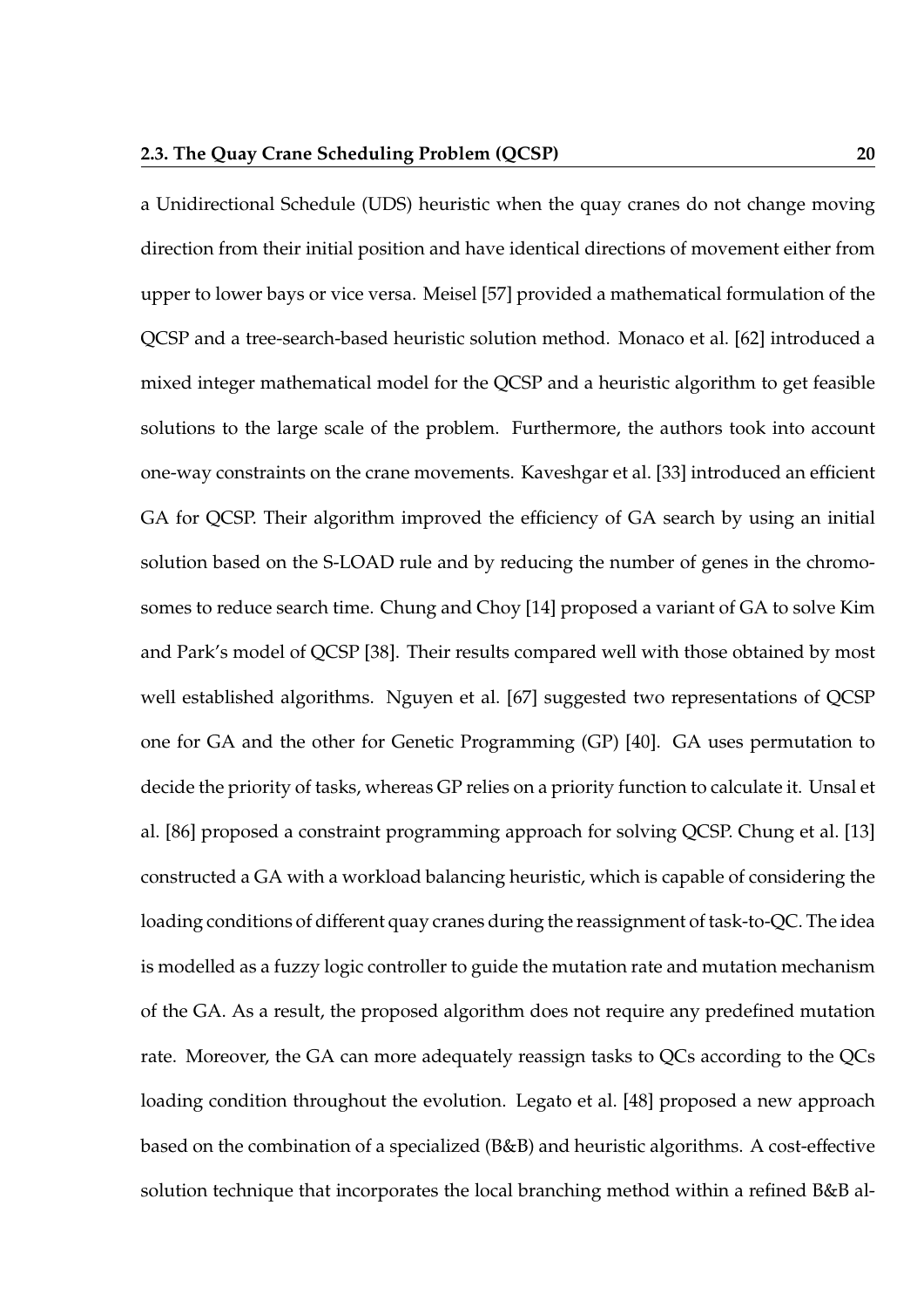a Unidirectional Schedule (UDS) heuristic when the quay cranes do not change moving direction from their initial position and have identical directions of movement either from upper to lower bays or vice versa. Meisel [57] provided a mathematical formulation of the QCSP and a tree-search-based heuristic solution method. Monaco et al. [62] introduced a mixed integer mathematical model for the QCSP and a heuristic algorithm to get feasible solutions to the large scale of the problem. Furthermore, the authors took into account one-way constraints on the crane movements. Kaveshgar et al. [33] introduced an efficient GA for QCSP. Their algorithm improved the efficiency of GA search by using an initial solution based on the S-LOAD rule and by reducing the number of genes in the chromosomes to reduce search time. Chung and Choy [14] proposed a variant of GA to solve Kim and Park's model of QCSP [38]. Their results compared well with those obtained by most well established algorithms. Nguyen et al. [67] suggested two representations of QCSP one for GA and the other for Genetic Programming (GP) [40]. GA uses permutation to decide the priority of tasks, whereas GP relies on a priority function to calculate it. Unsal et al. [86] proposed a constraint programming approach for solving QCSP. Chung et al. [13] constructed a GA with a workload balancing heuristic, which is capable of considering the loading conditions of different quay cranes during the reassignment of task-to-QC. The idea is modelled as a fuzzy logic controller to guide the mutation rate and mutation mechanism of the GA. As a result, the proposed algorithm does not require any predefined mutation rate. Moreover, the GA can more adequately reassign tasks to QCs according to the QCs loading condition throughout the evolution. Legato et al. [48] proposed a new approach based on the combination of a specialized (B&B) and heuristic algorithms. A cost-effective solution technique that incorporates the local branching method within a refined B&B al-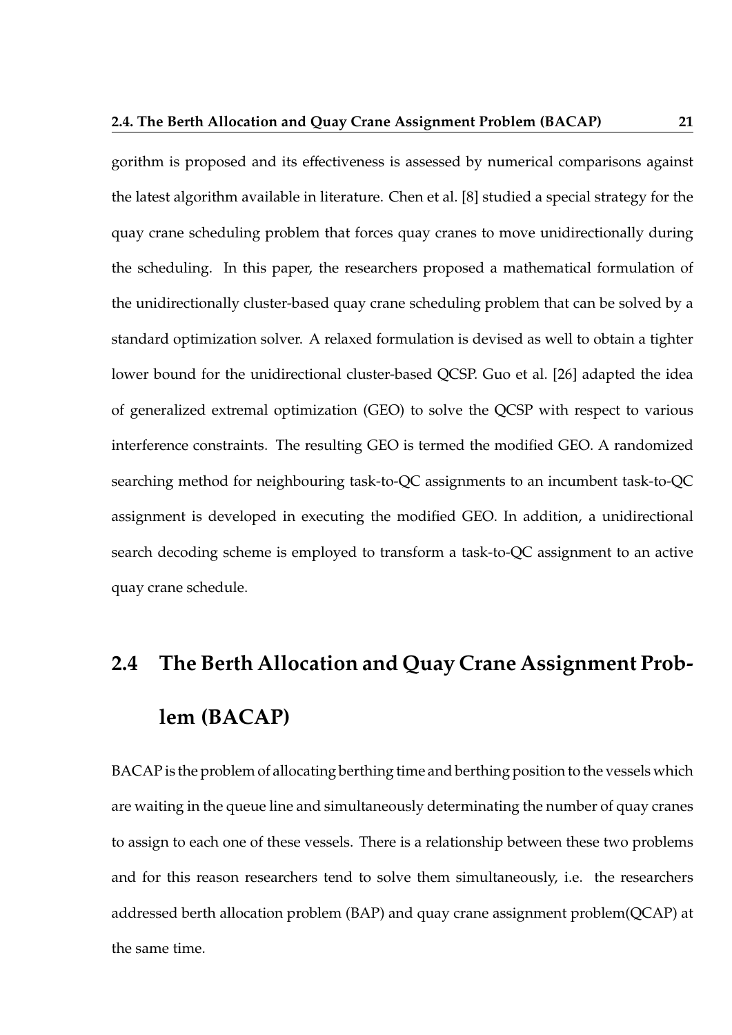gorithm is proposed and its effectiveness is assessed by numerical comparisons against the latest algorithm available in literature. Chen et al. [8] studied a special strategy for the quay crane scheduling problem that forces quay cranes to move unidirectionally during the scheduling. In this paper, the researchers proposed a mathematical formulation of the unidirectionally cluster-based quay crane scheduling problem that can be solved by a standard optimization solver. A relaxed formulation is devised as well to obtain a tighter lower bound for the unidirectional cluster-based QCSP. Guo et al. [26] adapted the idea of generalized extremal optimization (GEO) to solve the QCSP with respect to various interference constraints. The resulting GEO is termed the modified GEO. A randomized searching method for neighbouring task-to-QC assignments to an incumbent task-to-QC assignment is developed in executing the modified GEO. In addition, a unidirectional search decoding scheme is employed to transform a task-to-QC assignment to an active quay crane schedule.

## 2.4 The Berth Allocation and Quay Crane Assignment Problem (BACAP)

BACAP is the problem of allocating berthing time and berthing position to the vessels which are waiting in the queue line and simultaneously determinating the number of quay cranes to assign to each one of these vessels. There is a relationship between these two problems and for this reason researchers tend to solve them simultaneously, i.e. the researchers addressed berth allocation problem (BAP) and quay crane assignment problem(QCAP) at the same time.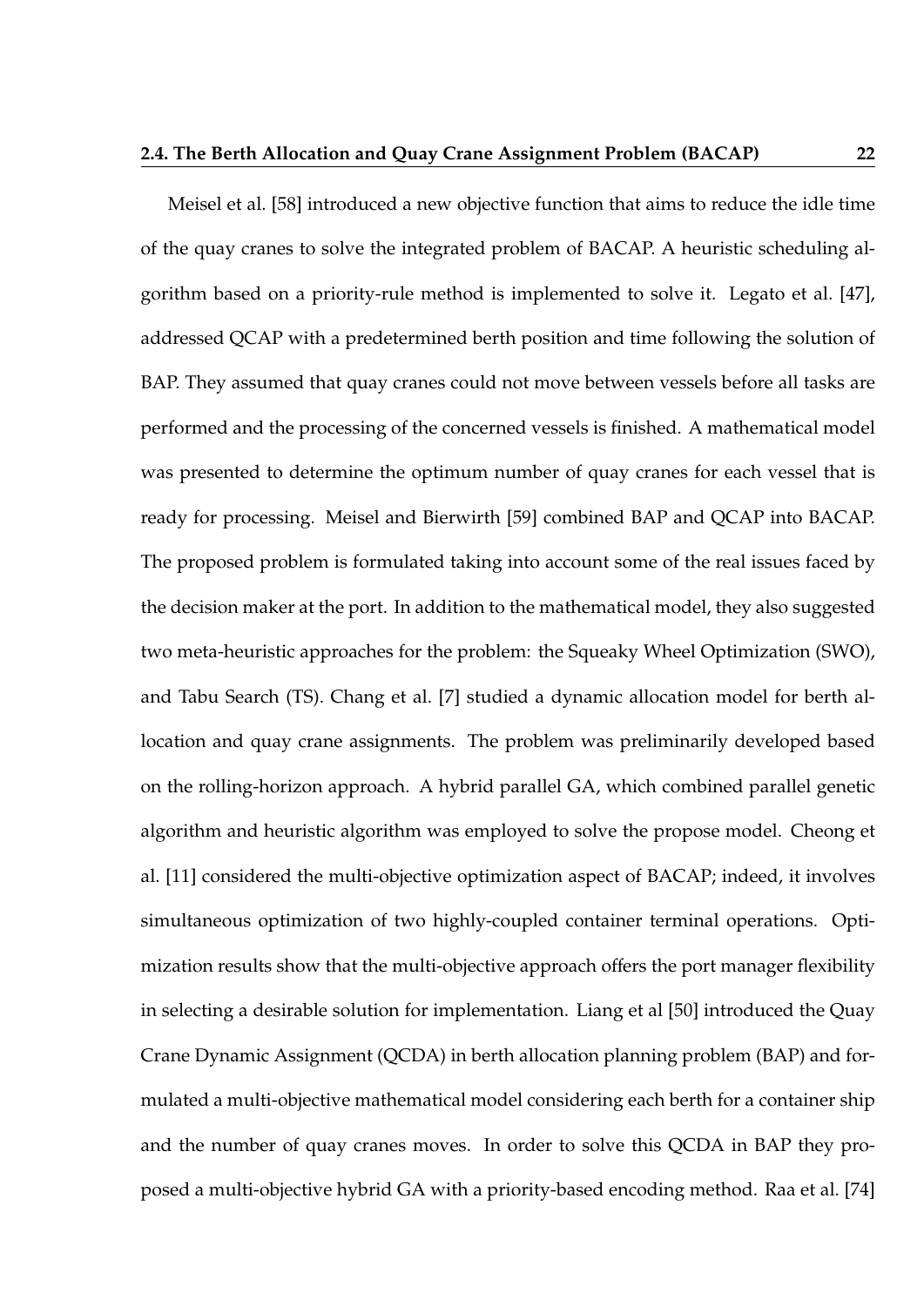Meisel et al. [58] introduced a new objective function that aims to reduce the idle time of the quay cranes to solve the integrated problem of BACAP. A heuristic scheduling algorithm based on a priority-rule method is implemented to solve it. Legato et al. [47], addressed QCAP with a predetermined berth position and time following the solution of BAP. They assumed that quay cranes could not move between vessels before all tasks are performed and the processing of the concerned vessels is finished. A mathematical model was presented to determine the optimum number of quay cranes for each vessel that is ready for processing. Meisel and Bierwirth [59] combined BAP and QCAP into BACAP. The proposed problem is formulated taking into account some of the real issues faced by the decision maker at the port. In addition to the mathematical model, they also suggested two meta-heuristic approaches for the problem: the Squeaky Wheel Optimization (SWO), and Tabu Search (TS). Chang et al. [7] studied a dynamic allocation model for berth allocation and quay crane assignments. The problem was preliminarily developed based on the rolling-horizon approach. A hybrid parallel GA, which combined parallel genetic algorithm and heuristic algorithm was employed to solve the propose model. Cheong et al. [11] considered the multi-objective optimization aspect of BACAP; indeed, it involves simultaneous optimization of two highly-coupled container terminal operations. Optimization results show that the multi-objective approach offers the port manager flexibility in selecting a desirable solution for implementation. Liang et al [50] introduced the Quay Crane Dynamic Assignment (QCDA) in berth allocation planning problem (BAP) and formulated a multi-objective mathematical model considering each berth for a container ship and the number of quay cranes moves. In order to solve this QCDA in BAP they proposed a multi-objective hybrid GA with a priority-based encoding method. Raa et al. [74]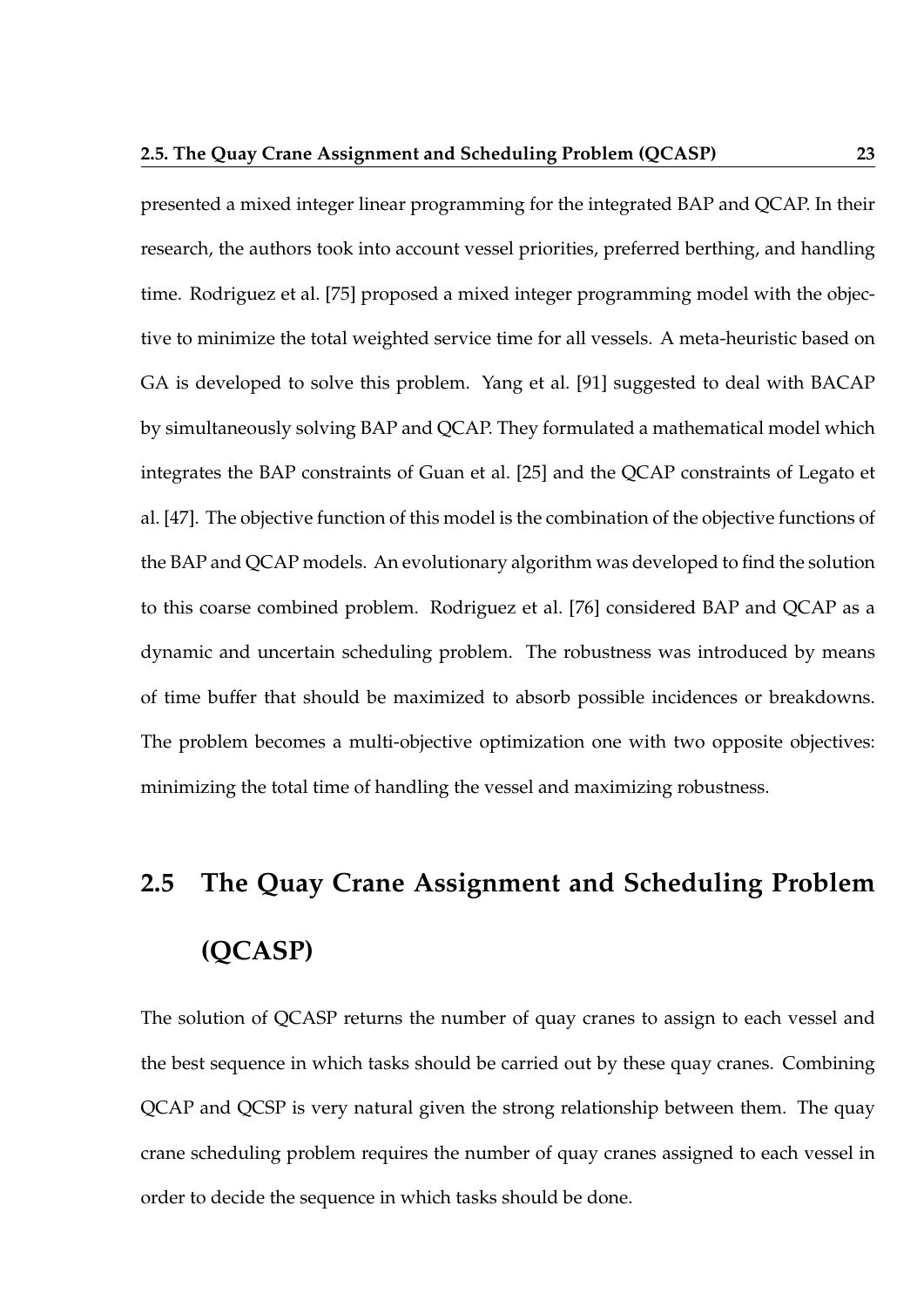presented a mixed integer linear programming for the integrated BAP and QCAP. In their research, the authors took into account vessel priorities, preferred berthing, and handling time. Rodriguez et al. [75] proposed a mixed integer programming model with the objective to minimize the total weighted service time for all vessels. A meta-heuristic based on GA is developed to solve this problem. Yang et al. [91] suggested to deal with BACAP by simultaneously solving BAP and QCAP. They formulated a mathematical model which integrates the BAP constraints of Guan et al. [25] and the QCAP constraints of Legato et al. [47]. The objective function of this model is the combination of the objective functions of the BAP and QCAP models. An evolutionary algorithm was developed to find the solution to this coarse combined problem. Rodriguez et al. [76] considered BAP and QCAP as a dynamic and uncertain scheduling problem. The robustness was introduced by means of time buffer that should be maximized to absorb possible incidences or breakdowns. The problem becomes a multi-objective optimization one with two opposite objectives: minimizing the total time of handling the vessel and maximizing robustness.

## 2.5 The Quay Crane Assignment and Scheduling Problem (QCASP)

The solution of QCASP returns the number of quay cranes to assign to each vessel and the best sequence in which tasks should be carried out by these quay cranes. Combining QCAP and QCSP is very natural given the strong relationship between them. The quay crane scheduling problem requires the number of quay cranes assigned to each vessel in order to decide the sequence in which tasks should be done.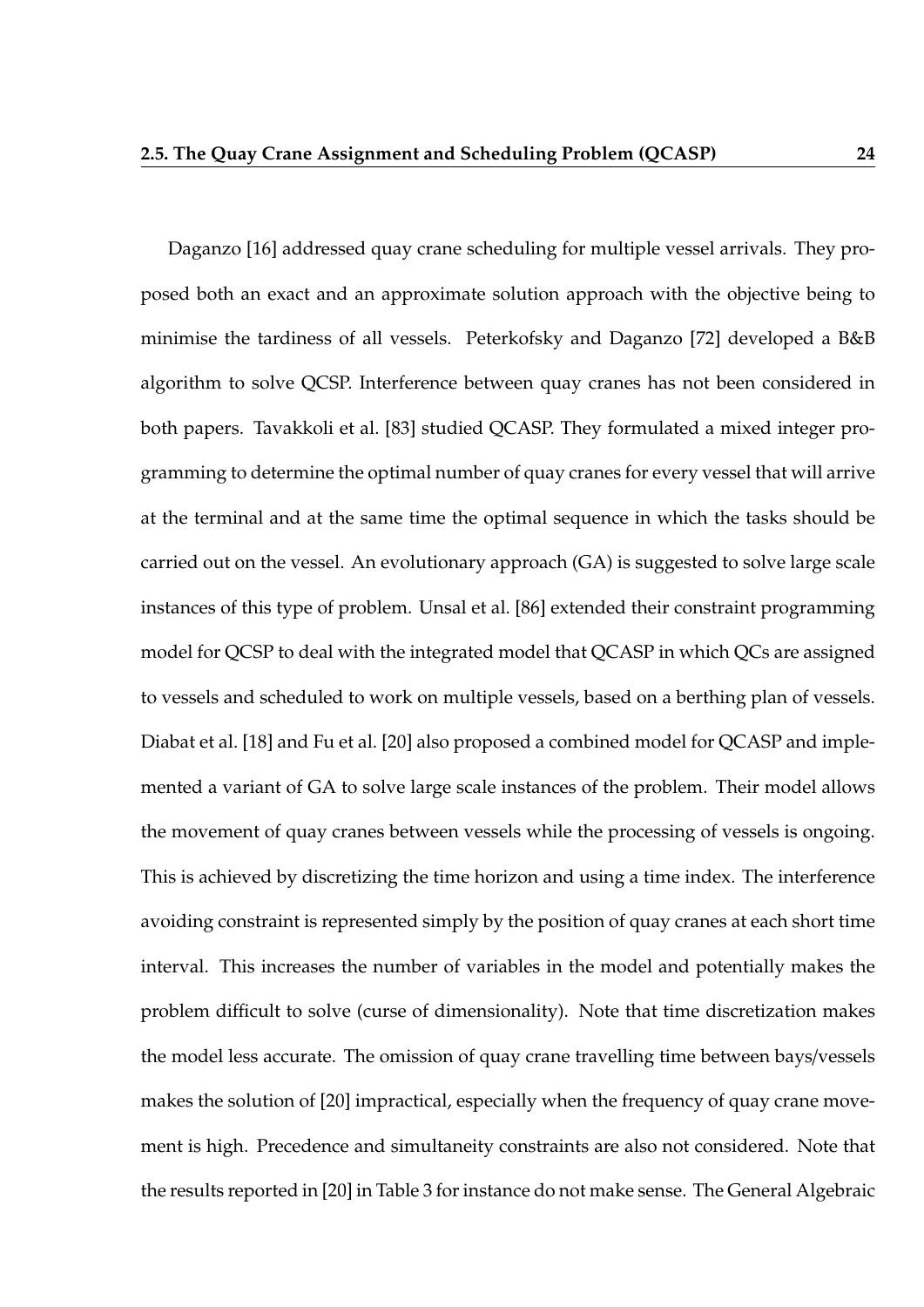Daganzo [16] addressed quay crane scheduling for multiple vessel arrivals. They proposed both an exact and an approximate solution approach with the objective being to minimise the tardiness of all vessels. Peterkofsky and Daganzo [72] developed a B&B algorithm to solve QCSP. Interference between quay cranes has not been considered in both papers. Tavakkoli et al. [83] studied QCASP. They formulated a mixed integer programming to determine the optimal number of quay cranes for every vessel that will arrive at the terminal and at the same time the optimal sequence in which the tasks should be carried out on the vessel. An evolutionary approach (GA) is suggested to solve large scale instances of this type of problem. Unsal et al. [86] extended their constraint programming model for QCSP to deal with the integrated model that QCASP in which QCs are assigned to vessels and scheduled to work on multiple vessels, based on a berthing plan of vessels. Diabat et al. [18] and Fu et al. [20] also proposed a combined model for QCASP and implemented a variant of GA to solve large scale instances of the problem. Their model allows the movement of quay cranes between vessels while the processing of vessels is ongoing. This is achieved by discretizing the time horizon and using a time index. The interference avoiding constraint is represented simply by the position of quay cranes at each short time interval. This increases the number of variables in the model and potentially makes the problem difficult to solve (curse of dimensionality). Note that time discretization makes the model less accurate. The omission of quay crane travelling time between bays/vessels makes the solution of [20] impractical, especially when the frequency of quay crane movement is high. Precedence and simultaneity constraints are also not considered. Note that the results reported in [20] in Table 3 for instance do not make sense. The General Algebraic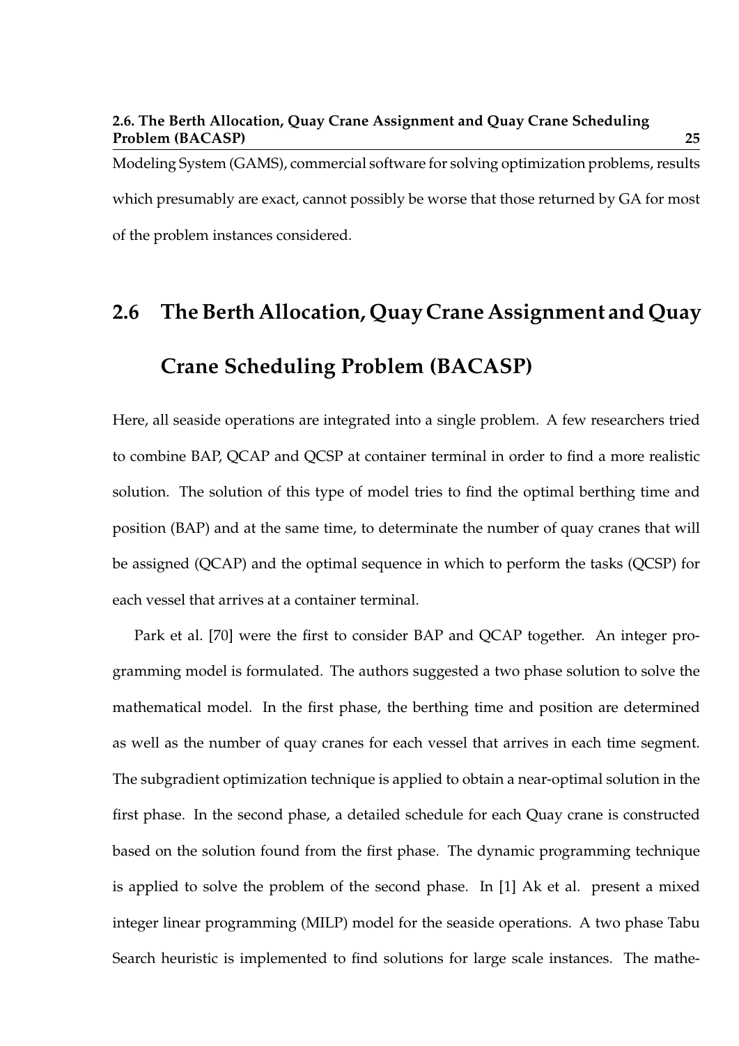Modeling System (GAMS), commercial software for solving optimization problems, results which presumably are exact, cannot possibly be worse that those returned by GA for most of the problem instances considered.

## 2.6 The Berth Allocation, Quay Crane Assignment and Quay Crane Scheduling Problem (BACASP)

Here, all seaside operations are integrated into a single problem. A few researchers tried to combine BAP, QCAP and QCSP at container terminal in order to find a more realistic solution. The solution of this type of model tries to find the optimal berthing time and position (BAP) and at the same time, to determinate the number of quay cranes that will be assigned (QCAP) and the optimal sequence in which to perform the tasks (QCSP) for each vessel that arrives at a container terminal.

Park et al. [70] were the first to consider BAP and QCAP together. An integer programming model is formulated. The authors suggested a two phase solution to solve the mathematical model. In the first phase, the berthing time and position are determined as well as the number of quay cranes for each vessel that arrives in each time segment. The subgradient optimization technique is applied to obtain a near-optimal solution in the first phase. In the second phase, a detailed schedule for each Quay crane is constructed based on the solution found from the first phase. The dynamic programming technique is applied to solve the problem of the second phase. In [1] Ak et al. present a mixed integer linear programming (MILP) model for the seaside operations. A two phase Tabu Search heuristic is implemented to find solutions for large scale instances. The mathe-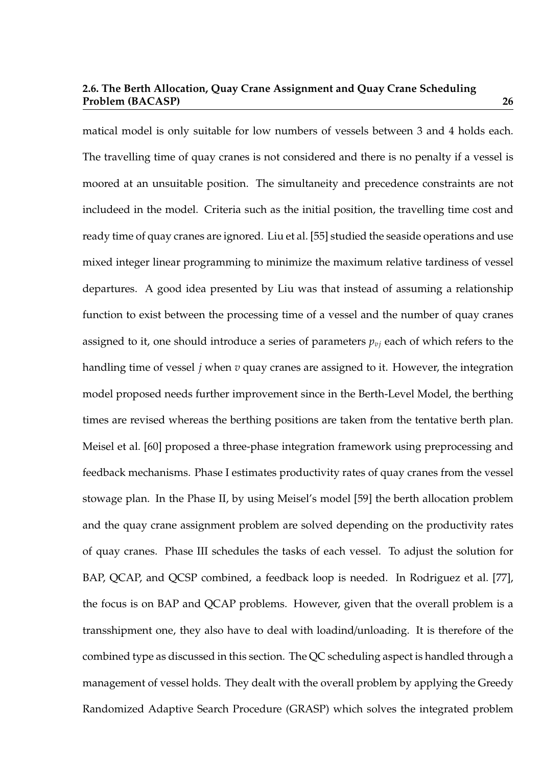matical model is only suitable for low numbers of vessels between 3 and 4 holds each. The travelling time of quay cranes is not considered and there is no penalty if a vessel is moored at an unsuitable position. The simultaneity and precedence constraints are not includeed in the model. Criteria such as the initial position, the travelling time cost and ready time of quay cranes are ignored. Liu et al. [55] studied the seaside operations and use mixed integer linear programming to minimize the maximum relative tardiness of vessel departures. A good idea presented by Liu was that instead of assuming a relationship function to exist between the processing time of a vessel and the number of quay cranes assigned to it, one should introduce a series of parameters $p_{vj}$ each of which refers to the handling time of vessel $j$ when $v$ quay cranes are assigned to it. However, the integration model proposed needs further improvement since in the Berth-Level Model, the berthing times are revised whereas the berthing positions are taken from the tentative berth plan. Meisel et al. [60] proposed a three-phase integration framework using preprocessing and feedback mechanisms. Phase I estimates productivity rates of quay cranes from the vessel stowage plan. In the Phase II, by using Meisel's model [59] the berth allocation problem and the quay crane assignment problem are solved depending on the productivity rates of quay cranes. Phase III schedules the tasks of each vessel. To adjust the solution for BAP, QCAP, and QCSP combined, a feedback loop is needed. In Rodriguez et al. [77], the focus is on BAP and QCAP problems. However, given that the overall problem is a transshipment one, they also have to deal with loadind/unloading. It is therefore of the combined type as discussed in this section. The QC scheduling aspect is handled through a management of vessel holds. They dealt with the overall problem by applying the Greedy Randomized Adaptive Search Procedure (GRASP) which solves the integrated problem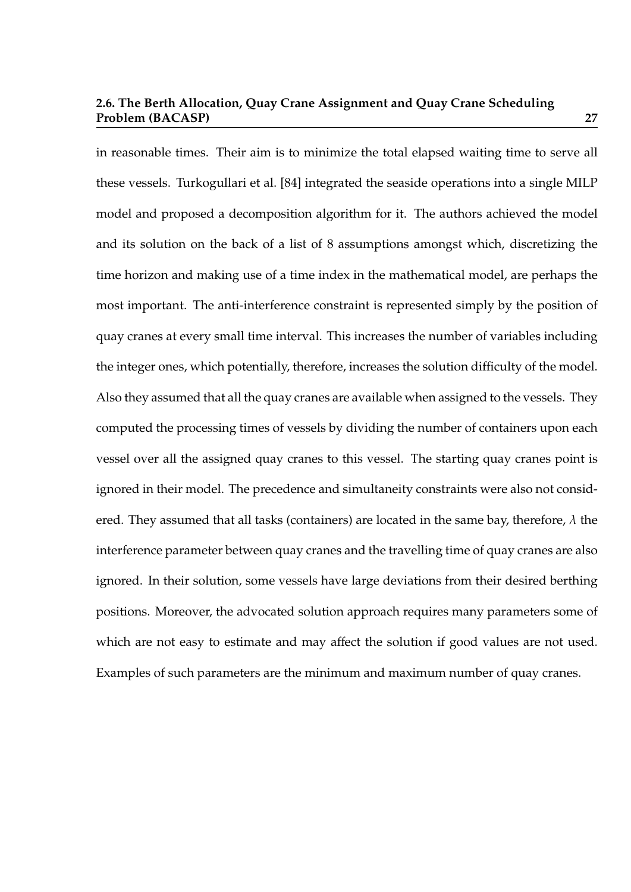in reasonable times. Their aim is to minimize the total elapsed waiting time to serve all these vessels. Turkogullari et al. [84] integrated the seaside operations into a single MILP model and proposed a decomposition algorithm for it. The authors achieved the model and its solution on the back of a list of 8 assumptions amongst which, discretizing the time horizon and making use of a time index in the mathematical model, are perhaps the most important. The anti-interference constraint is represented simply by the position of quay cranes at every small time interval. This increases the number of variables including the integer ones, which potentially, therefore, increases the solution difficulty of the model. Also they assumed that all the quay cranes are available when assigned to the vessels. They computed the processing times of vessels by dividing the number of containers upon each vessel over all the assigned quay cranes to this vessel. The starting quay cranes point is ignored in their model. The precedence and simultaneity constraints were also not considered. They assumed that all tasks (containers) are located in the same bay, therefore, $\lambda$ the interference parameter between quay cranes and the travelling time of quay cranes are also ignored. In their solution, some vessels have large deviations from their desired berthing positions. Moreover, the advocated solution approach requires many parameters some of which are not easy to estimate and may affect the solution if good values are not used. Examples of such parameters are the minimum and maximum number of quay cranes.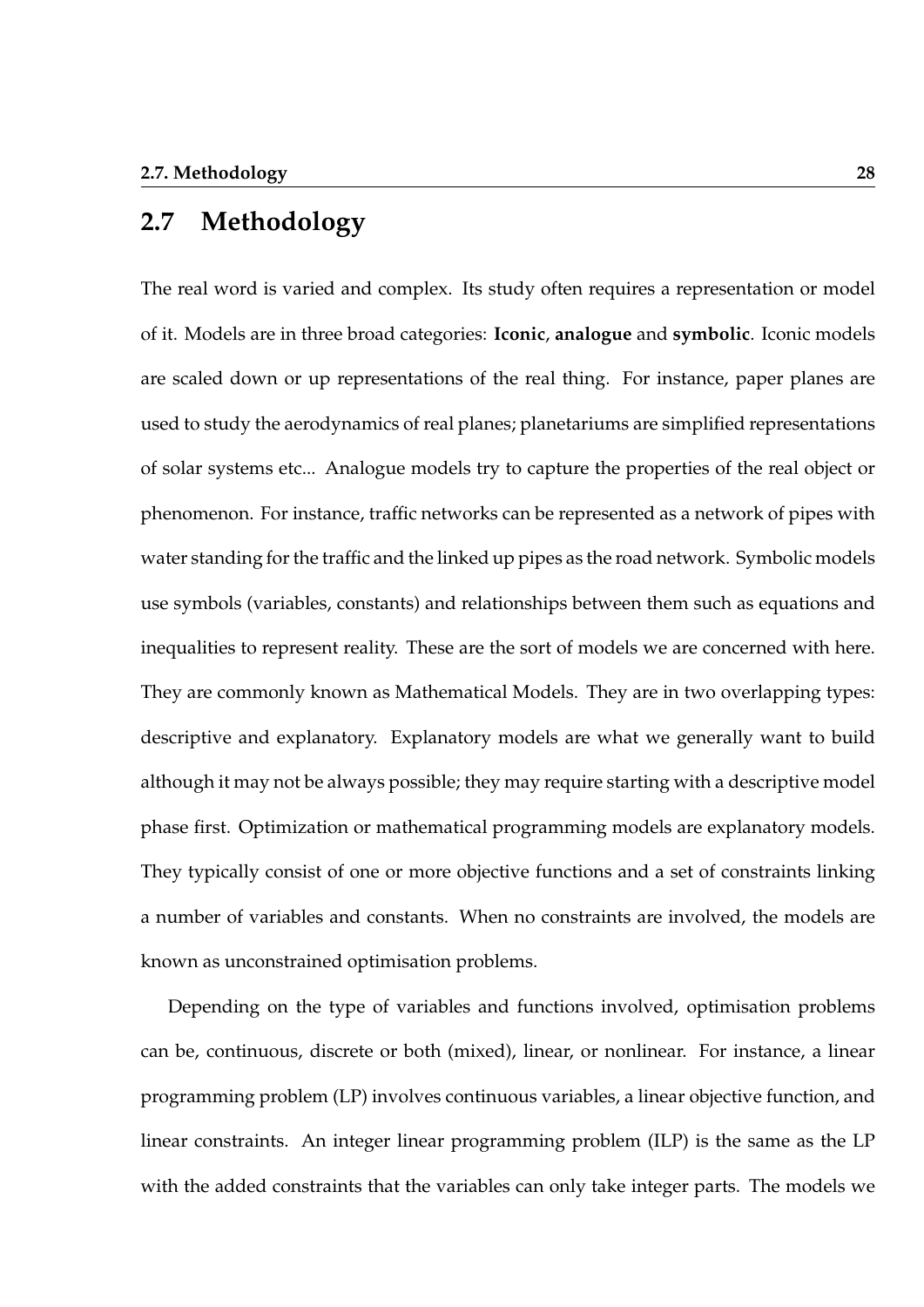## 2.7 Methodology

The real word is varied and complex. Its study often requires a representation or model of it. Models are in three broad categories: **Iconic**, **analogue** and **symbolic**. Iconic models are scaled down or up representations of the real thing. For instance, paper planes are used to study the aerodynamics of real planes; planetariums are simplified representations of solar systems etc... Analogue models try to capture the properties of the real object or phenomenon. For instance, traffic networks can be represented as a network of pipes with water standing for the traffic and the linked up pipes as the road network. Symbolic models use symbols (variables, constants) and relationships between them such as equations and inequalities to represent reality. These are the sort of models we are concerned with here. They are commonly known as Mathematical Models. They are in two overlapping types: descriptive and explanatory. Explanatory models are what we generally want to build although it may not be always possible; they may require starting with a descriptive model phase first. Optimization or mathematical programming models are explanatory models. They typically consist of one or more objective functions and a set of constraints linking a number of variables and constants. When no constraints are involved, the models are known as unconstrained optimisation problems.

Depending on the type of variables and functions involved, optimisation problems can be, continuous, discrete or both (mixed), linear, or nonlinear. For instance, a linear programming problem (LP) involves continuous variables, a linear objective function, and linear constraints. An integer linear programming problem (ILP) is the same as the LP with the added constraints that the variables can only take integer parts. The models we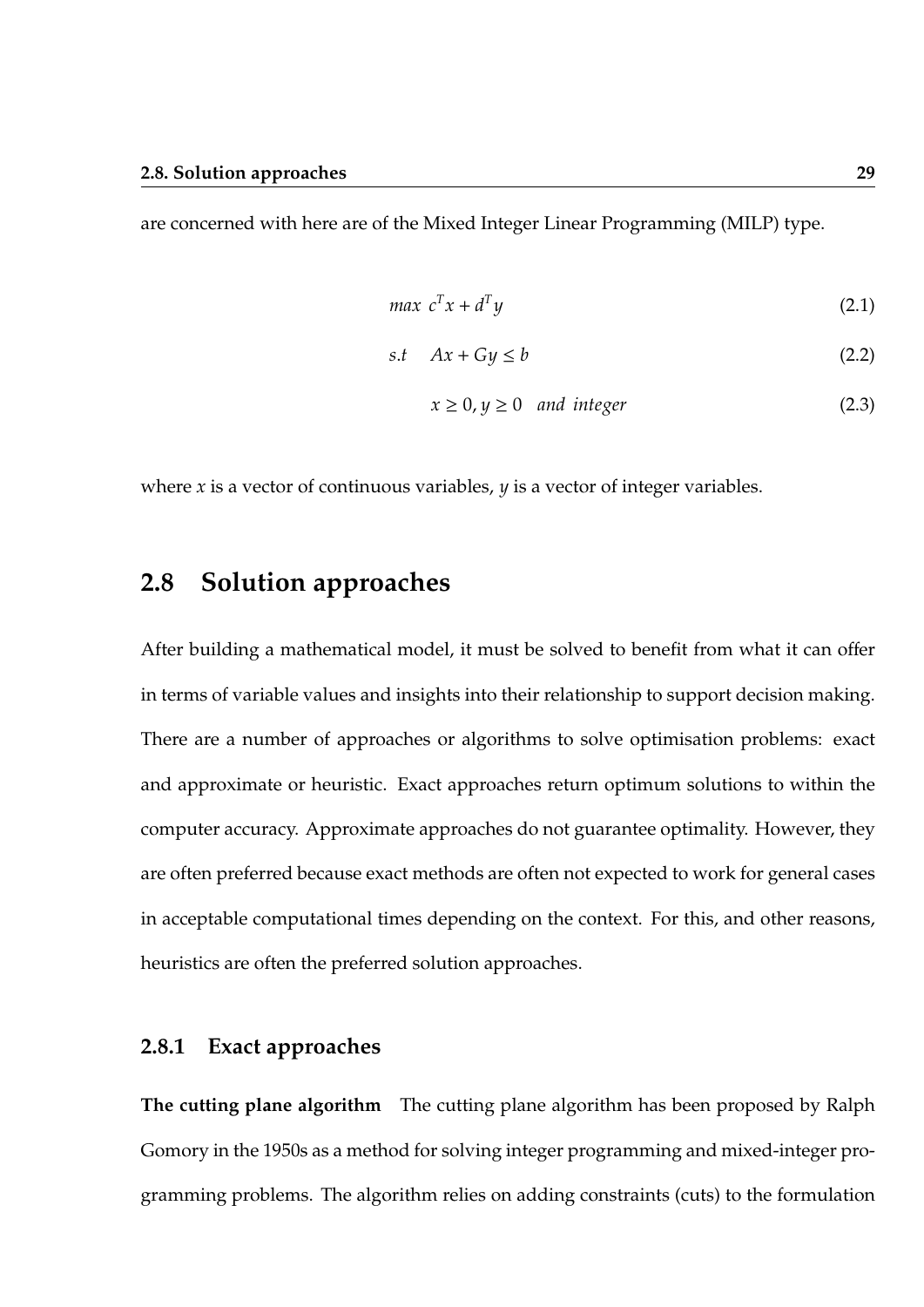are concerned with here are of the Mixed Integer Linear Programming (MILP) type.

$$max\ c^T x + d^T y \tag{2.1}$$

$$s.t \quad Ax + Gy \leq b \tag{2.2}$$

$$x \geq 0, y \geq 0 \quad and\ integer \tag{2.3}$$

where $x$ is a vector of continuous variables, $y$ is a vector of integer variables.

## 2.8 Solution approaches

After building a mathematical model, it must be solved to benefit from what it can offer in terms of variable values and insights into their relationship to support decision making. There are a number of approaches or algorithms to solve optimisation problems: exact and approximate or heuristic. Exact approaches return optimum solutions to within the computer accuracy. Approximate approaches do not guarantee optimality. However, they are often preferred because exact methods are often not expected to work for general cases in acceptable computational times depending on the context. For this, and other reasons, heuristics are often the preferred solution approaches.

### 2.8.1 Exact approaches

**The cutting plane algorithm** The cutting plane algorithm has been proposed by Ralph Gomory in the 1950s as a method for solving integer programming and mixed-integer programming problems. The algorithm relies on adding constraints (cuts) to the formulation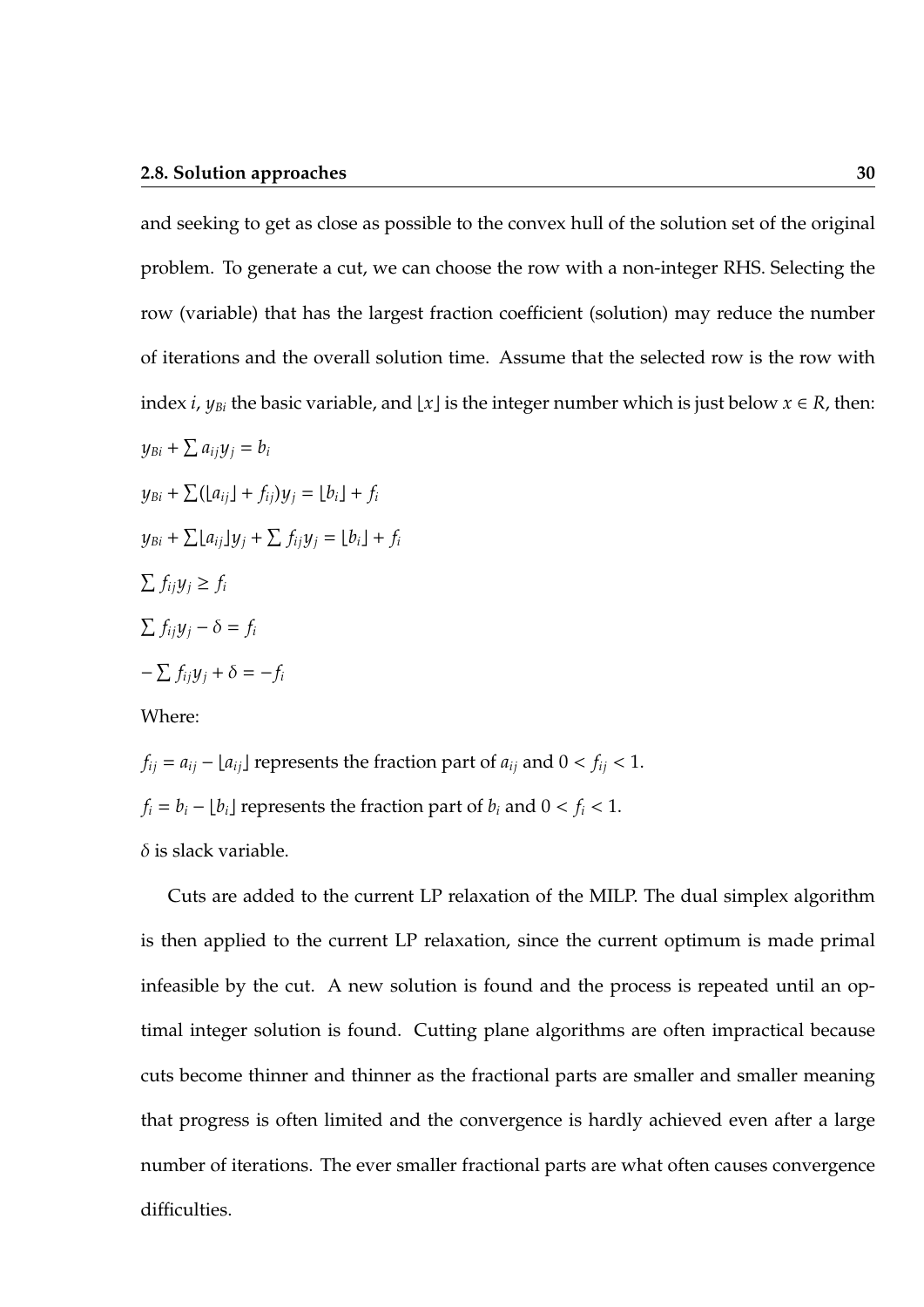and seeking to get as close as possible to the convex hull of the solution set of the original problem. To generate a cut, we can choose the row with a non-integer RHS. Selecting the row (variable) that has the largest fraction coefficient (solution) may reduce the number of iterations and the overall solution time. Assume that the selected row is the row with index $i$, $y_{Bi}$ the basic variable, and $\lfloor x \rfloor$ is the integer number which is just below $x \in R$, then:

$$y_{Bi} + \sum a_{ij} y_j = b_i$$

$$y_{Bi} + \sum (\lfloor a_{ij} \rfloor + f_{ij}) y_j = \lfloor b_i \rfloor + f_i$$

$$y_{Bi} + \sum \lfloor a_{ij} \rfloor y_j + \sum f_{ij} y_j = \lfloor b_i \rfloor + f_i$$

$$\sum f_{ij} y_j \geq f_i$$

$$\sum f_{ij} y_j - \delta = f_i$$

$$- \sum f_{ij} y_j + \delta = -f_i$$

Where:

$f_{ij} = a_{ij} - \lfloor a_{ij} \rfloor$ represents the fraction part of $a_{ij}$ and $0 < f_{ij} < 1$.

$f_i = b_i - \lfloor b_i \rfloor$ represents the fraction part of $b_i$ and $0 < f_i < 1$.

$\delta$ is slack variable.

Cuts are added to the current LP relaxation of the MILP. The dual simplex algorithm is then applied to the current LP relaxation, since the current optimum is made primal infeasible by the cut. A new solution is found and the process is repeated until an optimal integer solution is found. Cutting plane algorithms are often impractical because cuts become thinner and thinner as the fractional parts are smaller and smaller meaning that progress is often limited and the convergence is hardly achieved even after a large number of iterations. The ever smaller fractional parts are what often causes convergence difficulties.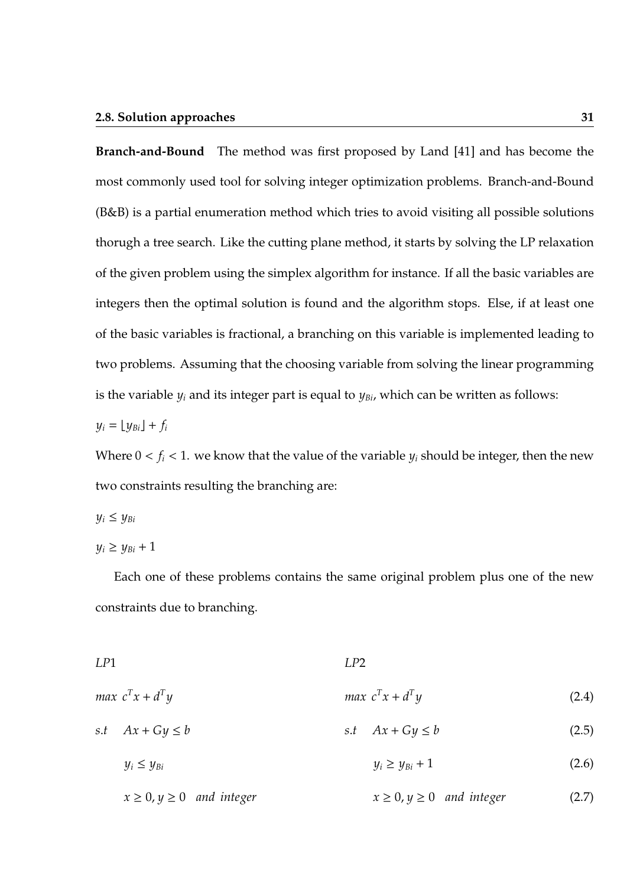**Branch-and-Bound** The method was first proposed by Land [41] and has become the most commonly used tool for solving integer optimization problems. Branch-and-Bound (B&B) is a partial enumeration method which tries to avoid visiting all possible solutions thorugh a tree search. Like the cutting plane method, it starts by solving the LP relaxation of the given problem using the simplex algorithm for instance. If all the basic variables are integers then the optimal solution is found and the algorithm stops. Else, if at least one of the basic variables is fractional, a branching on this variable is implemented leading to two problems. Assuming that the choosing variable from solving the linear programming is the variable $y_i$ and its integer part is equal to $y_{Bi}$, which can be written as follows:

$y_i = \lfloor y_{Bi} \rfloor + f_i$

Where $0 < f_i < 1$. we know that the value of the variable $y_i$ should be integer, then the new two constraints resulting the branching are:

$y_i \leq y_{Bi}$

$y_i \geq y_{Bi} + 1$

Each one of these problems contains the same original problem plus one of the new constraints due to branching.

| $LP1$ | $LP2$ | |
|---|---|---|
| $max\ c^T x + d^T y$ | $max\ c^T x + d^T y$ | (2.4) |
| $s.t \quad Ax + Gy \leq b$ | $s.t \quad Ax + Gy \leq b$ | (2.5) |
| $y_i \leq y_{Bi}$ | $y_i \geq y_{Bi} + 1$ | (2.6) |
| $x \geq 0, y \geq 0 \quad and\ integer$ | $x \geq 0, y \geq 0 \quad and\ integer$ | (2.7) |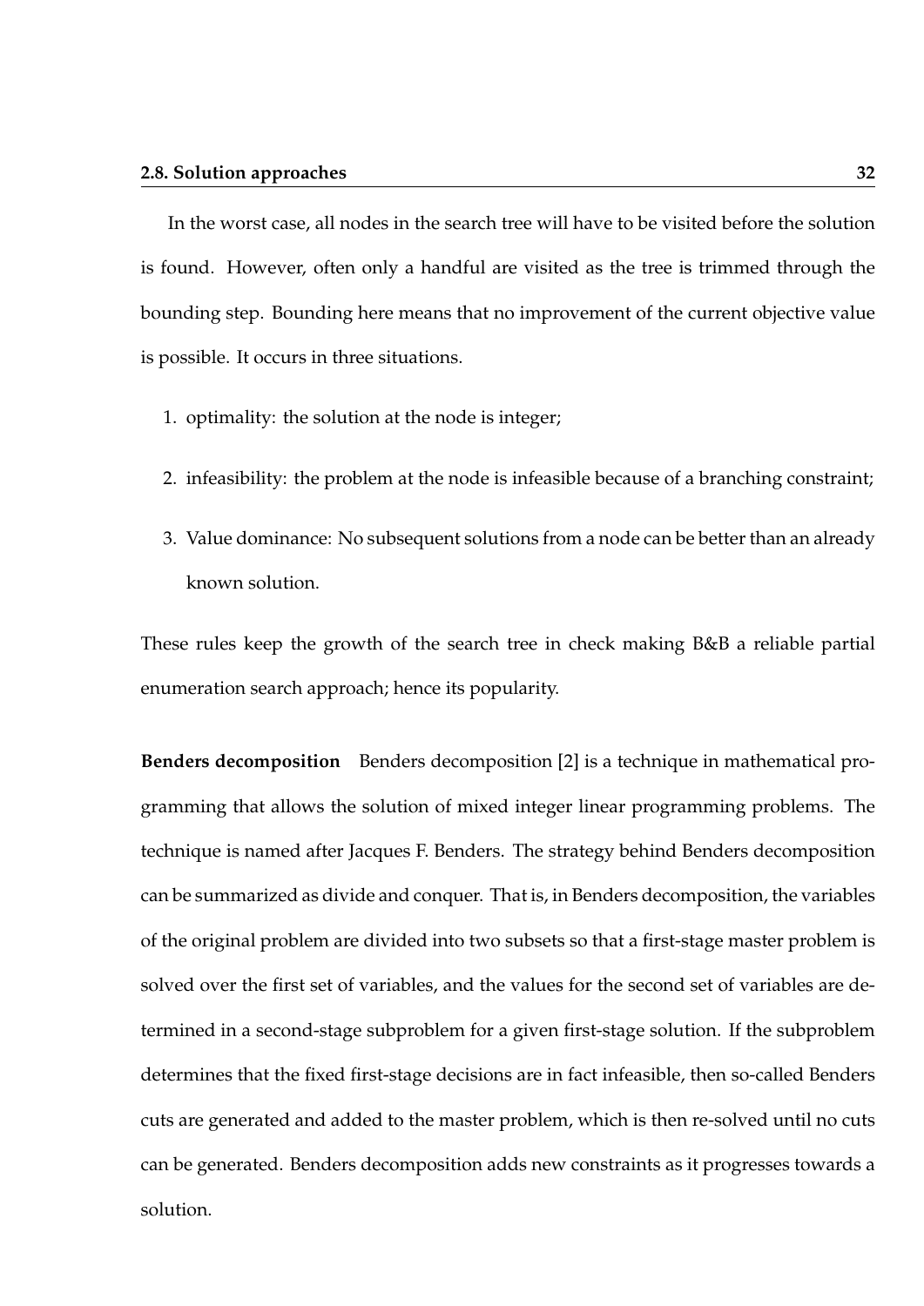In the worst case, all nodes in the search tree will have to be visited before the solution is found. However, often only a handful are visited as the tree is trimmed through the bounding step. Bounding here means that no improvement of the current objective value is possible. It occurs in three situations.

1. optimality: the solution at the node is integer;
2. infeasibility: the problem at the node is infeasible because of a branching constraint;
3. Value dominance: No subsequent solutions from a node can be better than an already known solution.

These rules keep the growth of the search tree in check making B&B a reliable partial enumeration search approach; hence its popularity.

**Benders decomposition** Benders decomposition [2] is a technique in mathematical programming that allows the solution of mixed integer linear programming problems. The technique is named after Jacques F. Benders. The strategy behind Benders decomposition can be summarized as divide and conquer. That is, in Benders decomposition, the variables of the original problem are divided into two subsets so that a first-stage master problem is solved over the first set of variables, and the values for the second set of variables are determined in a second-stage subproblem for a given first-stage solution. If the subproblem determines that the fixed first-stage decisions are in fact infeasible, then so-called Benders cuts are generated and added to the master problem, which is then re-solved until no cuts can be generated. Benders decomposition adds new constraints as it progresses towards a solution.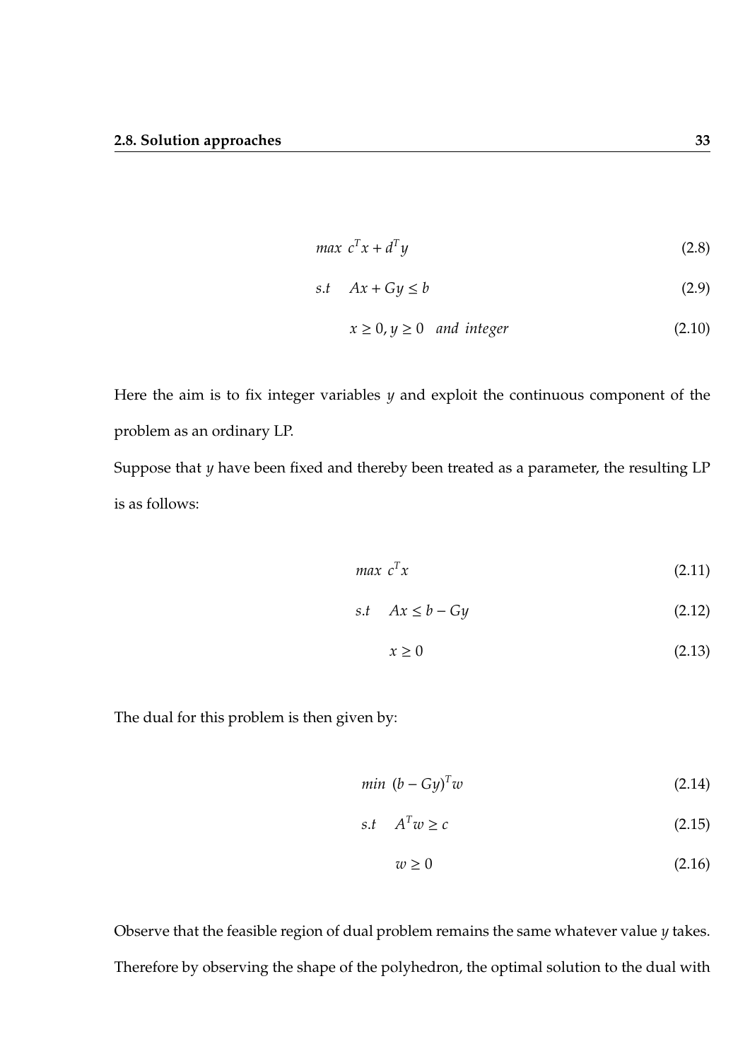$$max \ c^T x + d^T y \tag{2.8}$$

$$s.t \quad Ax + Gy \leq b \tag{2.9}$$

$$x \geq 0, y \geq 0 \quad and \ \ integer \tag{2.10}$$

Here the aim is to fix integer variables $y$ and exploit the continuous component of the problem as an ordinary LP.

Suppose that $y$ have been fixed and thereby been treated as a parameter, the resulting LP is as follows:

$$max \ c^T x \tag{2.11}$$

$$s.t \quad Ax \leq b - Gy \tag{2.12}$$

$$x \geq 0 \tag{2.13}$$

The dual for this problem is then given by:

$$min \ (b - Gy)^T w \tag{2.14}$$

$$s.t \quad A^T w \geq c \tag{2.15}$$

$$w \geq 0 \tag{2.16}$$

Observe that the feasible region of dual problem remains the same whatever value $y$ takes. Therefore by observing the shape of the polyhedron, the optimal solution to the dual with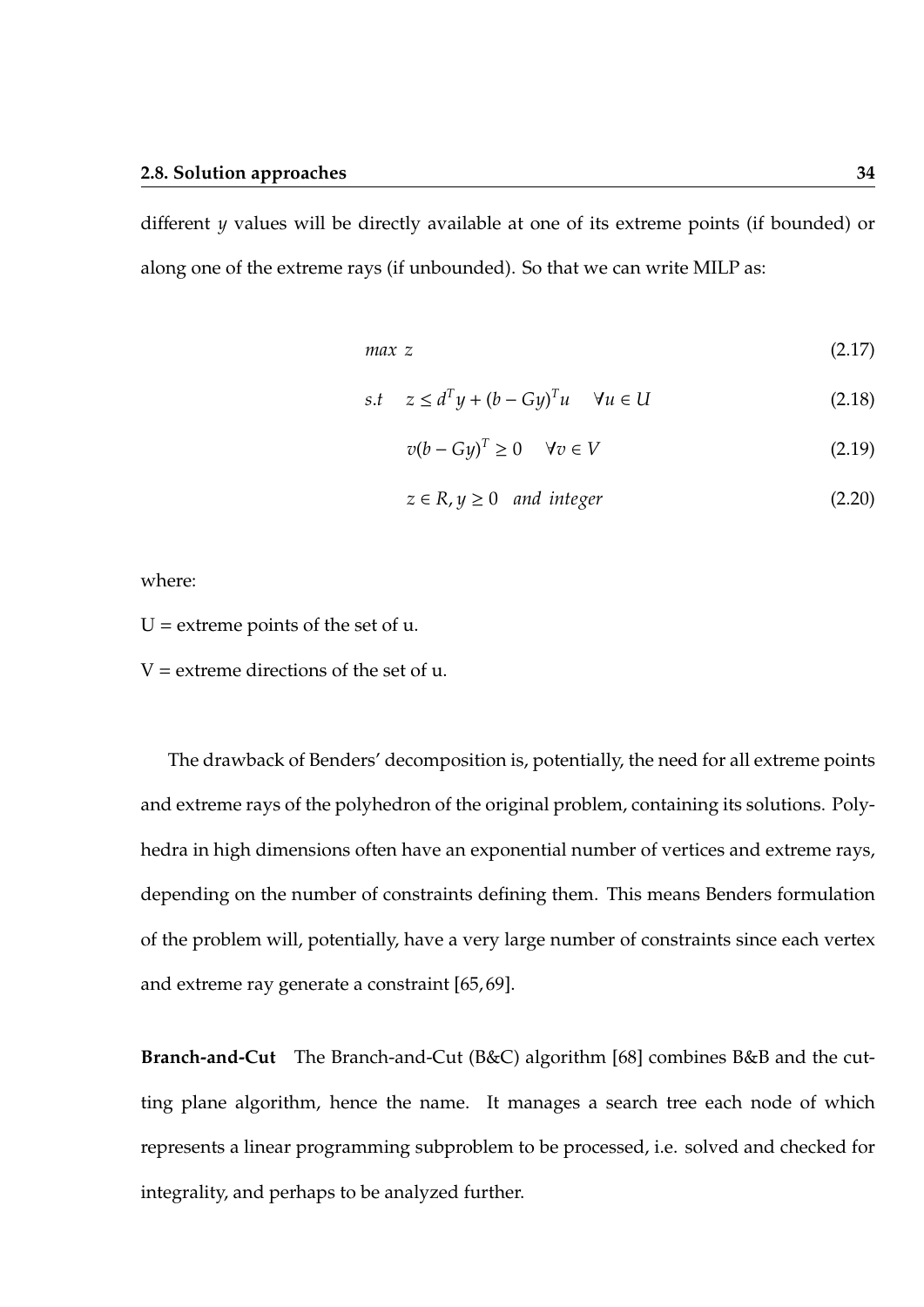different $y$ values will be directly available at one of its extreme points (if bounded) or along one of the extreme rays (if unbounded). So that we can write MILP as:

$$max \ z \tag{2.17}$$

$$s.t \quad z \leq d^T y + (b - Gy)^T u \quad \forall u \in U \tag{2.18}$$

$$v(b - Gy)^T \geq 0 \quad \forall v \in V \tag{2.19}$$

$$z \in R, y \geq 0 \quad and \ integer \tag{2.20}$$

where:

U = extreme points of the set of u.

V = extreme directions of the set of u.

The drawback of Benders' decomposition is, potentially, the need for all extreme points and extreme rays of the polyhedron of the original problem, containing its solutions. Polyhedra in high dimensions often have an exponential number of vertices and extreme rays, depending on the number of constraints defining them. This means Benders formulation of the problem will, potentially, have a very large number of constraints since each vertex and extreme ray generate a constraint [65, 69].

**Branch-and-Cut** The Branch-and-Cut (B&C) algorithm [68] combines B&B and the cutting plane algorithm, hence the name. It manages a search tree each node of which represents a linear programming subproblem to be processed, i.e. solved and checked for integrality, and perhaps to be analyzed further.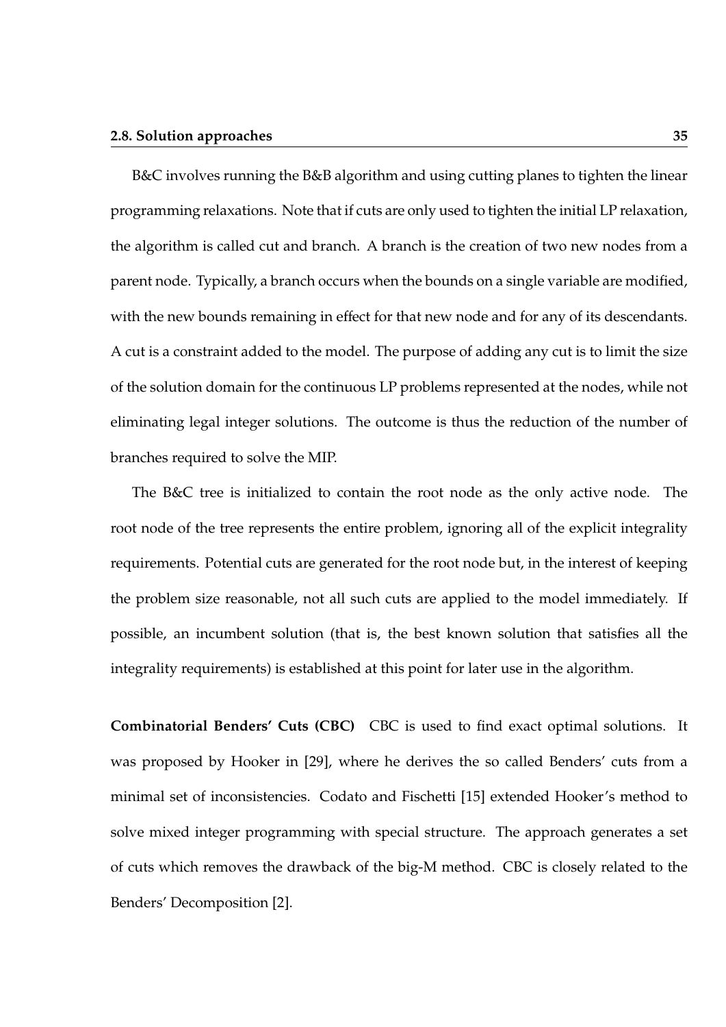B&C involves running the B&B algorithm and using cutting planes to tighten the linear programming relaxations. Note that if cuts are only used to tighten the initial LP relaxation, the algorithm is called cut and branch. A branch is the creation of two new nodes from a parent node. Typically, a branch occurs when the bounds on a single variable are modified, with the new bounds remaining in effect for that new node and for any of its descendants. A cut is a constraint added to the model. The purpose of adding any cut is to limit the size of the solution domain for the continuous LP problems represented at the nodes, while not eliminating legal integer solutions. The outcome is thus the reduction of the number of branches required to solve the MIP.

The B&C tree is initialized to contain the root node as the only active node. The root node of the tree represents the entire problem, ignoring all of the explicit integrality requirements. Potential cuts are generated for the root node but, in the interest of keeping the problem size reasonable, not all such cuts are applied to the model immediately. If possible, an incumbent solution (that is, the best known solution that satisfies all the integrality requirements) is established at this point for later use in the algorithm.

**Combinatorial Benders' Cuts (CBC)** CBC is used to find exact optimal solutions. It was proposed by Hooker in [29], where he derives the so called Benders' cuts from a minimal set of inconsistencies. Codato and Fischetti [15] extended Hooker's method to solve mixed integer programming with special structure. The approach generates a set of cuts which removes the drawback of the big-M method. CBC is closely related to the Benders' Decomposition [2].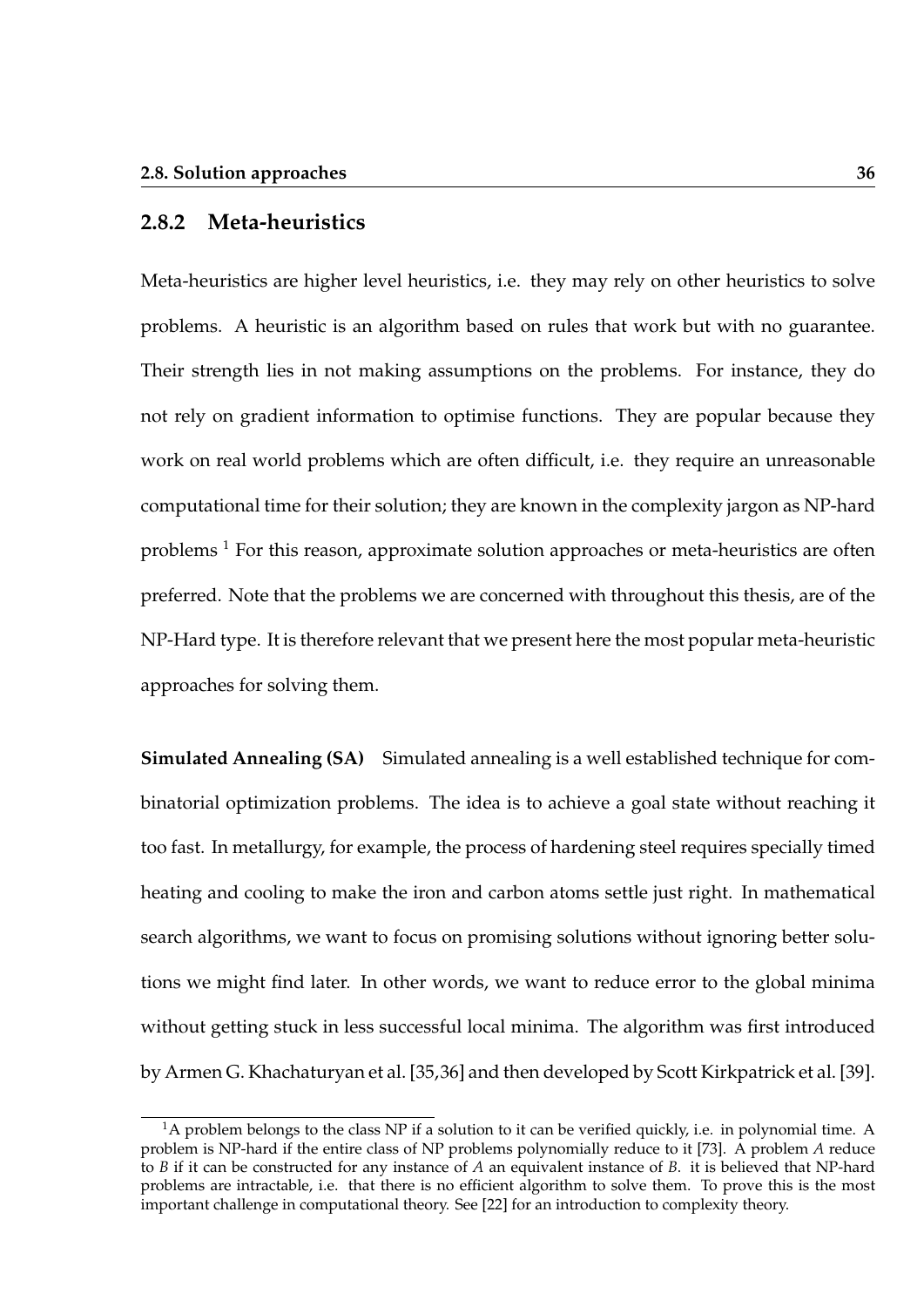### 2.8.2 Meta-heuristics

Meta-heuristics are higher level heuristics, i.e. they may rely on other heuristics to solve problems. A heuristic is an algorithm based on rules that work but with no guarantee. Their strength lies in not making assumptions on the problems. For instance, they do not rely on gradient information to optimise functions. They are popular because they work on real world problems which are often difficult, i.e. they require an unreasonable computational time for their solution; they are known in the complexity jargon as NP-hard problems [1] For this reason, approximate solution approaches or meta-heuristics are often preferred. Note that the problems we are concerned with throughout this thesis, are of the NP-Hard type. It is therefore relevant that we present here the most popular meta-heuristic approaches for solving them.

**Simulated Annealing (SA)** Simulated annealing is a well established technique for combinatorial optimization problems. The idea is to achieve a goal state without reaching it too fast. In metallurgy, for example, the process of hardening steel requires specially timed heating and cooling to make the iron and carbon atoms settle just right. In mathematical search algorithms, we want to focus on promising solutions without ignoring better solutions we might find later. In other words, we want to reduce error to the global minima without getting stuck in less successful local minima. The algorithm was first introduced by Armen G. Khachaturyan et al. [35,36] and then developed by Scott Kirkpatrick et al. [39].

[1] A problem belongs to the class NP if a solution to it can be verified quickly, i.e. in polynomial time. A problem is NP-hard if the entire class of NP problems polynomially reduce to it [73]. A problem *A* reduce to *B* if it can be constructed for any instance of *A* an equivalent instance of *B*. it is believed that NP-hard problems are intractable, i.e. that there is no efficient algorithm to solve them. To prove this is the most important challenge in computational theory. See [22] for an introduction to complexity theory.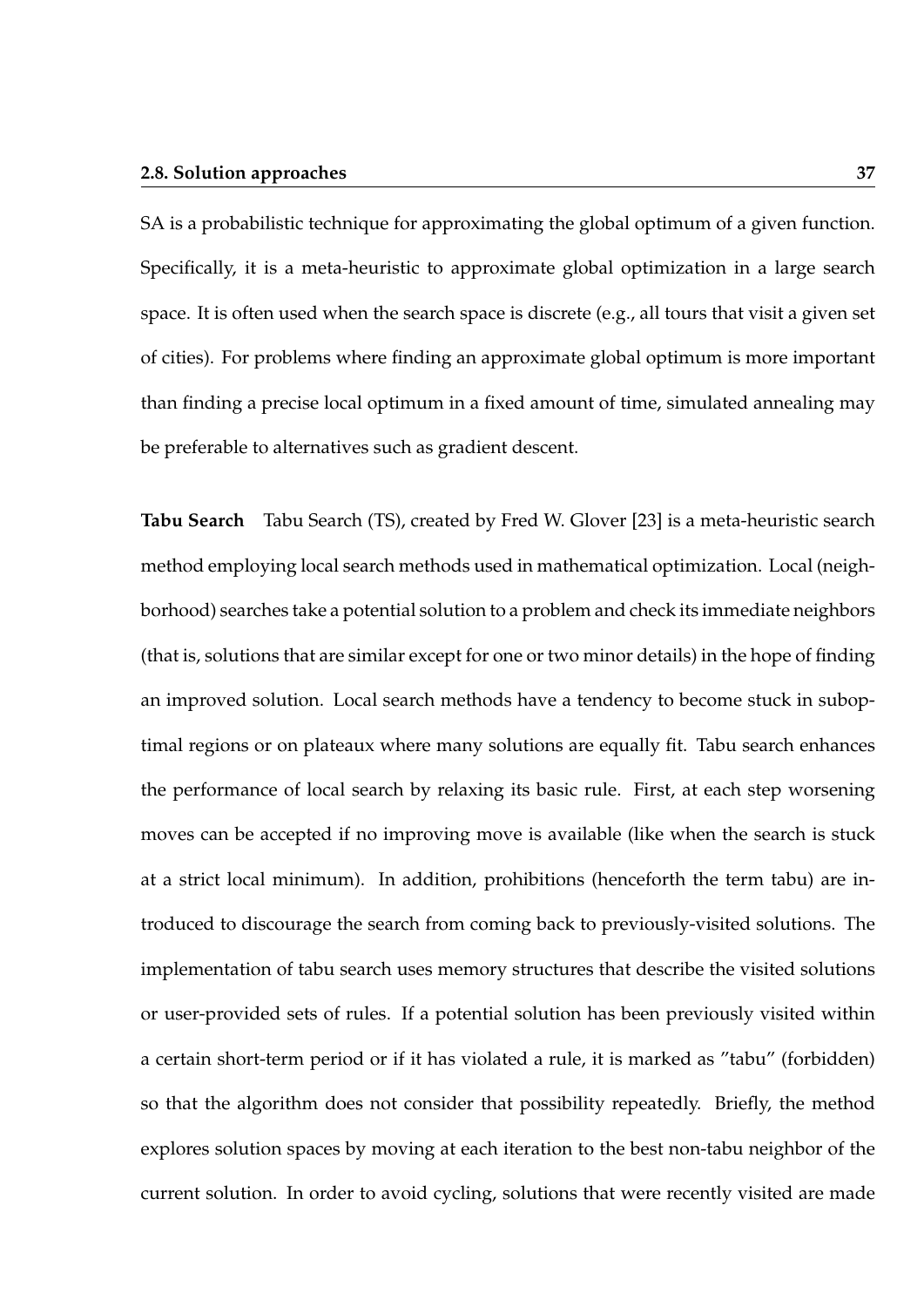SA is a probabilistic technique for approximating the global optimum of a given function. Specifically, it is a meta-heuristic to approximate global optimization in a large search space. It is often used when the search space is discrete (e.g., all tours that visit a given set of cities). For problems where finding an approximate global optimum is more important than finding a precise local optimum in a fixed amount of time, simulated annealing may be preferable to alternatives such as gradient descent.

**Tabu Search** Tabu Search (TS), created by Fred W. Glover [23] is a meta-heuristic search method employing local search methods used in mathematical optimization. Local (neighborhood) searches take a potential solution to a problem and check its immediate neighbors (that is, solutions that are similar except for one or two minor details) in the hope of finding an improved solution. Local search methods have a tendency to become stuck in suboptimal regions or on plateaux where many solutions are equally fit. Tabu search enhances the performance of local search by relaxing its basic rule. First, at each step worsening moves can be accepted if no improving move is available (like when the search is stuck at a strict local minimum). In addition, prohibitions (henceforth the term tabu) are introduced to discourage the search from coming back to previously-visited solutions. The implementation of tabu search uses memory structures that describe the visited solutions or user-provided sets of rules. If a potential solution has been previously visited within a certain short-term period or if it has violated a rule, it is marked as "tabu" (forbidden) so that the algorithm does not consider that possibility repeatedly. Briefly, the method explores solution spaces by moving at each iteration to the best non-tabu neighbor of the current solution. In order to avoid cycling, solutions that were recently visited are made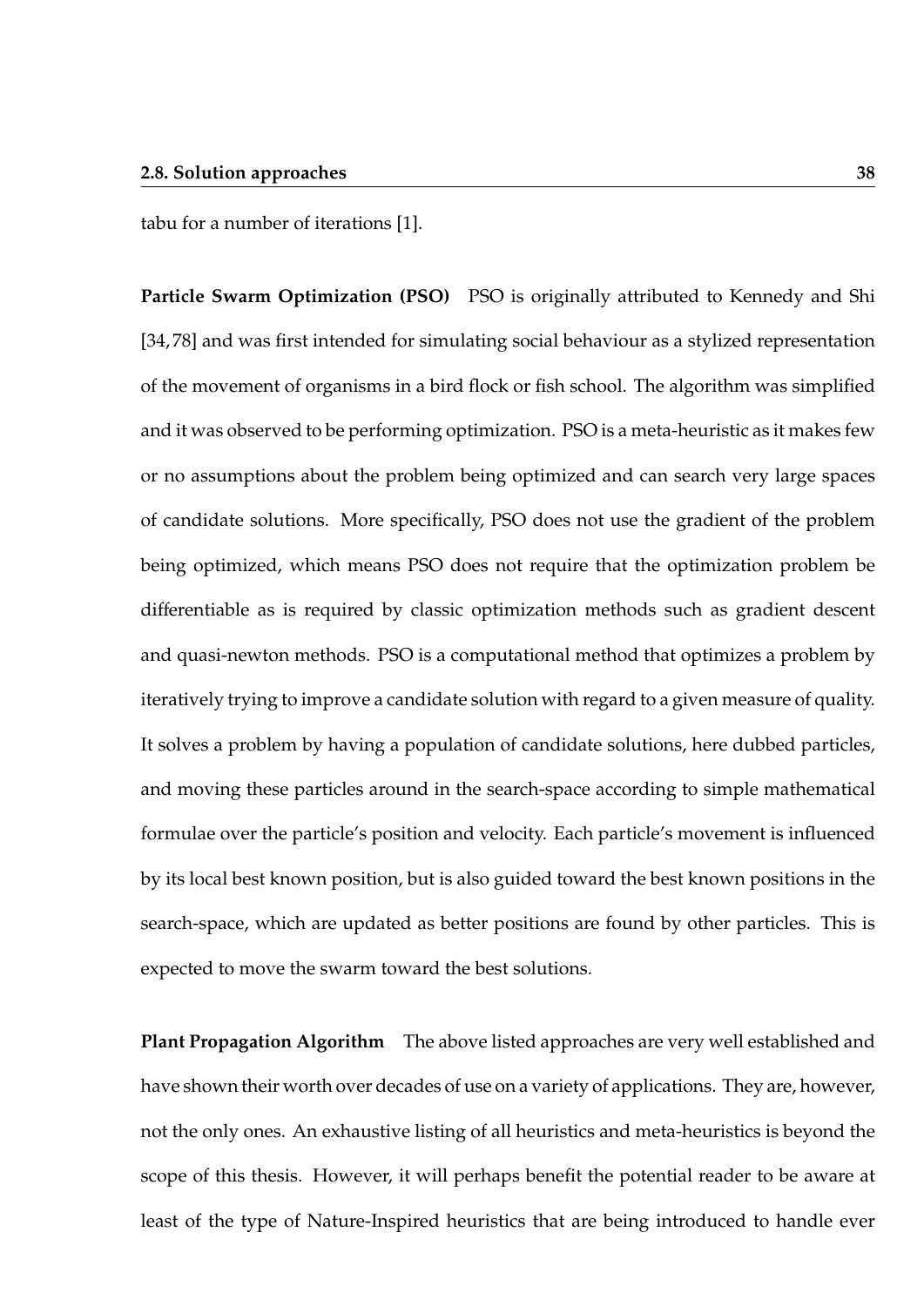tabu for a number of iterations [1].

**Particle Swarm Optimization (PSO)** PSO is originally attributed to Kennedy and Shi [34, 78] and was first intended for simulating social behaviour as a stylized representation of the movement of organisms in a bird flock or fish school. The algorithm was simplified and it was observed to be performing optimization. PSO is a meta-heuristic as it makes few or no assumptions about the problem being optimized and can search very large spaces of candidate solutions. More specifically, PSO does not use the gradient of the problem being optimized, which means PSO does not require that the optimization problem be differentiable as is required by classic optimization methods such as gradient descent and quasi-newton methods. PSO is a computational method that optimizes a problem by iteratively trying to improve a candidate solution with regard to a given measure of quality. It solves a problem by having a population of candidate solutions, here dubbed particles, and moving these particles around in the search-space according to simple mathematical formulae over the particle's position and velocity. Each particle's movement is influenced by its local best known position, but is also guided toward the best known positions in the search-space, which are updated as better positions are found by other particles. This is expected to move the swarm toward the best solutions.

**Plant Propagation Algorithm** The above listed approaches are very well established and have shown their worth over decades of use on a variety of applications. They are, however, not the only ones. An exhaustive listing of all heuristics and meta-heuristics is beyond the scope of this thesis. However, it will perhaps benefit the potential reader to be aware at least of the type of Nature-Inspired heuristics that are being introduced to handle ever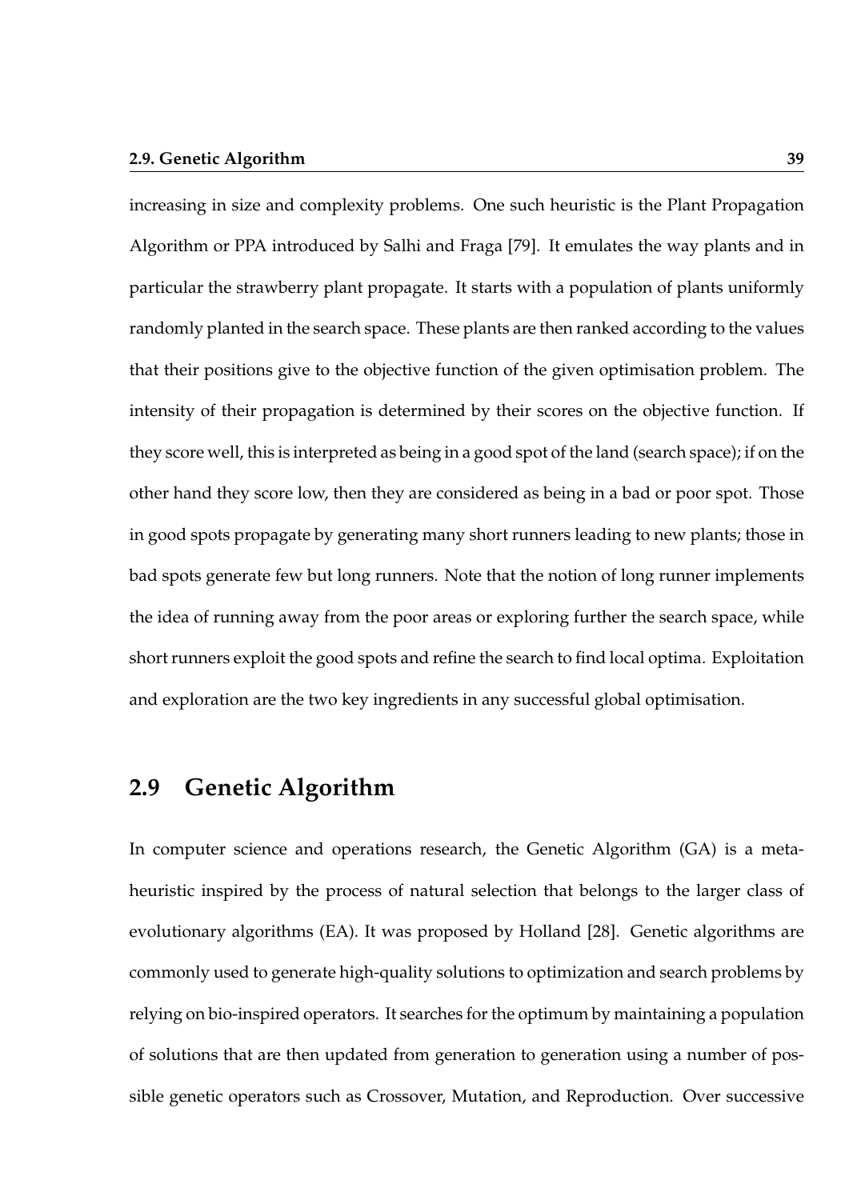increasing in size and complexity problems. One such heuristic is the Plant Propagation Algorithm or PPA introduced by Salhi and Fraga [79]. It emulates the way plants and in particular the strawberry plant propagate. It starts with a population of plants uniformly randomly planted in the search space. These plants are then ranked according to the values that their positions give to the objective function of the given optimisation problem. The intensity of their propagation is determined by their scores on the objective function. If they score well, this is interpreted as being in a good spot of the land (search space); if on the other hand they score low, then they are considered as being in a bad or poor spot. Those in good spots propagate by generating many short runners leading to new plants; those in bad spots generate few but long runners. Note that the notion of long runner implements the idea of running away from the poor areas or exploring further the search space, while short runners exploit the good spots and refine the search to find local optima. Exploitation and exploration are the two key ingredients in any successful global optimisation.

## 2.9 Genetic Algorithm

In computer science and operations research, the Genetic Algorithm (GA) is a metaheuristic inspired by the process of natural selection that belongs to the larger class of evolutionary algorithms (EA). It was proposed by Holland [28]. Genetic algorithms are commonly used to generate high-quality solutions to optimization and search problems by relying on bio-inspired operators. It searches for the optimum by maintaining a population of solutions that are then updated from generation to generation using a number of possible genetic operators such as Crossover, Mutation, and Reproduction. Over successive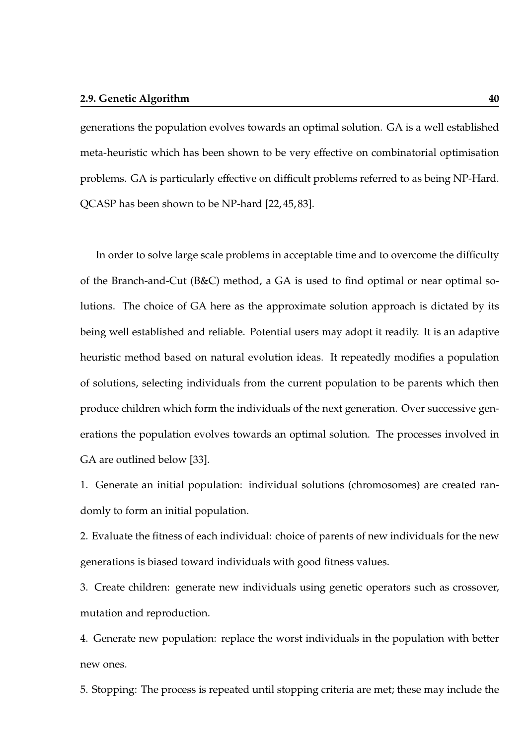generations the population evolves towards an optimal solution. GA is a well established meta-heuristic which has been shown to be very effective on combinatorial optimisation problems. GA is particularly effective on difficult problems referred to as being NP-Hard. QCASP has been shown to be NP-hard [22, 45, 83].

In order to solve large scale problems in acceptable time and to overcome the difficulty of the Branch-and-Cut (B&C) method, a GA is used to find optimal or near optimal solutions. The choice of GA here as the approximate solution approach is dictated by its being well established and reliable. Potential users may adopt it readily. It is an adaptive heuristic method based on natural evolution ideas. It repeatedly modifies a population of solutions, selecting individuals from the current population to be parents which then produce children which form the individuals of the next generation. Over successive generations the population evolves towards an optimal solution. The processes involved in GA are outlined below [33].

1. Generate an initial population: individual solutions (chromosomes) are created randomly to form an initial population.

2. Evaluate the fitness of each individual: choice of parents of new individuals for the new generations is biased toward individuals with good fitness values.

3. Create children: generate new individuals using genetic operators such as crossover, mutation and reproduction.

4. Generate new population: replace the worst individuals in the population with better new ones.

5. Stopping: The process is repeated until stopping criteria are met; these may include the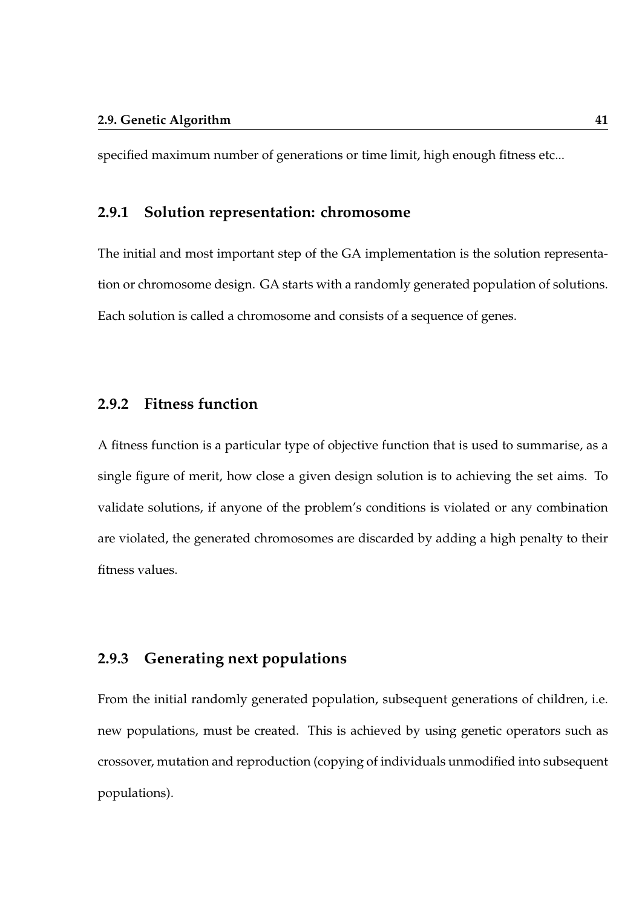specified maximum number of generations or time limit, high enough fitness etc...

### 2.9.1 Solution representation: chromosome

The initial and most important step of the GA implementation is the solution representation or chromosome design. GA starts with a randomly generated population of solutions. Each solution is called a chromosome and consists of a sequence of genes.

### 2.9.2 Fitness function

A fitness function is a particular type of objective function that is used to summarise, as a single figure of merit, how close a given design solution is to achieving the set aims. To validate solutions, if anyone of the problem's conditions is violated or any combination are violated, the generated chromosomes are discarded by adding a high penalty to their fitness values.

### 2.9.3 Generating next populations

From the initial randomly generated population, subsequent generations of children, i.e. new populations, must be created. This is achieved by using genetic operators such as crossover, mutation and reproduction (copying of individuals unmodified into subsequent populations).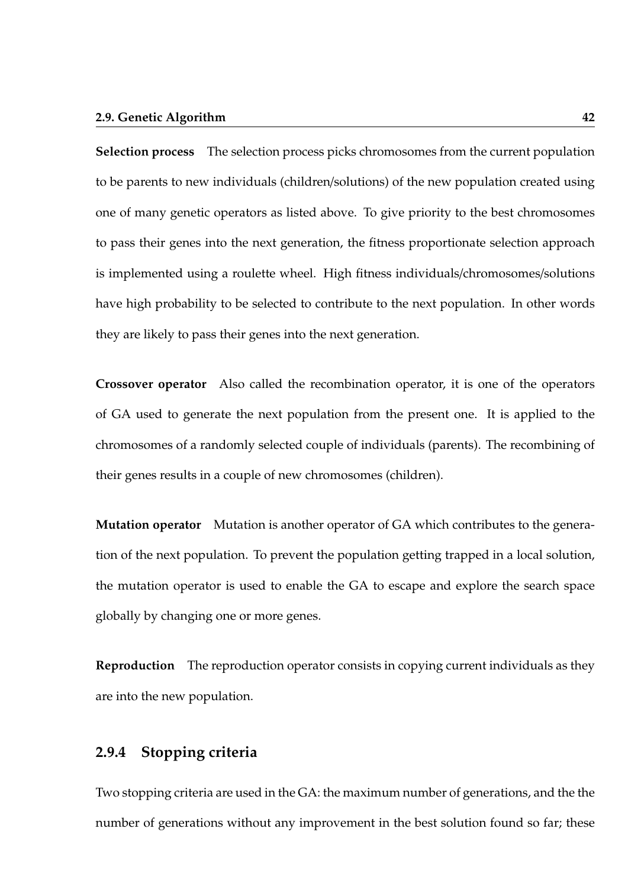**Selection process** The selection process picks chromosomes from the current population to be parents to new individuals (children/solutions) of the new population created using one of many genetic operators as listed above. To give priority to the best chromosomes to pass their genes into the next generation, the fitness proportionate selection approach is implemented using a roulette wheel. High fitness individuals/chromosomes/solutions have high probability to be selected to contribute to the next population. In other words they are likely to pass their genes into the next generation.

**Crossover operator** Also called the recombination operator, it is one of the operators of GA used to generate the next population from the present one. It is applied to the chromosomes of a randomly selected couple of individuals (parents). The recombining of their genes results in a couple of new chromosomes (children).

**Mutation operator** Mutation is another operator of GA which contributes to the generation of the next population. To prevent the population getting trapped in a local solution, the mutation operator is used to enable the GA to escape and explore the search space globally by changing one or more genes.

**Reproduction** The reproduction operator consists in copying current individuals as they are into the new population.

### 2.9.4 Stopping criteria

Two stopping criteria are used in the GA: the maximum number of generations, and the the number of generations without any improvement in the best solution found so far; these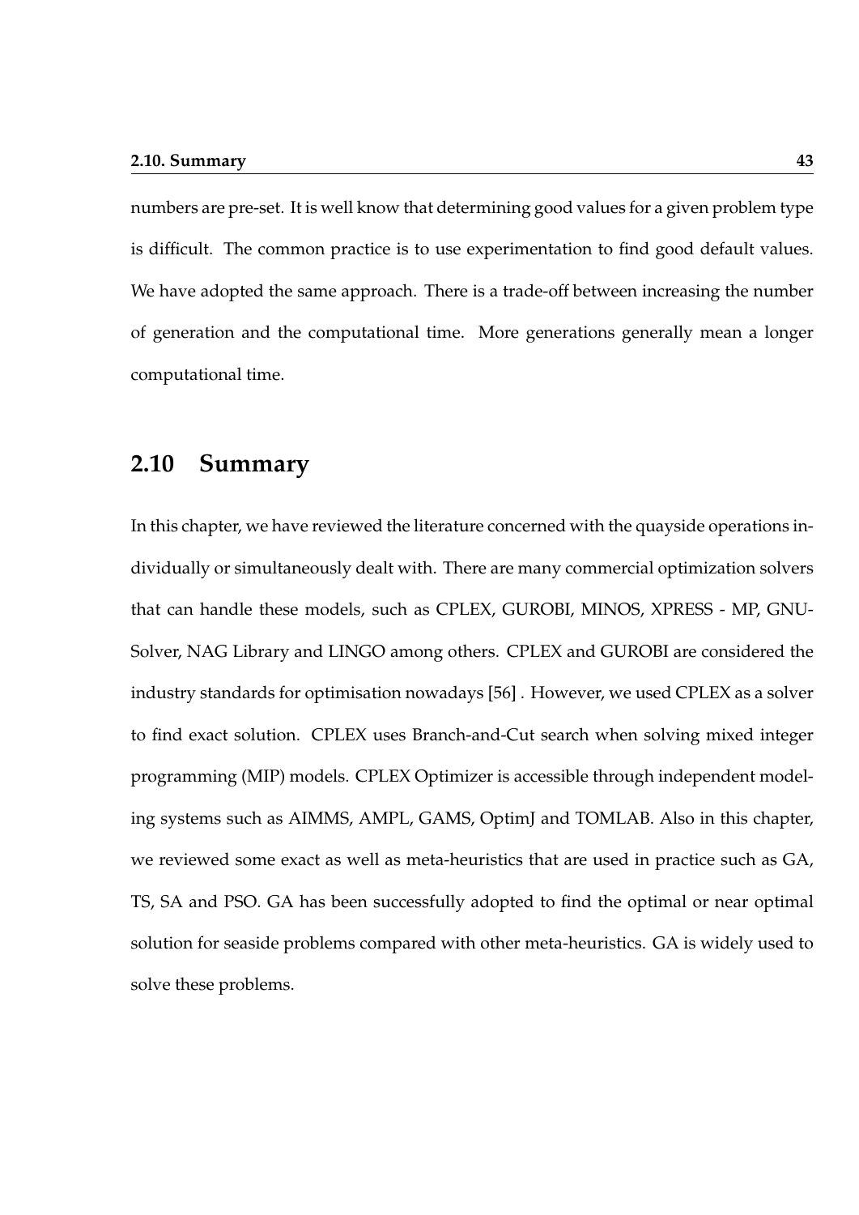numbers are pre-set. It is well know that determining good values for a given problem type is difficult. The common practice is to use experimentation to find good default values. We have adopted the same approach. There is a trade-off between increasing the number of generation and the computational time. More generations generally mean a longer computational time.

## 2.10 Summary

In this chapter, we have reviewed the literature concerned with the quayside operations individually or simultaneously dealt with. There are many commercial optimization solvers that can handle these models, such as CPLEX, GUROBI, MINOS, XPRESS - MP, GNU-Solver, NAG Library and LINGO among others. CPLEX and GUROBI are considered the industry standards for optimisation nowadays [56] . However, we used CPLEX as a solver to find exact solution. CPLEX uses Branch-and-Cut search when solving mixed integer programming (MIP) models. CPLEX Optimizer is accessible through independent modeling systems such as AIMMS, AMPL, GAMS, OptimJ and TOMLAB. Also in this chapter, we reviewed some exact as well as meta-heuristics that are used in practice such as GA, TS, SA and PSO. GA has been successfully adopted to find the optimal or near optimal solution for seaside problems compared with other meta-heuristics. GA is widely used to solve these problems.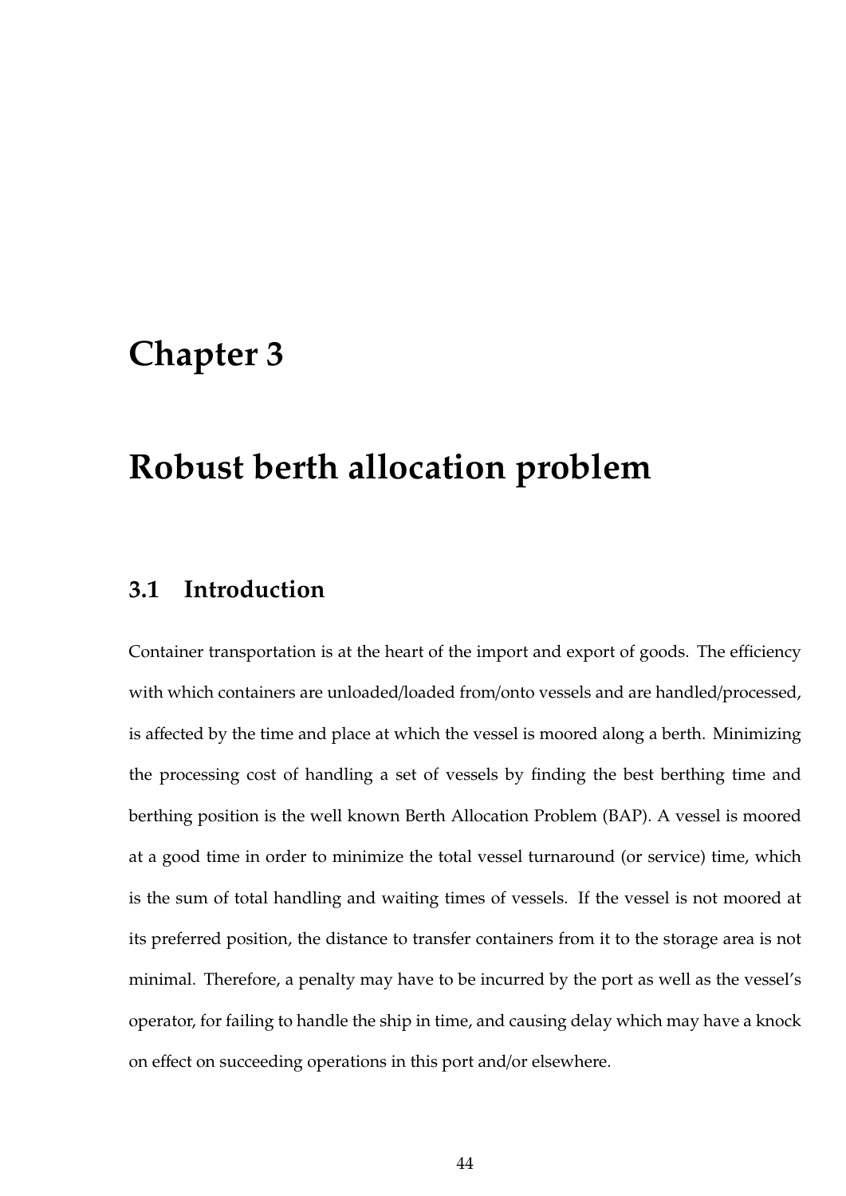# Chapter 3

# Robust berth allocation problem

## 3.1 Introduction

Container transportation is at the heart of the import and export of goods. The efficiency with which containers are unloaded/loaded from/onto vessels and are handled/processed, is affected by the time and place at which the vessel is moored along a berth. Minimizing the processing cost of handling a set of vessels by finding the best berthing time and berthing position is the well known Berth Allocation Problem (BAP). A vessel is moored at a good time in order to minimize the total vessel turnaround (or service) time, which is the sum of total handling and waiting times of vessels. If the vessel is not moored at its preferred position, the distance to transfer containers from it to the storage area is not minimal. Therefore, a penalty may have to be incurred by the port as well as the vessel's operator, for failing to handle the ship in time, and causing delay which may have a knock on effect on succeeding operations in this port and/or elsewhere.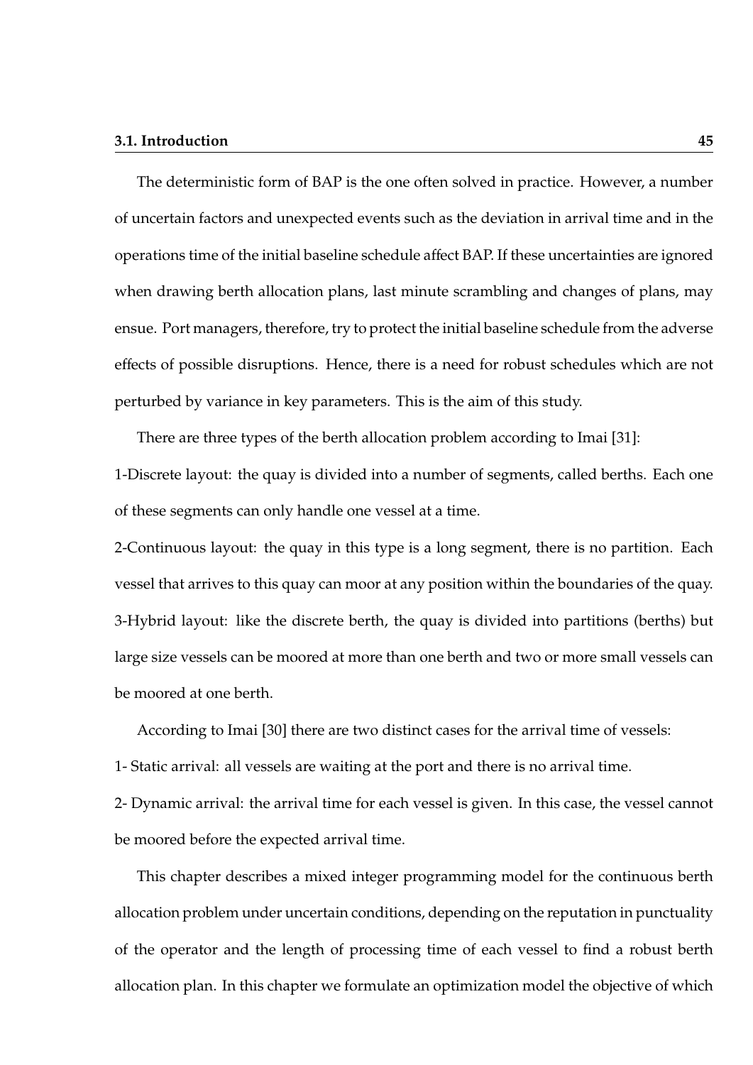The deterministic form of BAP is the one often solved in practice. However, a number of uncertain factors and unexpected events such as the deviation in arrival time and in the operations time of the initial baseline schedule affect BAP. If these uncertainties are ignored when drawing berth allocation plans, last minute scrambling and changes of plans, may ensue. Port managers, therefore, try to protect the initial baseline schedule from the adverse effects of possible disruptions. Hence, there is a need for robust schedules which are not perturbed by variance in key parameters. This is the aim of this study.

There are three types of the berth allocation problem according to Imai [31]:

1-Discrete layout: the quay is divided into a number of segments, called berths. Each one of these segments can only handle one vessel at a time.

2-Continuous layout: the quay in this type is a long segment, there is no partition. Each vessel that arrives to this quay can moor at any position within the boundaries of the quay.

3-Hybrid layout: like the discrete berth, the quay is divided into partitions (berths) but large size vessels can be moored at more than one berth and two or more small vessels can be moored at one berth.

According to Imai [30] there are two distinct cases for the arrival time of vessels:

1- Static arrival: all vessels are waiting at the port and there is no arrival time.

2- Dynamic arrival: the arrival time for each vessel is given. In this case, the vessel cannot be moored before the expected arrival time.

This chapter describes a mixed integer programming model for the continuous berth allocation problem under uncertain conditions, depending on the reputation in punctuality of the operator and the length of processing time of each vessel to find a robust berth allocation plan. In this chapter we formulate an optimization model the objective of which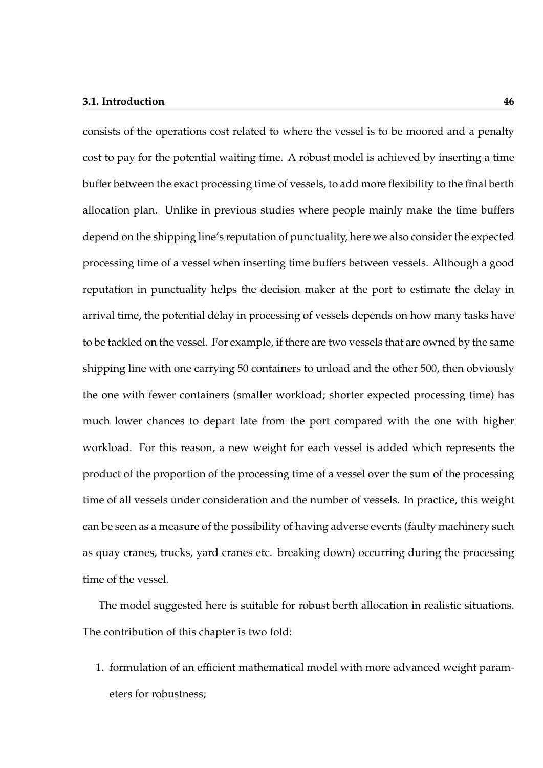consists of the operations cost related to where the vessel is to be moored and a penalty cost to pay for the potential waiting time. A robust model is achieved by inserting a time buffer between the exact processing time of vessels, to add more flexibility to the final berth allocation plan. Unlike in previous studies where people mainly make the time buffers depend on the shipping line's reputation of punctuality, here we also consider the expected processing time of a vessel when inserting time buffers between vessels. Although a good reputation in punctuality helps the decision maker at the port to estimate the delay in arrival time, the potential delay in processing of vessels depends on how many tasks have to be tackled on the vessel. For example, if there are two vessels that are owned by the same shipping line with one carrying 50 containers to unload and the other 500, then obviously the one with fewer containers (smaller workload; shorter expected processing time) has much lower chances to depart late from the port compared with the one with higher workload. For this reason, a new weight for each vessel is added which represents the product of the proportion of the processing time of a vessel over the sum of the processing time of all vessels under consideration and the number of vessels. In practice, this weight can be seen as a measure of the possibility of having adverse events (faulty machinery such as quay cranes, trucks, yard cranes etc. breaking down) occurring during the processing time of the vessel.

The model suggested here is suitable for robust berth allocation in realistic situations. The contribution of this chapter is two fold:

1. formulation of an efficient mathematical model with more advanced weight parameters for robustness;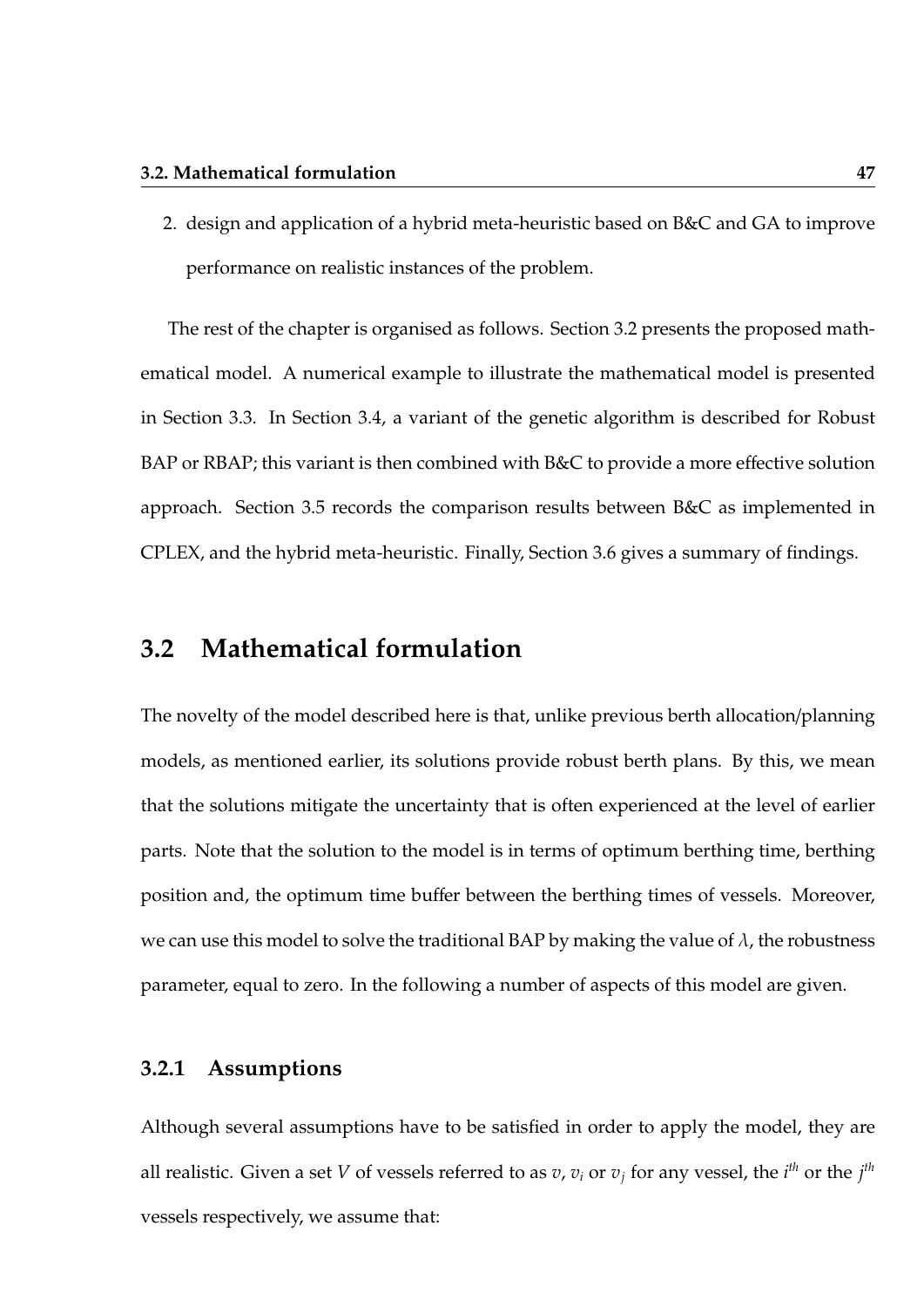2. design and application of a hybrid meta-heuristic based on B&C and GA to improve performance on realistic instances of the problem.

The rest of the chapter is organised as follows. Section 3.2 presents the proposed mathematical model. A numerical example to illustrate the mathematical model is presented in Section 3.3. In Section 3.4, a variant of the genetic algorithm is described for Robust BAP or RBAP; this variant is then combined with B&C to provide a more effective solution approach. Section 3.5 records the comparison results between B&C as implemented in CPLEX, and the hybrid meta-heuristic. Finally, Section 3.6 gives a summary of findings.

## 3.2 Mathematical formulation

The novelty of the model described here is that, unlike previous berth allocation/planning models, as mentioned earlier, its solutions provide robust berth plans. By this, we mean that the solutions mitigate the uncertainty that is often experienced at the level of earlier parts. Note that the solution to the model is in terms of optimum berthing time, berthing position and, the optimum time buffer between the berthing times of vessels. Moreover, we can use this model to solve the traditional BAP by making the value of $\lambda$, the robustness parameter, equal to zero. In the following a number of aspects of this model are given.

### 3.2.1 Assumptions

Although several assumptions have to be satisfied in order to apply the model, they are all realistic. Given a set $V$ of vessels referred to as $v$, $v_i$ or $v_j$ for any vessel, the $i^{th}$ or the $j^{th}$ vessels respectively, we assume that: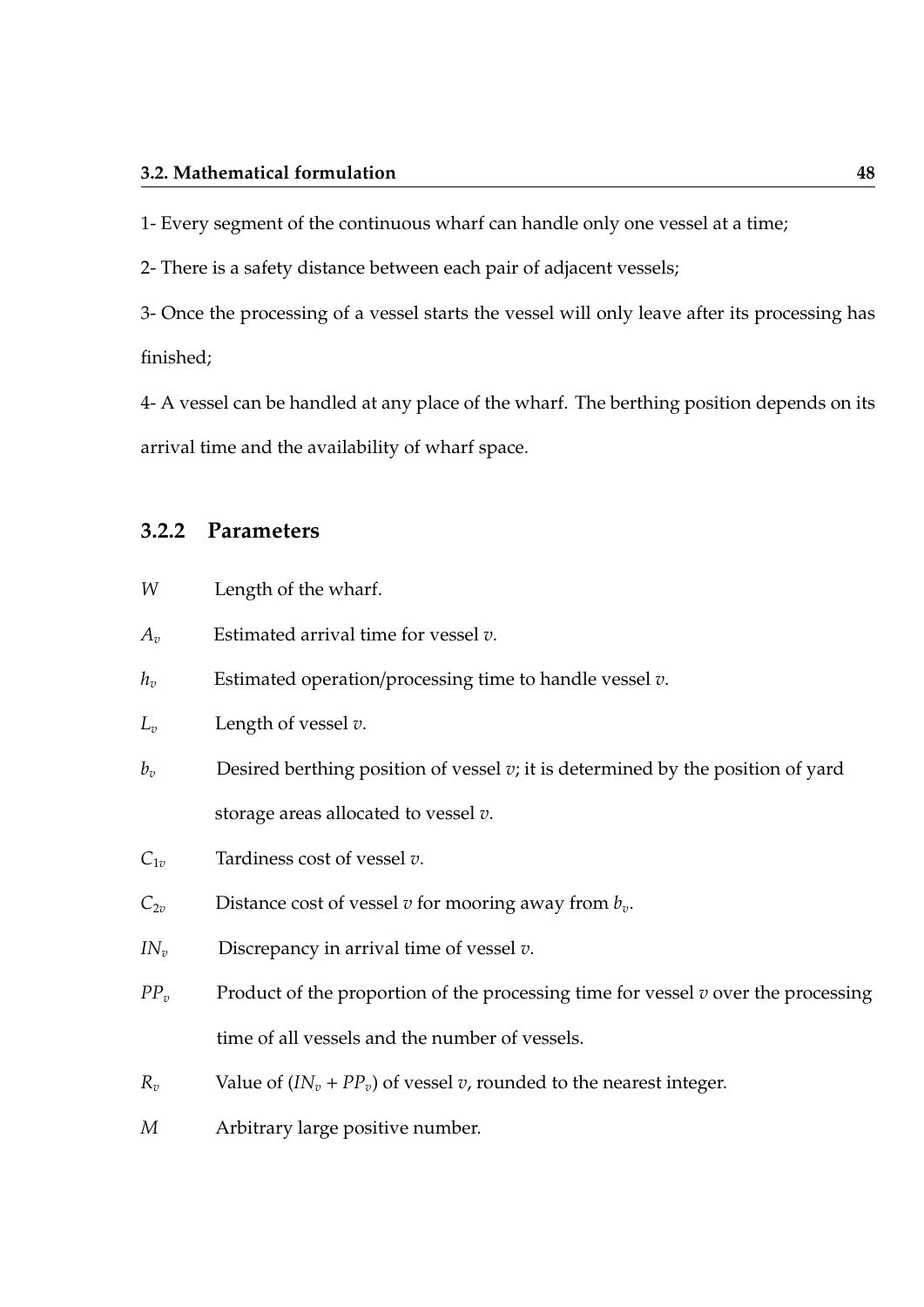1- Every segment of the continuous wharf can handle only one vessel at a time;

2- There is a safety distance between each pair of adjacent vessels;

3- Once the processing of a vessel starts the vessel will only leave after its processing has finished;

4- A vessel can be handled at any place of the wharf. The berthing position depends on its arrival time and the availability of wharf space.

### 3.2.2 Parameters

- $W$ Length of the wharf.
- $A_v$ Estimated arrival time for vessel $v$.
- $h_v$ Estimated operation/processing time to handle vessel $v$.
- $L_v$ Length of vessel $v$.
- $b_v$ Desired berthing position of vessel $v$; it is determined by the position of yard storage areas allocated to vessel $v$.
- $C_{1v}$ Tardiness cost of vessel $v$.
- $C_{2v}$ Distance cost of vessel $v$ for mooring away from $b_v$.
- $IN_v$ Discrepancy in arrival time of vessel $v$.
- $PP_v$ Product of the proportion of the processing time for vessel $v$ over the processing time of all vessels and the number of vessels.
- $R_v$ Value of ($IN_v + PP_v$) of vessel $v$, rounded to the nearest integer.
- $M$ Arbitrary large positive number.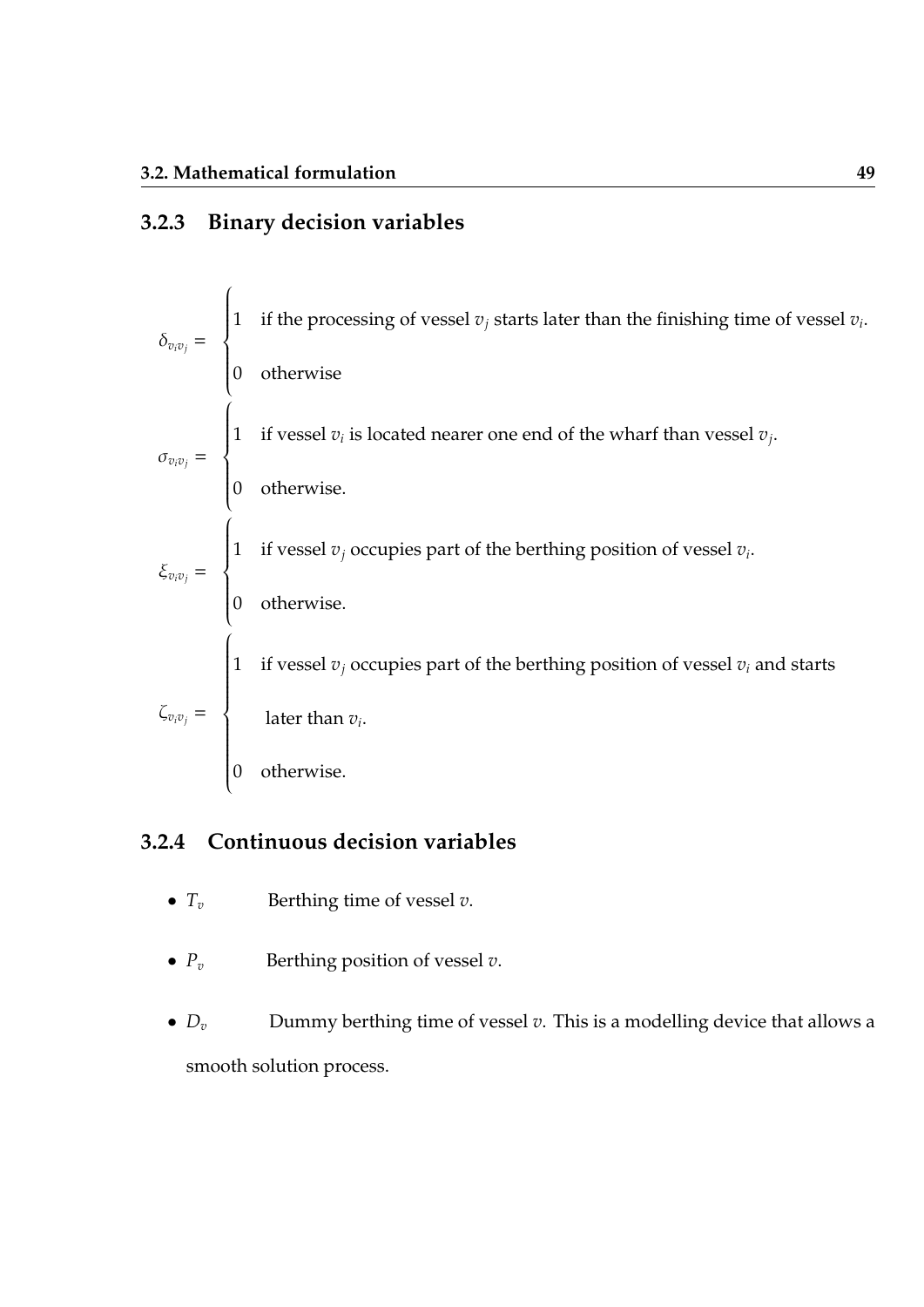### 3.2.3 Binary decision variables

$$\delta_{v_i v_j} = \begin{cases} 1 & \text{if the processing of vessel } v_j \text{ starts later than the finishing time of vessel } v_i. \\ 0 & \text{otherwise} \end{cases}$$

$$\sigma_{v_i v_j} = \begin{cases} 1 & \text{if vessel } v_i \text{ is located nearer one end of the wharf than vessel } v_j. \\ 0 & \text{otherwise.} \end{cases}$$

$$\xi_{v_i v_j} = \begin{cases} 1 & \text{if vessel } v_j \text{ occupies part of the berthing position of vessel } v_i. \\ 0 & \text{otherwise.} \end{cases}$$

$$\zeta_{v_i v_j} = \begin{cases} 1 & \text{if vessel } v_j \text{ occupies part of the berthing position of vessel } v_i \text{ and starts} \\ & \text{later than } v_i. \\ 0 & \text{otherwise.} \end{cases}$$

### 3.2.4 Continuous decision variables

- $T_v$ Berthing time of vessel $v$.
- $P_v$ Berthing position of vessel $v$.
- $D_v$ Dummy berthing time of vessel $v$. This is a modelling device that allows a smooth solution process.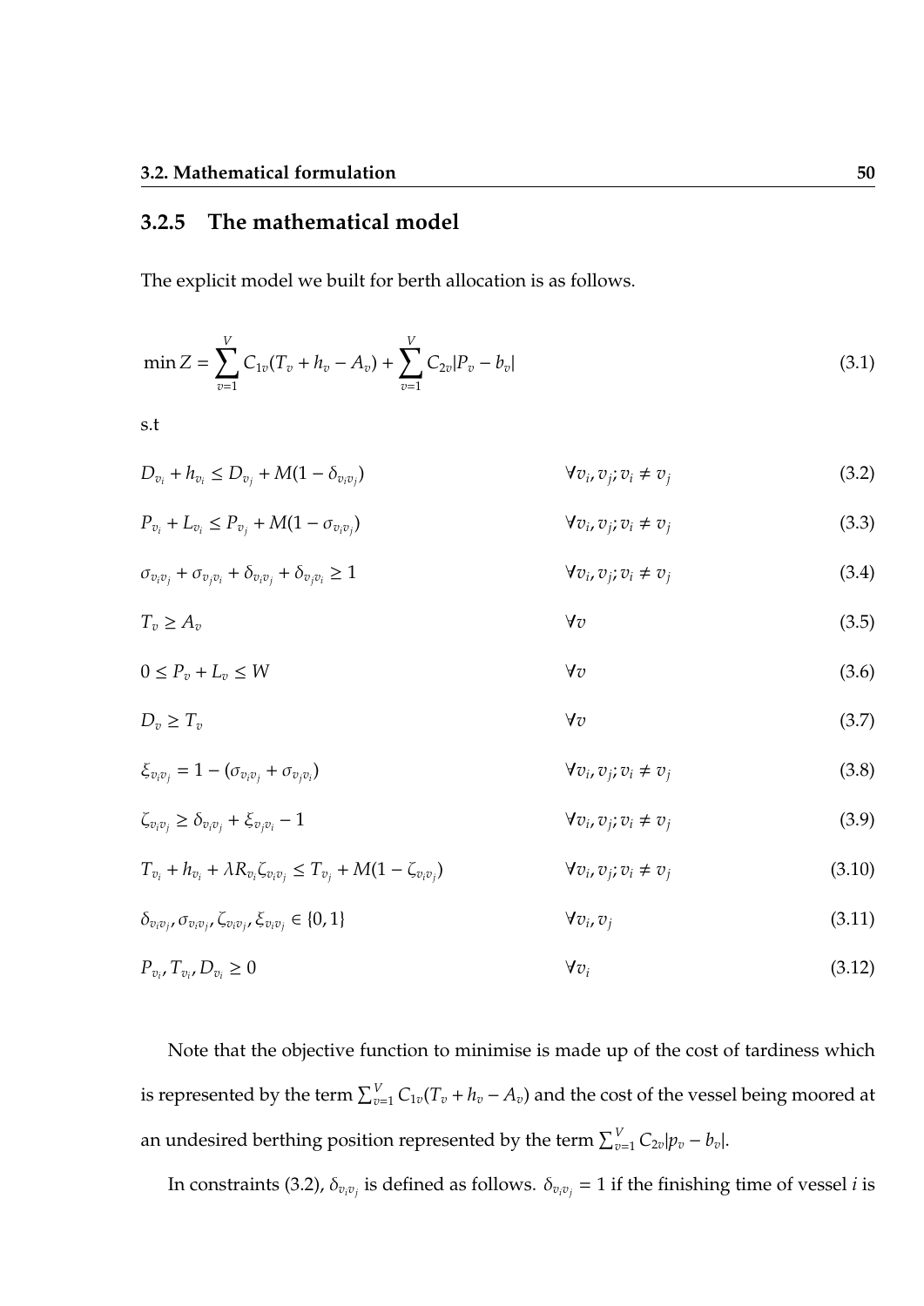### 3.2.5 The mathematical model

The explicit model we built for berth allocation is as follows.

$$\min Z = \sum_{v=1}^{V} C_{1v}(T_v + h_v - A_v) + \sum_{v=1}^{V} C_{2v}|P_v - b_v| \tag{3.1}$$

s.t

$$D_{v_i} + h_{v_i} \leq D_{v_j} + M(1 - \delta_{v_i v_j}) \qquad \forall v_i, v_j; v_i \neq v_j \tag{3.2}$$

$$P_{v_i} + L_{v_i} \leq P_{v_j} + M(1 - \sigma_{v_i v_j}) \qquad \forall v_i, v_j; v_i \neq v_j \tag{3.3}$$

$$\sigma_{v_i v_j} + \sigma_{v_j v_i} + \delta_{v_i v_j} + \delta_{v_j v_i} \geq 1 \qquad \forall v_i, v_j; v_i \neq v_j \tag{3.4}$$

$$T_v \geq A_v \qquad \forall v \tag{3.5}$$

$$0 \leq P_v + L_v \leq W \qquad \forall v \tag{3.6}$$

$$D_v \geq T_v \qquad \forall v \tag{3.7}$$

$$\xi_{v_i v_j} = 1 - (\sigma_{v_i v_j} + \sigma_{v_j v_i}) \qquad \forall v_i, v_j; v_i \neq v_j \tag{3.8}$$

$$\zeta_{v_i v_j} \geq \delta_{v_i v_j} + \xi_{v_j v_i} - 1 \qquad \forall v_i, v_j; v_i \neq v_j \tag{3.9}$$

$$T_{v_i} + h_{v_i} + \lambda R_{v_i} \zeta_{v_i v_j} \leq T_{v_j} + M(1 - \zeta_{v_i v_j}) \qquad \forall v_i, v_j; v_i \neq v_j \tag{3.10}$$

$$\delta_{v_i v_j}, \sigma_{v_i v_j}, \zeta_{v_i v_j}, \xi_{v_i v_j} \in \{0, 1\} \qquad \forall v_i, v_j \tag{3.11}$$

$$P_{v_i}, T_{v_i}, D_{v_i} \geq 0 \qquad \forall v_i \tag{3.12}$$

Note that the objective function to minimise is made up of the cost of tardiness which is represented by the term $\sum_{v=1}^{V} C_{1v}(T_v + h_v - A_v)$ and the cost of the vessel being moored at an undesired berthing position represented by the term $\sum_{v=1}^{V} C_{2v}|p_v - b_v|$.

In constraints (3.2), $\delta_{v_i v_j}$ is defined as follows. $\delta_{v_i v_j} = 1$ if the finishing time of vessel $i$ is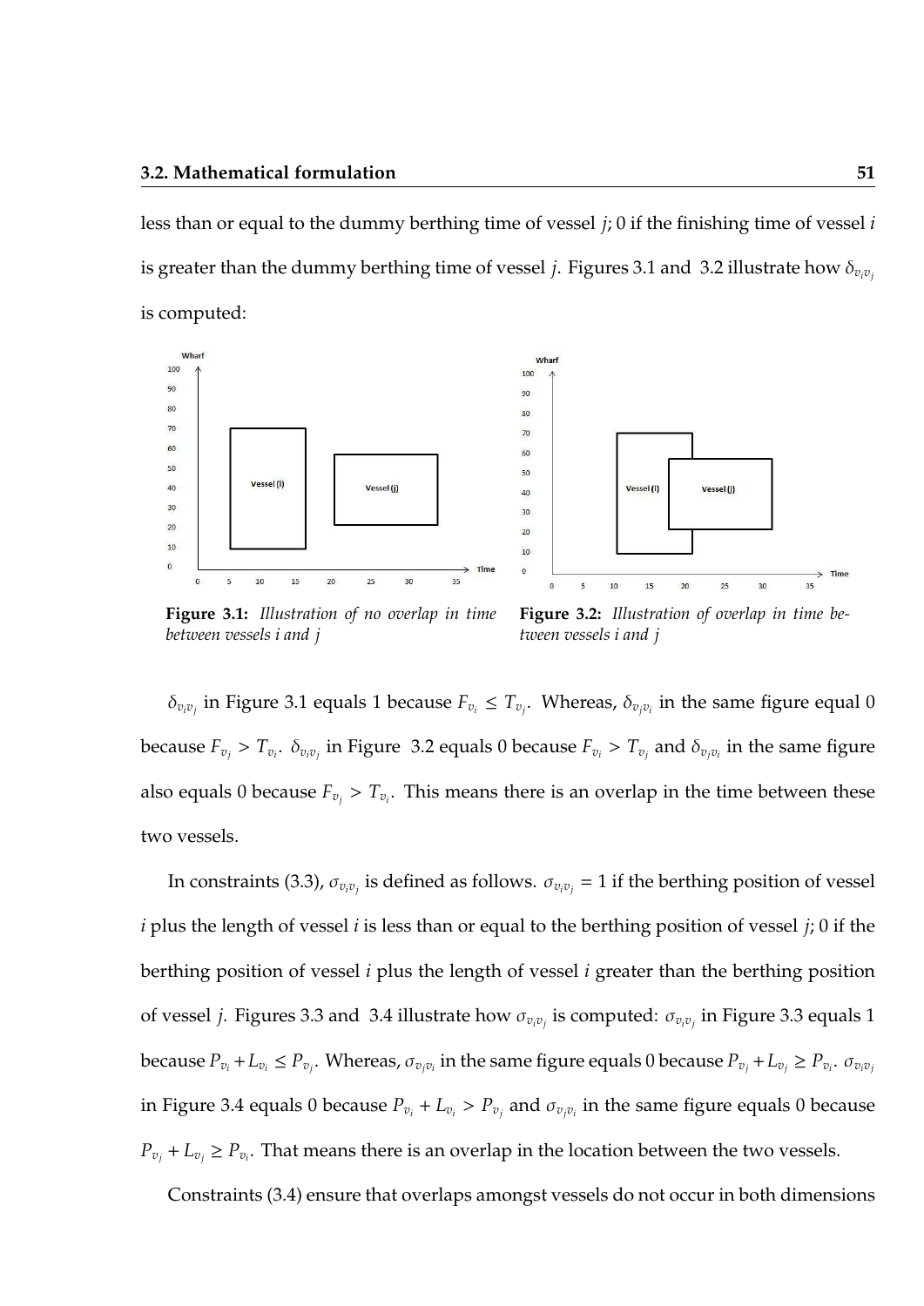less than or equal to the dummy berthing time of vessel $j$; 0 if the finishing time of vessel $i$ is greater than the dummy berthing time of vessel $j$. Figures 3.1 and 3.2 illustrate how $\delta_{v_i v_j}$ is computed:

**Figure 3.1:** *Illustration of no overlap in time between vessels i and j*

**Figure 3.2:** *Illustration of overlap in time between vessels i and j*

$\delta_{v_i v_j}$ in Figure 3.1 equals 1 because $F_{v_i} \leq T_{v_j}$. Whereas, $\delta_{v_j v_i}$ in the same figure equal 0 because $F_{v_j} > T_{v_i}$. $\delta_{v_i v_j}$ in Figure 3.2 equals 0 because $F_{v_i} > T_{v_j}$ and $\delta_{v_j v_i}$ in the same figure also equals 0 because $F_{v_j} > T_{v_i}$. This means there is an overlap in the time between these two vessels.

In constraints (3.3), $\sigma_{v_i v_j}$ is defined as follows. $\sigma_{v_i v_j} = 1$ if the berthing position of vessel $i$ plus the length of vessel $i$ is less than or equal to the berthing position of vessel $j$; 0 if the berthing position of vessel $i$ plus the length of vessel $i$ greater than the berthing position of vessel $j$. Figures 3.3 and 3.4 illustrate how $\sigma_{v_i v_j}$ is computed: $\sigma_{v_i v_j}$ in Figure 3.3 equals 1 because $P_{v_i} + L_{v_i} \leq P_{v_j}$. Whereas, $\sigma_{v_j v_i}$ in the same figure equals 0 because $P_{v_j} + L_{v_j} \geq P_{v_i}$. $\sigma_{v_i v_j}$ in Figure 3.4 equals 0 because $P_{v_i} + L_{v_i} > P_{v_j}$ and $\sigma_{v_j v_i}$ in the same figure equals 0 because $P_{v_j} + L_{v_j} \geq P_{v_i}$. That means there is an overlap in the location between the two vessels.

Constraints (3.4) ensure that overlaps amongst vessels do not occur in both dimensions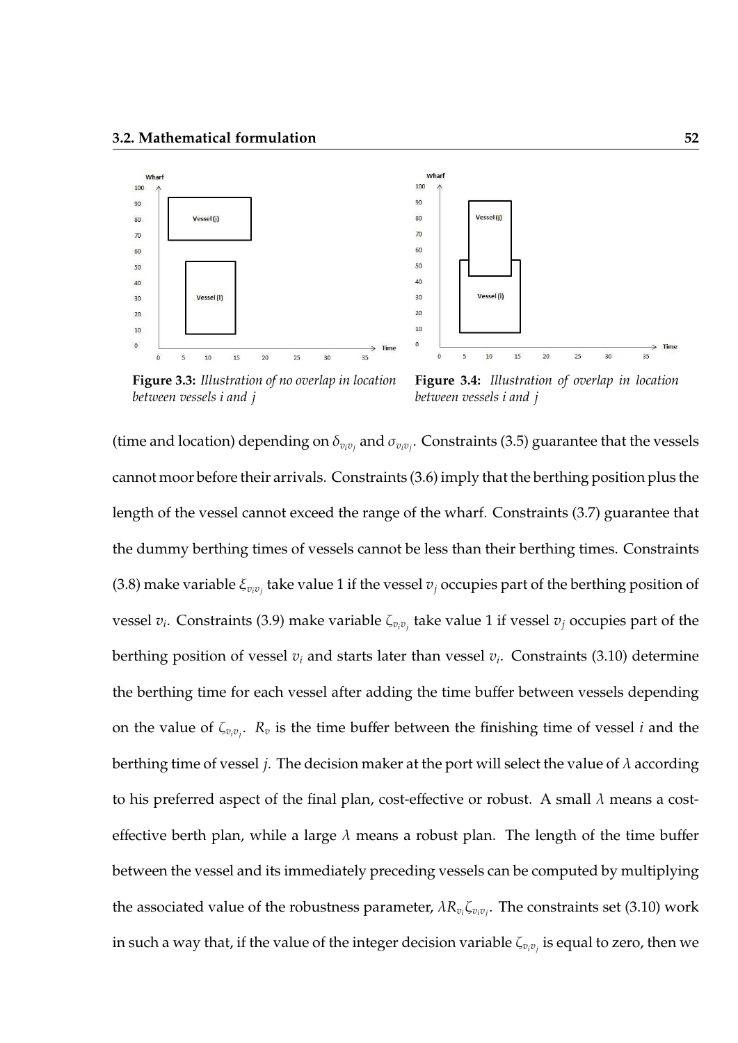**Figure 3.3:** *Illustration of no overlap in location between vessels i and j*

**Figure 3.4:** *Illustration of overlap in location between vessels i and j*

(time and location) depending on $\delta_{v_iv_j}$ and $\sigma_{v_iv_j}$. Constraints (3.5) guarantee that the vessels cannot moor before their arrivals. Constraints (3.6) imply that the berthing position plus the length of the vessel cannot exceed the range of the wharf. Constraints (3.7) guarantee that the dummy berthing times of vessels cannot be less than their berthing times. Constraints (3.8) make variable $\xi_{v_iv_j}$ take value 1 if the vessel $v_j$ occupies part of the berthing position of vessel $v_i$. Constraints (3.9) make variable $\zeta_{v_iv_j}$ take value 1 if vessel $v_j$ occupies part of the berthing position of vessel $v_i$ and starts later than vessel $v_i$. Constraints (3.10) determine the berthing time for each vessel after adding the time buffer between vessels depending on the value of $\zeta_{v_iv_j}$. $R_v$ is the time buffer between the finishing time of vessel $i$ and the berthing time of vessel $j$. The decision maker at the port will select the value of $\lambda$ according to his preferred aspect of the final plan, cost-effective or robust. A small $\lambda$ means a cost-effective berth plan, while a large $\lambda$ means a robust plan. The length of the time buffer between the vessel and its immediately preceding vessels can be computed by multiplying the associated value of the robustness parameter, $\lambda R_{v_i} \zeta_{v_iv_j}$. The constraints set (3.10) work in such a way that, if the value of the integer decision variable $\zeta_{v_iv_j}$ is equal to zero, then we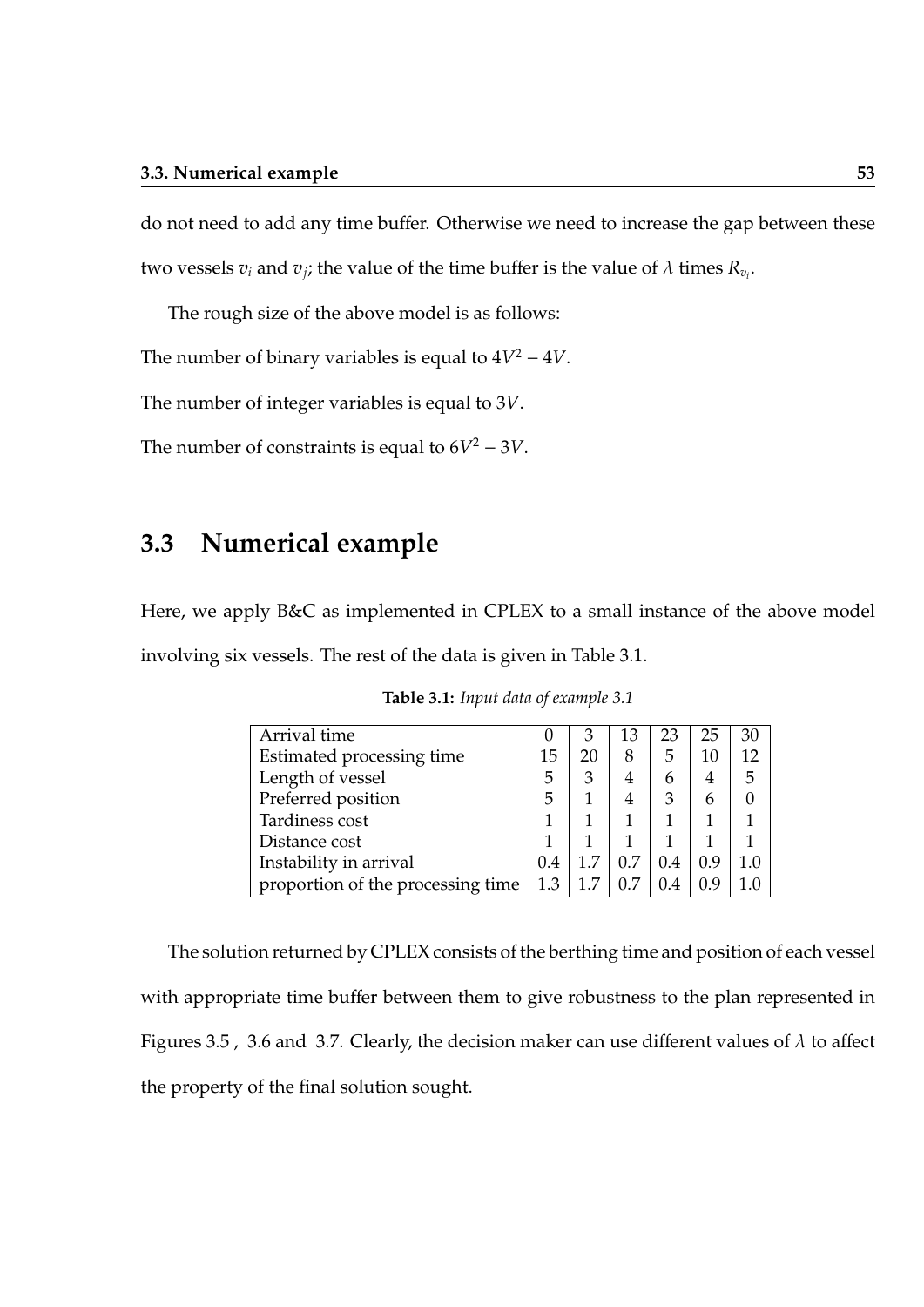do not need to add any time buffer. Otherwise we need to increase the gap between these two vessels $v_i$ and $v_j$; the value of the time buffer is the value of $\lambda$ times $R_{v_i}$.

The rough size of the above model is as follows:

The number of binary variables is equal to $4V^2 - 4V$.

The number of integer variables is equal to $3V$.

The number of constraints is equal to $6V^2 - 3V$.

## 3.3 Numerical example

Here, we apply B&C as implemented in CPLEX to a small instance of the above model involving six vessels. The rest of the data is given in Table 3.1.

**Table 3.1:** *Input data of example 3.1*

| | | | | | | |
|---|---|---|---|---|---|---|
| Arrival time | 0 | 3 | 13 | 23 | 25 | 30 |
| Estimated processing time | 15 | 20 | 8 | 5 | 10 | 12 |
| Length of vessel | 5 | 3 | 4 | 6 | 4 | 5 |
| Preferred position | 5 | 1 | 4 | 3 | 6 | 0 |
| Tardiness cost | 1 | 1 | 1 | 1 | 1 | 1 |
| Distance cost | 1 | 1 | 1 | 1 | 1 | 1 |
| Instability in arrival | 0.4 | 1.7 | 0.7 | 0.4 | 0.9 | 1.0 |
| proportion of the processing time | 1.3 | 1.7 | 0.7 | 0.4 | 0.9 | 1.0 |

The solution returned by CPLEX consists of the berthing time and position of each vessel with appropriate time buffer between them to give robustness to the plan represented in Figures 3.5 , 3.6 and 3.7. Clearly, the decision maker can use different values of $\lambda$ to affect the property of the final solution sought.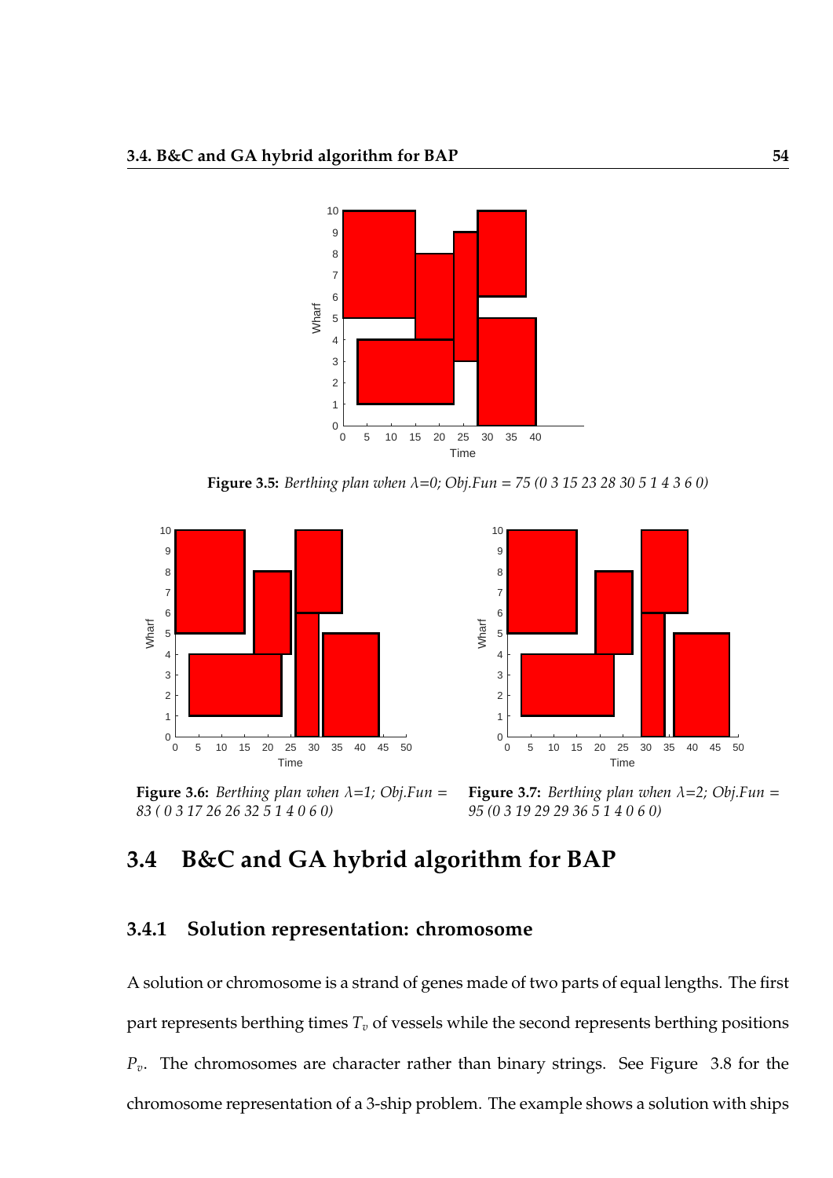**Figure 3.5:** *Berthing plan when $\lambda$=0; Obj.Fun = 75 (0 3 15 23 28 30 5 1 4 3 6 0)*

**Figure 3.6:** *Berthing plan when $\lambda$=1; Obj.Fun = 83 ( 0 3 17 26 26 32 5 1 4 0 6 0)*

**Figure 3.7:** *Berthing plan when $\lambda$=2; Obj.Fun = 95 (0 3 19 29 29 36 5 1 4 0 6 0)*

## 3.4 B&C and GA hybrid algorithm for BAP

### 3.4.1 Solution representation: chromosome

A solution or chromosome is a strand of genes made of two parts of equal lengths. The first part represents berthing times $T_v$ of vessels while the second represents berthing positions $P_v$. The chromosomes are character rather than binary strings. See Figure 3.8 for the chromosome representation of a 3-ship problem. The example shows a solution with ships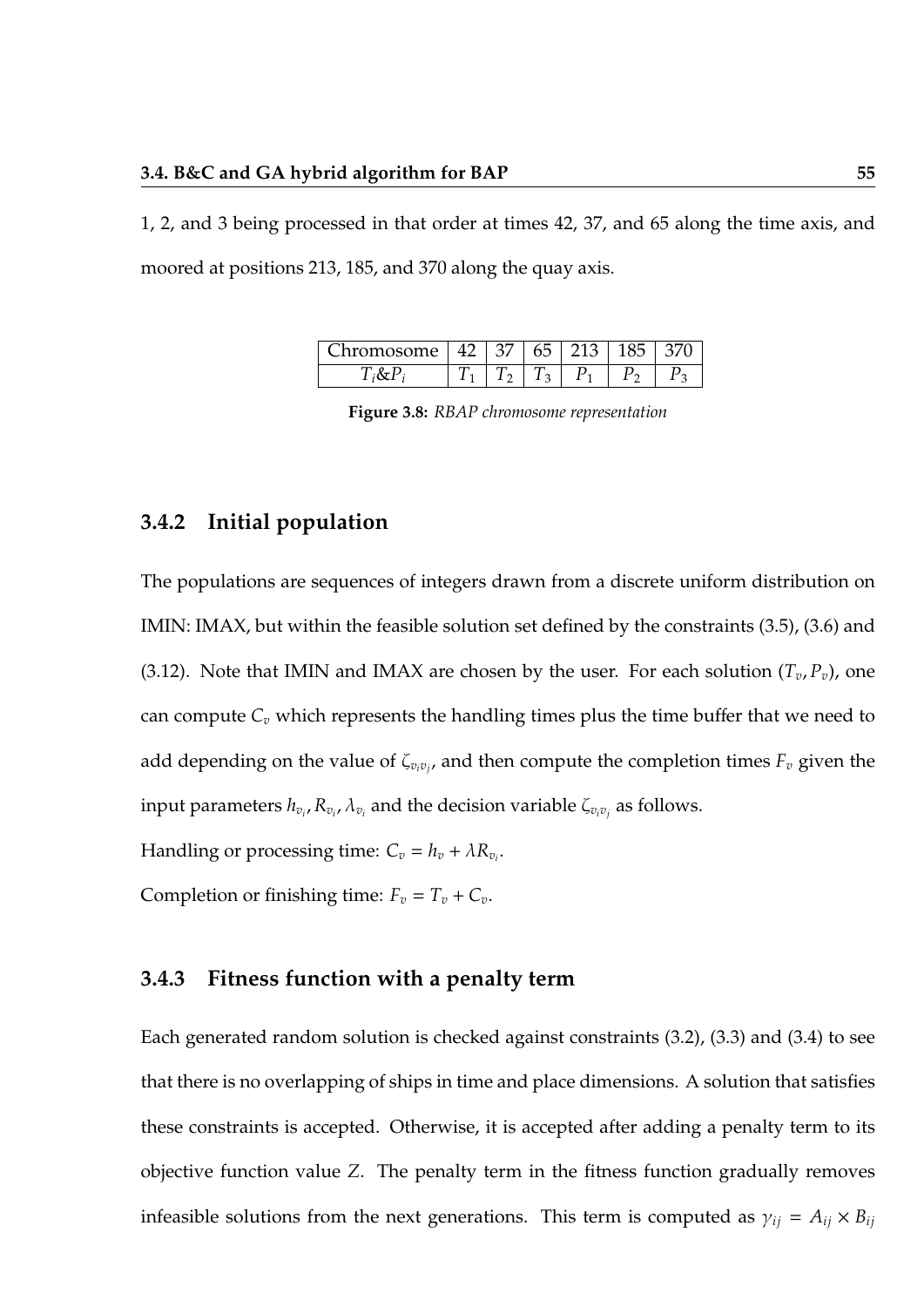1, 2, and 3 being processed in that order at times 42, 37, and 65 along the time axis, and moored at positions 213, 185, and 370 along the quay axis.

| Chromosome | 42 | 37 | 65 | 213 | 185 | 370 |
|---|---|---|---|---|---|---|
| $T_i$&$P_i$ | $T_1$ | $T_2$ | $T_3$ | $P_1$ | $P_2$ | $P_3$ |

**Figure 3.8:** *RBAP chromosome representation*

### 3.4.2 Initial population

The populations are sequences of integers drawn from a discrete uniform distribution on IMIN: IMAX, but within the feasible solution set defined by the constraints (3.5), (3.6) and (3.12). Note that IMIN and IMAX are chosen by the user. For each solution $(T_v, P_v)$, one can compute $C_v$ which represents the handling times plus the time buffer that we need to add depending on the value of $\zeta_{v_i v_j}$, and then compute the completion times $F_v$ given the input parameters $h_{v_i}$, $R_{v_i}$, $\lambda_{v_i}$ and the decision variable $\zeta_{v_i v_j}$ as follows.

Handling or processing time: $C_v = h_v + \lambda R_{v_i}$.

Completion or finishing time: $F_v = T_v + C_v$.

### 3.4.3 Fitness function with a penalty term

Each generated random solution is checked against constraints (3.2), (3.3) and (3.4) to see that there is no overlapping of ships in time and place dimensions. A solution that satisfies these constraints is accepted. Otherwise, it is accepted after adding a penalty term to its objective function value $Z$. The penalty term in the fitness function gradually removes infeasible solutions from the next generations. This term is computed as $\gamma_{ij} = A_{ij} \times B_{ij}$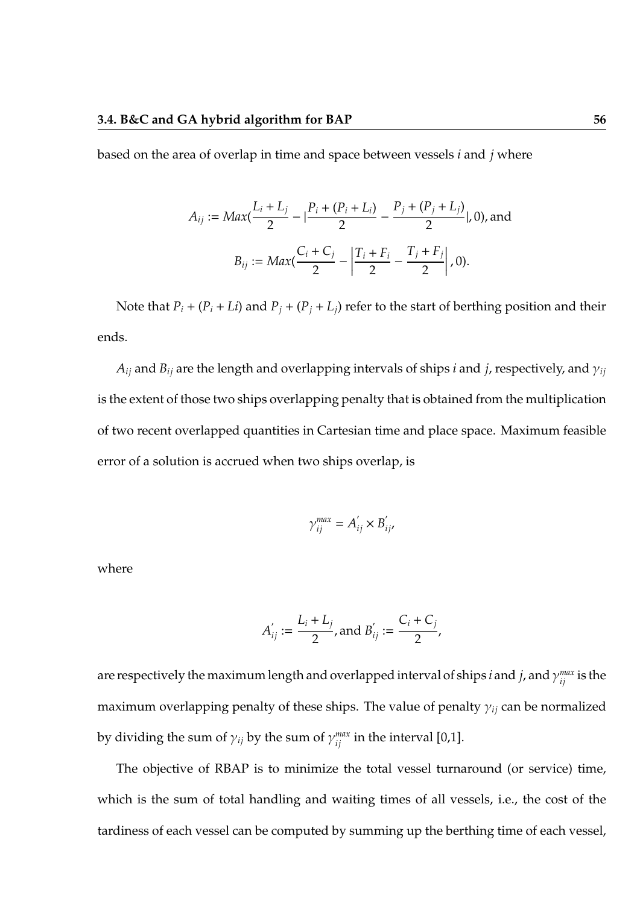based on the area of overlap in time and space between vessels $i$ and $j$ where

$$A_{ij} := Max(\frac{L_i + L_j}{2} - |\frac{P_i + (P_i + L_i)}{2} - \frac{P_j + (P_j + L_j)}{2}|, 0), \text{and}$$

$$B_{ij} := Max(\frac{C_i + C_j}{2} - \left|\frac{T_i + F_i}{2} - \frac{T_j + F_j}{2}\right|, 0).$$

Note that $P_i + (P_i + Li)$ and $P_j + (P_j + L_j)$ refer to the start of berthing position and their ends.

$A_{ij}$ and $B_{ij}$ are the length and overlapping intervals of ships $i$ and $j$, respectively, and $\gamma_{ij}$ is the extent of those two ships overlapping penalty that is obtained from the multiplication of two recent overlapped quantities in Cartesian time and place space. Maximum feasible error of a solution is accrued when two ships overlap, is

$$\gamma_{ij}^{max} = A_{ij}^{'} \times B_{ij}^{'},$$

where

$$A_{ij}^{'} := \frac{L_i + L_j}{2}, \text{and } B_{ij}^{'} := \frac{C_i + C_j}{2},$$

are respectively the maximum length and overlapped interval of ships $i$ and $j$, and $\gamma_{ij}^{max}$ is the maximum overlapping penalty of these ships. The value of penalty $\gamma_{ij}$ can be normalized by dividing the sum of $\gamma_{ij}$ by the sum of $\gamma_{ij}^{max}$ in the interval [0,1].

The objective of RBAP is to minimize the total vessel turnaround (or service) time, which is the sum of total handling and waiting times of all vessels, i.e., the cost of the tardiness of each vessel can be computed by summing up the berthing time of each vessel,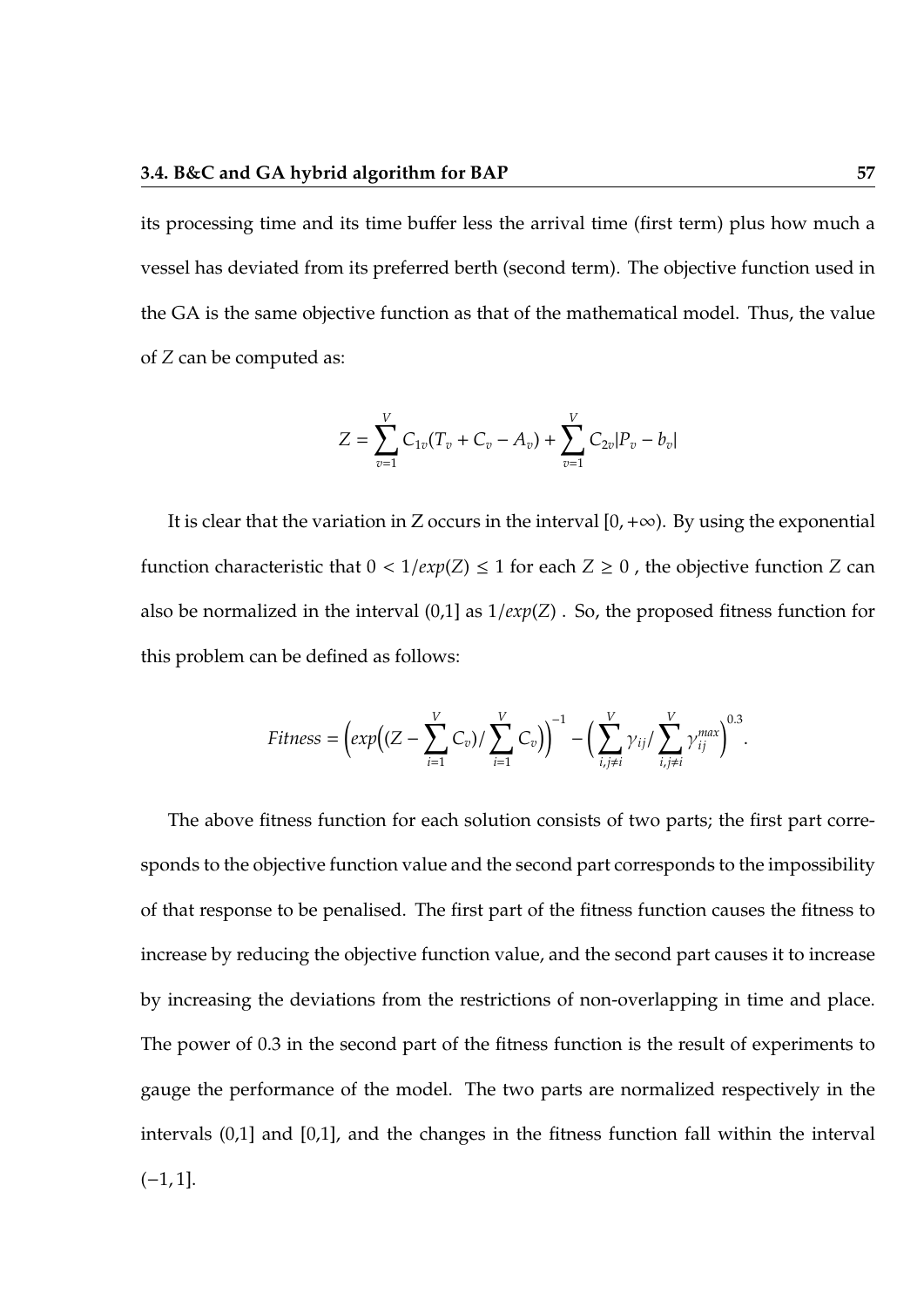its processing time and its time buffer less the arrival time (first term) plus how much a vessel has deviated from its preferred berth (second term). The objective function used in the GA is the same objective function as that of the mathematical model. Thus, the value of $Z$ can be computed as:

$$Z = \sum_{v=1}^{V} C_{1v}(T_v + C_v - A_v) + \sum_{v=1}^{V} C_{2v}|P_v - b_v|$$

It is clear that the variation in Z occurs in the interval $[0, +\infty)$. By using the exponential function characteristic that $0 < 1/exp(Z) \leq 1$ for each $Z \geq 0$ , the objective function $Z$ can also be normalized in the interval (0,1] as $1/exp(Z)$ . So, the proposed fitness function for this problem can be defined as follows:

$$Fitness = \Big(exp\Big((Z - \sum_{i=1}^{V} C_v)/\sum_{i=1}^{V} C_v\Big)\Big)^{-1} - \Big(\sum_{i,j\neq i}^{V} \gamma_{ij}/\sum_{i,j\neq i}^{V} \gamma_{ij}^{max}\Big)^{0.3}.$$

The above fitness function for each solution consists of two parts; the first part corresponds to the objective function value and the second part corresponds to the impossibility of that response to be penalised. The first part of the fitness function causes the fitness to increase by reducing the objective function value, and the second part causes it to increase by increasing the deviations from the restrictions of non-overlapping in time and place. The power of 0.3 in the second part of the fitness function is the result of experiments to gauge the performance of the model. The two parts are normalized respectively in the intervals (0,1] and [0,1], and the changes in the fitness function fall within the interval $(-1, 1]$.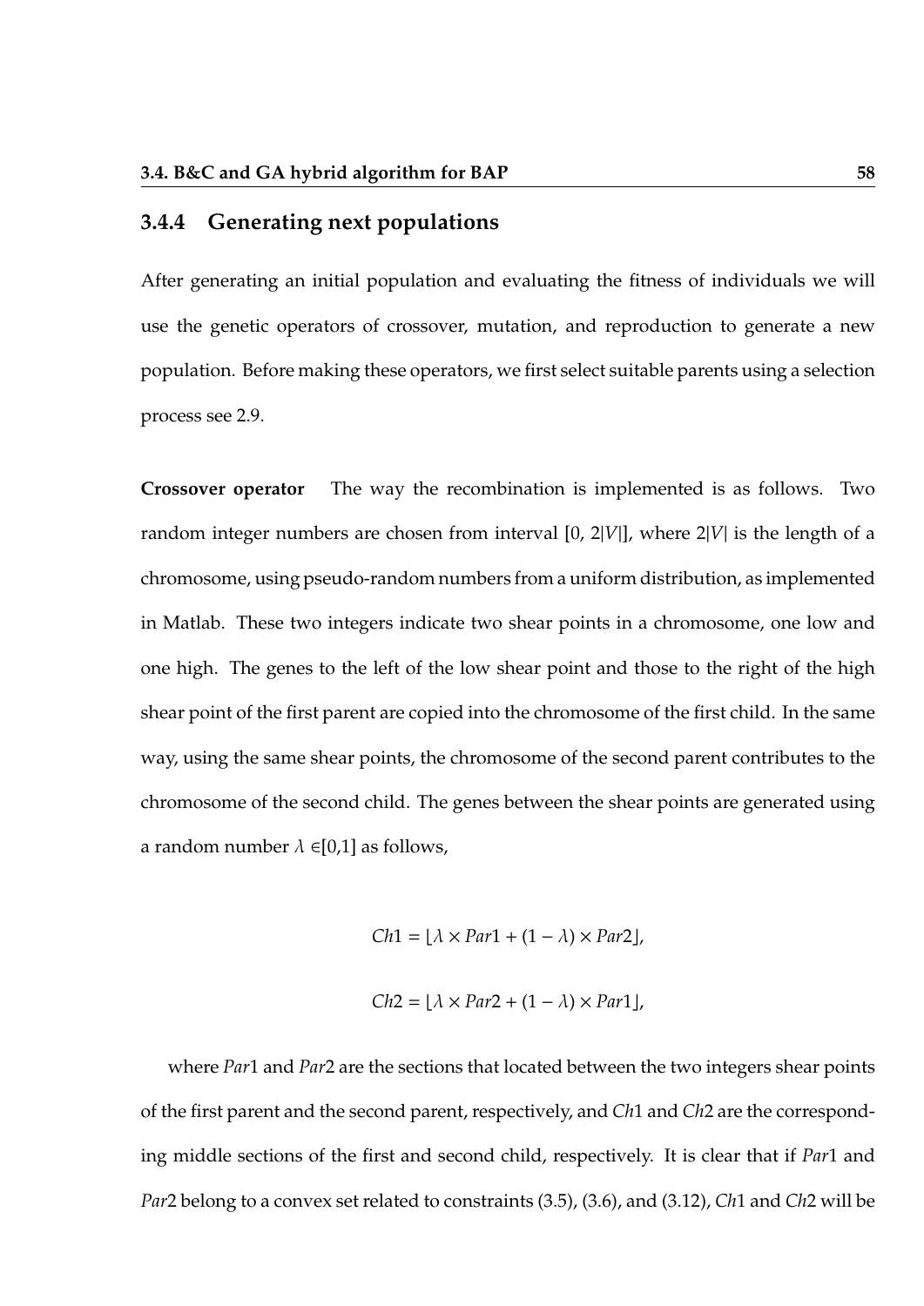### 3.4.4 Generating next populations

After generating an initial population and evaluating the fitness of individuals we will use the genetic operators of crossover, mutation, and reproduction to generate a new population. Before making these operators, we first select suitable parents using a selection process see 2.9.

**Crossover operator** The way the recombination is implemented is as follows. Two random integer numbers are chosen from interval $[0, 2|V|]$, where $2|V|$ is the length of a chromosome, using pseudo-random numbers from a uniform distribution, as implemented in Matlab. These two integers indicate two shear points in a chromosome, one low and one high. The genes to the left of the low shear point and those to the right of the high shear point of the first parent are copied into the chromosome of the first child. In the same way, using the same shear points, the chromosome of the second parent contributes to the chromosome of the second child. The genes between the shear points are generated using a random number $\lambda \in [0,1]$ as follows,

$$Ch1 = \lfloor \lambda \times Par1 + (1 - \lambda) \times Par2 \rfloor,$$

$$Ch2 = \lfloor \lambda \times Par2 + (1 - \lambda) \times Par1 \rfloor,$$

where $Par1$ and $Par2$ are the sections that located between the two integers shear points of the first parent and the second parent, respectively, and $Ch1$ and $Ch2$ are the corresponding middle sections of the first and second child, respectively. It is clear that if $Par1$ and $Par2$ belong to a convex set related to constraints (3.5), (3.6), and (3.12), $Ch1$ and $Ch2$ will be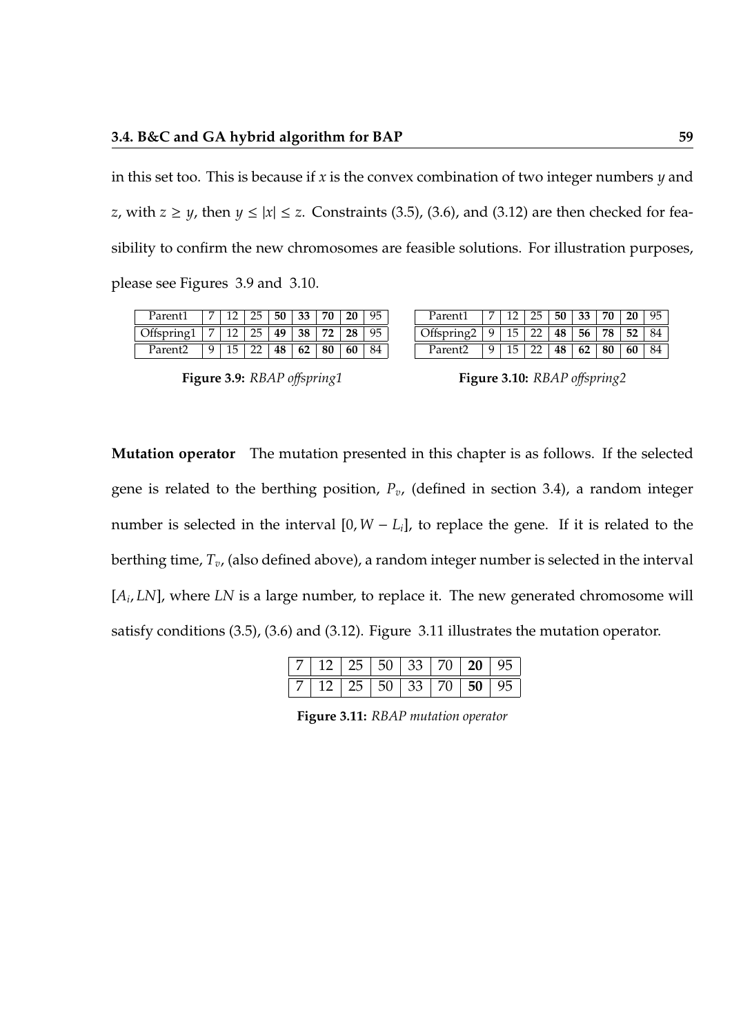in this set too. This is because if $x$ is the convex combination of two integer numbers $y$ and $z$, with $z \geq y$, then $y \leq \lfloor x \rfloor \leq z$. Constraints (3.5), (3.6), and (3.12) are then checked for feasibility to confirm the new chromosomes are feasible solutions. For illustration purposes, please see Figures 3.9 and 3.10.

| Parent1 | 7 | 12 | 25 | **50** | **33** | **70** | **20** | 95 |
|---|---|---|---|---|---|---|---|---|
| Offspring1 | 7 | 12 | 25 | **49** | **38** | **72** | **28** | 95 |
| Parent2 | 9 | 15 | 22 | **48** | **62** | **80** | **60** | 84 |

**Figure 3.9:** *RBAP offspring1*

| Parent1 | 7 | 12 | 25 | **50** | **33** | **70** | **20** | 95 |
|---|---|---|---|---|---|---|---|---|
| Offspring2 | 9 | 15 | 22 | **48** | **56** | **78** | **52** | 84 |
| Parent2 | 9 | 15 | 22 | **48** | **62** | **80** | **60** | 84 |

**Figure 3.10:** *RBAP offspring2*

**Mutation operator** The mutation presented in this chapter is as follows. If the selected gene is related to the berthing position, $P_v$, (defined in section 3.4), a random integer number is selected in the interval $[0, W - L_i]$, to replace the gene. If it is related to the berthing time, $T_v$, (also defined above), a random integer number is selected in the interval $[A_i, LN]$, where $LN$ is a large number, to replace it. The new generated chromosome will satisfy conditions (3.5), (3.6) and (3.12). Figure 3.11 illustrates the mutation operator.

| 7 | 12 | 25 | 50 | 33 | 70 | **20** | 95 |
|---|---|---|---|---|---|---|---|
| 7 | 12 | 25 | 50 | 33 | 70 | **50** | 95 |

**Figure 3.11:** *RBAP mutation operator*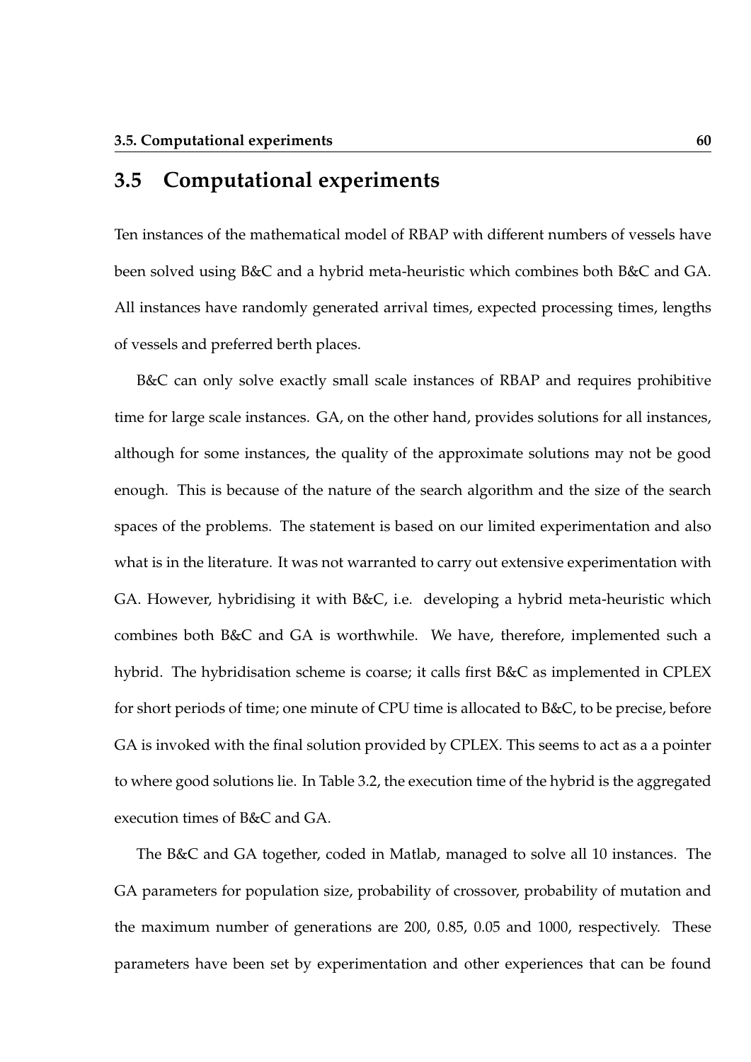## 3.5 Computational experiments

Ten instances of the mathematical model of RBAP with different numbers of vessels have been solved using B&C and a hybrid meta-heuristic which combines both B&C and GA. All instances have randomly generated arrival times, expected processing times, lengths of vessels and preferred berth places.

B&C can only solve exactly small scale instances of RBAP and requires prohibitive time for large scale instances. GA, on the other hand, provides solutions for all instances, although for some instances, the quality of the approximate solutions may not be good enough. This is because of the nature of the search algorithm and the size of the search spaces of the problems. The statement is based on our limited experimentation and also what is in the literature. It was not warranted to carry out extensive experimentation with GA. However, hybridising it with B&C, i.e. developing a hybrid meta-heuristic which combines both B&C and GA is worthwhile. We have, therefore, implemented such a hybrid. The hybridisation scheme is coarse; it calls first B&C as implemented in CPLEX for short periods of time; one minute of CPU time is allocated to B&C, to be precise, before GA is invoked with the final solution provided by CPLEX. This seems to act as a a pointer to where good solutions lie. In Table 3.2, the execution time of the hybrid is the aggregated execution times of B&C and GA.

The B&C and GA together, coded in Matlab, managed to solve all 10 instances. The GA parameters for population size, probability of crossover, probability of mutation and the maximum number of generations are 200, 0.85, 0.05 and 1000, respectively. These parameters have been set by experimentation and other experiences that can be found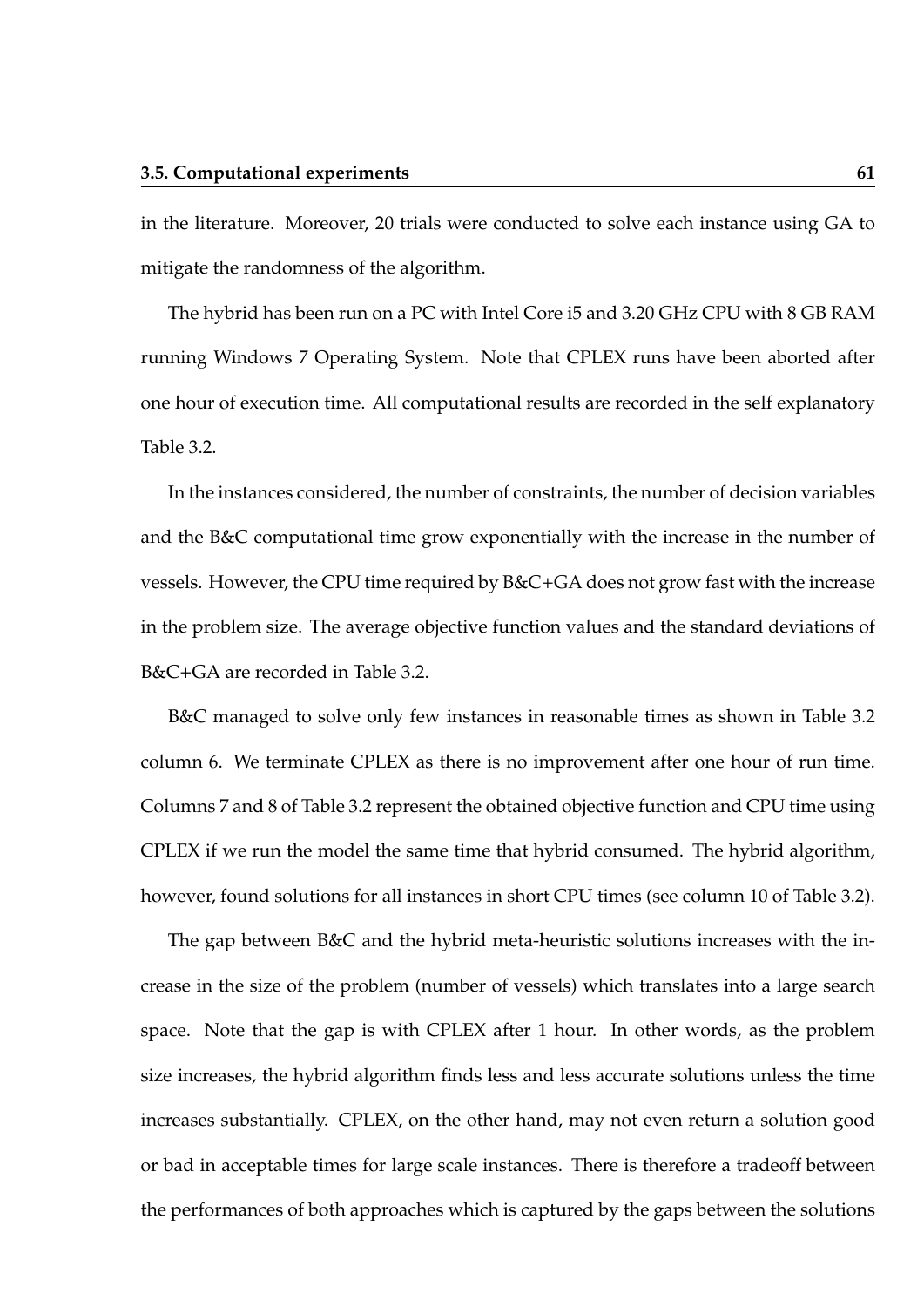in the literature. Moreover, 20 trials were conducted to solve each instance using GA to mitigate the randomness of the algorithm.

The hybrid has been run on a PC with Intel Core i5 and 3.20 GHz CPU with 8 GB RAM running Windows 7 Operating System. Note that CPLEX runs have been aborted after one hour of execution time. All computational results are recorded in the self explanatory Table 3.2.

In the instances considered, the number of constraints, the number of decision variables and the B&C computational time grow exponentially with the increase in the number of vessels. However, the CPU time required by B&C+GA does not grow fast with the increase in the problem size. The average objective function values and the standard deviations of B&C+GA are recorded in Table 3.2.

B&C managed to solve only few instances in reasonable times as shown in Table 3.2 column 6. We terminate CPLEX as there is no improvement after one hour of run time. Columns 7 and 8 of Table 3.2 represent the obtained objective function and CPU time using CPLEX if we run the model the same time that hybrid consumed. The hybrid algorithm, however, found solutions for all instances in short CPU times (see column 10 of Table 3.2).

The gap between B&C and the hybrid meta-heuristic solutions increases with the increase in the size of the problem (number of vessels) which translates into a large search space. Note that the gap is with CPLEX after 1 hour. In other words, as the problem size increases, the hybrid algorithm finds less and less accurate solutions unless the time increases substantially. CPLEX, on the other hand, may not even return a solution good or bad in acceptable times for large scale instances. There is therefore a tradeoff between the performances of both approaches which is captured by the gaps between the solutions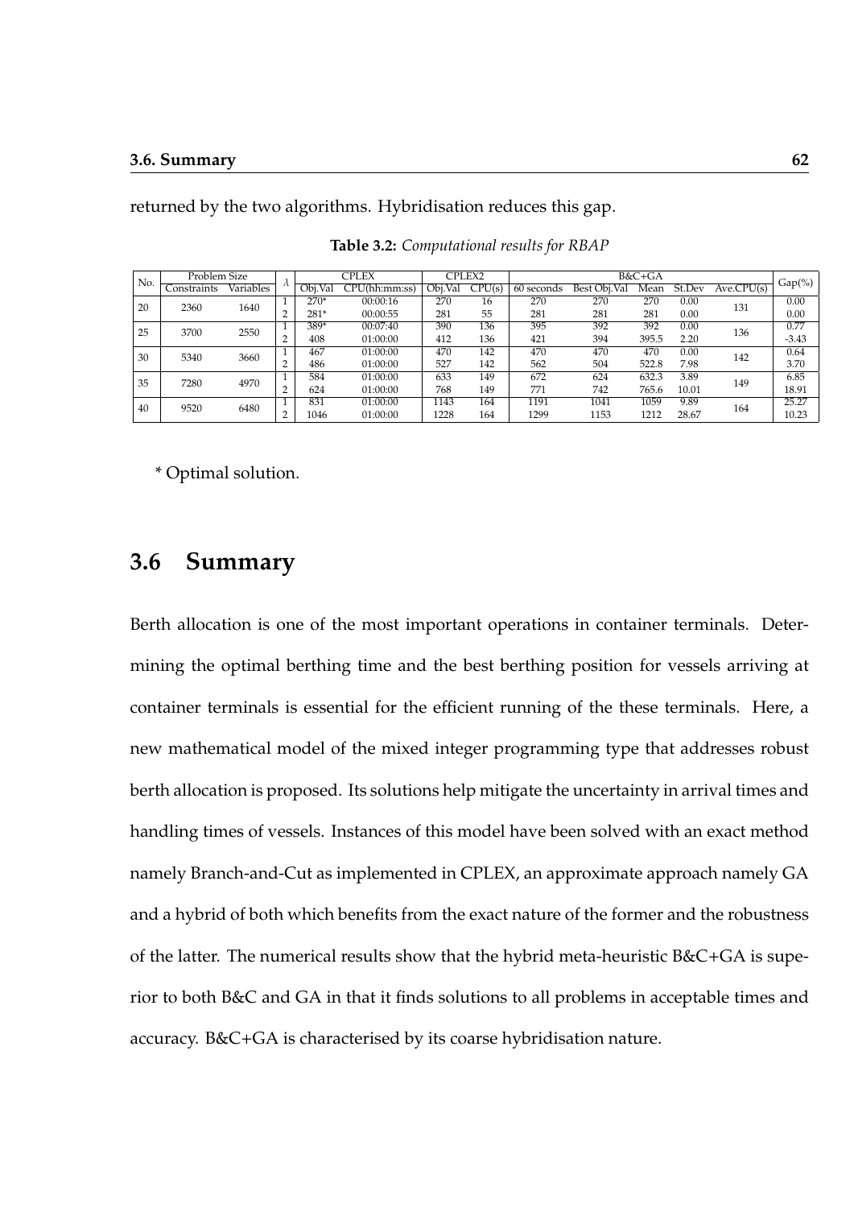returned by the two algorithms. Hybridisation reduces this gap.

**Table 3.2:** *Computational results for RBAP*

| No. | Problem Size | | $\lambda$ | CPLEX | | CPLEX2 | | B&C+GA | | | | | Gap(%) |
|---|---|---|---|---|---|---|---|---|---|---|---|---|---|
| | Constraints | Variables | | Obj.Val | CPU(hh:mm:ss) | Obj.Val | CPU(s) | 60 seconds | Best Obj.Val | Mean | St.Dev | Ave.CPU(s) | |
| 20 | 2360 | 1640 | 1 | 270* | 00:00:16 | 270 | 16 | 270 | 270 | 270 | 0.00 | 131 | 0.00 |
| | | | 2 | 281* | 00:00:55 | 281 | 55 | 281 | 281 | 281 | 0.00 | | 0.00 |
| 25 | 3700 | 2550 | 1 | 389* | 00:07:40 | 390 | 136 | 395 | 392 | 392 | 0.00 | 136 | 0.77 |
| | | | 2 | 408 | 01:00:00 | 412 | 136 | 421 | 394 | 395.5 | 2.20 | | -3.43 |
| 30 | 5340 | 3660 | 1 | 467 | 01:00:00 | 470 | 142 | 470 | 470 | 470 | 0.00 | 142 | 0.64 |
| | | | 2 | 486 | 01:00:00 | 527 | 142 | 562 | 504 | 522.8 | 7.98 | | 3.70 |
| 35 | 7280 | 4970 | 1 | 584 | 01:00:00 | 633 | 149 | 672 | 624 | 632.3 | 3.89 | 149 | 6.85 |
| | | | 2 | 624 | 01:00:00 | 768 | 149 | 771 | 742 | 765.6 | 10.01 | | 18.91 |
| 40 | 9520 | 6480 | 1 | 831 | 01:00:00 | 1143 | 164 | 1191 | 1041 | 1059 | 9.89 | 164 | 25.27 |
| | | | 2 | 1046 | 01:00:00 | 1228 | 164 | 1299 | 1153 | 1212 | 28.67 | | 10.23 |

* Optimal solution.

## 3.6 Summary

Berth allocation is one of the most important operations in container terminals. Determining the optimal berthing time and the best berthing position for vessels arriving at container terminals is essential for the efficient running of the these terminals. Here, a new mathematical model of the mixed integer programming type that addresses robust berth allocation is proposed. Its solutions help mitigate the uncertainty in arrival times and handling times of vessels. Instances of this model have been solved with an exact method namely Branch-and-Cut as implemented in CPLEX, an approximate approach namely GA and a hybrid of both which benefits from the exact nature of the former and the robustness of the latter. The numerical results show that the hybrid meta-heuristic B&C+GA is superior to both B&C and GA in that it finds solutions to all problems in acceptable times and accuracy. B&C+GA is characterised by its coarse hybridisation nature.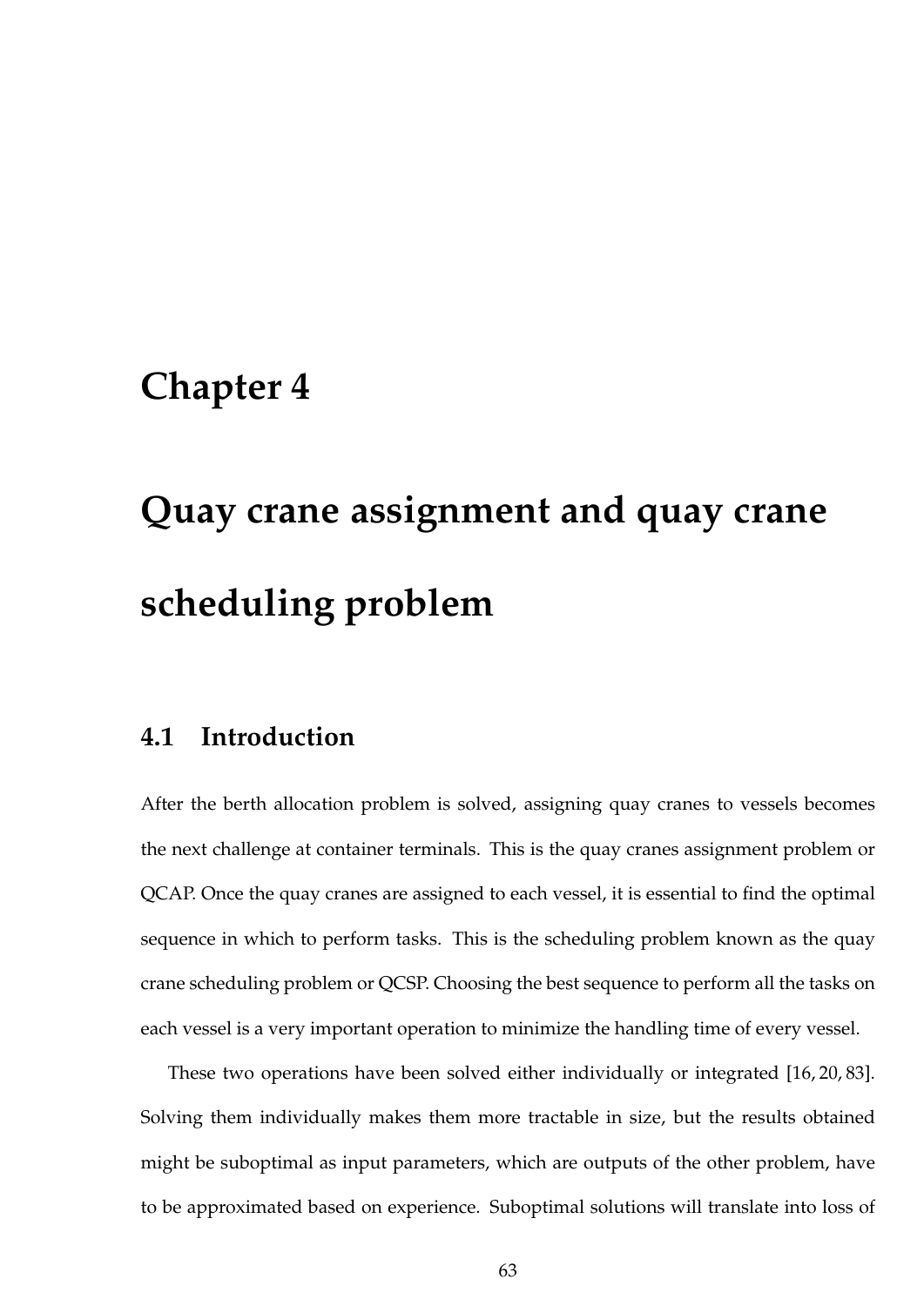# Chapter 4

# Quay crane assignment and quay crane scheduling problem

## 4.1 Introduction

After the berth allocation problem is solved, assigning quay cranes to vessels becomes the next challenge at container terminals. This is the quay cranes assignment problem or QCAP. Once the quay cranes are assigned to each vessel, it is essential to find the optimal sequence in which to perform tasks. This is the scheduling problem known as the quay crane scheduling problem or QCSP. Choosing the best sequence to perform all the tasks on each vessel is a very important operation to minimize the handling time of every vessel.

These two operations have been solved either individually or integrated [16, 20, 83]. Solving them individually makes them more tractable in size, but the results obtained might be suboptimal as input parameters, which are outputs of the other problem, have to be approximated based on experience. Suboptimal solutions will translate into loss of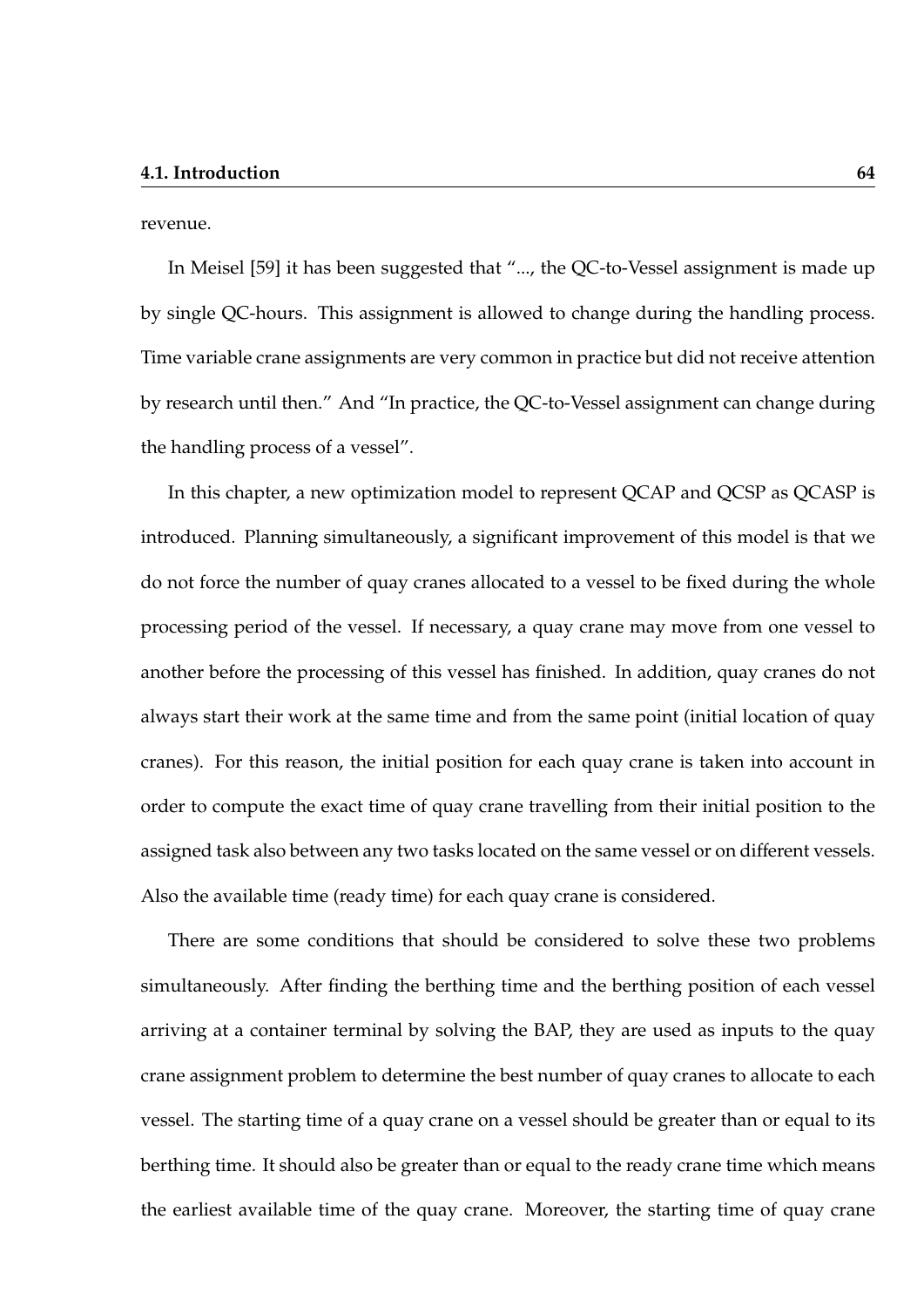revenue.

In Meisel [59] it has been suggested that "..., the QC-to-Vessel assignment is made up by single QC-hours. This assignment is allowed to change during the handling process. Time variable crane assignments are very common in practice but did not receive attention by research until then." And "In practice, the QC-to-Vessel assignment can change during the handling process of a vessel".

In this chapter, a new optimization model to represent QCAP and QCSP as QCASP is introduced. Planning simultaneously, a significant improvement of this model is that we do not force the number of quay cranes allocated to a vessel to be fixed during the whole processing period of the vessel. If necessary, a quay crane may move from one vessel to another before the processing of this vessel has finished. In addition, quay cranes do not always start their work at the same time and from the same point (initial location of quay cranes). For this reason, the initial position for each quay crane is taken into account in order to compute the exact time of quay crane travelling from their initial position to the assigned task also between any two tasks located on the same vessel or on different vessels. Also the available time (ready time) for each quay crane is considered.

There are some conditions that should be considered to solve these two problems simultaneously. After finding the berthing time and the berthing position of each vessel arriving at a container terminal by solving the BAP, they are used as inputs to the quay crane assignment problem to determine the best number of quay cranes to allocate to each vessel. The starting time of a quay crane on a vessel should be greater than or equal to its berthing time. It should also be greater than or equal to the ready crane time which means the earliest available time of the quay crane. Moreover, the starting time of quay crane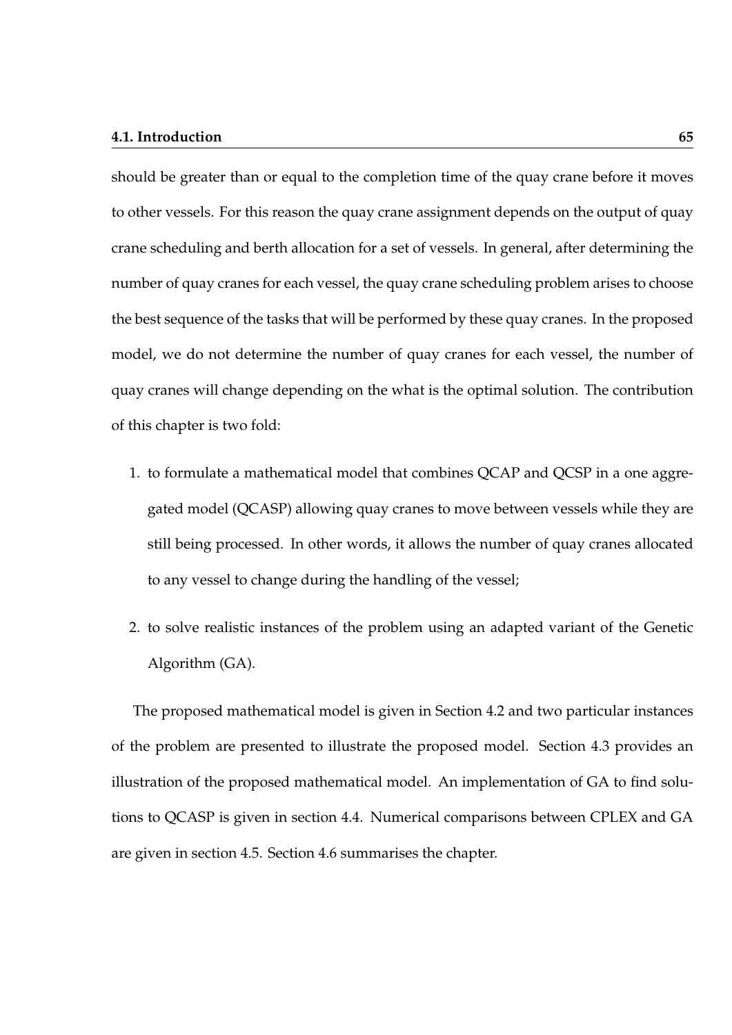should be greater than or equal to the completion time of the quay crane before it moves to other vessels. For this reason the quay crane assignment depends on the output of quay crane scheduling and berth allocation for a set of vessels. In general, after determining the number of quay cranes for each vessel, the quay crane scheduling problem arises to choose the best sequence of the tasks that will be performed by these quay cranes. In the proposed model, we do not determine the number of quay cranes for each vessel, the number of quay cranes will change depending on the what is the optimal solution. The contribution of this chapter is two fold:

1. to formulate a mathematical model that combines QCAP and QCSP in a one aggregated model (QCASP) allowing quay cranes to move between vessels while they are still being processed. In other words, it allows the number of quay cranes allocated to any vessel to change during the handling of the vessel;
2. to solve realistic instances of the problem using an adapted variant of the Genetic Algorithm (GA).

The proposed mathematical model is given in Section 4.2 and two particular instances of the problem are presented to illustrate the proposed model. Section 4.3 provides an illustration of the proposed mathematical model. An implementation of GA to find solutions to QCASP is given in section 4.4. Numerical comparisons between CPLEX and GA are given in section 4.5. Section 4.6 summarises the chapter.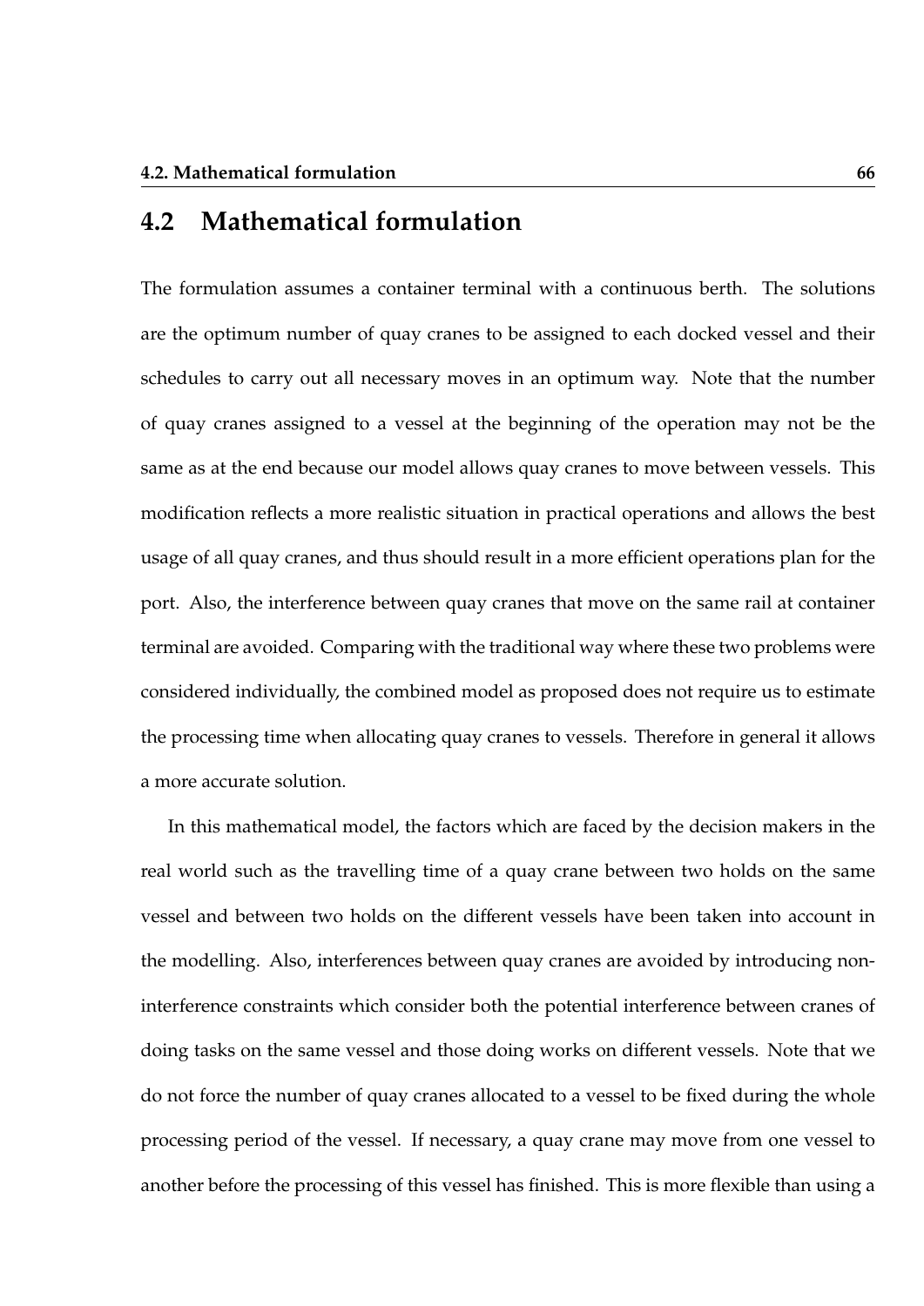## 4.2 Mathematical formulation

The formulation assumes a container terminal with a continuous berth. The solutions are the optimum number of quay cranes to be assigned to each docked vessel and their schedules to carry out all necessary moves in an optimum way. Note that the number of quay cranes assigned to a vessel at the beginning of the operation may not be the same as at the end because our model allows quay cranes to move between vessels. This modification reflects a more realistic situation in practical operations and allows the best usage of all quay cranes, and thus should result in a more efficient operations plan for the port. Also, the interference between quay cranes that move on the same rail at container terminal are avoided. Comparing with the traditional way where these two problems were considered individually, the combined model as proposed does not require us to estimate the processing time when allocating quay cranes to vessels. Therefore in general it allows a more accurate solution.

In this mathematical model, the factors which are faced by the decision makers in the real world such as the travelling time of a quay crane between two holds on the same vessel and between two holds on the different vessels have been taken into account in the modelling. Also, interferences between quay cranes are avoided by introducing non-interference constraints which consider both the potential interference between cranes of doing tasks on the same vessel and those doing works on different vessels. Note that we do not force the number of quay cranes allocated to a vessel to be fixed during the whole processing period of the vessel. If necessary, a quay crane may move from one vessel to another before the processing of this vessel has finished. This is more flexible than using a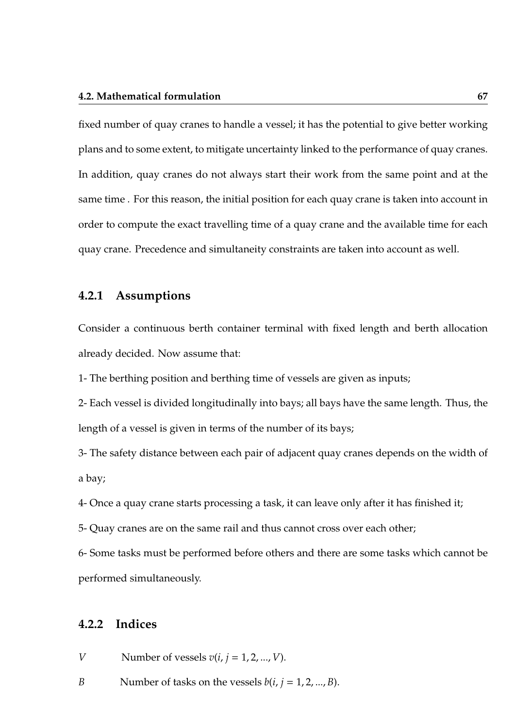fixed number of quay cranes to handle a vessel; it has the potential to give better working plans and to some extent, to mitigate uncertainty linked to the performance of quay cranes. In addition, quay cranes do not always start their work from the same point and at the same time . For this reason, the initial position for each quay crane is taken into account in order to compute the exact travelling time of a quay crane and the available time for each quay crane. Precedence and simultaneity constraints are taken into account as well.

### 4.2.1 Assumptions

Consider a continuous berth container terminal with fixed length and berth allocation already decided. Now assume that:

1- The berthing position and berthing time of vessels are given as inputs;

2- Each vessel is divided longitudinally into bays; all bays have the same length. Thus, the length of a vessel is given in terms of the number of its bays;

3- The safety distance between each pair of adjacent quay cranes depends on the width of a bay;

4- Once a quay crane starts processing a task, it can leave only after it has finished it;

5- Quay cranes are on the same rail and thus cannot cross over each other;

6- Some tasks must be performed before others and there are some tasks which cannot be performed simultaneously.

### 4.2.2 Indices

$V$ Number of vessels $v(i, j = 1, 2, ..., V)$.

$B$ Number of tasks on the vessels $b(i, j = 1, 2, ..., B)$.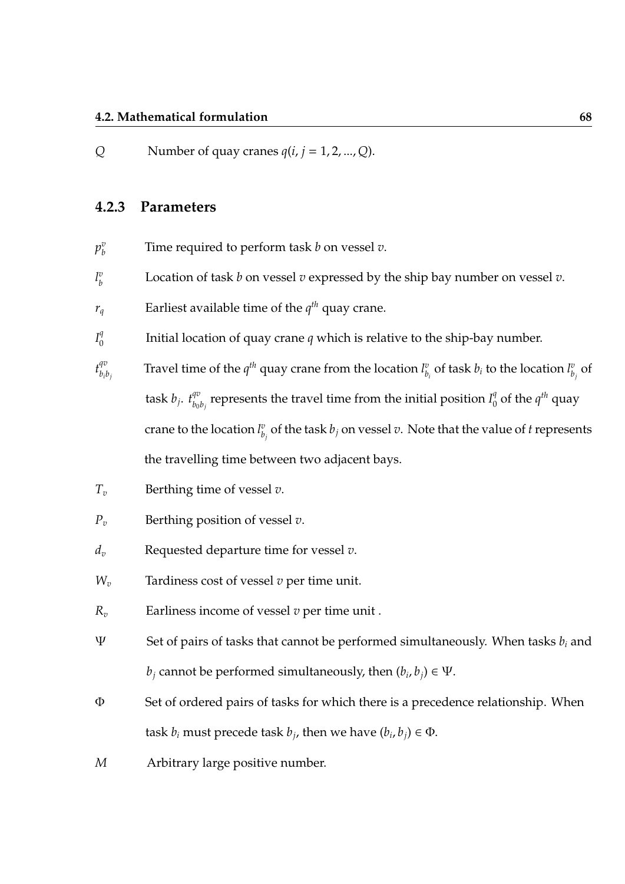$Q$ Number of quay cranes $q(i, j = 1, 2, ..., Q)$.

### 4.2.3 Parameters

$p_b^v$ Time required to perform task $b$ on vessel $v$.

$l_b^v$ Location of task $b$ on vessel $v$ expressed by the ship bay number on vessel $v$.

$r_q$ Earliest available time of the $q^{th}$ quay crane.

$l_0^q$ Initial location of quay crane $q$ which is relative to the ship-bay number.

$t_{b_i b_j}^{qv}$ Travel time of the $q^{th}$ quay crane from the location $l_{b_i}^v$ of task $b_i$ to the location $l_{b_j}^v$ of task $b_j$. $t_{b_0 b_j}^{qv}$ represents the travel time from the initial position $l_0^q$ of the $q^{th}$ quay crane to the location $l_{b_j}^v$ of the task $b_j$ on vessel $v$. Note that the value of $t$ represents the travelling time between two adjacent bays.

$T_v$ Berthing time of vessel $v$.

$P_v$ Berthing position of vessel $v$.

$d_v$ Requested departure time for vessel $v$.

$W_v$ Tardiness cost of vessel $v$ per time unit.

$R_v$ Earliness income of vessel $v$ per time unit .

$\Psi$ Set of pairs of tasks that cannot be performed simultaneously. When tasks $b_i$ and $b_j$ cannot be performed simultaneously, then $(b_i, b_j) \in \Psi$.

$\Phi$ Set of ordered pairs of tasks for which there is a precedence relationship. When task $b_i$ must precede task $b_j$, then we have $(b_i, b_j) \in \Phi$.

$M$ Arbitrary large positive number.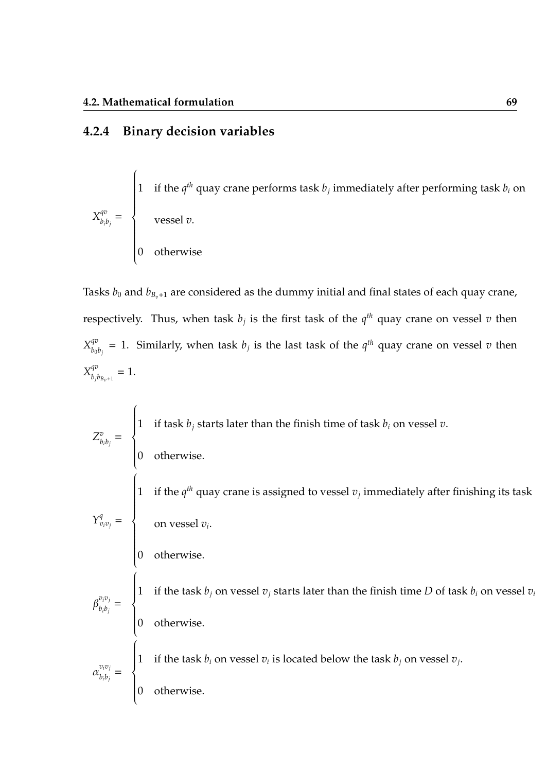### 4.2.4 Binary decision variables

$$X^{qv}_{b_ib_j} = \begin{cases} 1 & \text{if the } q^{th} \text{ quay crane performs task } b_j \text{ immediately after performing task } b_i \text{ on} \\ & \text{vessel } v. \\ 0 & \text{otherwise} \end{cases}$$

Tasks $b_0$ and $b_{B_v+1}$ are considered as the dummy initial and final states of each quay crane, respectively. Thus, when task $b_j$ is the first task of the $q^{th}$ quay crane on vessel $v$ then $X^{qv}_{b_0b_j} = 1$. Similarly, when task $b_j$ is the last task of the $q^{th}$ quay crane on vessel $v$ then $X^{qv}_{b_jb_{B_v+1}} = 1$.

$$Z^{v}_{b_ib_j} = \begin{cases} 1 & \text{if task } b_j \text{ starts later than the finish time of task } b_i \text{ on vessel } v. \\ 0 & \text{otherwise.} \end{cases}$$

$$Y^{q}_{v_iv_j} = \begin{cases} 1 & \text{if the } q^{th} \text{ quay crane is assigned to vessel } v_j \text{ immediately after finishing its task} \\ & \text{on vessel } v_i. \\ 0 & \text{otherwise.} \end{cases}$$

$$\beta^{v_iv_j}_{b_ib_j} = \begin{cases} 1 & \text{if the task } b_j \text{ on vessel } v_j \text{ starts later than the finish time } D \text{ of task } b_i \text{ on vessel } v_i \\ 0 & \text{otherwise.} \end{cases}$$

$$\alpha^{v_iv_j}_{b_ib_j} = \begin{cases} 1 & \text{if the task } b_i \text{ on vessel } v_i \text{ is located below the task } b_j \text{ on vessel } v_j. \\ 0 & \text{otherwise.} \end{cases}$$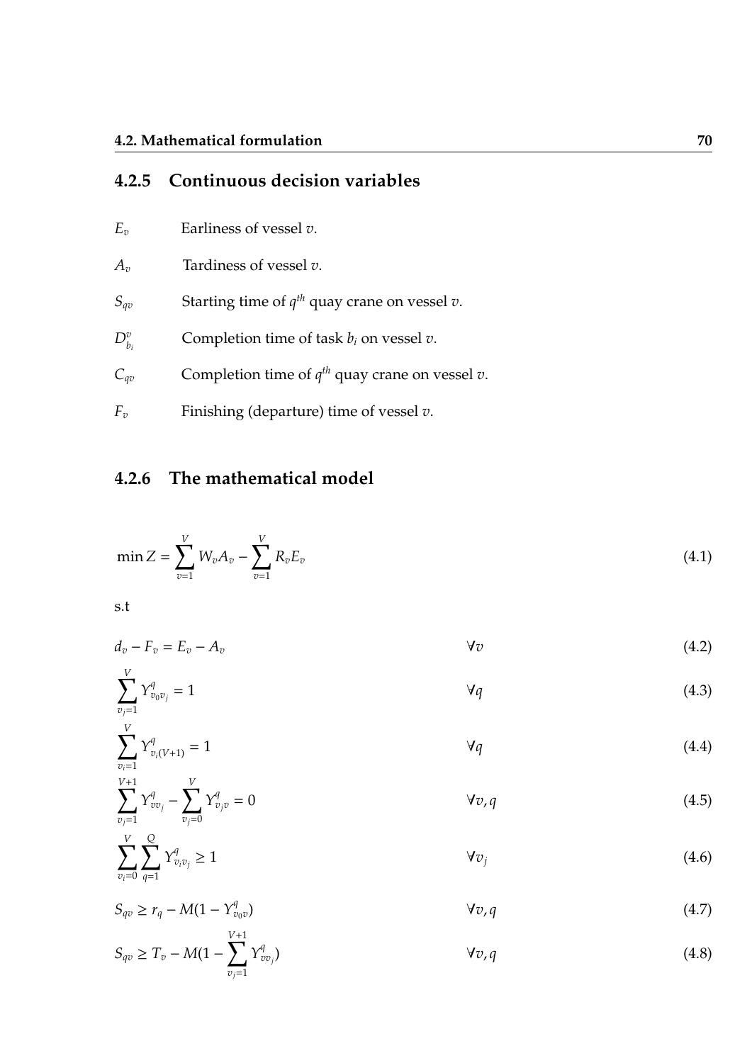### 4.2.5 Continuous decision variables

$E_v$ Earliness of vessel $v$.

$A_v$ Tardiness of vessel $v$.

$S_{qv}$ Starting time of $q^{th}$ quay crane on vessel $v$.

$D^v_{b_i}$ Completion time of task $b_i$ on vessel $v$.

$C_{qv}$ Completion time of $q^{th}$ quay crane on vessel $v$.

$F_v$ Finishing (departure) time of vessel $v$.

### 4.2.6 The mathematical model

$$\min Z = \sum_{v=1}^{V} W_v A_v - \sum_{v=1}^{V} R_v E_v \tag{4.1}$$

s.t

$$d_v - F_v = E_v - A_v \qquad \forall v \tag{4.2}$$

$$\sum_{v_j=1}^{V} Y^q_{v_0 v_j} = 1 \qquad \forall q \tag{4.3}$$

$$\sum_{v_i=1}^{V} Y^q_{v_i (V+1)} = 1 \qquad \forall q \tag{4.4}$$

$$\sum_{v_j=1}^{V+1} Y^q_{v v_j} - \sum_{v_j=0}^{V} Y^q_{v_j v} = 0 \qquad \forall v, q \tag{4.5}$$

$$\sum_{v_i=0}^{V} \sum_{q=1}^{Q} Y^q_{v_i v_j} \geq 1 \qquad \forall v_j \tag{4.6}$$

$$S_{qv} \geq r_q - M(1 - Y^q_{v_0 v}) \qquad \forall v, q \tag{4.7}$$

$$S_{qv} \geq T_v - M(1 - \sum_{v_j=1}^{V+1} Y^q_{v v_j}) \qquad \forall v, q \tag{4.8}$$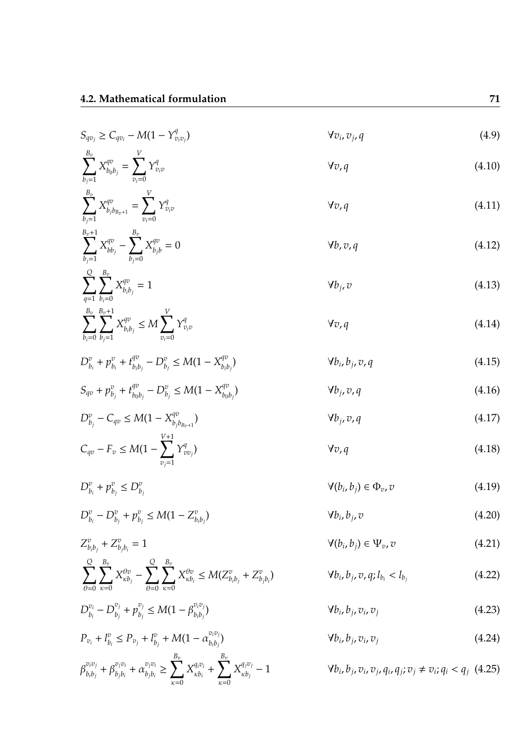$$S_{qv_j} \geq C_{qv_i} - M(1 - Y^q_{v_i v_j}) \qquad \forall v_i, v_j, q \tag{4.9}$$

$$\sum_{b_j=1}^{B_v} X^{qv}_{b_0 b_j} = \sum_{v_i=0}^{V} Y^q_{v_i v} \qquad \forall v, q \tag{4.10}$$

$$\sum_{b_j=1}^{B_v} X^{qv}_{b_j b_{B_v+1}} = \sum_{v_i=0}^{V} Y^q_{v_i v} \qquad \forall v, q \tag{4.11}$$

$$\sum_{b_j=1}^{B_v+1} X^{qv}_{b b_j} - \sum_{b_j=0}^{B_v} X^{qv}_{b_j b} = 0 \qquad \forall b, v, q \tag{4.12}$$

$$\sum_{q=1}^{Q} \sum_{b_i=0}^{B_v} X^{qv}_{b_i b_j} = 1 \qquad \forall b_j, v \tag{4.13}$$

$$\sum_{b_i=0}^{B_v} \sum_{b_j=1}^{B_v+1} X^{qv}_{b_i b_j} \leq M \sum_{v_i=0}^{V} Y^q_{v_i v} \qquad \forall v, q \tag{4.14}$$

$$D^v_{b_i} + p^v_{b_i} + t^{qv}_{b_i b_j} - D^v_{b_j} \leq M(1 - X^{qv}_{b_i b_j}) \qquad \forall b_i, b_j, v, q \tag{4.15}$$

$$S_{qv} + p^v_{b_j} + t^{qv}_{b_0 b_j} - D^v_{b_j} \leq M(1 - X^{qv}_{b_0 b_j}) \qquad \forall b_j, v, q \tag{4.16}$$

$$D^v_{b_j} - C_{qv} \leq M(1 - X^{qv}_{b_j b_{B_v+1}}) \qquad \forall b_j, v, q \tag{4.17}$$

$$C_{qv} - F_v \leq M(1 - \sum_{v_j=1}^{V+1} Y^q_{v v_j}) \qquad \forall v, q \tag{4.18}$$

$$D^v_{b_i} + p^v_{b_j} \leq D^v_{b_j} \qquad \forall (b_i, b_j) \in \Phi_v, v \tag{4.19}$$

$$D^v_{b_i} - D^v_{b_j} + p^v_{b_j} \leq M(1 - Z^v_{b_i b_j}) \qquad \forall b_i, b_j, v \tag{4.20}$$

$$Z^v_{b_i b_j} + Z^v_{b_j b_i} = 1 \qquad \forall (b_i, b_j) \in \Psi_v, v \tag{4.21}$$

$$\sum_{\theta=0}^{Q} \sum_{\kappa=0}^{B_v} X^{\theta v}_{\kappa b_j} - \sum_{\theta=0}^{Q} \sum_{\kappa=0}^{B_v} X^{\theta v}_{\kappa b_i} \leq M(Z^v_{b_i b_j} + Z^v_{b_j b_i}) \qquad \forall b_i, b_j, v, q; l_{b_i} < l_{b_j} \tag{4.22}$$

$$D^{v_i}_{b_i} - D^{v_j}_{b_j} + p^{v_j}_{b_j} \leq M(1 - \beta^{v_i v_j}_{b_i b_j}) \qquad \forall b_i, b_j, v_i, v_j \tag{4.23}$$

$$P_{v_i} + l^v_{b_i} \leq P_{v_j} + l^v_{b_j} + M(1 - \alpha^{v_i v_j}_{b_i b_j}) \qquad \forall b_i, b_j, v_i, v_j \tag{4.24}$$

$$\beta^{v_i v_j}_{b_i b_j} + \beta^{v_j v_i}_{b_j b_i} + \alpha^{v_j v_i}_{b_j b_i} \geq \sum_{\kappa=0}^{B_v} X^{q_i v_i}_{\kappa b_i} + \sum_{\kappa=0}^{B_v} X^{q_j v_j}_{\kappa b_j} - 1 \qquad \forall b_i, b_j, v_i, v_j, q_i, q_j; v_j \neq v_i; q_i < q_j \tag{4.25}$$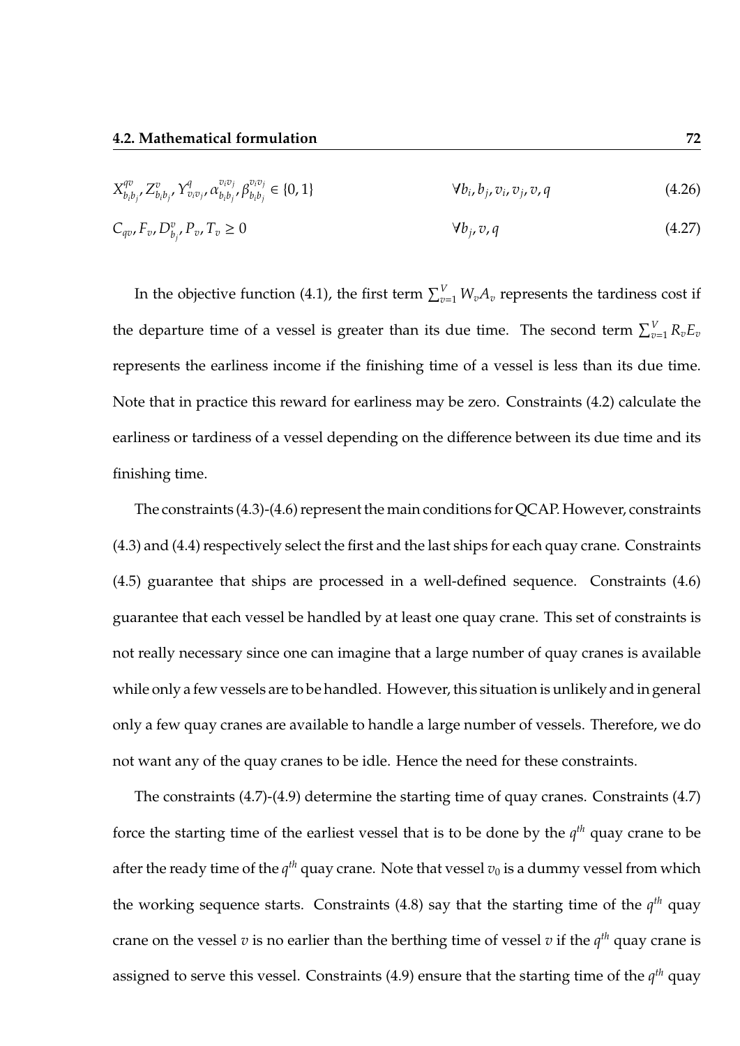$$X^{qv}_{b_i b_j}, Z^{v}_{b_i b_j}, Y^{q}_{v_i v_j}, \alpha^{v_i v_j}_{b_i b_j}, \beta^{v_i v_j}_{b_i b_j} \in \{0, 1\} \qquad \forall b_i, b_j, v_i, v_j, v, q \tag{4.26}$$

$$C_{qv}, F_v, D^{v}_{b_j}, P_v, T_v \geq 0 \qquad \forall b_j, v, q \tag{4.27}$$

In the objective function (4.1), the first term $\sum_{v=1}^{V} W_v A_v$ represents the tardiness cost if the departure time of a vessel is greater than its due time. The second term $\sum_{v=1}^{V} R_v E_v$ represents the earliness income if the finishing time of a vessel is less than its due time. Note that in practice this reward for earliness may be zero. Constraints (4.2) calculate the earliness or tardiness of a vessel depending on the difference between its due time and its finishing time.

The constraints (4.3)-(4.6) represent the main conditions for QCAP. However, constraints (4.3) and (4.4) respectively select the first and the last ships for each quay crane. Constraints (4.5) guarantee that ships are processed in a well-defined sequence. Constraints (4.6) guarantee that each vessel be handled by at least one quay crane. This set of constraints is not really necessary since one can imagine that a large number of quay cranes is available while only a few vessels are to be handled. However, this situation is unlikely and in general only a few quay cranes are available to handle a large number of vessels. Therefore, we do not want any of the quay cranes to be idle. Hence the need for these constraints.

The constraints (4.7)-(4.9) determine the starting time of quay cranes. Constraints (4.7) force the starting time of the earliest vessel that is to be done by the $q^{th}$ quay crane to be after the ready time of the $q^{th}$ quay crane. Note that vessel $v_0$ is a dummy vessel from which the working sequence starts. Constraints (4.8) say that the starting time of the $q^{th}$ quay crane on the vessel $v$ is no earlier than the berthing time of vessel $v$ if the $q^{th}$ quay crane is assigned to serve this vessel. Constraints (4.9) ensure that the starting time of the $q^{th}$ quay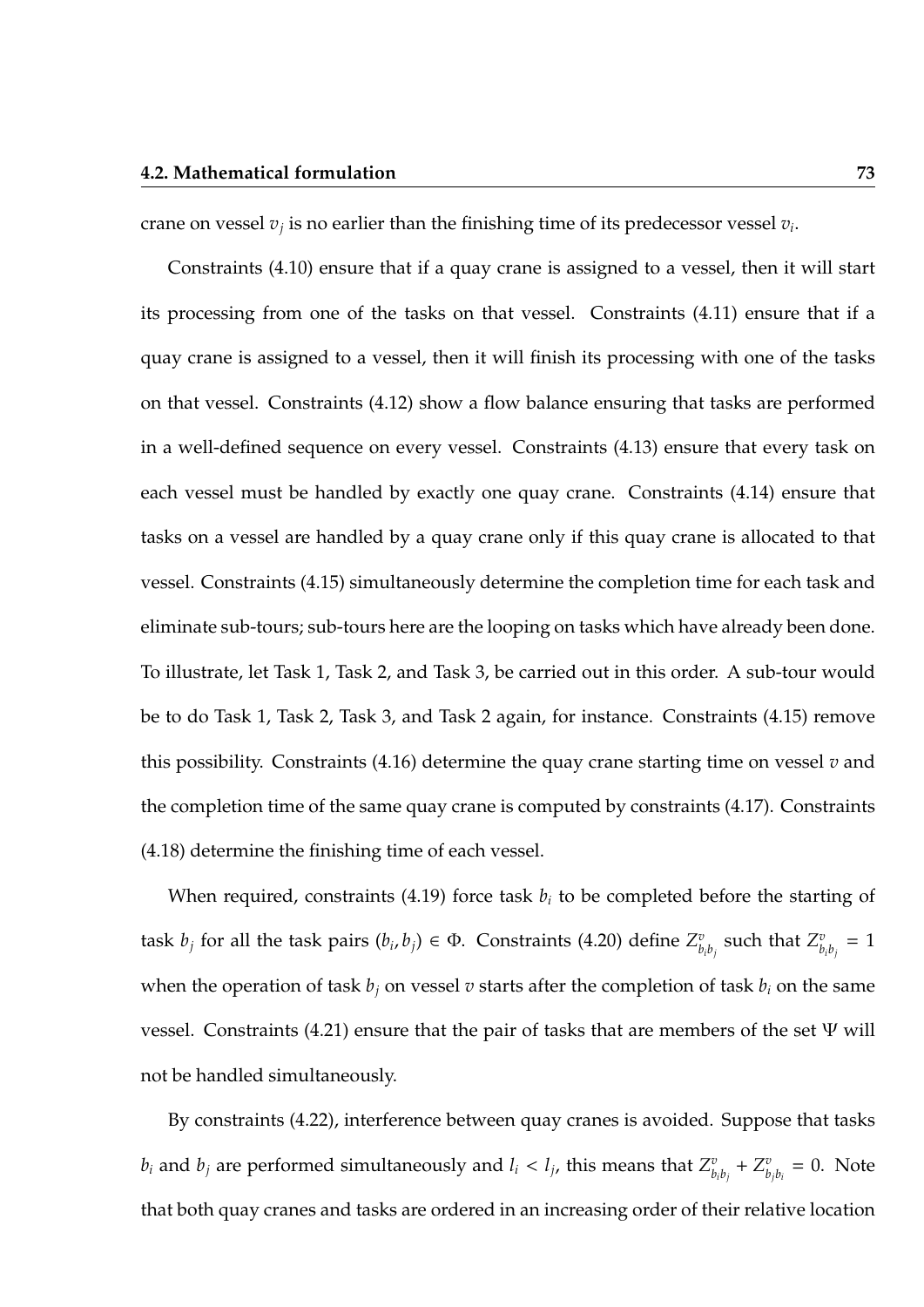crane on vessel $v_j$ is no earlier than the finishing time of its predecessor vessel $v_i$.

Constraints (4.10) ensure that if a quay crane is assigned to a vessel, then it will start its processing from one of the tasks on that vessel. Constraints (4.11) ensure that if a quay crane is assigned to a vessel, then it will finish its processing with one of the tasks on that vessel. Constraints (4.12) show a flow balance ensuring that tasks are performed in a well-defined sequence on every vessel. Constraints (4.13) ensure that every task on each vessel must be handled by exactly one quay crane. Constraints (4.14) ensure that tasks on a vessel are handled by a quay crane only if this quay crane is allocated to that vessel. Constraints (4.15) simultaneously determine the completion time for each task and eliminate sub-tours; sub-tours here are the looping on tasks which have already been done. To illustrate, let Task 1, Task 2, and Task 3, be carried out in this order. A sub-tour would be to do Task 1, Task 2, Task 3, and Task 2 again, for instance. Constraints (4.15) remove this possibility. Constraints (4.16) determine the quay crane starting time on vessel $v$ and the completion time of the same quay crane is computed by constraints (4.17). Constraints (4.18) determine the finishing time of each vessel.

When required, constraints (4.19) force task $b_i$ to be completed before the starting of task $b_j$ for all the task pairs $(b_i, b_j) \in \Phi$. Constraints (4.20) define $Z^v_{b_i b_j}$ such that $Z^v_{b_i b_j} = 1$ when the operation of task $b_j$ on vessel $v$ starts after the completion of task $b_i$ on the same vessel. Constraints (4.21) ensure that the pair of tasks that are members of the set $\Psi$ will not be handled simultaneously.

By constraints (4.22), interference between quay cranes is avoided. Suppose that tasks $b_i$ and $b_j$ are performed simultaneously and $l_i < l_j$, this means that $Z^v_{b_i b_j} + Z^v_{b_j b_i} = 0$. Note that both quay cranes and tasks are ordered in an increasing order of their relative location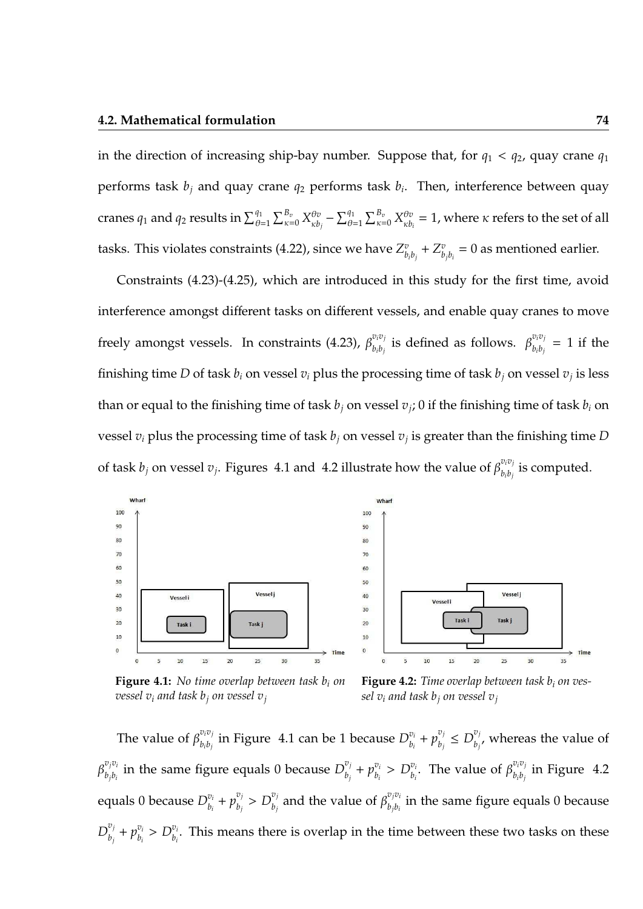in the direction of increasing ship-bay number. Suppose that, for $q_1 < q_2$, quay crane $q_1$ performs task $b_j$ and quay crane $q_2$ performs task $b_i$. Then, interference between quay cranes $q_1$ and $q_2$ results in $\sum_{\theta=1}^{q_1}\sum_{\kappa=0}^{B_v} X_{\kappa b_j}^{\theta v} - \sum_{\theta=1}^{q_1}\sum_{\kappa=0}^{B_v} X_{\kappa b_i}^{\theta v} = 1$, where $\kappa$ refers to the set of all tasks. This violates constraints (4.22), since we have $Z_{b_i b_j}^{v} + Z_{b_j b_i}^{v} = 0$ as mentioned earlier.

Constraints (4.23)-(4.25), which are introduced in this study for the first time, avoid interference amongst different tasks on different vessels, and enable quay cranes to move freely amongst vessels. In constraints (4.23), $\beta_{b_i b_j}^{v_i v_j}$ is defined as follows. $\beta_{b_i b_j}^{v_i v_j} = 1$ if the finishing time $D$ of task $b_i$ on vessel $v_i$ plus the processing time of task $b_j$ on vessel $v_j$ is less than or equal to the finishing time of task $b_j$ on vessel $v_j$; 0 if the finishing time of task $b_i$ on vessel $v_i$ plus the processing time of task $b_j$ on vessel $v_j$ is greater than the finishing time $D$ of task $b_j$ on vessel $v_j$. Figures 4.1 and 4.2 illustrate how the value of $\beta_{b_i b_j}^{v_i v_j}$ is computed.

**Figure 4.1:** *No time overlap between task $b_i$ on vessel $v_i$ and task $b_j$ on vessel $v_j$*

**Figure 4.2:** *Time overlap between task $b_i$ on vessel $v_i$ and task $b_j$ on vessel $v_j$*

The value of $\beta_{b_i b_j}^{v_i v_j}$ in Figure 4.1 can be 1 because $D_{b_i}^{v_i} + p_{b_j}^{v_j} \leq D_{b_j}^{v_j}$, whereas the value of $\beta_{b_j b_i}^{v_j v_i}$ in the same figure equals 0 because $D_{b_j}^{v_j} + p_{b_i}^{v_i} > D_{b_i}^{v_i}$. The value of $\beta_{b_i b_j}^{v_i v_j}$ in Figure 4.2 equals 0 because $D_{b_i}^{v_i} + p_{b_j}^{v_j} > D_{b_j}^{v_j}$ and the value of $\beta_{b_j b_i}^{v_j v_i}$ in the same figure equals 0 because $D_{b_j}^{v_j} + p_{b_i}^{v_i} > D_{b_i}^{v_i}$. This means there is overlap in the time between these two tasks on these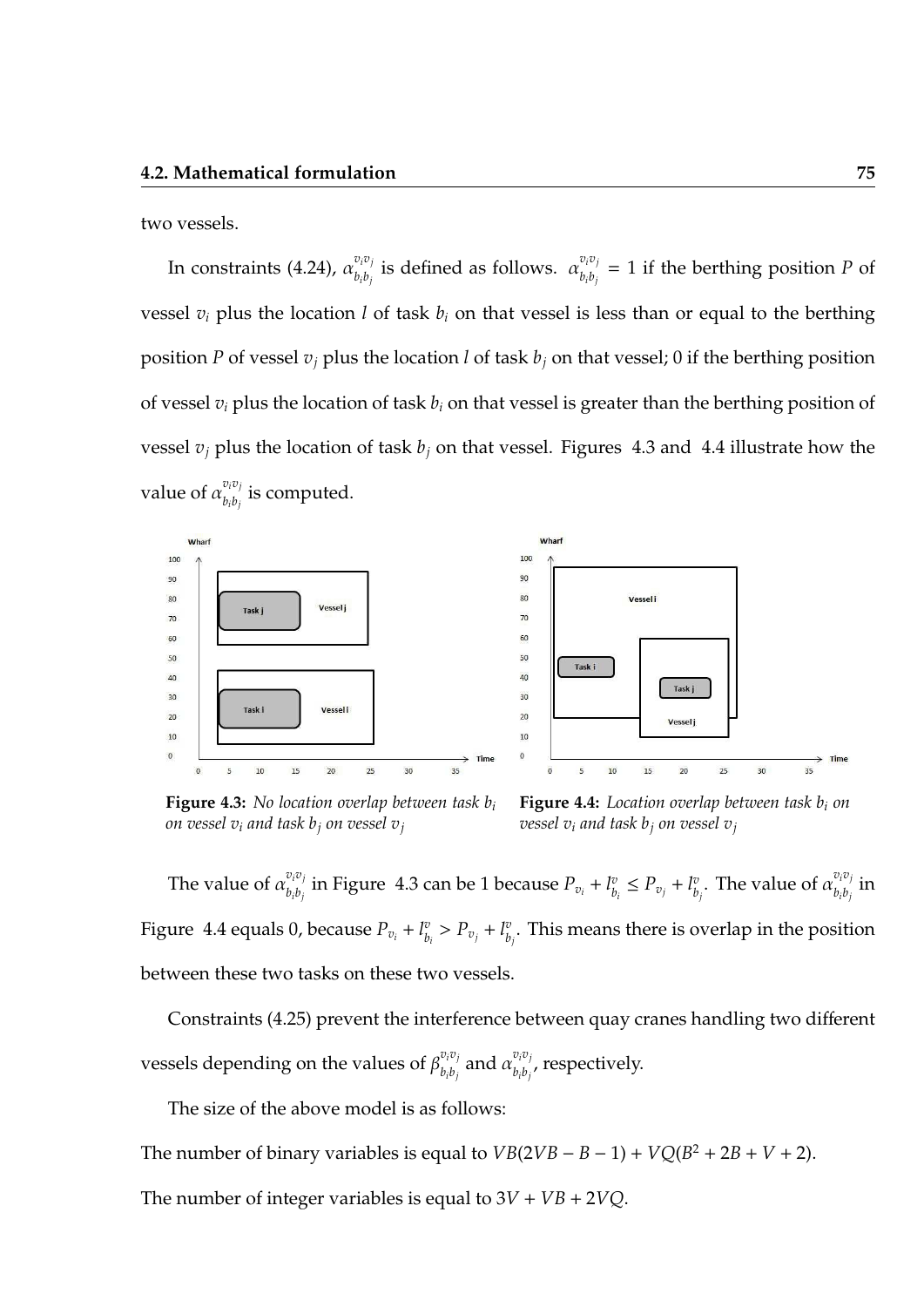two vessels.

In constraints (4.24), $\alpha_{b_i b_j}^{v_i v_j}$ is defined as follows. $\alpha_{b_i b_j}^{v_i v_j} = 1$ if the berthing position $P$ of vessel $v_i$ plus the location $l$ of task $b_i$ on that vessel is less than or equal to the berthing position $P$ of vessel $v_j$ plus the location $l$ of task $b_j$ on that vessel; 0 if the berthing position of vessel $v_i$ plus the location of task $b_i$ on that vessel is greater than the berthing position of vessel $v_j$ plus the location of task $b_j$ on that vessel. Figures 4.3 and 4.4 illustrate how the value of $\alpha_{b_i b_j}^{v_i v_j}$ is computed.

**Figure 4.3:** *No location overlap between task $b_i$ on vessel $v_i$ and task $b_j$ on vessel $v_j$*

**Figure 4.4:** *Location overlap between task $b_i$ on vessel $v_i$ and task $b_j$ on vessel $v_j$*

The value of $\alpha_{b_i b_j}^{v_i v_j}$ in Figure 4.3 can be 1 because $P_{v_i} + l_{b_i}^{v} \leq P_{v_j} + l_{b_j}^{v}$. The value of $\alpha_{b_i b_j}^{v_i v_j}$ in Figure 4.4 equals 0, because $P_{v_i} + l_{b_i}^{v} > P_{v_j} + l_{b_j}^{v}$. This means there is overlap in the position between these two tasks on these two vessels.

Constraints (4.25) prevent the interference between quay cranes handling two different vessels depending on the values of $\beta_{b_i b_j}^{v_i v_j}$ and $\alpha_{b_i b_j}^{v_i v_j}$, respectively.

The size of the above model is as follows:

The number of binary variables is equal to $VB(2VB - B - 1) + VQ(B^2 + 2B + V + 2)$.

The number of integer variables is equal to $3V + VB + 2VQ$.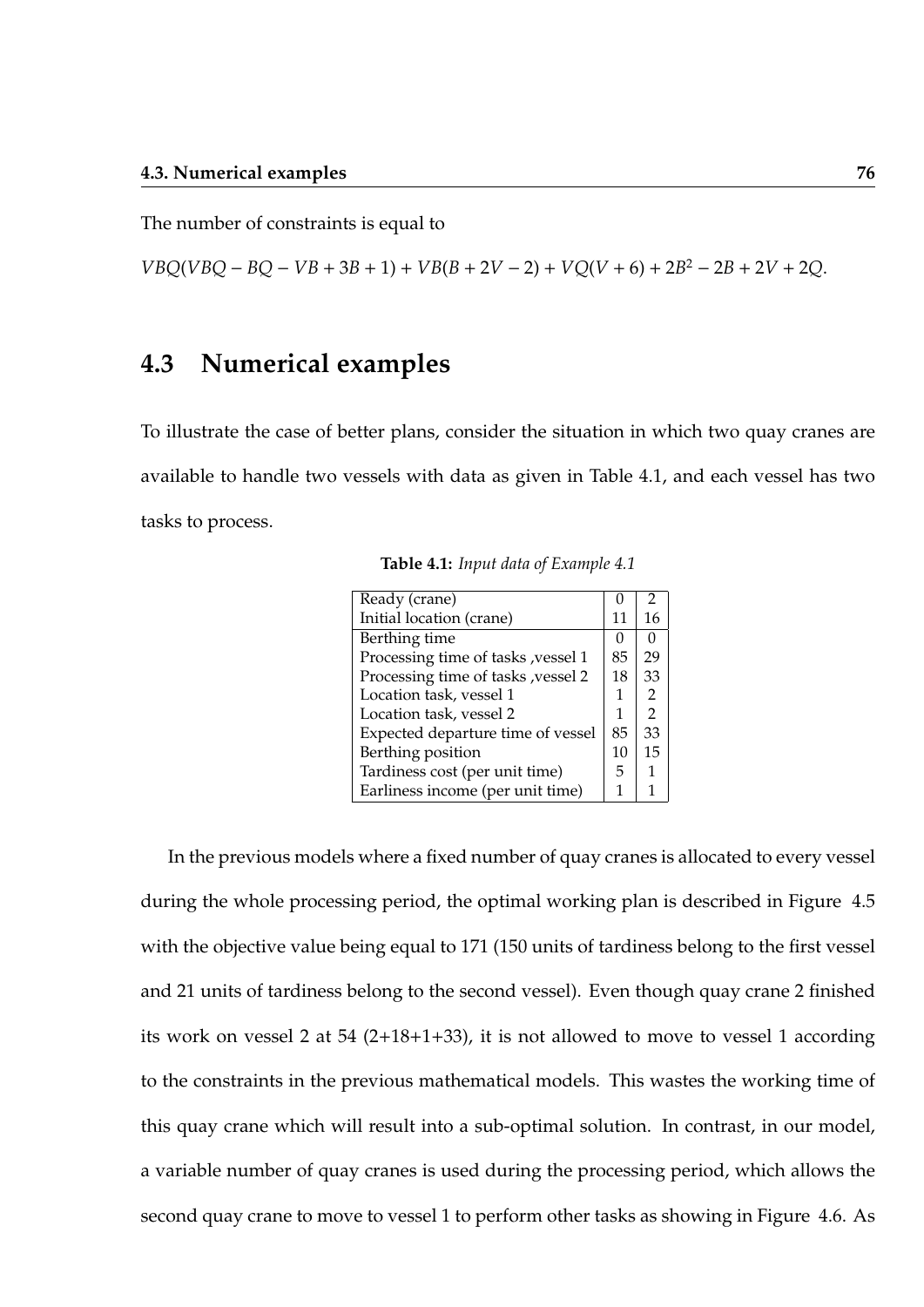The number of constraints is equal to

$$VBQ(VBQ - BQ - VB + 3B + 1) + VB(B + 2V - 2) + VQ(V + 6) + 2B^2 - 2B + 2V + 2Q.$$

## 4.3 Numerical examples

To illustrate the case of better plans, consider the situation in which two quay cranes are available to handle two vessels with data as given in Table 4.1, and each vessel has two tasks to process.

**Table 4.1:** *Input data of Example 4.1*

| | | |
|---|---|---|
| Ready (crane) | 0 | 2 |
| Initial location (crane) | 11 | 16 |
| Berthing time | 0 | 0 |
| Processing time of tasks ,vessel 1 | 85 | 29 |
| Processing time of tasks ,vessel 2 | 18 | 33 |
| Location task, vessel 1 | 1 | 2 |
| Location task, vessel 2 | 1 | 2 |
| Expected departure time of vessel | 85 | 33 |
| Berthing position | 10 | 15 |
| Tardiness cost (per unit time) | 5 | 1 |
| Earliness income (per unit time) | 1 | 1 |

In the previous models where a fixed number of quay cranes is allocated to every vessel during the whole processing period, the optimal working plan is described in Figure 4.5 with the objective value being equal to 171 (150 units of tardiness belong to the first vessel and 21 units of tardiness belong to the second vessel). Even though quay crane 2 finished its work on vessel 2 at 54 (2+18+1+33), it is not allowed to move to vessel 1 according to the constraints in the previous mathematical models. This wastes the working time of this quay crane which will result into a sub-optimal solution. In contrast, in our model, a variable number of quay cranes is used during the processing period, which allows the second quay crane to move to vessel 1 to perform other tasks as showing in Figure 4.6. As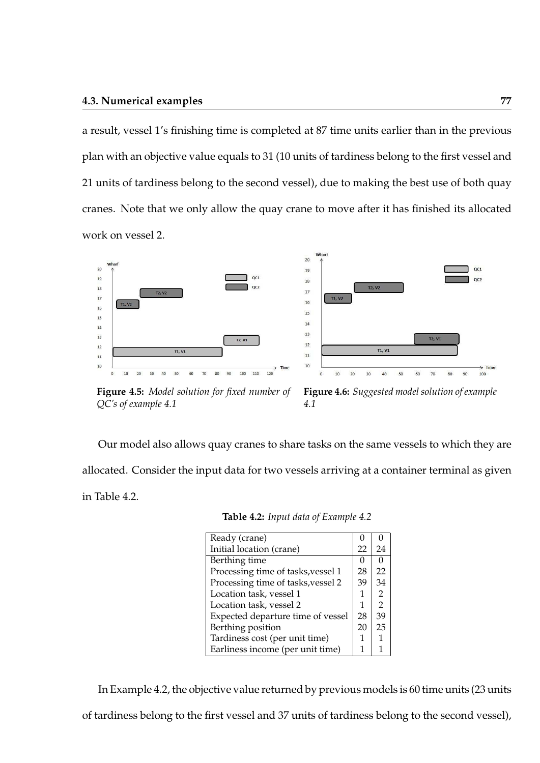a result, vessel 1's finishing time is completed at 87 time units earlier than in the previous plan with an objective value equals to 31 (10 units of tardiness belong to the first vessel and 21 units of tardiness belong to the second vessel), due to making the best use of both quay cranes. Note that we only allow the quay crane to move after it has finished its allocated work on vessel 2.

**Figure 4.5:** *Model solution for fixed number of QC's of example 4.1*

**Figure 4.6:** *Suggested model solution of example 4.1*

Our model also allows quay cranes to share tasks on the same vessels to which they are allocated. Consider the input data for two vessels arriving at a container terminal as given in Table 4.2.

**Table 4.2:** *Input data of Example 4.2*

| | | |
|---|---|---|
| Ready (crane) | 0 | 0 |
| Initial location (crane) | 22 | 24 |
| Berthing time | 0 | 0 |
| Processing time of tasks,vessel 1 | 28 | 22 |
| Processing time of tasks,vessel 2 | 39 | 34 |
| Location task, vessel 1 | 1 | 2 |
| Location task, vessel 2 | 1 | 2 |
| Expected departure time of vessel | 28 | 39 |
| Berthing position | 20 | 25 |
| Tardiness cost (per unit time) | 1 | 1 |
| Earliness income (per unit time) | 1 | 1 |

In Example 4.2, the objective value returned by previous models is 60 time units (23 units of tardiness belong to the first vessel and 37 units of tardiness belong to the second vessel),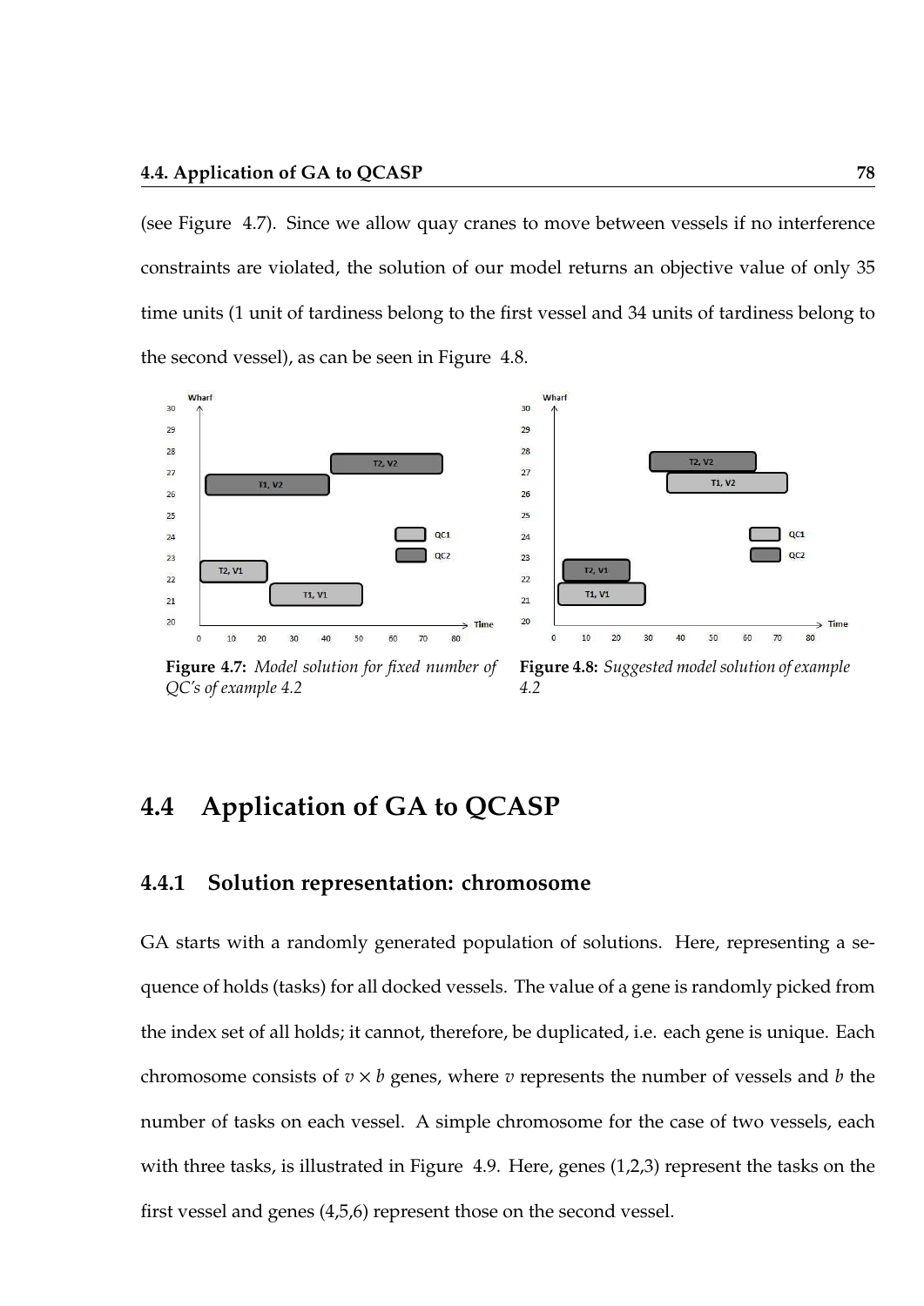(see Figure 4.7). Since we allow quay cranes to move between vessels if no interference constraints are violated, the solution of our model returns an objective value of only 35 time units (1 unit of tardiness belong to the first vessel and 34 units of tardiness belong to the second vessel), as can be seen in Figure 4.8.

**Figure 4.7:** *Model solution for fixed number of QC's of example 4.2*

**Figure 4.8:** *Suggested model solution of example 4.2*

## 4.4 Application of GA to QCASP

### 4.4.1 Solution representation: chromosome

GA starts with a randomly generated population of solutions. Here, representing a sequence of holds (tasks) for all docked vessels. The value of a gene is randomly picked from the index set of all holds; it cannot, therefore, be duplicated, i.e. each gene is unique. Each chromosome consists of $v \times b$ genes, where $v$ represents the number of vessels and $b$ the number of tasks on each vessel. A simple chromosome for the case of two vessels, each with three tasks, is illustrated in Figure 4.9. Here, genes (1,2,3) represent the tasks on the first vessel and genes (4,5,6) represent those on the second vessel.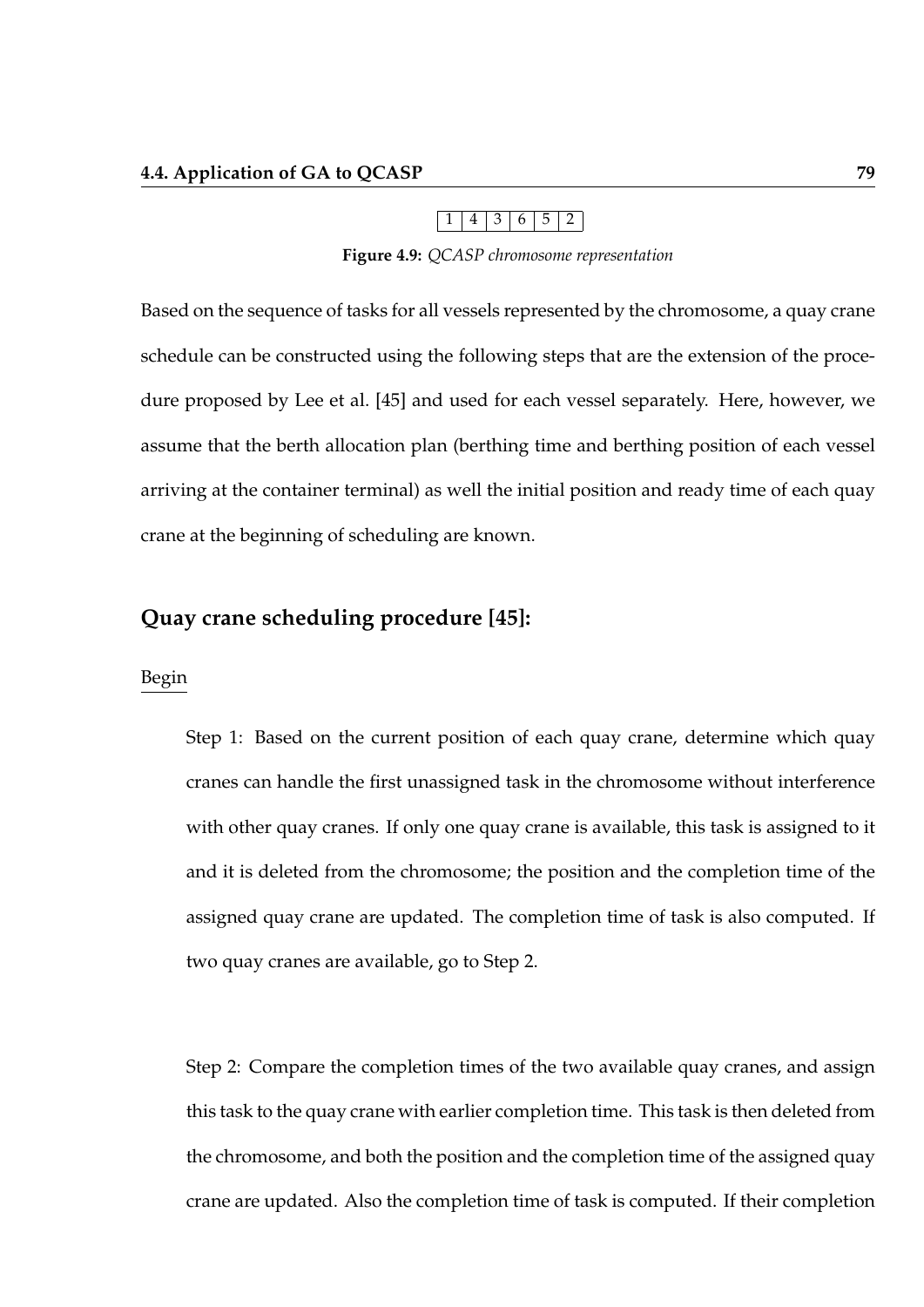| 1 | 4 | 3 | 6 | 5 | 2 |
|---|---|---|---|---|---|

**Figure 4.9:** *QCASP chromosome representation*

Based on the sequence of tasks for all vessels represented by the chromosome, a quay crane schedule can be constructed using the following steps that are the extension of the procedure proposed by Lee et al. [45] and used for each vessel separately. Here, however, we assume that the berth allocation plan (berthing time and berthing position of each vessel arriving at the container terminal) as well the initial position and ready time of each quay crane at the beginning of scheduling are known.

## Quay crane scheduling procedure [45]:

Begin

Step 1: Based on the current position of each quay crane, determine which quay cranes can handle the first unassigned task in the chromosome without interference with other quay cranes. If only one quay crane is available, this task is assigned to it and it is deleted from the chromosome; the position and the completion time of the assigned quay crane are updated. The completion time of task is also computed. If two quay cranes are available, go to Step 2.

Step 2: Compare the completion times of the two available quay cranes, and assign this task to the quay crane with earlier completion time. This task is then deleted from the chromosome, and both the position and the completion time of the assigned quay crane are updated. Also the completion time of task is computed. If their completion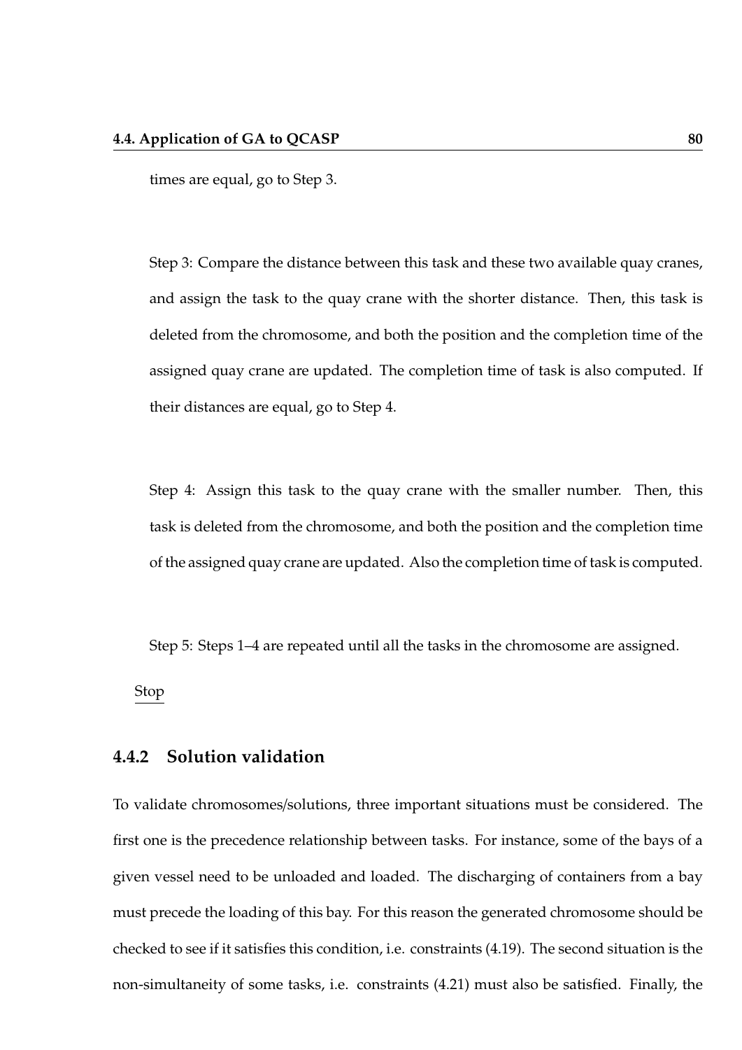times are equal, go to Step 3.

Step 3: Compare the distance between this task and these two available quay cranes, and assign the task to the quay crane with the shorter distance. Then, this task is deleted from the chromosome, and both the position and the completion time of the assigned quay crane are updated. The completion time of task is also computed. If their distances are equal, go to Step 4.

Step 4: Assign this task to the quay crane with the smaller number. Then, this task is deleted from the chromosome, and both the position and the completion time of the assigned quay crane are updated. Also the completion time of task is computed.

Step 5: Steps 1–4 are repeated until all the tasks in the chromosome are assigned.

Stop

### 4.4.2 Solution validation

To validate chromosomes/solutions, three important situations must be considered. The first one is the precedence relationship between tasks. For instance, some of the bays of a given vessel need to be unloaded and loaded. The discharging of containers from a bay must precede the loading of this bay. For this reason the generated chromosome should be checked to see if it satisfies this condition, i.e. constraints (4.19). The second situation is the non-simultaneity of some tasks, i.e. constraints (4.21) must also be satisfied. Finally, the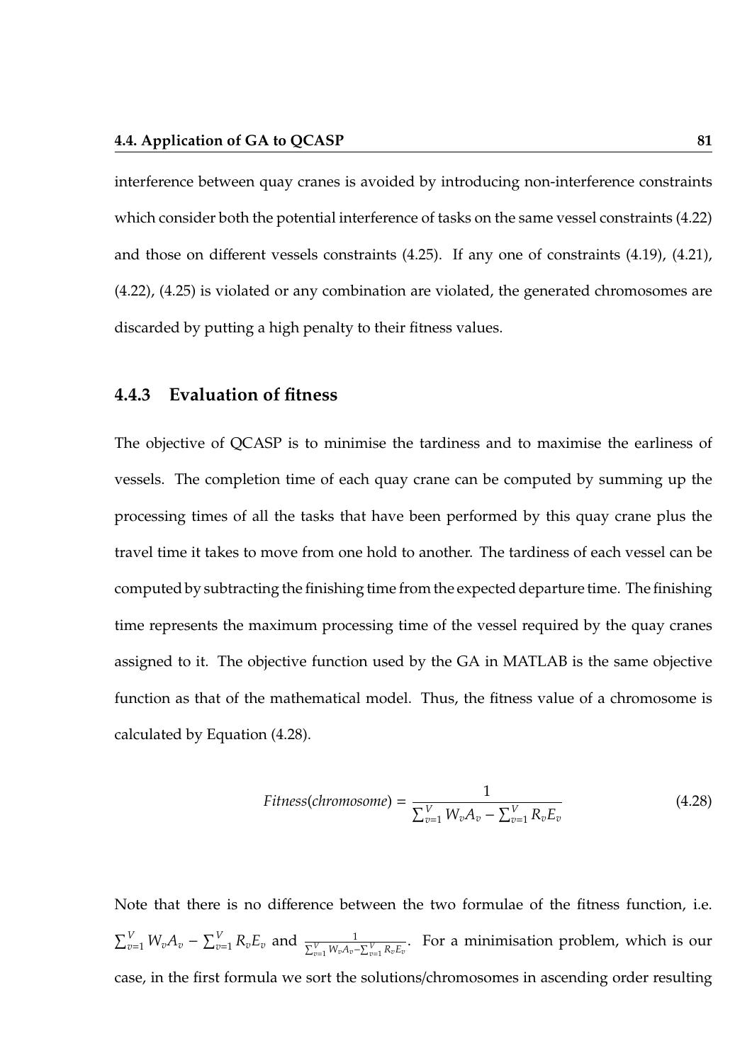interference between quay cranes is avoided by introducing non-interference constraints which consider both the potential interference of tasks on the same vessel constraints (4.22) and those on different vessels constraints (4.25). If any one of constraints (4.19), (4.21), (4.22), (4.25) is violated or any combination are violated, the generated chromosomes are discarded by putting a high penalty to their fitness values.

### 4.4.3 Evaluation of fitness

The objective of QCASP is to minimise the tardiness and to maximise the earliness of vessels. The completion time of each quay crane can be computed by summing up the processing times of all the tasks that have been performed by this quay crane plus the travel time it takes to move from one hold to another. The tardiness of each vessel can be computed by subtracting the finishing time from the expected departure time. The finishing time represents the maximum processing time of the vessel required by the quay cranes assigned to it. The objective function used by the GA in MATLAB is the same objective function as that of the mathematical model. Thus, the fitness value of a chromosome is calculated by Equation (4.28).

$$Fitness(chromosome) = \frac{1}{\sum_{v=1}^{V} W_v A_v - \sum_{v=1}^{V} R_v E_v} \tag{4.28}$$

Note that there is no difference between the two formulae of the fitness function, i.e. $\sum_{v=1}^{V} W_v A_v - \sum_{v=1}^{V} R_v E_v$ and $\frac{1}{\sum_{v=1}^{V} W_v A_v - \sum_{v=1}^{V} R_v E_v}$. For a minimisation problem, which is our case, in the first formula we sort the solutions/chromosomes in ascending order resulting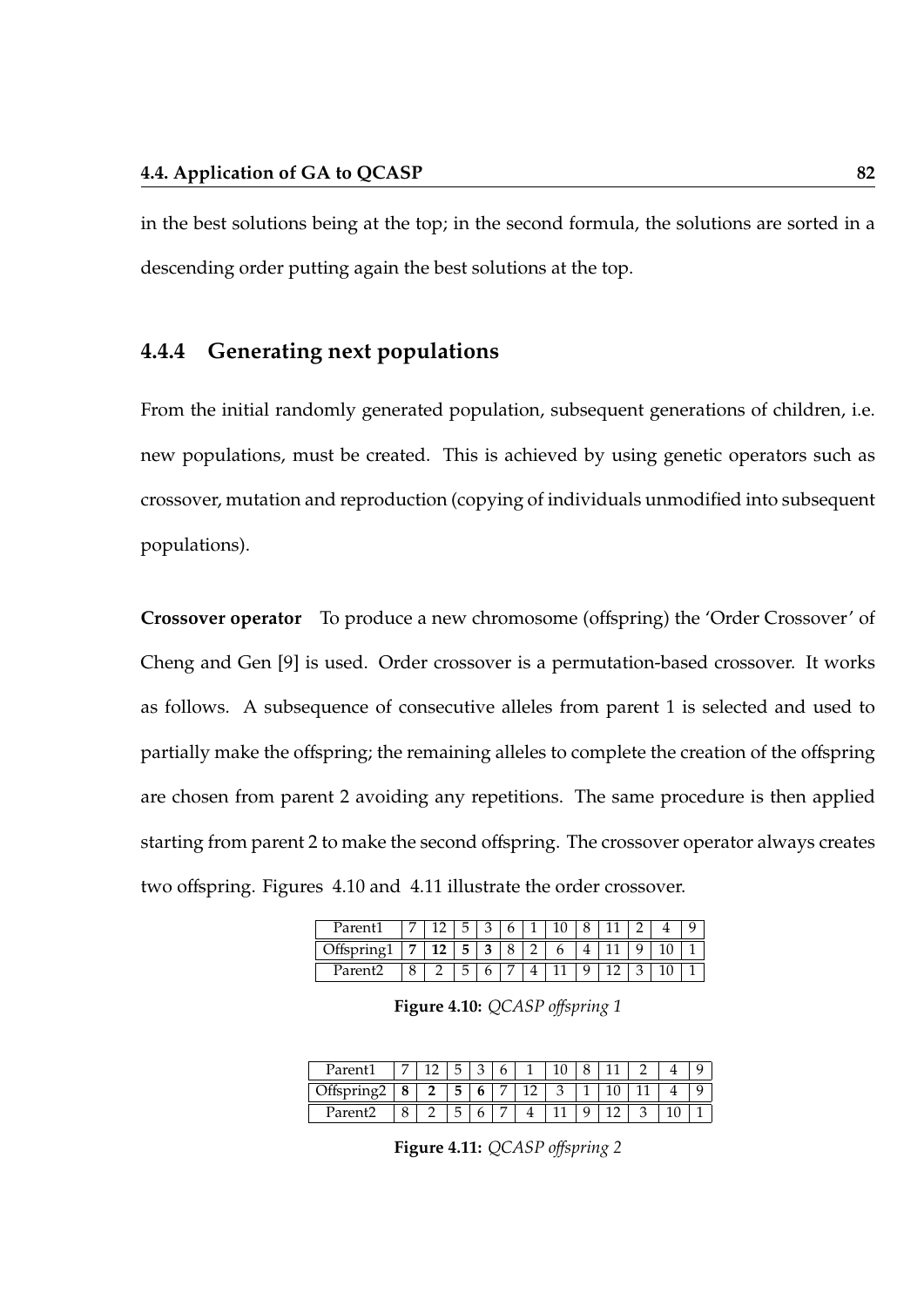in the best solutions being at the top; in the second formula, the solutions are sorted in a descending order putting again the best solutions at the top.

### 4.4.4 Generating next populations

From the initial randomly generated population, subsequent generations of children, i.e. new populations, must be created. This is achieved by using genetic operators such as crossover, mutation and reproduction (copying of individuals unmodified into subsequent populations).

**Crossover operator** To produce a new chromosome (offspring) the 'Order Crossover' of Cheng and Gen [9] is used. Order crossover is a permutation-based crossover. It works as follows. A subsequence of consecutive alleles from parent 1 is selected and used to partially make the offspring; the remaining alleles to complete the creation of the offspring are chosen from parent 2 avoiding any repetitions. The same procedure is then applied starting from parent 2 to make the second offspring. The crossover operator always creates two offspring. Figures 4.10 and 4.11 illustrate the order crossover.

| Parent1 | 7 | 12 | 5 | 3 | 6 | 1 | 10 | 8 | 11 | 2 | 4 | 9 |
|---|---|---|---|---|---|---|---|---|---|---|---|---|
| Offspring1 | **7** | **12** | **5** | **3** | 8 | 2 | 6 | 4 | 11 | 9 | 10 | 1 |
| Parent2 | 8 | 2 | 5 | 6 | 7 | 4 | 11 | 9 | 12 | 3 | 10 | 1 |

**Figure 4.10:** *QCASP offspring 1*

| Parent1 | 7 | 12 | 5 | 3 | 6 | 1 | 10 | 8 | 11 | 2 | 4 | 9 |
|---|---|---|---|---|---|---|---|---|---|---|---|---|
| Offspring2 | **8** | **2** | **5** | **6** | 7 | 12 | 3 | 1 | 10 | 11 | 4 | 9 |
| Parent2 | 8 | 2 | 5 | 6 | 7 | 4 | 11 | 9 | 12 | 3 | 10 | 1 |

**Figure 4.11:** *QCASP offspring 2*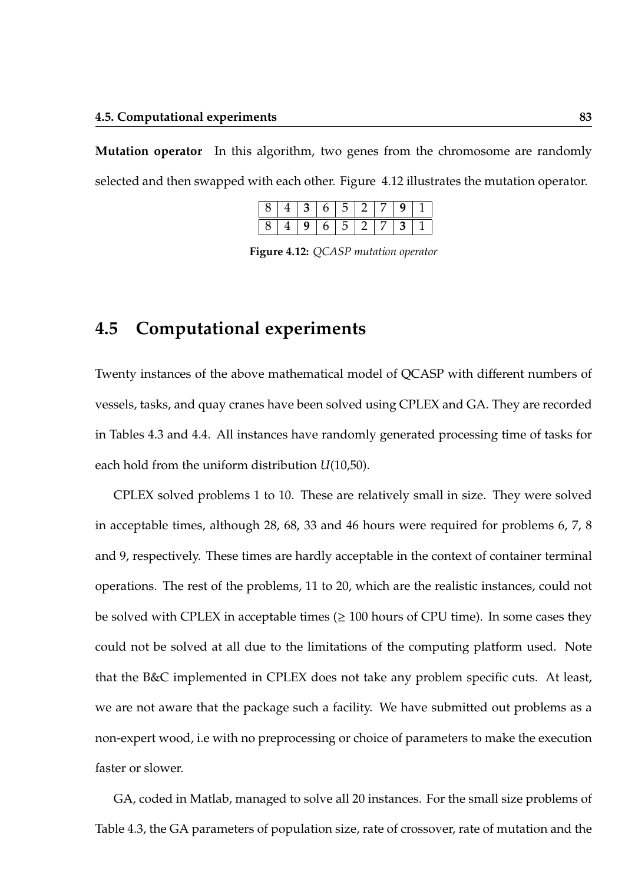**Mutation operator** In this algorithm, two genes from the chromosome are randomly selected and then swapped with each other. Figure 4.12 illustrates the mutation operator.

| 8 | 4 | **3** | 6 | 5 | 2 | 7 | **9** | 1 |
|---|---|---|---|---|---|---|---|---|
| 8 | 4 | **9** | 6 | 5 | 2 | 7 | **3** | 1 |

**Figure 4.12:** *QCASP mutation operator*

## 4.5 Computational experiments

Twenty instances of the above mathematical model of QCASP with different numbers of vessels, tasks, and quay cranes have been solved using CPLEX and GA. They are recorded in Tables 4.3 and 4.4. All instances have randomly generated processing time of tasks for each hold from the uniform distribution $U(10,50)$.

CPLEX solved problems 1 to 10. These are relatively small in size. They were solved in acceptable times, although 28, 68, 33 and 46 hours were required for problems 6, 7, 8 and 9, respectively. These times are hardly acceptable in the context of container terminal operations. The rest of the problems, 11 to 20, which are the realistic instances, could not be solved with CPLEX in acceptable times ($\geq$ 100 hours of CPU time). In some cases they could not be solved at all due to the limitations of the computing platform used. Note that the B&C implemented in CPLEX does not take any problem specific cuts. At least, we are not aware that the package such a facility. We have submitted out problems as a non-expert wood, i.e with no preprocessing or choice of parameters to make the execution faster or slower.

GA, coded in Matlab, managed to solve all 20 instances. For the small size problems of Table 4.3, the GA parameters of population size, rate of crossover, rate of mutation and the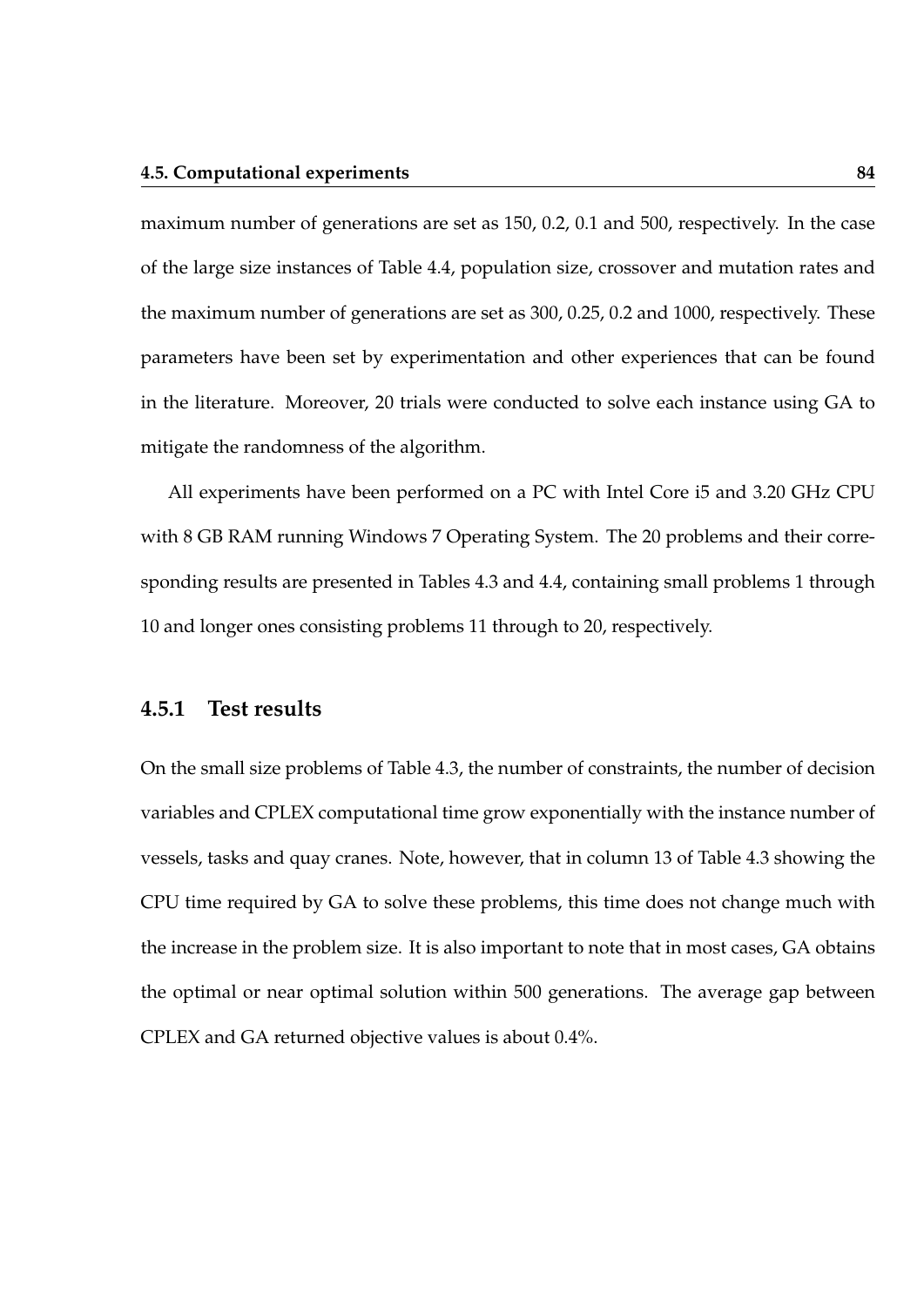maximum number of generations are set as 150, 0.2, 0.1 and 500, respectively. In the case of the large size instances of Table 4.4, population size, crossover and mutation rates and the maximum number of generations are set as 300, 0.25, 0.2 and 1000, respectively. These parameters have been set by experimentation and other experiences that can be found in the literature. Moreover, 20 trials were conducted to solve each instance using GA to mitigate the randomness of the algorithm.

All experiments have been performed on a PC with Intel Core i5 and 3.20 GHz CPU with 8 GB RAM running Windows 7 Operating System. The 20 problems and their corresponding results are presented in Tables 4.3 and 4.4, containing small problems 1 through 10 and longer ones consisting problems 11 through to 20, respectively.

### 4.5.1 Test results

On the small size problems of Table 4.3, the number of constraints, the number of decision variables and CPLEX computational time grow exponentially with the instance number of vessels, tasks and quay cranes. Note, however, that in column 13 of Table 4.3 showing the CPU time required by GA to solve these problems, this time does not change much with the increase in the problem size. It is also important to note that in most cases, GA obtains the optimal or near optimal solution within 500 generations. The average gap between CPLEX and GA returned objective values is about 0.4%.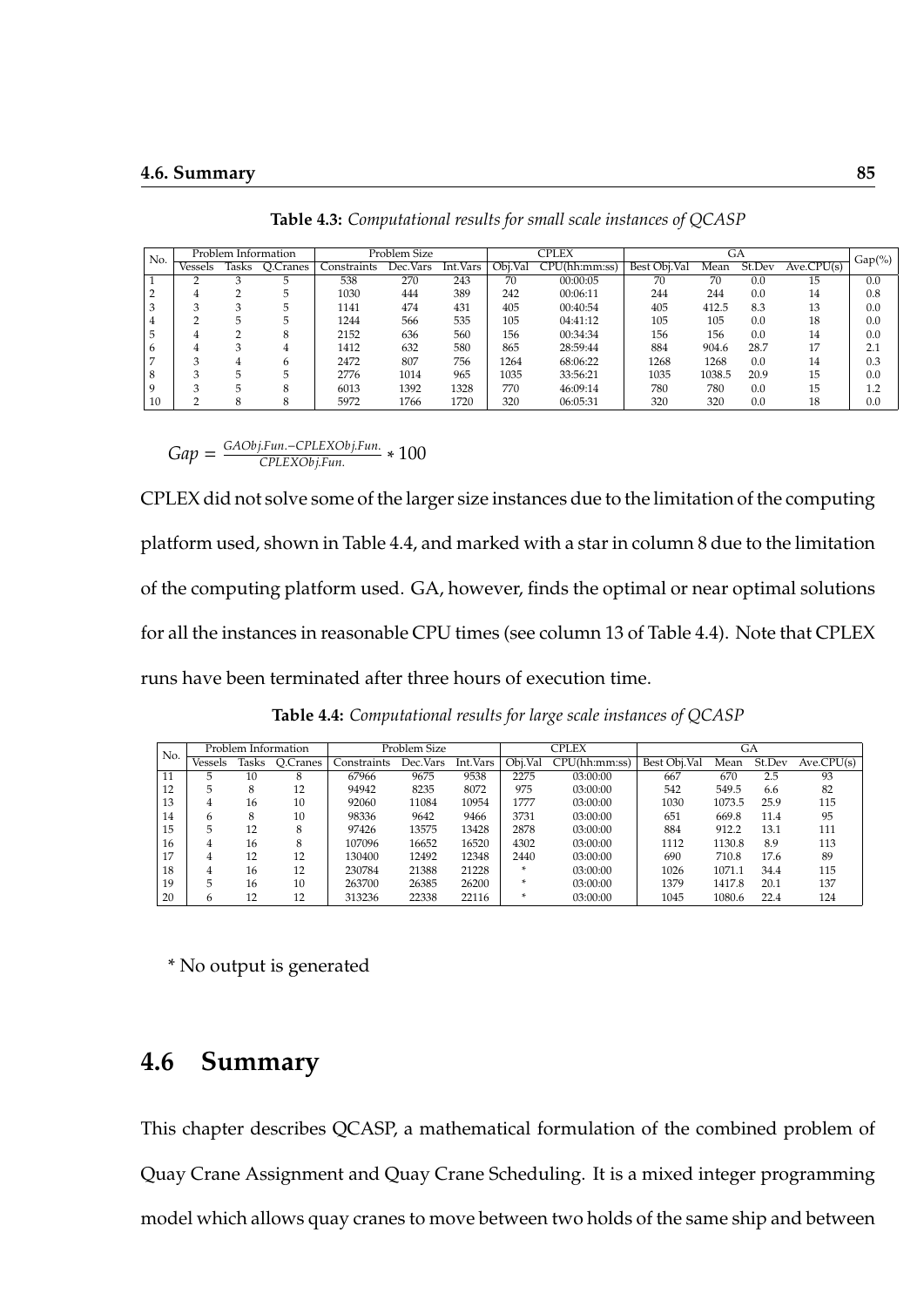**Table 4.3:** *Computational results for small scale instances of QCASP*

| No. | Problem Information | | | Problem Size | | | CPLEX | | GA | | | | Gap(%) |
|---|---|---|---|---|---|---|---|---|---|---|---|---|---|
| | Vessels | Tasks | Q.Cranes | Constraints | Dec.Vars | Int.Vars | Obj.Val | CPU(hh:mm:ss) | Best Obj.Val | Mean | St.Dev | Ave.CPU(s) | |
| 1 | 2 | 3 | 5 | 538 | 270 | 243 | 70 | 00:00:05 | 70 | 70 | 0.0 | 15 | 0.0 |
| 2 | 4 | 2 | 5 | 1030 | 444 | 389 | 242 | 00:06:11 | 244 | 244 | 0.0 | 14 | 0.8 |
| 3 | 3 | 3 | 5 | 1141 | 474 | 431 | 405 | 00:40:54 | 405 | 412.5 | 8.3 | 13 | 0.0 |
| 4 | 2 | 5 | 5 | 1244 | 566 | 535 | 105 | 04:41:12 | 105 | 105 | 0.0 | 18 | 0.0 |
| 5 | 4 | 2 | 8 | 2152 | 636 | 560 | 156 | 00:34:34 | 156 | 156 | 0.0 | 14 | 0.0 |
| 6 | 4 | 3 | 4 | 1412 | 632 | 580 | 865 | 28:59:44 | 884 | 904.6 | 28.7 | 17 | 2.1 |
| 7 | 3 | 4 | 6 | 2472 | 807 | 756 | 1264 | 68:06:22 | 1268 | 1268 | 0.0 | 14 | 0.3 |
| 8 | 3 | 5 | 5 | 2776 | 1014 | 965 | 1035 | 33:56:21 | 1035 | 1038.5 | 20.9 | 15 | 0.0 |
| 9 | 3 | 5 | 8 | 6013 | 1392 | 1328 | 770 | 46:09:14 | 780 | 780 | 0.0 | 15 | 1.2 |
| 10 | 2 | 8 | 8 | 5972 | 1766 | 1720 | 320 | 06:05:31 | 320 | 320 | 0.0 | 18 | 0.0 |

$$Gap = \frac{GAObj.Fun. - CPLEXObj.Fun.}{CPLEXObj.Fun.} * 100$$

CPLEX did not solve some of the larger size instances due to the limitation of the computing platform used, shown in Table 4.4, and marked with a star in column 8 due to the limitation of the computing platform used. GA, however, finds the optimal or near optimal solutions for all the instances in reasonable CPU times (see column 13 of Table 4.4). Note that CPLEX runs have been terminated after three hours of execution time.

**Table 4.4:** *Computational results for large scale instances of QCASP*

| No. | Problem Information | | | Problem Size | | | CPLEX | | GA | | | |
|---|---|---|---|---|---|---|---|---|---|---|---|---|
| | Vessels | Tasks | Q.Cranes | Constraints | Dec.Vars | Int.Vars | Obj.Val | CPU(hh:mm:ss) | Best Obj.Val | Mean | St.Dev | Ave.CPU(s) |
| 11 | 5 | 10 | 8 | 67966 | 9675 | 9538 | 2275 | 03:00:00 | 667 | 670 | 2.5 | 93 |
| 12 | 5 | 8 | 12 | 94942 | 8235 | 8072 | 975 | 03:00:00 | 542 | 549.5 | 6.6 | 82 |
| 13 | 4 | 16 | 10 | 92060 | 11084 | 10954 | 1777 | 03:00:00 | 1030 | 1073.5 | 25.9 | 115 |
| 14 | 6 | 8 | 10 | 98336 | 9642 | 9466 | 3731 | 03:00:00 | 651 | 669.8 | 11.4 | 95 |
| 15 | 5 | 12 | 8 | 97426 | 13575 | 13428 | 2878 | 03:00:00 | 884 | 912.2 | 13.1 | 111 |
| 16 | 4 | 16 | 8 | 107096 | 16652 | 16520 | 4302 | 03:00:00 | 1112 | 1130.8 | 8.9 | 113 |
| 17 | 4 | 12 | 12 | 130400 | 12492 | 12348 | 2440 | 03:00:00 | 690 | 710.8 | 17.6 | 89 |
| 18 | 4 | 16 | 12 | 230784 | 21388 | 21228 | * | 03:00:00 | 1026 | 1071.1 | 34.4 | 115 |
| 19 | 5 | 16 | 10 | 263700 | 26385 | 26200 | * | 03:00:00 | 1379 | 1417.8 | 20.1 | 137 |
| 20 | 6 | 12 | 12 | 313236 | 22338 | 22116 | * | 03:00:00 | 1045 | 1080.6 | 22.4 | 124 |

\* No output is generated

## 4.6 Summary

This chapter describes QCASP, a mathematical formulation of the combined problem of Quay Crane Assignment and Quay Crane Scheduling. It is a mixed integer programming model which allows quay cranes to move between two holds of the same ship and between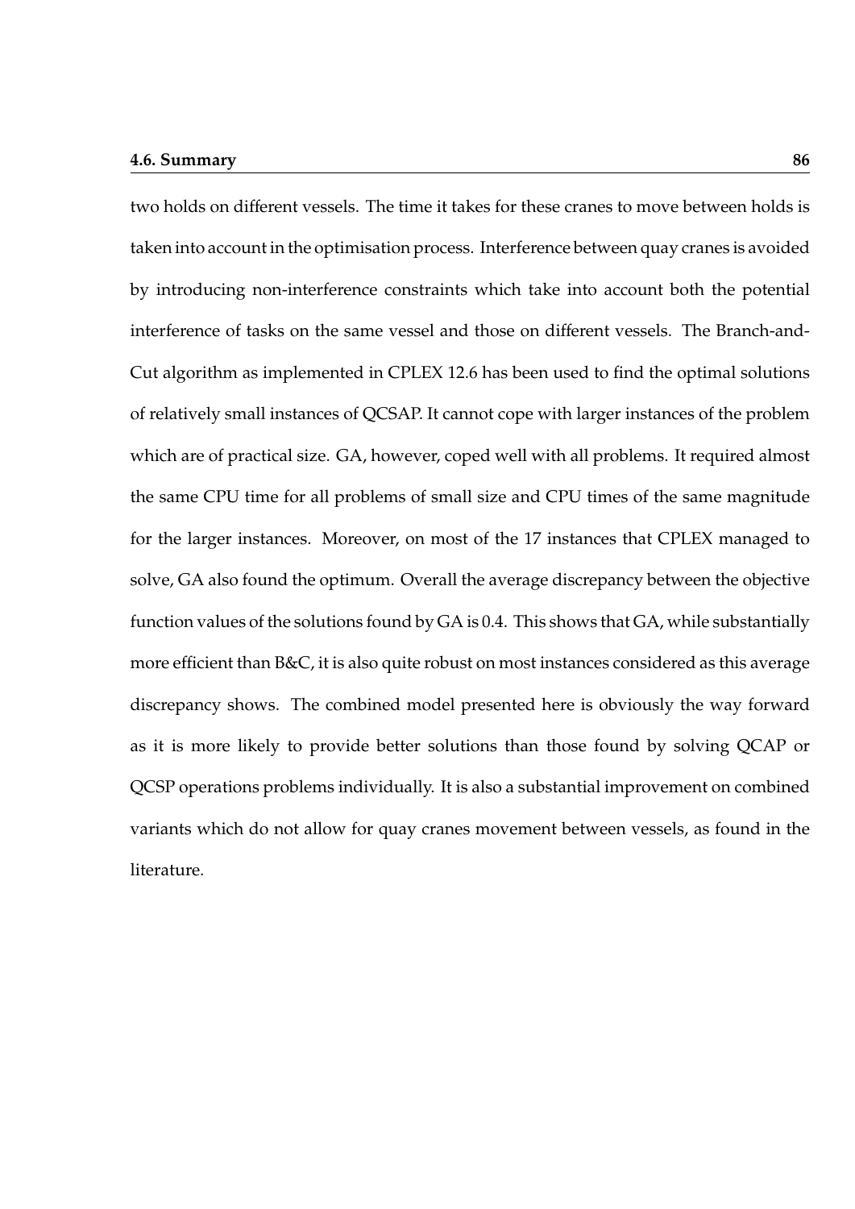two holds on different vessels. The time it takes for these cranes to move between holds is taken into account in the optimisation process. Interference between quay cranes is avoided by introducing non-interference constraints which take into account both the potential interference of tasks on the same vessel and those on different vessels. The Branch-and-Cut algorithm as implemented in CPLEX 12.6 has been used to find the optimal solutions of relatively small instances of QCSAP. It cannot cope with larger instances of the problem which are of practical size. GA, however, coped well with all problems. It required almost the same CPU time for all problems of small size and CPU times of the same magnitude for the larger instances. Moreover, on most of the 17 instances that CPLEX managed to solve, GA also found the optimum. Overall the average discrepancy between the objective function values of the solutions found by GA is 0.4. This shows that GA, while substantially more efficient than B&C, it is also quite robust on most instances considered as this average discrepancy shows. The combined model presented here is obviously the way forward as it is more likely to provide better solutions than those found by solving QCAP or QCSP operations problems individually. It is also a substantial improvement on combined variants which do not allow for quay cranes movement between vessels, as found in the literature.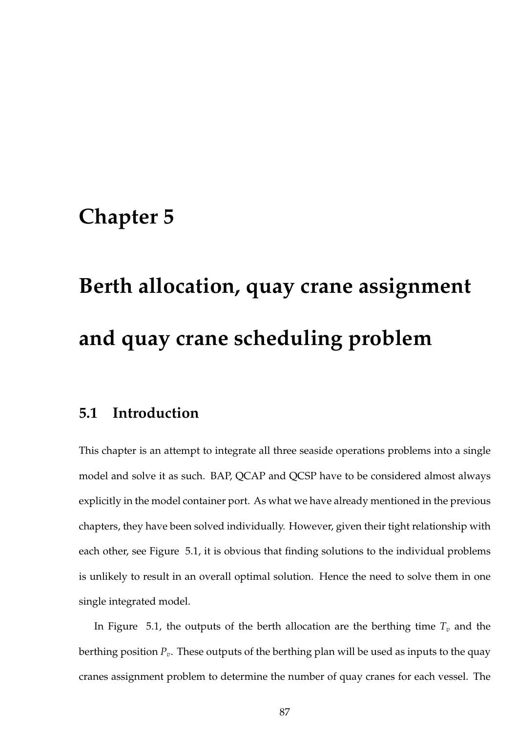# Chapter 5

# Berth allocation, quay crane assignment and quay crane scheduling problem

## 5.1 Introduction

This chapter is an attempt to integrate all three seaside operations problems into a single model and solve it as such. BAP, QCAP and QCSP have to be considered almost always explicitly in the model container port. As what we have already mentioned in the previous chapters, they have been solved individually. However, given their tight relationship with each other, see Figure 5.1, it is obvious that finding solutions to the individual problems is unlikely to result in an overall optimal solution. Hence the need to solve them in one single integrated model.

In Figure 5.1, the outputs of the berth allocation are the berthing time $T_v$ and the berthing position $P_v$. These outputs of the berthing plan will be used as inputs to the quay cranes assignment problem to determine the number of quay cranes for each vessel. The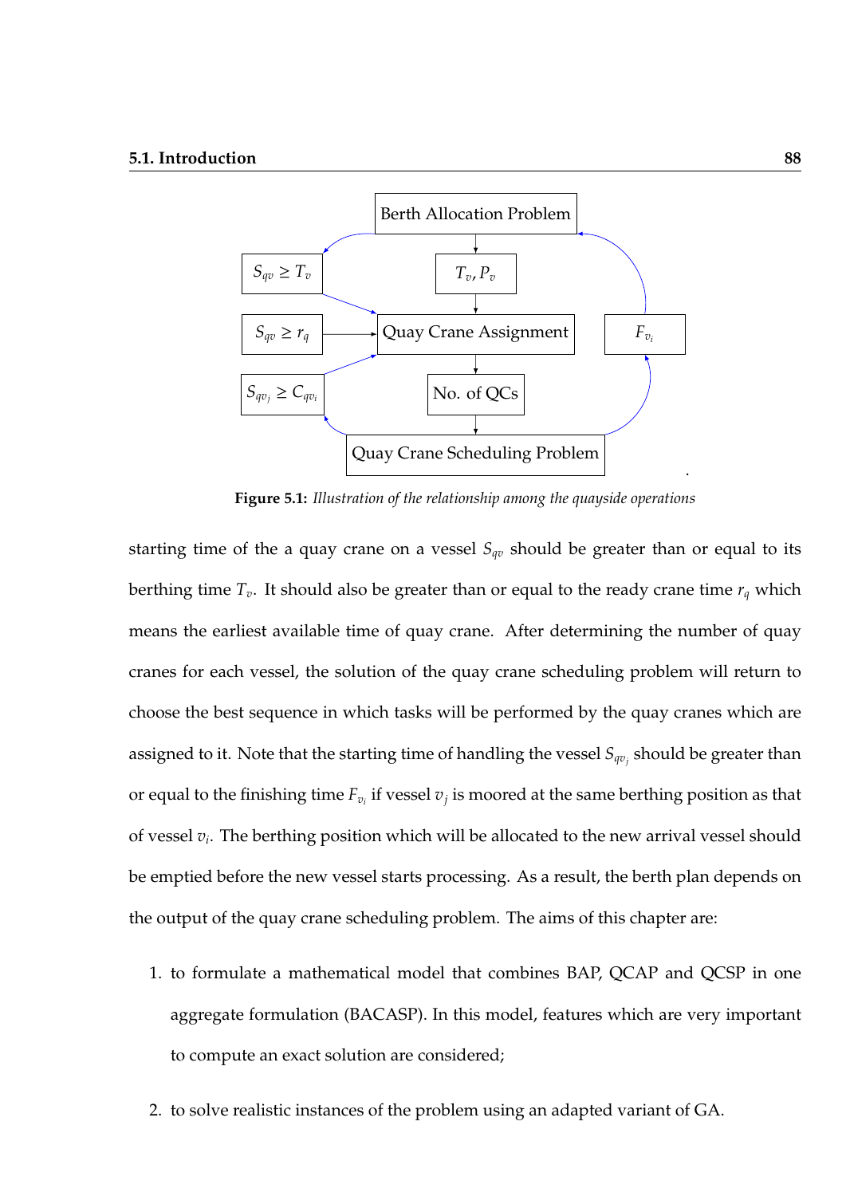Figure 5.1: *Illustration of the relationship among the quayside operations*

starting time of the a quay crane on a vessel $S_{qv}$ should be greater than or equal to its berthing time $T_v$. It should also be greater than or equal to the ready crane time $r_q$ which means the earliest available time of quay crane. After determining the number of quay cranes for each vessel, the solution of the quay crane scheduling problem will return to choose the best sequence in which tasks will be performed by the quay cranes which are assigned to it. Note that the starting time of handling the vessel $S_{qv_j}$ should be greater than or equal to the finishing time $F_{v_i}$ if vessel $v_j$ is moored at the same berthing position as that of vessel $v_i$. The berthing position which will be allocated to the new arrival vessel should be emptied before the new vessel starts processing. As a result, the berth plan depends on the output of the quay crane scheduling problem. The aims of this chapter are:

1. to formulate a mathematical model that combines BAP, QCAP and QCSP in one aggregate formulation (BACASP). In this model, features which are very important to compute an exact solution are considered;
2. to solve realistic instances of the problem using an adapted variant of GA.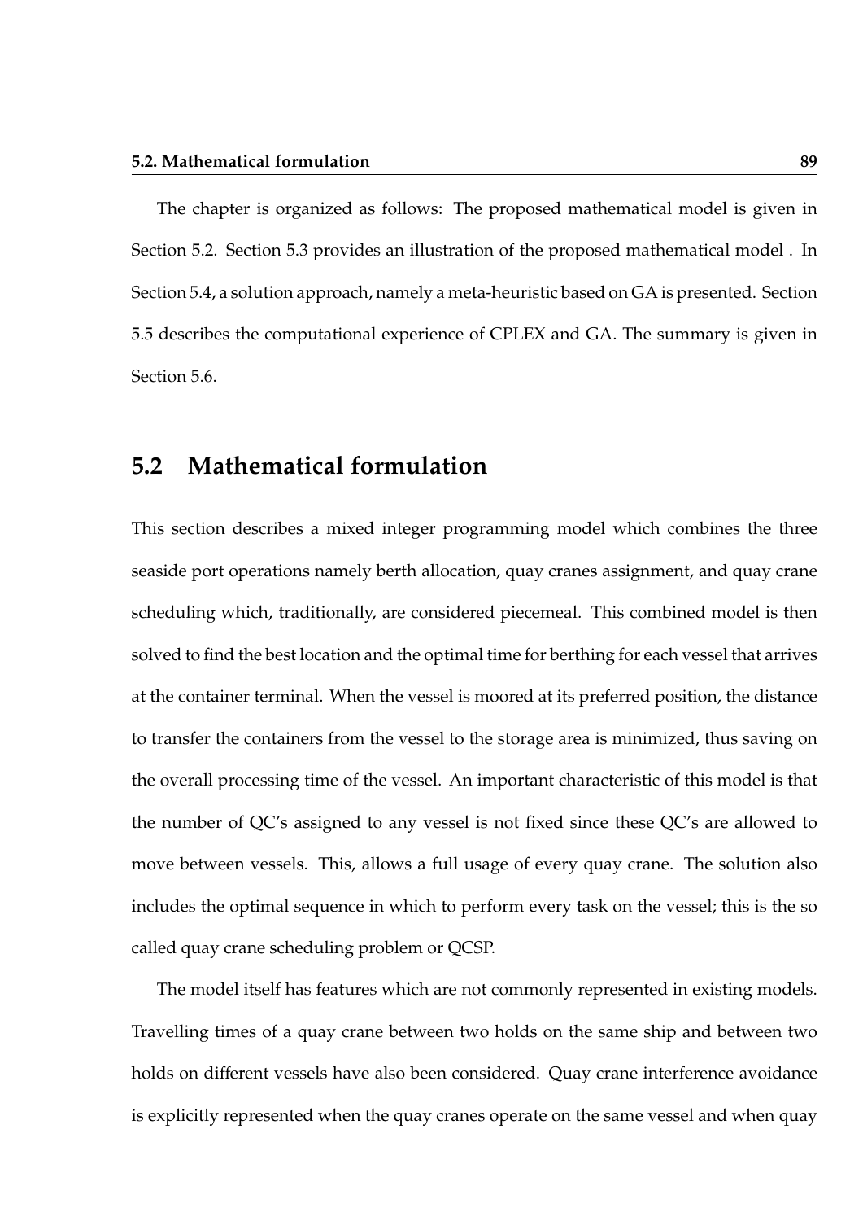The chapter is organized as follows: The proposed mathematical model is given in Section 5.2. Section 5.3 provides an illustration of the proposed mathematical model . In Section 5.4, a solution approach, namely a meta-heuristic based on GA is presented. Section 5.5 describes the computational experience of CPLEX and GA. The summary is given in Section 5.6.

## 5.2 Mathematical formulation

This section describes a mixed integer programming model which combines the three seaside port operations namely berth allocation, quay cranes assignment, and quay crane scheduling which, traditionally, are considered piecemeal. This combined model is then solved to find the best location and the optimal time for berthing for each vessel that arrives at the container terminal. When the vessel is moored at its preferred position, the distance to transfer the containers from the vessel to the storage area is minimized, thus saving on the overall processing time of the vessel. An important characteristic of this model is that the number of QC's assigned to any vessel is not fixed since these QC's are allowed to move between vessels. This, allows a full usage of every quay crane. The solution also includes the optimal sequence in which to perform every task on the vessel; this is the so called quay crane scheduling problem or QCSP.

The model itself has features which are not commonly represented in existing models. Travelling times of a quay crane between two holds on the same ship and between two holds on different vessels have also been considered. Quay crane interference avoidance is explicitly represented when the quay cranes operate on the same vessel and when quay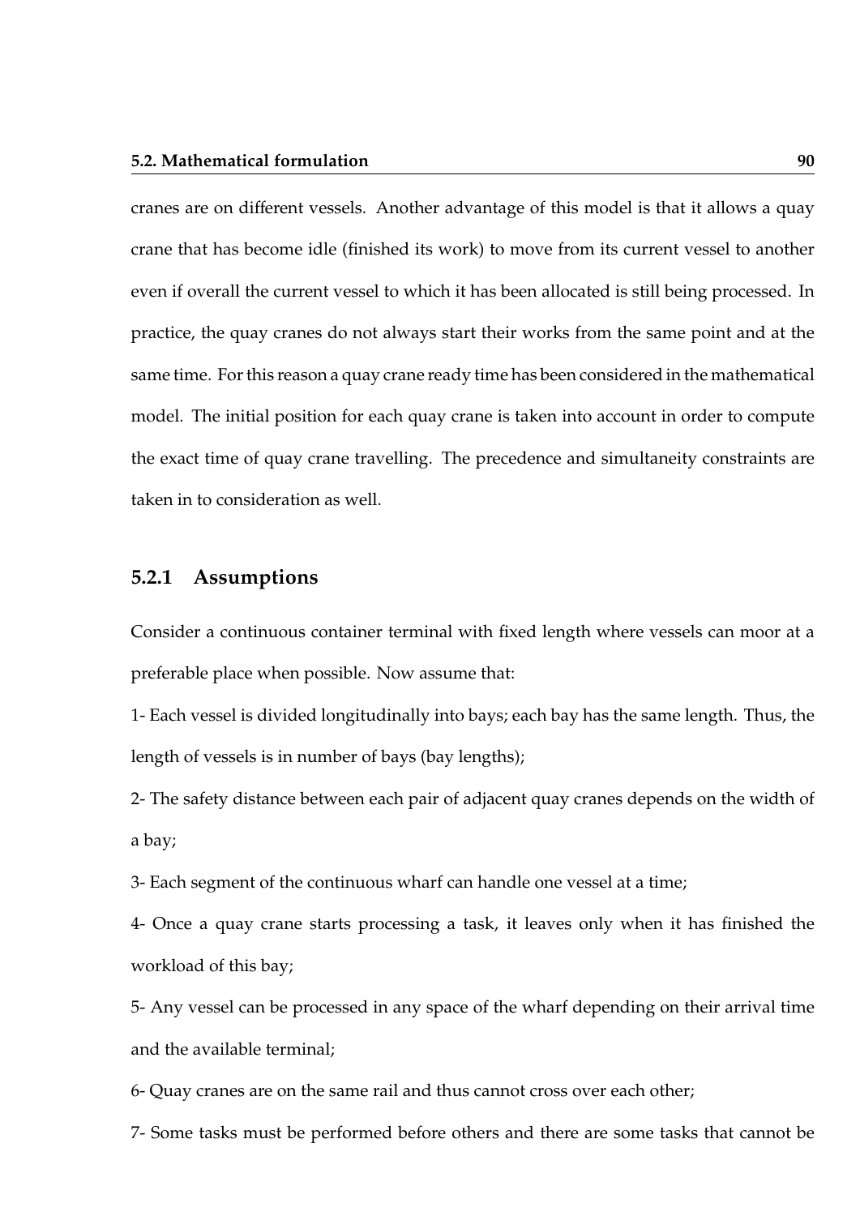cranes are on different vessels. Another advantage of this model is that it allows a quay crane that has become idle (finished its work) to move from its current vessel to another even if overall the current vessel to which it has been allocated is still being processed. In practice, the quay cranes do not always start their works from the same point and at the same time. For this reason a quay crane ready time has been considered in the mathematical model. The initial position for each quay crane is taken into account in order to compute the exact time of quay crane travelling. The precedence and simultaneity constraints are taken in to consideration as well.

### 5.2.1 Assumptions

Consider a continuous container terminal with fixed length where vessels can moor at a preferable place when possible. Now assume that:

1- Each vessel is divided longitudinally into bays; each bay has the same length. Thus, the length of vessels is in number of bays (bay lengths);

2- The safety distance between each pair of adjacent quay cranes depends on the width of a bay;

3- Each segment of the continuous wharf can handle one vessel at a time;

4- Once a quay crane starts processing a task, it leaves only when it has finished the workload of this bay;

5- Any vessel can be processed in any space of the wharf depending on their arrival time and the available terminal;

6- Quay cranes are on the same rail and thus cannot cross over each other;

7- Some tasks must be performed before others and there are some tasks that cannot be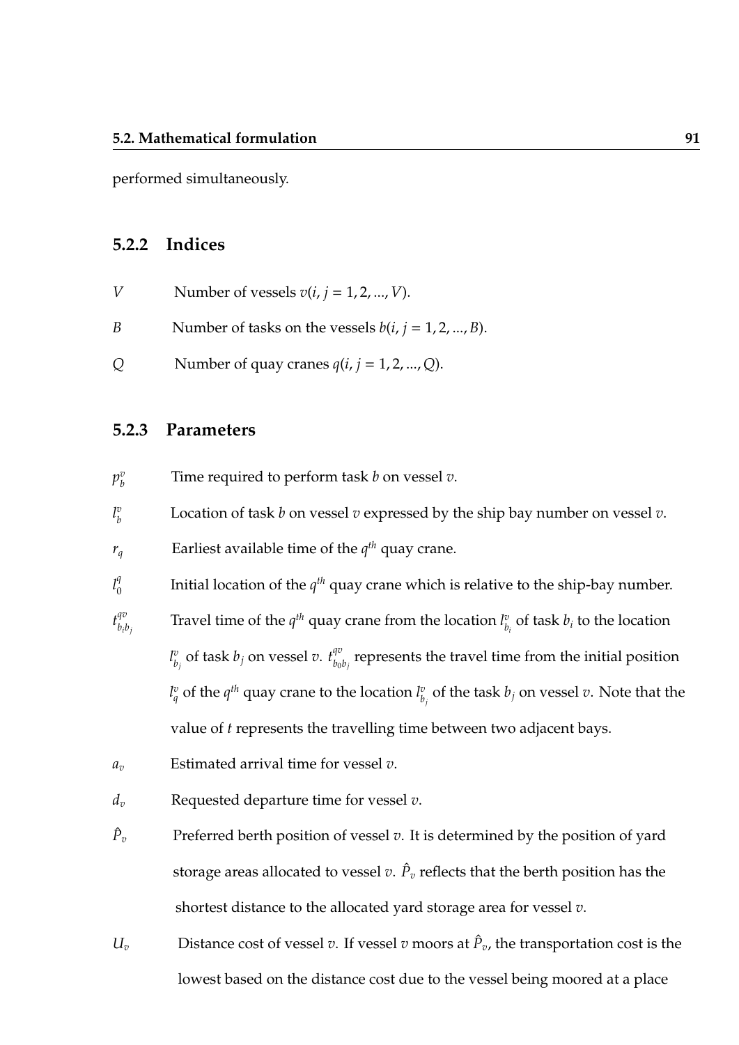performed simultaneously.

### 5.2.2 Indices

$V$ Number of vessels $v(i, j = 1, 2, ..., V)$.

$B$ Number of tasks on the vessels $b(i, j = 1, 2, ..., B)$.

$Q$ Number of quay cranes $q(i, j = 1, 2, ..., Q)$.

### 5.2.3 Parameters

$p_b^v$ Time required to perform task $b$ on vessel $v$.

$l_b^v$ Location of task $b$ on vessel $v$ expressed by the ship bay number on vessel $v$.

$r_q$ Earliest available time of the $q^{th}$ quay crane.

$l_0^q$ Initial location of the $q^{th}$ quay crane which is relative to the ship-bay number.

$t_{b_i b_j}^{qv}$ Travel time of the $q^{th}$ quay crane from the location $l_{b_i}^v$ of task $b_i$ to the location $l_{b_j}^v$ of task $b_j$ on vessel $v$. $t_{b_0 b_j}^{qv}$ represents the travel time from the initial position $l_q^v$ of the $q^{th}$ quay crane to the location $l_{b_j}^v$ of the task $b_j$ on vessel $v$. Note that the value of $t$ represents the travelling time between two adjacent bays.

$a_v$ Estimated arrival time for vessel $v$.

$d_v$ Requested departure time for vessel $v$.

$\hat{P}_v$ Preferred berth position of vessel $v$. It is determined by the position of yard storage areas allocated to vessel $v$. $\hat{P}_v$ reflects that the berth position has the shortest distance to the allocated yard storage area for vessel $v$.

$U_v$ Distance cost of vessel $v$. If vessel $v$ moors at $\hat{P}_v$, the transportation cost is the lowest based on the distance cost due to the vessel being moored at a place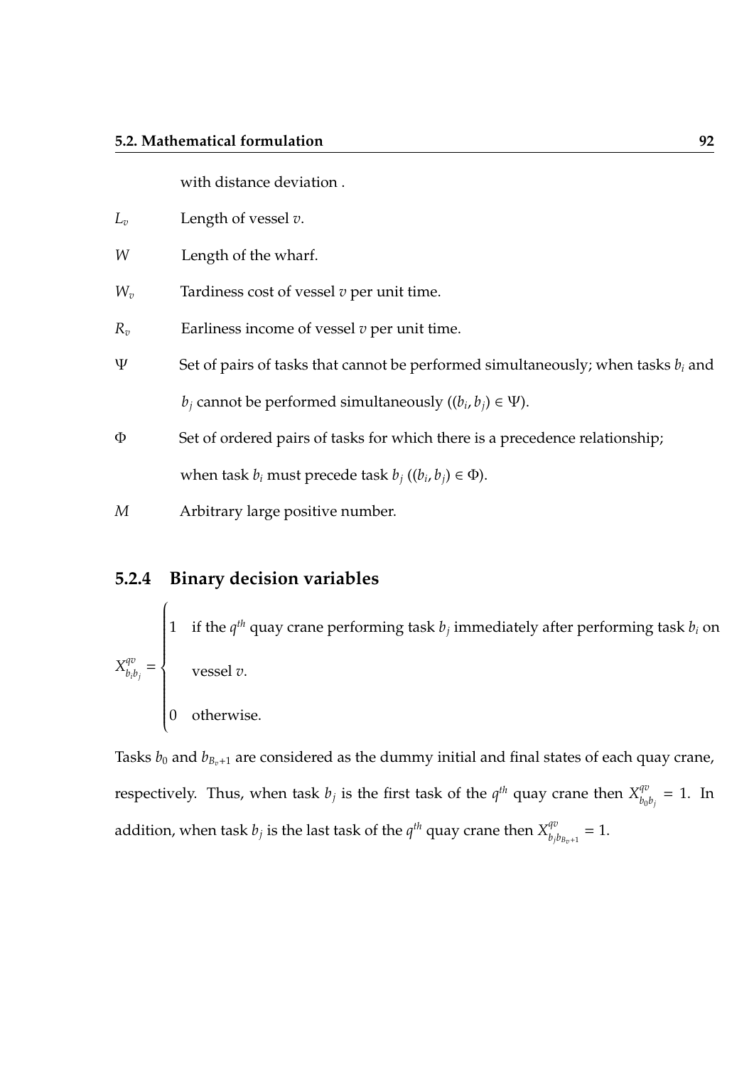with distance deviation .

$L_v$ Length of vessel $v$.

$W$ Length of the wharf.

$W_v$ Tardiness cost of vessel $v$ per unit time.

$R_v$ Earliness income of vessel $v$ per unit time.

$\Psi$ Set of pairs of tasks that cannot be performed simultaneously; when tasks $b_i$ and $b_j$ cannot be performed simultaneously ($(b_i, b_j) \in \Psi$).

$\Phi$ Set of ordered pairs of tasks for which there is a precedence relationship; when task $b_i$ must precede task $b_j$ ($(b_i, b_j) \in \Phi$).

$M$ Arbitrary large positive number.

### 5.2.4 Binary decision variables

$$X^{qv}_{b_i b_j} = \begin{cases} 1 & \text{if the } q^{th} \text{ quay crane performing task } b_j \text{ immediately after performing task } b_i \text{ on} \\ & \text{vessel } v. \\ 0 & \text{otherwise.} \end{cases}$$

Tasks $b_0$ and $b_{B_v+1}$ are considered as the dummy initial and final states of each quay crane, respectively. Thus, when task $b_j$ is the first task of the $q^{th}$ quay crane then $X^{qv}_{b_0 b_j} = 1$. In addition, when task $b_j$ is the last task of the $q^{th}$ quay crane then $X^{qv}_{b_j b_{B_v+1}} = 1$.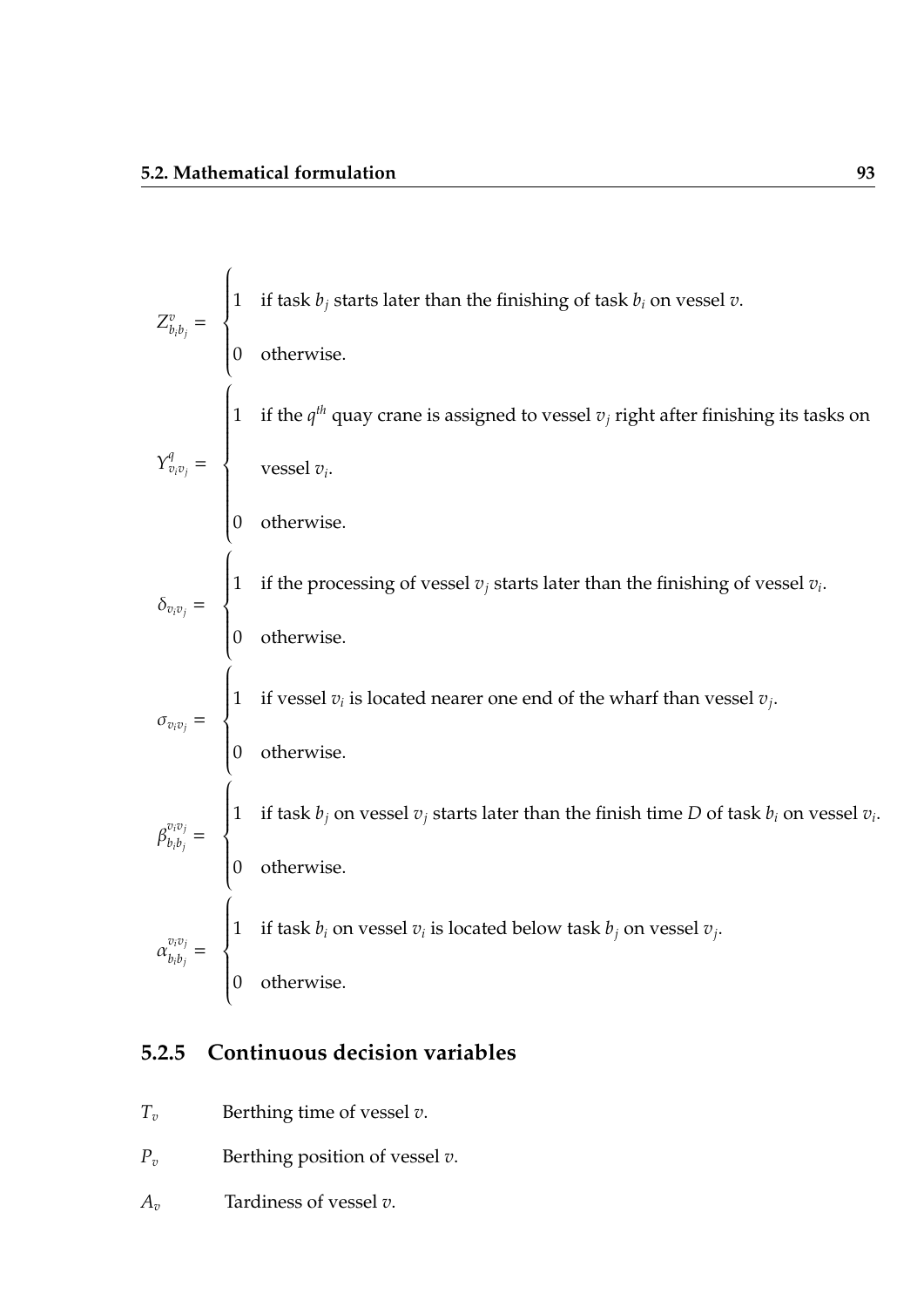$$Z_{b_i b_j}^{v} = \begin{cases} 1 & \text{if task } b_j \text{ starts later than the finishing of task } b_i \text{ on vessel } v. \\ 0 & \text{otherwise.} \end{cases}$$

$$Y_{v_i v_j}^{q} = \begin{cases} 1 & \text{if the } q^{th} \text{ quay crane is assigned to vessel } v_j \text{ right after finishing its tasks on} \\ & \text{vessel } v_i. \\ 0 & \text{otherwise.} \end{cases}$$

$$\delta_{v_i v_j} = \begin{cases} 1 & \text{if the processing of vessel } v_j \text{ starts later than the finishing of vessel } v_i. \\ 0 & \text{otherwise.} \end{cases}$$

$$\sigma_{v_i v_j} = \begin{cases} 1 & \text{if vessel } v_i \text{ is located nearer one end of the wharf than vessel } v_j. \\ 0 & \text{otherwise.} \end{cases}$$

$$\beta_{b_i b_j}^{v_i v_j} = \begin{cases} 1 & \text{if task } b_j \text{ on vessel } v_j \text{ starts later than the finish time } D \text{ of task } b_i \text{ on vessel } v_i. \\ 0 & \text{otherwise.} \end{cases}$$

$$\alpha_{b_i b_j}^{v_i v_j} = \begin{cases} 1 & \text{if task } b_i \text{ on vessel } v_i \text{ is located below task } b_j \text{ on vessel } v_j. \\ 0 & \text{otherwise.} \end{cases}$$

### 5.2.5 Continuous decision variables

$T_v$ Berthing time of vessel $v$.

$P_v$ Berthing position of vessel $v$.

$A_v$ Tardiness of vessel $v$.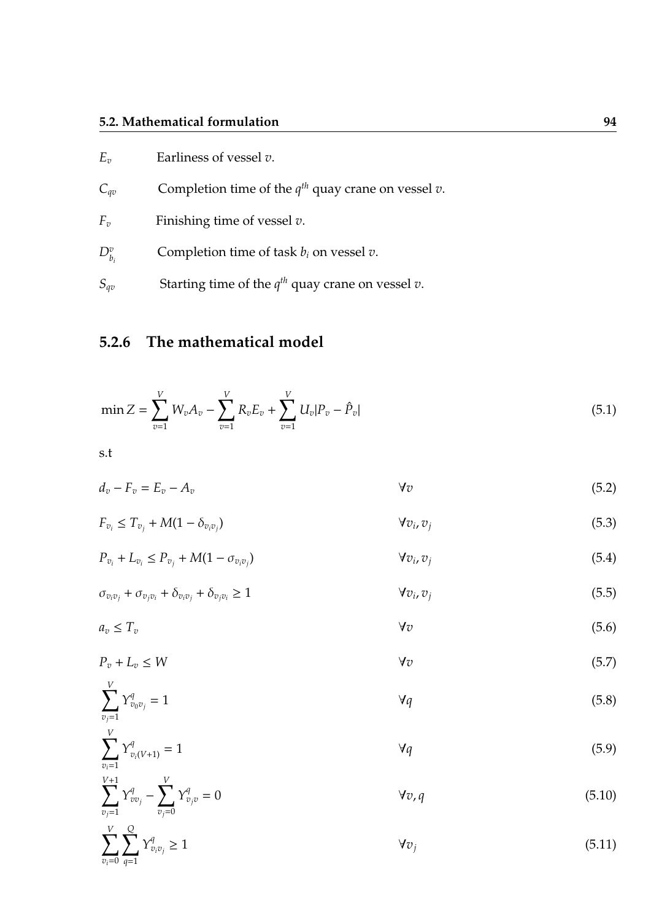| | |
|---|---|
| $E_v$ | Earliness of vessel $v$. |
| $C_{qv}$ | Completion time of the $q^{th}$ quay crane on vessel $v$. |
| $F_v$ | Finishing time of vessel $v$. |
| $D^v_{b_i}$ | Completion time of task $b_i$ on vessel $v$. |
| $S_{qv}$ | Starting time of the $q^{th}$ quay crane on vessel $v$. |

### 5.2.6 The mathematical model

$$\min Z = \sum_{v=1}^{V} W_v A_v - \sum_{v=1}^{V} R_v E_v + \sum_{v=1}^{V} U_v |P_v - \hat{P}_v| \tag{5.1}$$

s.t

$$d_v - F_v = E_v - A_v \qquad \forall v \tag{5.2}$$

$$F_{v_i} \leq T_{v_j} + M(1 - \delta_{v_i v_j}) \qquad \forall v_i, v_j \tag{5.3}$$

$$P_{v_i} + L_{v_i} \leq P_{v_j} + M(1 - \sigma_{v_i v_j}) \qquad \forall v_i, v_j \tag{5.4}$$

$$\sigma_{v_i v_j} + \sigma_{v_j v_i} + \delta_{v_i v_j} + \delta_{v_j v_i} \geq 1 \qquad \forall v_i, v_j \tag{5.5}$$

$$a_v \leq T_v \qquad \forall v \tag{5.6}$$

$$P_v + L_v \leq W \qquad \forall v \tag{5.7}$$

$$\sum_{v_j=1}^{V} Y^q_{v_0 v_j} = 1 \qquad \forall q \tag{5.8}$$

$$\sum_{v_i=1}^{V} Y^q_{v_i (V+1)} = 1 \qquad \forall q \tag{5.9}$$

$$\sum_{v_j=1}^{V+1} Y^q_{v v_j} - \sum_{v_j=0}^{V} Y^q_{v_j v} = 0 \qquad \forall v, q \tag{5.10}$$

$$\sum_{v_i=0}^{V} \sum_{q=1}^{Q} Y^q_{v_i v_j} \geq 1 \qquad \forall v_j \tag{5.11}$$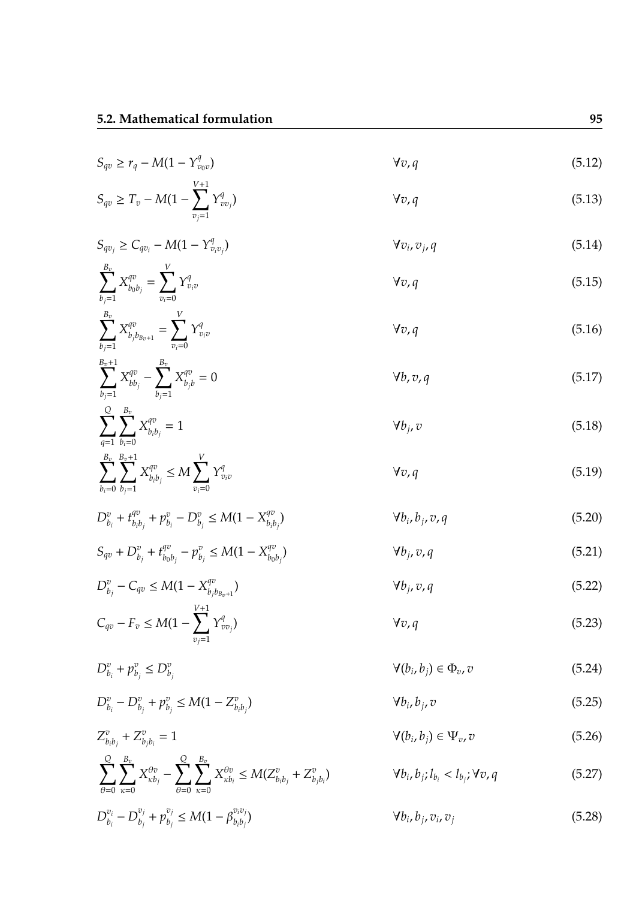$$S_{qv} \geq r_q - M(1 - Y^q_{v_0 v}) \qquad \forall v, q \tag{5.12}$$

$$S_{qv} \geq T_v - M(1 - \sum_{v_j=1}^{V+1} Y^q_{v v_j}) \qquad \forall v, q \tag{5.13}$$

$$S_{q v_j} \geq C_{q v_i} - M(1 - Y^q_{v_i v_j}) \qquad \forall v_i, v_j, q \tag{5.14}$$

$$\sum_{b_j=1}^{B_v} X^{qv}_{b_0 b_j} = \sum_{v_i=0}^{V} Y^q_{v_i v} \qquad \forall v, q \tag{5.15}$$

$$\sum_{b_j=1}^{B_v} X^{qv}_{b_j b_{B_v+1}} = \sum_{v_i=0}^{V} Y^q_{v_i v} \qquad \forall v, q \tag{5.16}$$

$$\sum_{b_j=1}^{B_v+1} X^{qv}_{b b_j} - \sum_{b_j=1}^{B_v} X^{qv}_{b_j b} = 0 \qquad \forall b, v, q \tag{5.17}$$

$$\sum_{q=1}^{Q} \sum_{b_i=0}^{B_v} X^{qv}_{b_i b_j} = 1 \qquad \forall b_j, v \tag{5.18}$$

$$\sum_{b_i=0}^{B_v} \sum_{b_j=1}^{B_v+1} X^{qv}_{b_i b_j} \leq M \sum_{v_i=0}^{V} Y^q_{v_i v} \qquad \forall v, q \tag{5.19}$$

$$D^v_{b_i} + t^{qv}_{b_i b_j} + p^v_{b_i} - D^v_{b_j} \leq M(1 - X^{qv}_{b_i b_j}) \qquad \forall b_i, b_j, v, q \tag{5.20}$$

$$S_{qv} + D^v_{b_j} + t^{qv}_{b_0 b_j} - p^v_{b_j} \leq M(1 - X^{qv}_{b_0 b_j}) \qquad \forall b_j, v, q \tag{5.21}$$

$$D^v_{b_j} - C_{qv} \leq M(1 - X^{qv}_{b_j b_{B_v+1}}) \qquad \forall b_j, v, q \tag{5.22}$$

$$C_{qv} - F_v \leq M(1 - \sum_{v_j=1}^{V+1} Y^q_{v v_j}) \qquad \forall v, q \tag{5.23}$$

$$D^v_{b_i} + p^v_{b_j} \leq D^v_{b_j} \qquad \forall (b_i, b_j) \in \Phi_v, v \tag{5.24}$$

$$D^v_{b_i} - D^v_{b_j} + p^v_{b_j} \leq M(1 - Z^v_{b_i b_j}) \qquad \forall b_i, b_j, v \tag{5.25}$$

$$Z^v_{b_i b_j} + Z^v_{b_j b_i} = 1 \qquad \forall (b_i, b_j) \in \Psi_v, v \tag{5.26}$$

$$\sum_{\theta=0}^{Q} \sum_{\kappa=0}^{B_v} X^{\theta v}_{\kappa b_j} - \sum_{\theta=0}^{Q} \sum_{\kappa=0}^{B_v} X^{\theta v}_{\kappa b_i} \leq M(Z^v_{b_i b_j} + Z^v_{b_j b_i}) \qquad \forall b_i, b_j; l_{b_i} < l_{b_j}; \forall v, q \tag{5.27}$$

$$D^{v_i}_{b_i} - D^{v_j}_{b_j} + p^{v_j}_{b_j} \leq M(1 - \beta^{v_i v_j}_{b_i b_j}) \qquad \forall b_i, b_j, v_i, v_j \tag{5.28}$$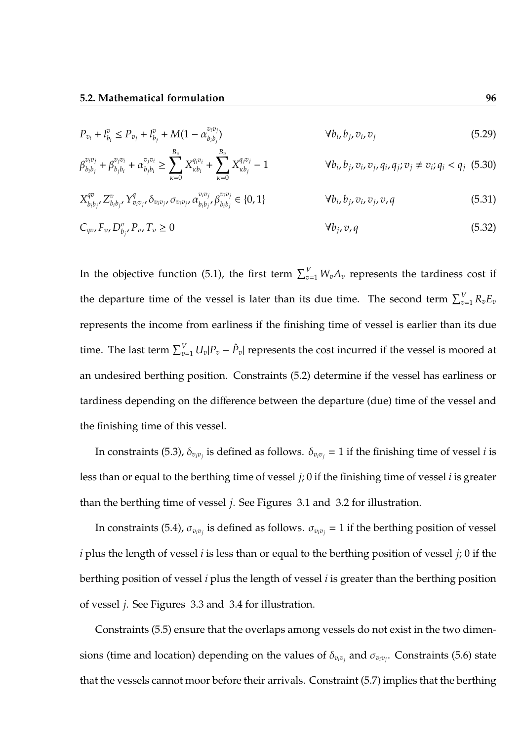$$P_{v_i} + l^{v}_{b_i} \leq P_{v_j} + l^{v}_{b_j} + M(1 - \alpha^{v_i v_j}_{b_i b_j}) \qquad \forall b_i, b_j, v_i, v_j \tag{5.29}$$

$$\beta^{v_i v_j}_{b_i b_j} + \beta^{v_j v_i}_{b_j b_i} + \alpha^{v_j v_i}_{b_j b_i} \geq \sum_{\kappa=0}^{B_v} X^{q_i v_i}_{\kappa b_i} + \sum_{\kappa=0}^{B_v} X^{q_j v_j}_{\kappa b_j} - 1 \qquad \forall b_i, b_j, v_i, v_j, q_i, q_j; v_j \neq v_i; q_i < q_j \tag{5.30}$$

$$X^{qv}_{b_i b_j}, Z^{v}_{b_i b_j}, Y^{q}_{v_i v_j}, \delta_{v_i v_j}, \sigma_{v_i v_j}, \alpha^{v_i v_j}_{b_i b_j}, \beta^{v_i v_j}_{b_i b_j} \in \{0, 1\} \qquad \forall b_i, b_j, v_i, v_j, v, q \tag{5.31}$$

$$C_{qv}, F_v, D^{v}_{b_j}, P_v, T_v \geq 0 \qquad \forall b_j, v, q \tag{5.32}$$

In the objective function (5.1), the first term $\sum_{v=1}^{V} W_v A_v$ represents the tardiness cost if the departure time of the vessel is later than its due time. The second term $\sum_{v=1}^{V} R_v E_v$ represents the income from earliness if the finishing time of vessel is earlier than its due time. The last term $\sum_{v=1}^{V} U_v |P_v - \hat{P}_v|$ represents the cost incurred if the vessel is moored at an undesired berthing position. Constraints (5.2) determine if the vessel has earliness or tardiness depending on the difference between the departure (due) time of the vessel and the finishing time of this vessel.

In constraints (5.3), $\delta_{v_i v_j}$ is defined as follows. $\delta_{v_i v_j} = 1$ if the finishing time of vessel $i$ is less than or equal to the berthing time of vessel $j$; 0 if the finishing time of vessel $i$ is greater than the berthing time of vessel $j$. See Figures 3.1 and 3.2 for illustration.

In constraints (5.4), $\sigma_{v_i v_j}$ is defined as follows. $\sigma_{v_i v_j} = 1$ if the berthing position of vessel $i$ plus the length of vessel $i$ is less than or equal to the berthing position of vessel $j$; 0 if the berthing position of vessel $i$ plus the length of vessel $i$ is greater than the berthing position of vessel $j$. See Figures 3.3 and 3.4 for illustration.

Constraints (5.5) ensure that the overlaps among vessels do not exist in the two dimensions (time and location) depending on the values of $\delta_{v_i v_j}$ and $\sigma_{v_i v_j}$. Constraints (5.6) state that the vessels cannot moor before their arrivals. Constraint (5.7) implies that the berthing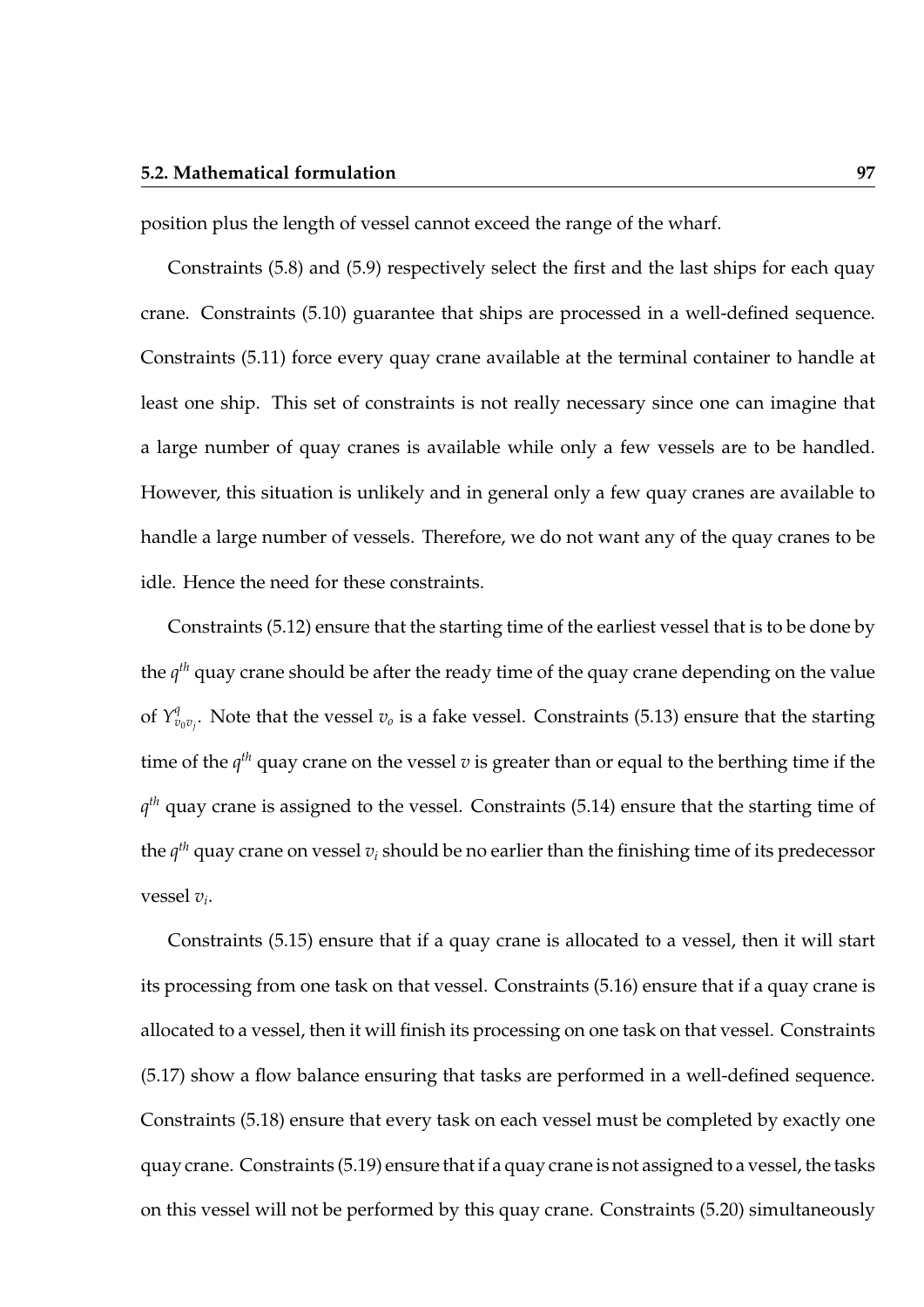position plus the length of vessel cannot exceed the range of the wharf.

Constraints (5.8) and (5.9) respectively select the first and the last ships for each quay crane. Constraints (5.10) guarantee that ships are processed in a well-defined sequence. Constraints (5.11) force every quay crane available at the terminal container to handle at least one ship. This set of constraints is not really necessary since one can imagine that a large number of quay cranes is available while only a few vessels are to be handled. However, this situation is unlikely and in general only a few quay cranes are available to handle a large number of vessels. Therefore, we do not want any of the quay cranes to be idle. Hence the need for these constraints.

Constraints (5.12) ensure that the starting time of the earliest vessel that is to be done by the $q^{th}$ quay crane should be after the ready time of the quay crane depending on the value of $Y^{q}_{v_0 v_j}$. Note that the vessel $v_o$ is a fake vessel. Constraints (5.13) ensure that the starting time of the $q^{th}$ quay crane on the vessel $v$ is greater than or equal to the berthing time if the $q^{th}$ quay crane is assigned to the vessel. Constraints (5.14) ensure that the starting time of the $q^{th}$ quay crane on vessel $v_i$ should be no earlier than the finishing time of its predecessor vessel $v_i$.

Constraints (5.15) ensure that if a quay crane is allocated to a vessel, then it will start its processing from one task on that vessel. Constraints (5.16) ensure that if a quay crane is allocated to a vessel, then it will finish its processing on one task on that vessel. Constraints (5.17) show a flow balance ensuring that tasks are performed in a well-defined sequence. Constraints (5.18) ensure that every task on each vessel must be completed by exactly one quay crane. Constraints (5.19) ensure that if a quay crane is not assigned to a vessel, the tasks on this vessel will not be performed by this quay crane. Constraints (5.20) simultaneously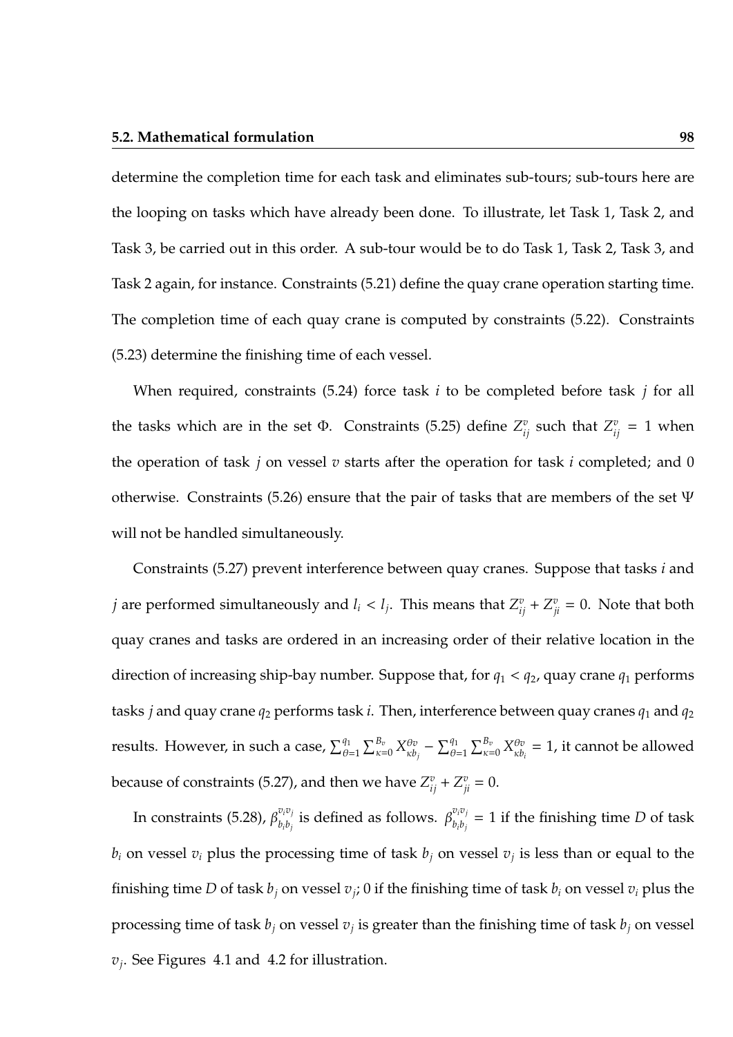determine the completion time for each task and eliminates sub-tours; sub-tours here are the looping on tasks which have already been done. To illustrate, let Task 1, Task 2, and Task 3, be carried out in this order. A sub-tour would be to do Task 1, Task 2, Task 3, and Task 2 again, for instance. Constraints (5.21) define the quay crane operation starting time. The completion time of each quay crane is computed by constraints (5.22). Constraints (5.23) determine the finishing time of each vessel.

When required, constraints (5.24) force task $i$ to be completed before task $j$ for all the tasks which are in the set $\Phi$. Constraints (5.25) define $Z^v_{ij}$ such that $Z^v_{ij} = 1$ when the operation of task $j$ on vessel $v$ starts after the operation for task $i$ completed; and 0 otherwise. Constraints (5.26) ensure that the pair of tasks that are members of the set $\Psi$ will not be handled simultaneously.

Constraints (5.27) prevent interference between quay cranes. Suppose that tasks $i$ and $j$ are performed simultaneously and $l_i < l_j$. This means that $Z^v_{ij} + Z^v_{ji} = 0$. Note that both quay cranes and tasks are ordered in an increasing order of their relative location in the direction of increasing ship-bay number. Suppose that, for $q_1 < q_2$, quay crane $q_1$ performs tasks $j$ and quay crane $q_2$ performs task $i$. Then, interference between quay cranes $q_1$ and $q_2$ results. However, in such a case, $\sum_{\theta=1}^{q_1} \sum_{\kappa=0}^{B_v} X^{\theta v}_{\kappa b_j} - \sum_{\theta=1}^{q_1} \sum_{\kappa=0}^{B_v} X^{\theta v}_{\kappa b_i} = 1$, it cannot be allowed because of constraints (5.27), and then we have $Z^v_{ij} + Z^v_{ji} = 0$.

In constraints (5.28), $\beta^{v_i v_j}_{b_i b_j}$ is defined as follows. $\beta^{v_i v_j}_{b_i b_j} = 1$ if the finishing time $D$ of task $b_i$ on vessel $v_i$ plus the processing time of task $b_j$ on vessel $v_j$ is less than or equal to the finishing time $D$ of task $b_j$ on vessel $v_j$; 0 if the finishing time of task $b_i$ on vessel $v_i$ plus the processing time of task $b_j$ on vessel $v_j$ is greater than the finishing time of task $b_j$ on vessel $v_j$. See Figures 4.1 and 4.2 for illustration.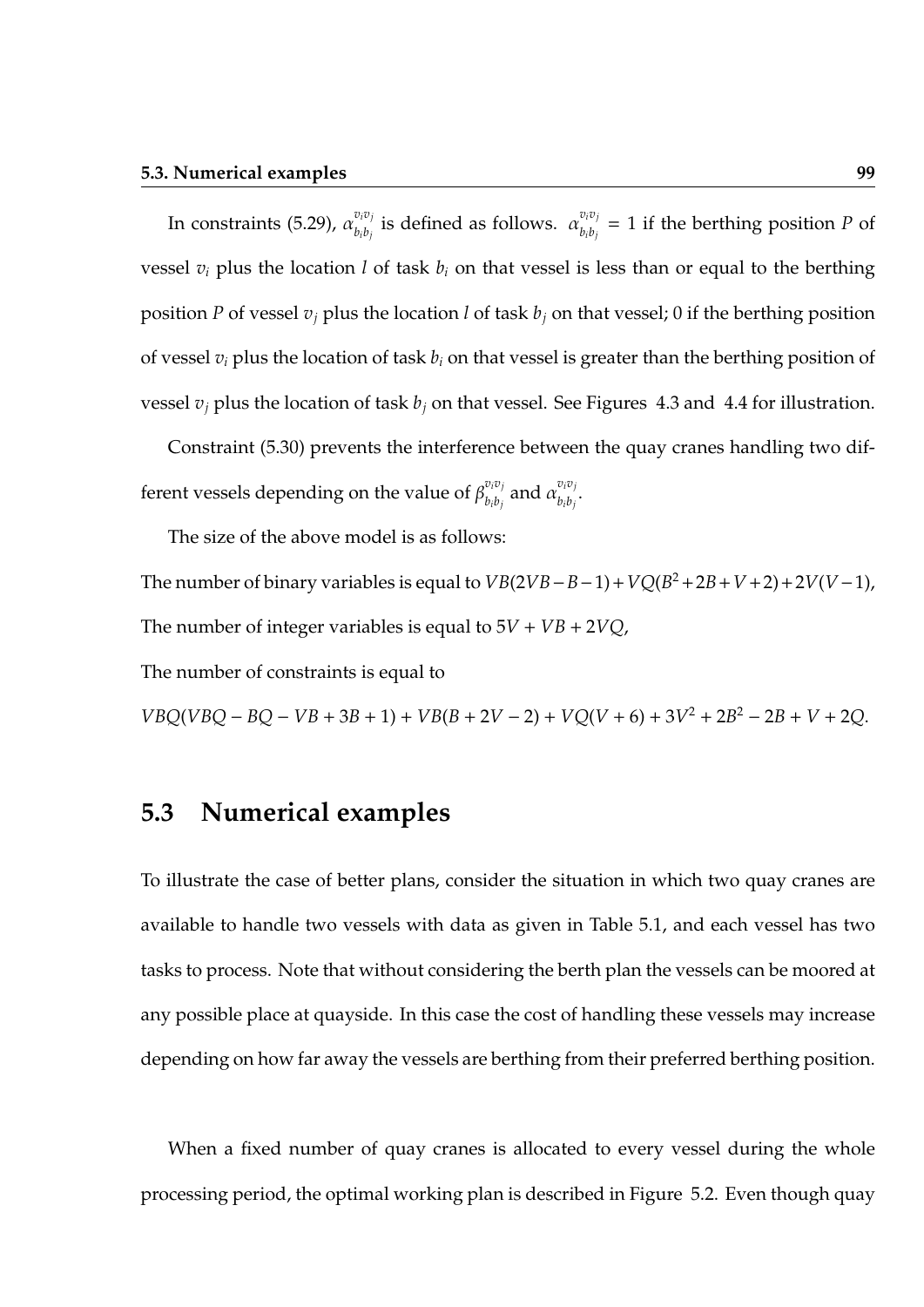In constraints (5.29), $\alpha_{b_i b_j}^{v_i v_j}$ is defined as follows. $\alpha_{b_i b_j}^{v_i v_j} = 1$ if the berthing position $P$ of vessel $v_i$ plus the location $l$ of task $b_i$ on that vessel is less than or equal to the berthing position $P$ of vessel $v_j$ plus the location $l$ of task $b_j$ on that vessel; 0 if the berthing position of vessel $v_i$ plus the location of task $b_i$ on that vessel is greater than the berthing position of vessel $v_j$ plus the location of task $b_j$ on that vessel. See Figures 4.3 and 4.4 for illustration.

Constraint (5.30) prevents the interference between the quay cranes handling two different vessels depending on the value of $\beta_{b_i b_j}^{v_i v_j}$ and $\alpha_{b_i b_j}^{v_i v_j}$.

The size of the above model is as follows:

The number of binary variables is equal to $VB(2VB - B - 1) + VQ(B^2 + 2B + V + 2) + 2V(V - 1)$,

The number of integer variables is equal to $5V + VB + 2VQ$,

The number of constraints is equal to

$VBQ(VBQ - BQ - VB + 3B + 1) + VB(B + 2V - 2) + VQ(V + 6) + 3V^2 + 2B^2 - 2B + V + 2Q$.

## 5.3 Numerical examples

To illustrate the case of better plans, consider the situation in which two quay cranes are available to handle two vessels with data as given in Table 5.1, and each vessel has two tasks to process. Note that without considering the berth plan the vessels can be moored at any possible place at quayside. In this case the cost of handling these vessels may increase depending on how far away the vessels are berthing from their preferred berthing position.

When a fixed number of quay cranes is allocated to every vessel during the whole processing period, the optimal working plan is described in Figure 5.2. Even though quay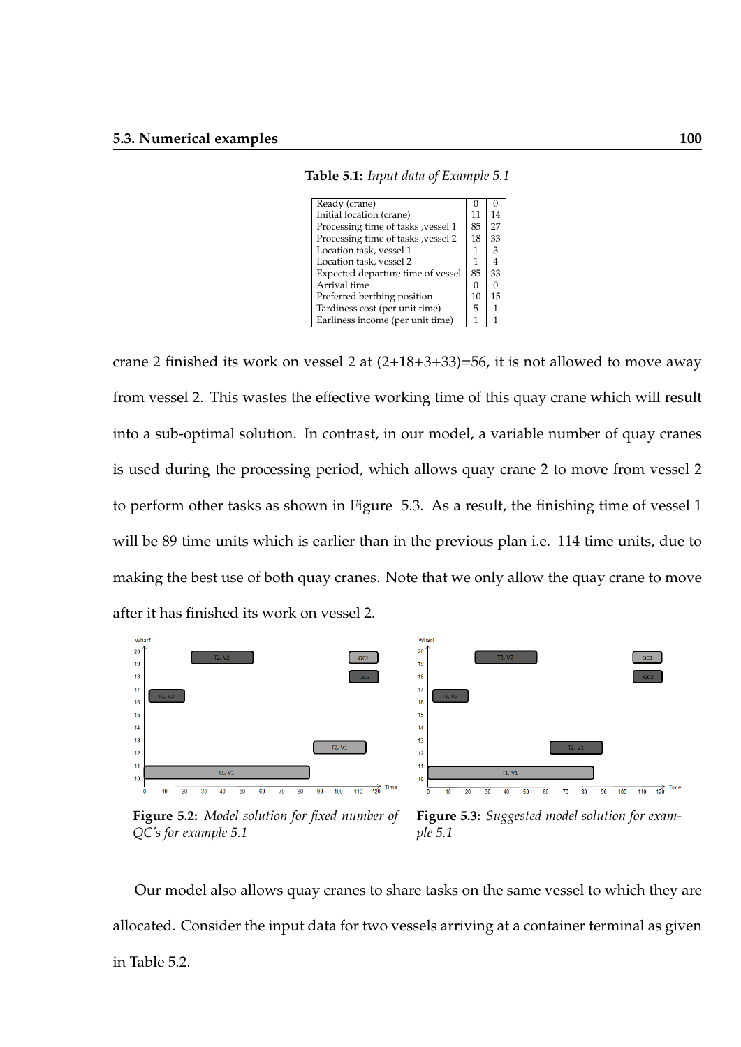**Table 5.1:** *Input data of Example 5.1*

| | | |
|---|---|---|
| Ready (crane) | 0 | 0 |
| Initial location (crane) | 11 | 14 |
| Processing time of tasks ,vessel 1 | 85 | 27 |
| Processing time of tasks ,vessel 2 | 18 | 33 |
| Location task, vessel 1 | 1 | 3 |
| Location task, vessel 2 | 1 | 4 |
| Expected departure time of vessel | 85 | 33 |
| Arrival time | 0 | 0 |
| Preferred berthing position | 10 | 15 |
| Tardiness cost (per unit time) | 5 | 1 |
| Earliness income (per unit time) | 1 | 1 |

crane 2 finished its work on vessel 2 at (2+18+3+33)=56, it is not allowed to move away from vessel 2. This wastes the effective working time of this quay crane which will result into a sub-optimal solution. In contrast, in our model, a variable number of quay cranes is used during the processing period, which allows quay crane 2 to move from vessel 2 to perform other tasks as shown in Figure 5.3. As a result, the finishing time of vessel 1 will be 89 time units which is earlier than in the previous plan i.e. 114 time units, due to making the best use of both quay cranes. Note that we only allow the quay crane to move after it has finished its work on vessel 2.

**Figure 5.2:** *Model solution for fixed number of QC's for example 5.1*

**Figure 5.3:** *Suggested model solution for example 5.1*

Our model also allows quay cranes to share tasks on the same vessel to which they are allocated. Consider the input data for two vessels arriving at a container terminal as given in Table 5.2.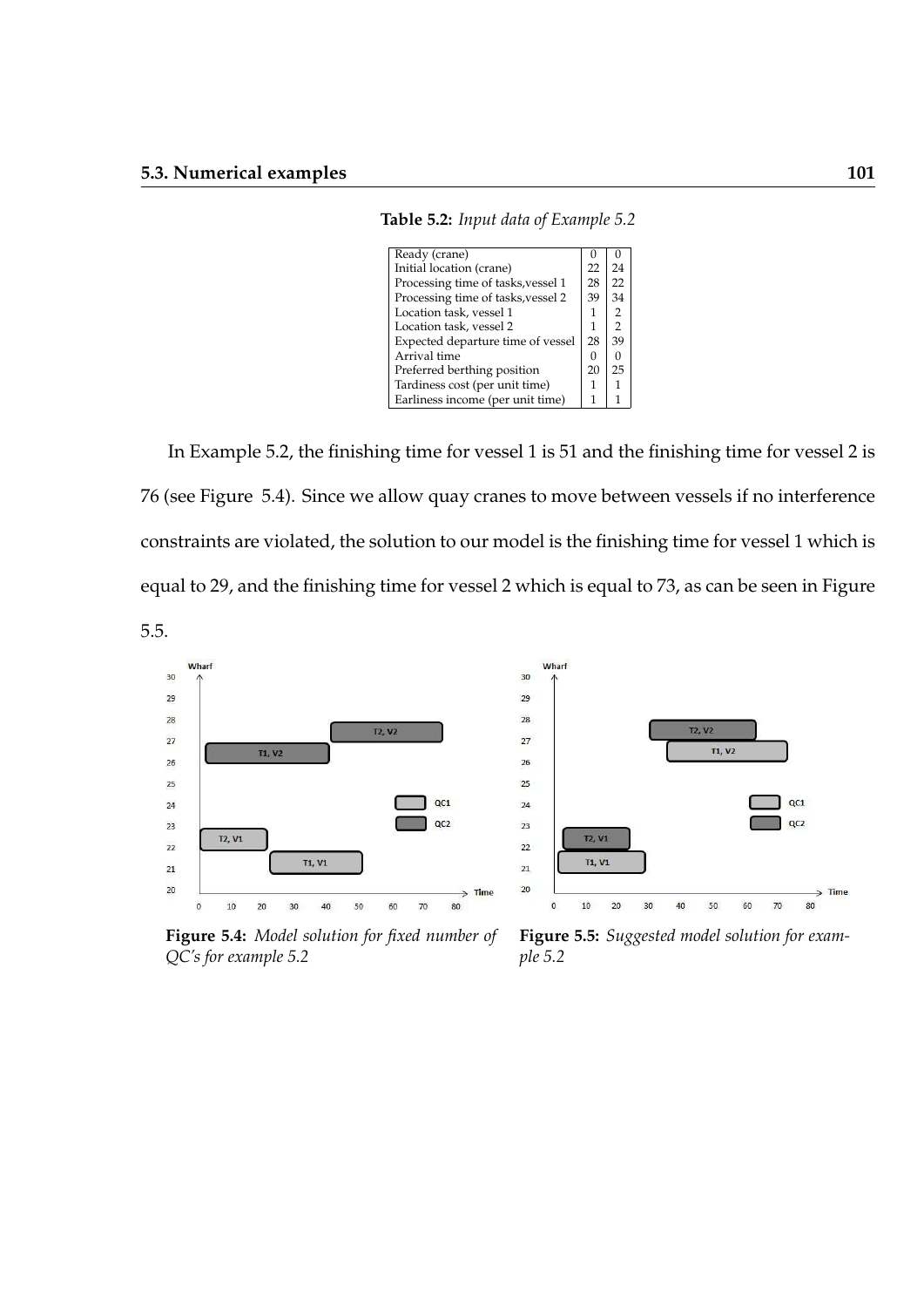**Table 5.2:** *Input data of Example 5.2*

| | | |
|---|---|---|
| Ready (crane) | 0 | 0 |
| Initial location (crane) | 22 | 24 |
| Processing time of tasks,vessel 1 | 28 | 22 |
| Processing time of tasks,vessel 2 | 39 | 34 |
| Location task, vessel 1 | 1 | 2 |
| Location task, vessel 2 | 1 | 2 |
| Expected departure time of vessel | 28 | 39 |
| Arrival time | 0 | 0 |
| Preferred berthing position | 20 | 25 |
| Tardiness cost (per unit time) | 1 | 1 |
| Earliness income (per unit time) | 1 | 1 |

In Example 5.2, the finishing time for vessel 1 is 51 and the finishing time for vessel 2 is 76 (see Figure 5.4). Since we allow quay cranes to move between vessels if no interference constraints are violated, the solution to our model is the finishing time for vessel 1 which is equal to 29, and the finishing time for vessel 2 which is equal to 73, as can be seen in Figure 5.5.

**Figure 5.4:** *Model solution for fixed number of QC's for example 5.2*

**Figure 5.5:** *Suggested model solution for example 5.2*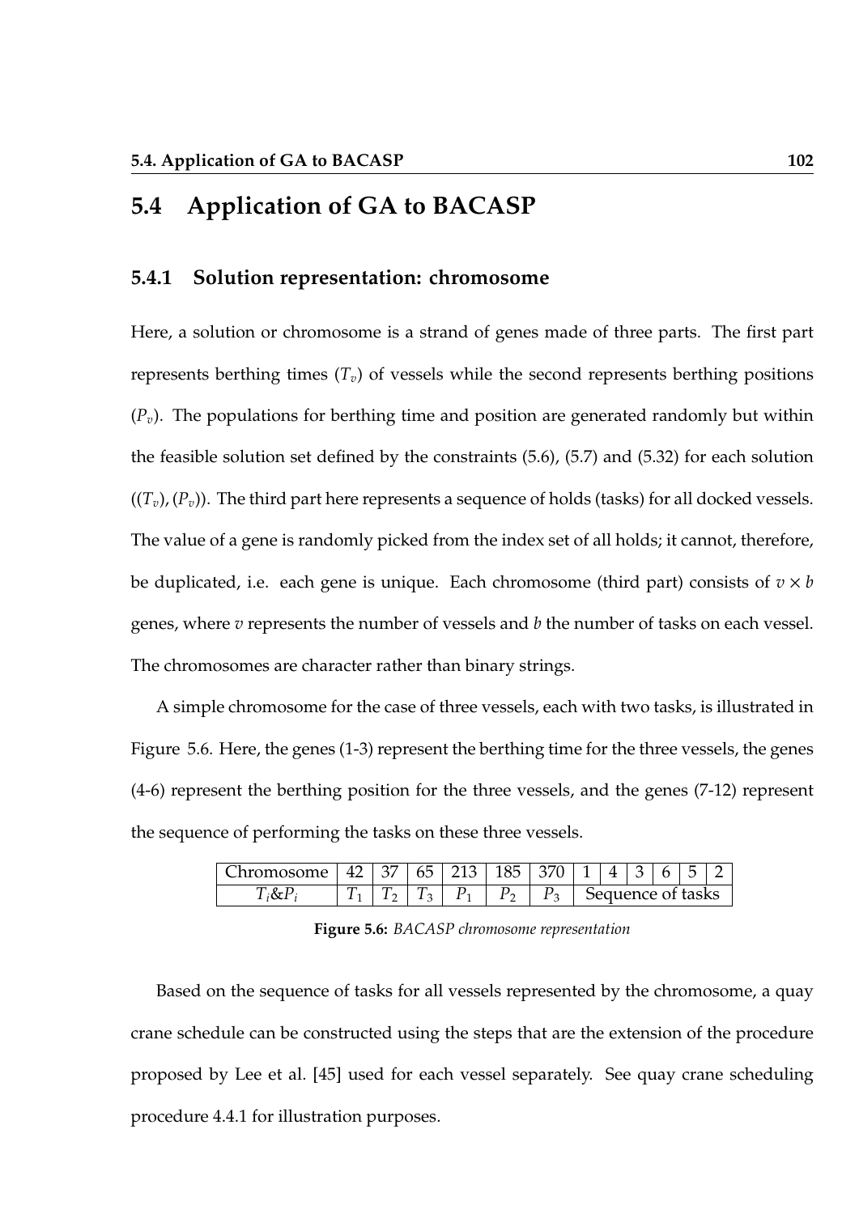## 5.4 Application of GA to BACASP

### 5.4.1 Solution representation: chromosome

Here, a solution or chromosome is a strand of genes made of three parts. The first part represents berthing times ($T_v$) of vessels while the second represents berthing positions ($P_v$). The populations for berthing time and position are generated randomly but within the feasible solution set defined by the constraints (5.6), (5.7) and (5.32) for each solution $((T_v), (P_v))$. The third part here represents a sequence of holds (tasks) for all docked vessels. The value of a gene is randomly picked from the index set of all holds; it cannot, therefore, be duplicated, i.e. each gene is unique. Each chromosome (third part) consists of $v \times b$ genes, where $v$ represents the number of vessels and $b$ the number of tasks on each vessel. The chromosomes are character rather than binary strings.

A simple chromosome for the case of three vessels, each with two tasks, is illustrated in Figure 5.6. Here, the genes (1-3) represent the berthing time for the three vessels, the genes (4-6) represent the berthing position for the three vessels, and the genes (7-12) represent the sequence of performing the tasks on these three vessels.

| Chromosome | 42 | 37 | 65 | 213 | 185 | 370 | 1 | 4 | 3 | 6 | 5 | 2 |
|---|---|---|---|---|---|---|---|---|---|---|---|---|
| $T_i$&$P_i$ | $T_1$ | $T_2$ | $T_3$ | $P_1$ | $P_2$ | $P_3$ | Sequence of tasks | | | | | |

**Figure 5.6:** *BACASP chromosome representation*

Based on the sequence of tasks for all vessels represented by the chromosome, a quay crane schedule can be constructed using the steps that are the extension of the procedure proposed by Lee et al. [45] used for each vessel separately. See quay crane scheduling procedure 4.4.1 for illustration purposes.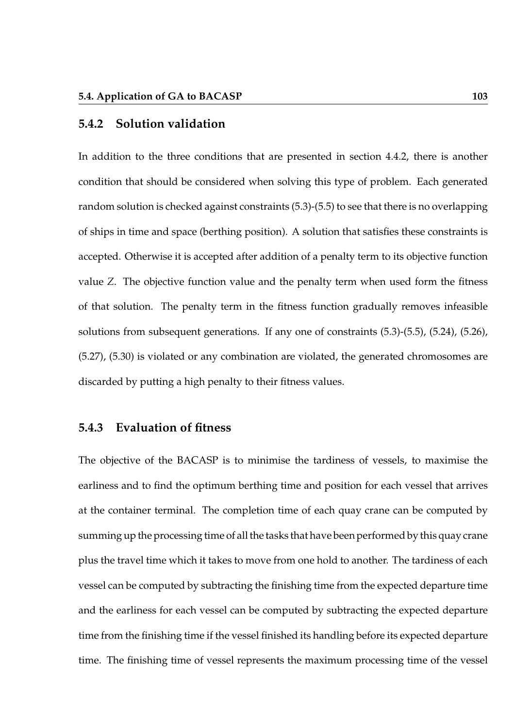### 5.4.2 Solution validation

In addition to the three conditions that are presented in section 4.4.2, there is another condition that should be considered when solving this type of problem. Each generated random solution is checked against constraints (5.3)-(5.5) to see that there is no overlapping of ships in time and space (berthing position). A solution that satisfies these constraints is accepted. Otherwise it is accepted after addition of a penalty term to its objective function value $Z$. The objective function value and the penalty term when used form the fitness of that solution. The penalty term in the fitness function gradually removes infeasible solutions from subsequent generations. If any one of constraints (5.3)-(5.5), (5.24), (5.26), (5.27), (5.30) is violated or any combination are violated, the generated chromosomes are discarded by putting a high penalty to their fitness values.

### 5.4.3 Evaluation of fitness

The objective of the BACASP is to minimise the tardiness of vessels, to maximise the earliness and to find the optimum berthing time and position for each vessel that arrives at the container terminal. The completion time of each quay crane can be computed by summing up the processing time of all the tasks that have been performed by this quay crane plus the travel time which it takes to move from one hold to another. The tardiness of each vessel can be computed by subtracting the finishing time from the expected departure time and the earliness for each vessel can be computed by subtracting the expected departure time from the finishing time if the vessel finished its handling before its expected departure time. The finishing time of vessel represents the maximum processing time of the vessel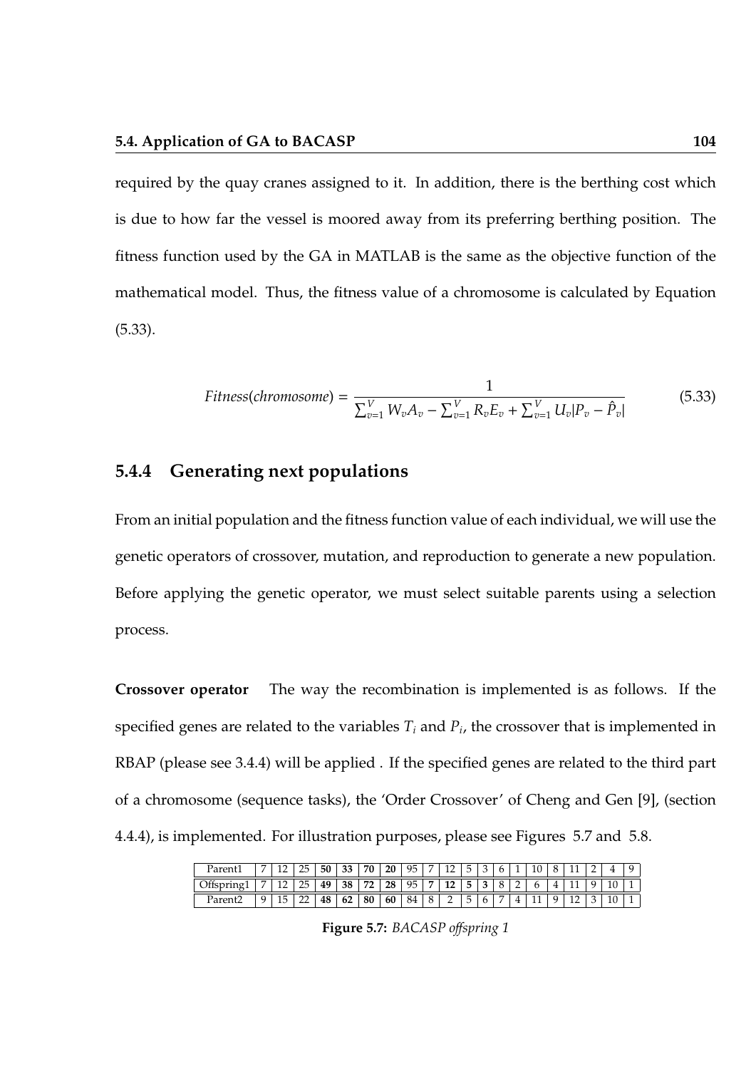required by the quay cranes assigned to it. In addition, there is the berthing cost which is due to how far the vessel is moored away from its preferring berthing position. The fitness function used by the GA in MATLAB is the same as the objective function of the mathematical model. Thus, the fitness value of a chromosome is calculated by Equation (5.33).

$$Fitness(chromosome) = \frac{1}{\sum_{v=1}^{V} W_v A_v - \sum_{v=1}^{V} R_v E_v + \sum_{v=1}^{V} U_v |P_v - \hat{P}_v|} \tag{5.33}$$

### 5.4.4 Generating next populations

From an initial population and the fitness function value of each individual, we will use the genetic operators of crossover, mutation, and reproduction to generate a new population. Before applying the genetic operator, we must select suitable parents using a selection process.

**Crossover operator** The way the recombination is implemented is as follows. If the specified genes are related to the variables $T_i$ and $P_i$, the crossover that is implemented in RBAP (please see 3.4.4) will be applied . If the specified genes are related to the third part of a chromosome (sequence tasks), the 'Order Crossover' of Cheng and Gen [9], (section 4.4.4), is implemented. For illustration purposes, please see Figures 5.7 and 5.8.

| Parent1 | 7 | 12 | 25 | **50** | **33** | **70** | **20** | 95 | 7 | 12 | 5 | 3 | 6 | 1 | 10 | 8 | 11 | 2 | 4 | 9 |
|---|---|---|---|---|---|---|---|---|---|---|---|---|---|---|---|---|---|---|---|---|
| Offspring1 | 7 | 12 | 25 | **49** | **38** | **72** | **28** | 95 | **7** | **12** | **5** | **3** | 8 | 2 | 6 | 4 | 11 | 9 | 10 | 1 |
| Parent2 | 9 | 15 | 22 | **48** | **62** | **80** | **60** | 84 | 8 | 2 | 5 | 6 | 7 | 4 | 11 | 9 | 12 | 3 | 10 | 1 |

**Figure 5.7:** *BACASP offspring 1*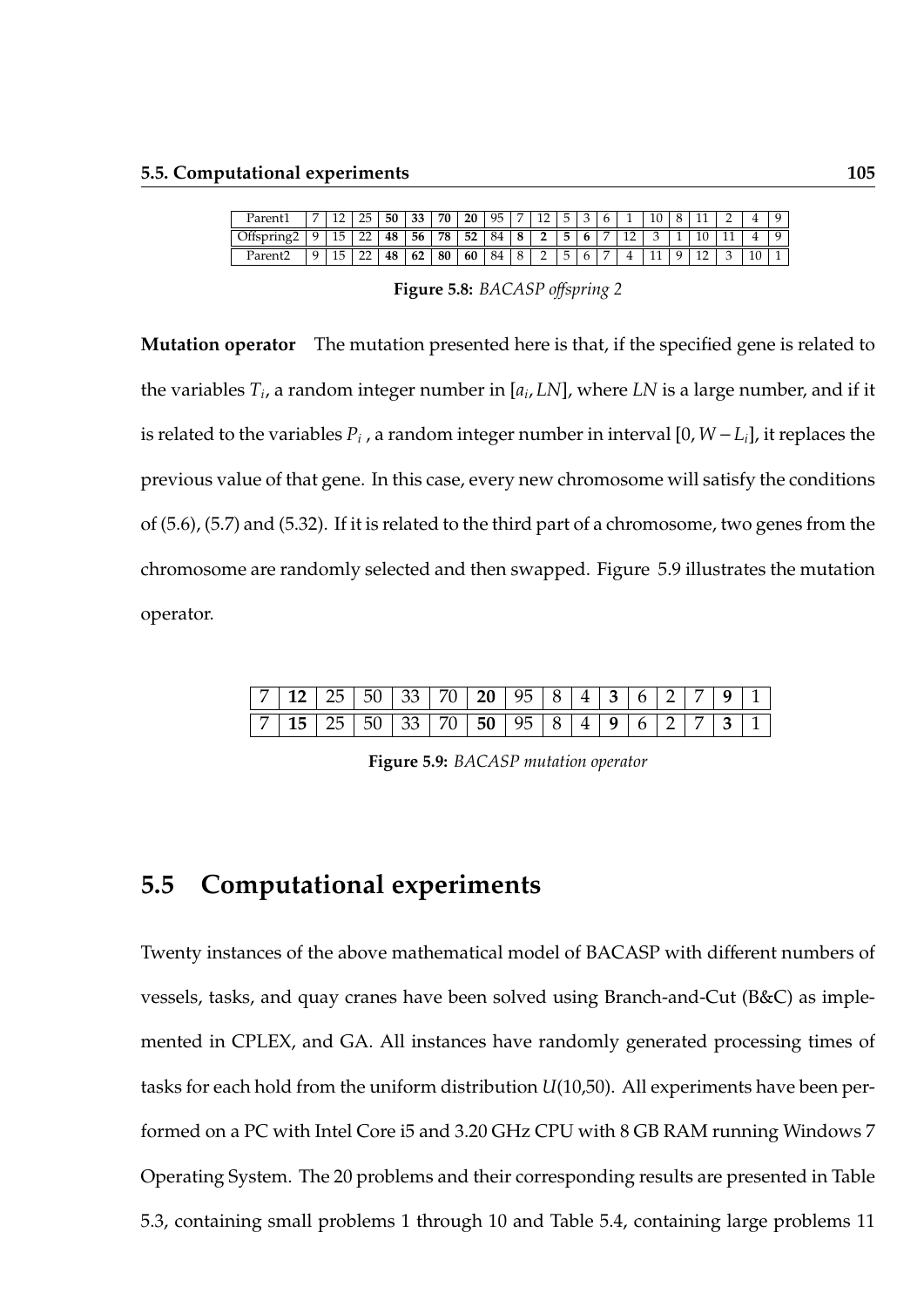| Parent1 | 7 | 12 | 25 | **50** | **33** | **70** | **20** | 95 | 7 | 12 | 5 | 3 | 6 | 1 | 10 | 8 | 11 | 2 | 4 | 9 |
|---|---|---|---|---|---|---|---|---|---|---|---|---|---|---|---|---|---|---|---|---|
| Offspring2 | 9 | 15 | 22 | **48** | **56** | **78** | **52** | 84 | **8** | **2** | **5** | **6** | 7 | 12 | 3 | 1 | 10 | 11 | 4 | 9 |
| Parent2 | 9 | 15 | 22 | **48** | **62** | **80** | **60** | 84 | 8 | 2 | 5 | 6 | 7 | 4 | 11 | 9 | 12 | 3 | 10 | 1 |

**Figure 5.8:** *BACASP offspring 2*

**Mutation operator** The mutation presented here is that, if the specified gene is related to the variables $T_i$, a random integer number in $[a_i, LN]$, where $LN$ is a large number, and if it is related to the variables $P_i$ , a random integer number in interval $[0, W - L_i]$, it replaces the previous value of that gene. In this case, every new chromosome will satisfy the conditions of (5.6), (5.7) and (5.32). If it is related to the third part of a chromosome, two genes from the chromosome are randomly selected and then swapped. Figure 5.9 illustrates the mutation operator.

| 7 | **12** | 25 | 50 | 33 | 70 | **20** | 95 | 8 | 4 | **3** | 6 | 2 | 7 | **9** | 1 |
|---|---|---|---|---|---|---|---|---|---|---|---|---|---|---|---|
| 7 | **15** | 25 | 50 | 33 | 70 | **50** | 95 | 8 | 4 | **9** | 6 | 2 | 7 | **3** | 1 |

**Figure 5.9:** *BACASP mutation operator*

## 5.5 Computational experiments

Twenty instances of the above mathematical model of BACASP with different numbers of vessels, tasks, and quay cranes have been solved using Branch-and-Cut (B&C) as implemented in CPLEX, and GA. All instances have randomly generated processing times of tasks for each hold from the uniform distribution $U(10,50)$. All experiments have been performed on a PC with Intel Core i5 and 3.20 GHz CPU with 8 GB RAM running Windows 7 Operating System. The 20 problems and their corresponding results are presented in Table 5.3, containing small problems 1 through 10 and Table 5.4, containing large problems 11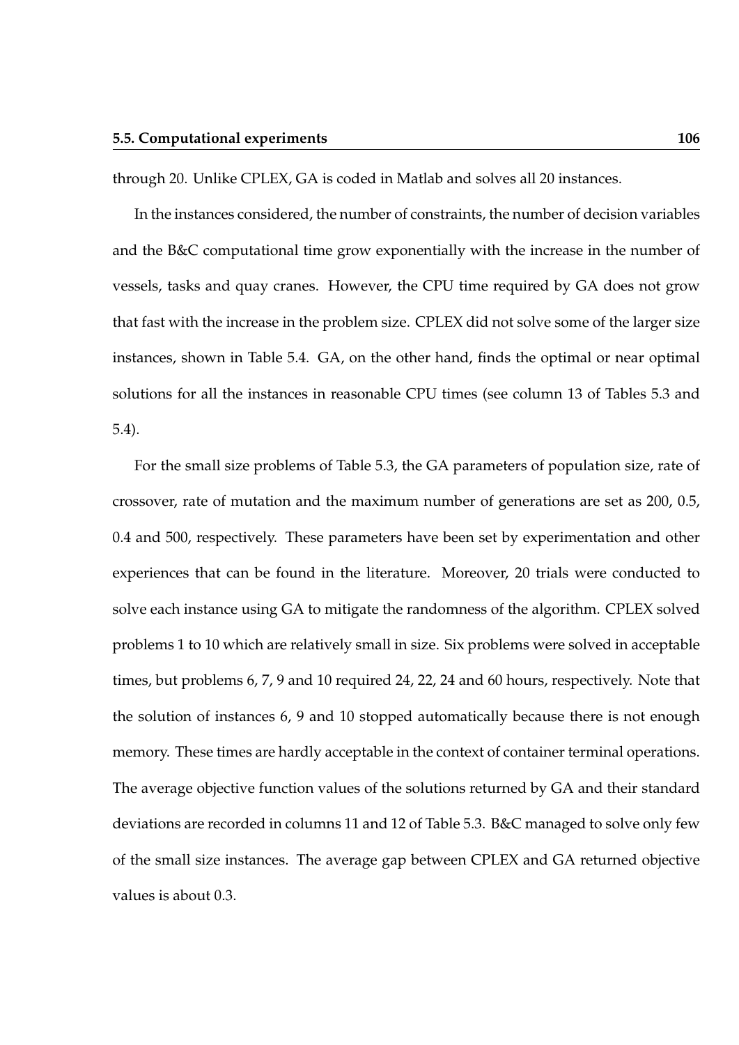through 20. Unlike CPLEX, GA is coded in Matlab and solves all 20 instances.

In the instances considered, the number of constraints, the number of decision variables and the B&C computational time grow exponentially with the increase in the number of vessels, tasks and quay cranes. However, the CPU time required by GA does not grow that fast with the increase in the problem size. CPLEX did not solve some of the larger size instances, shown in Table 5.4. GA, on the other hand, finds the optimal or near optimal solutions for all the instances in reasonable CPU times (see column 13 of Tables 5.3 and 5.4).

For the small size problems of Table 5.3, the GA parameters of population size, rate of crossover, rate of mutation and the maximum number of generations are set as 200, 0.5, 0.4 and 500, respectively. These parameters have been set by experimentation and other experiences that can be found in the literature. Moreover, 20 trials were conducted to solve each instance using GA to mitigate the randomness of the algorithm. CPLEX solved problems 1 to 10 which are relatively small in size. Six problems were solved in acceptable times, but problems 6, 7, 9 and 10 required 24, 22, 24 and 60 hours, respectively. Note that the solution of instances 6, 9 and 10 stopped automatically because there is not enough memory. These times are hardly acceptable in the context of container terminal operations. The average objective function values of the solutions returned by GA and their standard deviations are recorded in columns 11 and 12 of Table 5.3. B&C managed to solve only few of the small size instances. The average gap between CPLEX and GA returned objective values is about 0.3.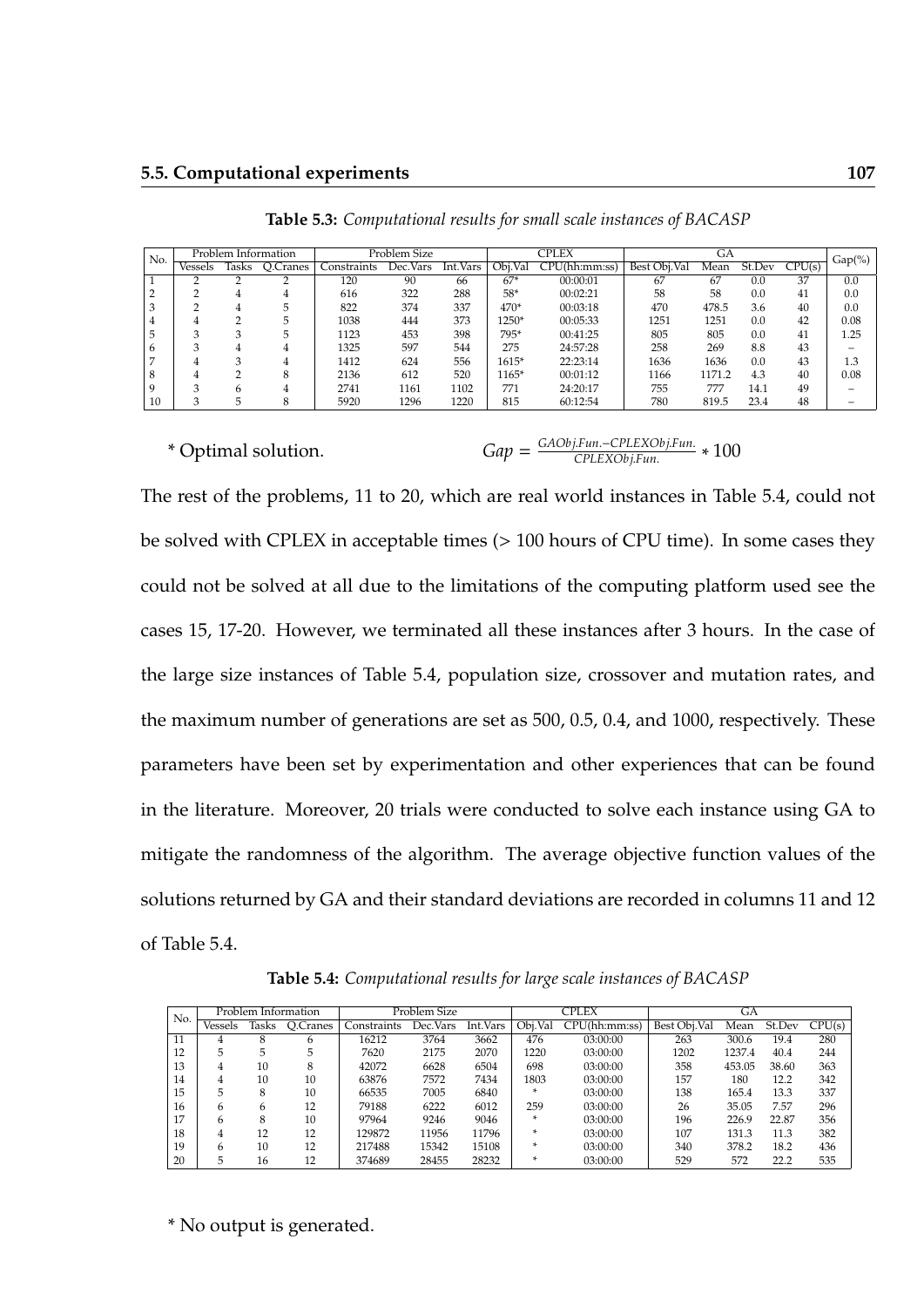**Table 5.3:** *Computational results for small scale instances of BACASP*

| No. | Problem Information | | | Problem Size | | | CPLEX | | GA | | | | Gap(%) |
|---|---|---|---|---|---|---|---|---|---|---|---|---|---|
| | Vessels | Tasks | Q.Cranes | Constraints | Dec.Vars | Int.Vars | Obj.Val | CPU(hh:mm:ss) | Best Obj.Val | Mean | St.Dev | CPU(s) | |
| 1 | 2 | 2 | 2 | 120 | 90 | 66 | 67* | 00:00:01 | 67 | 67 | 0.0 | 37 | 0.0 |
| 2 | 2 | 4 | 4 | 616 | 322 | 288 | 58* | 00:02:21 | 58 | 58 | 0.0 | 41 | 0.0 |
| 3 | 2 | 4 | 5 | 822 | 374 | 337 | 470* | 00:03:18 | 470 | 478.5 | 3.6 | 40 | 0.0 |
| 4 | 4 | 2 | 5 | 1038 | 444 | 373 | 1250* | 00:05:33 | 1251 | 1251 | 0.0 | 42 | 0.08 |
| 5 | 3 | 3 | 5 | 1123 | 453 | 398 | 795* | 00:41:25 | 805 | 805 | 0.0 | 41 | 1.25 |
| 6 | 3 | 4 | 4 | 1325 | 597 | 544 | 275 | 24:57:28 | 258 | 269 | 8.8 | 43 | – |
| 7 | 4 | 3 | 4 | 1412 | 624 | 556 | 1615* | 22:23:14 | 1636 | 1636 | 0.0 | 43 | 1.3 |
| 8 | 4 | 2 | 8 | 2136 | 612 | 520 | 1165* | 00:01:12 | 1166 | 1171.2 | 4.3 | 40 | 0.08 |
| 9 | 3 | 6 | 4 | 2741 | 1161 | 1102 | 771 | 24:20:17 | 755 | 777 | 14.1 | 49 | – |
| 10 | 3 | 5 | 8 | 5920 | 1296 | 1220 | 815 | 60:12:54 | 780 | 819.5 | 23.4 | 48 | – |

\* Optimal solution. $Gap = \frac{GAObj.Fun. - CPLEXObj.Fun.}{CPLEXObj.Fun.} * 100$

The rest of the problems, 11 to 20, which are real world instances in Table 5.4, could not be solved with CPLEX in acceptable times (> 100 hours of CPU time). In some cases they could not be solved at all due to the limitations of the computing platform used see the cases 15, 17-20. However, we terminated all these instances after 3 hours. In the case of the large size instances of Table 5.4, population size, crossover and mutation rates, and the maximum number of generations are set as 500, 0.5, 0.4, and 1000, respectively. These parameters have been set by experimentation and other experiences that can be found in the literature. Moreover, 20 trials were conducted to solve each instance using GA to mitigate the randomness of the algorithm. The average objective function values of the solutions returned by GA and their standard deviations are recorded in columns 11 and 12 of Table 5.4.

**Table 5.4:** *Computational results for large scale instances of BACASP*

| No. | Problem Information | | | Problem Size | | | CPLEX | | GA | | | |
|---|---|---|---|---|---|---|---|---|---|---|---|---|
| | Vessels | Tasks | Q.Cranes | Constraints | Dec.Vars | Int.Vars | Obj.Val | CPU(hh:mm:ss) | Best Obj.Val | Mean | St.Dev | CPU(s) |
| 11 | 4 | 8 | 6 | 16212 | 3764 | 3662 | 476 | 03:00:00 | 263 | 300.6 | 19.4 | 280 |
| 12 | 5 | 5 | 5 | 7620 | 2175 | 2070 | 1220 | 03:00:00 | 1202 | 1237.4 | 40.4 | 244 |
| 13 | 4 | 10 | 8 | 42072 | 6628 | 6504 | 698 | 03:00:00 | 358 | 453.05 | 38.60 | 363 |
| 14 | 4 | 10 | 10 | 63876 | 7572 | 7434 | 1803 | 03:00:00 | 157 | 180 | 12.2 | 342 |
| 15 | 5 | 8 | 10 | 66535 | 7005 | 6840 | * | 03:00:00 | 138 | 165.4 | 13.3 | 337 |
| 16 | 6 | 6 | 12 | 79188 | 6222 | 6012 | 259 | 03:00:00 | 26 | 35.05 | 7.57 | 296 |
| 17 | 6 | 8 | 10 | 97964 | 9246 | 9046 | * | 03:00:00 | 196 | 226.9 | 22.87 | 356 |
| 18 | 4 | 12 | 12 | 129872 | 11956 | 11796 | * | 03:00:00 | 107 | 131.3 | 11.3 | 382 |
| 19 | 6 | 10 | 12 | 217488 | 15342 | 15108 | * | 03:00:00 | 340 | 378.2 | 18.2 | 436 |
| 20 | 5 | 16 | 12 | 374689 | 28455 | 28232 | * | 03:00:00 | 529 | 572 | 22.2 | 535 |

\* No output is generated.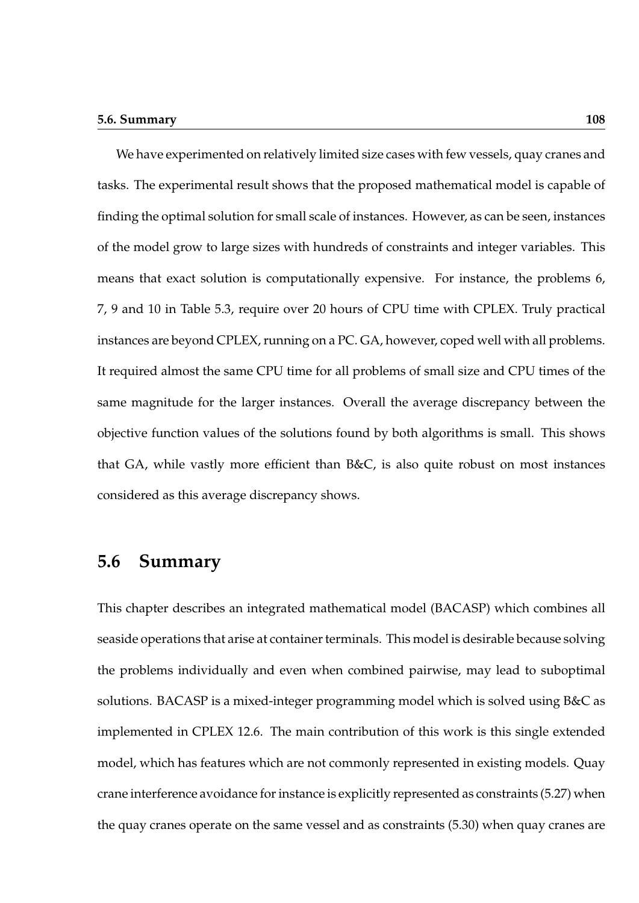We have experimented on relatively limited size cases with few vessels, quay cranes and tasks. The experimental result shows that the proposed mathematical model is capable of finding the optimal solution for small scale of instances. However, as can be seen, instances of the model grow to large sizes with hundreds of constraints and integer variables. This means that exact solution is computationally expensive. For instance, the problems 6, 7, 9 and 10 in Table 5.3, require over 20 hours of CPU time with CPLEX. Truly practical instances are beyond CPLEX, running on a PC. GA, however, coped well with all problems. It required almost the same CPU time for all problems of small size and CPU times of the same magnitude for the larger instances. Overall the average discrepancy between the objective function values of the solutions found by both algorithms is small. This shows that GA, while vastly more efficient than B&C, is also quite robust on most instances considered as this average discrepancy shows.

## 5.6 Summary

This chapter describes an integrated mathematical model (BACASP) which combines all seaside operations that arise at container terminals. This model is desirable because solving the problems individually and even when combined pairwise, may lead to suboptimal solutions. BACASP is a mixed-integer programming model which is solved using B&C as implemented in CPLEX 12.6. The main contribution of this work is this single extended model, which has features which are not commonly represented in existing models. Quay crane interference avoidance for instance is explicitly represented as constraints (5.27) when the quay cranes operate on the same vessel and as constraints (5.30) when quay cranes are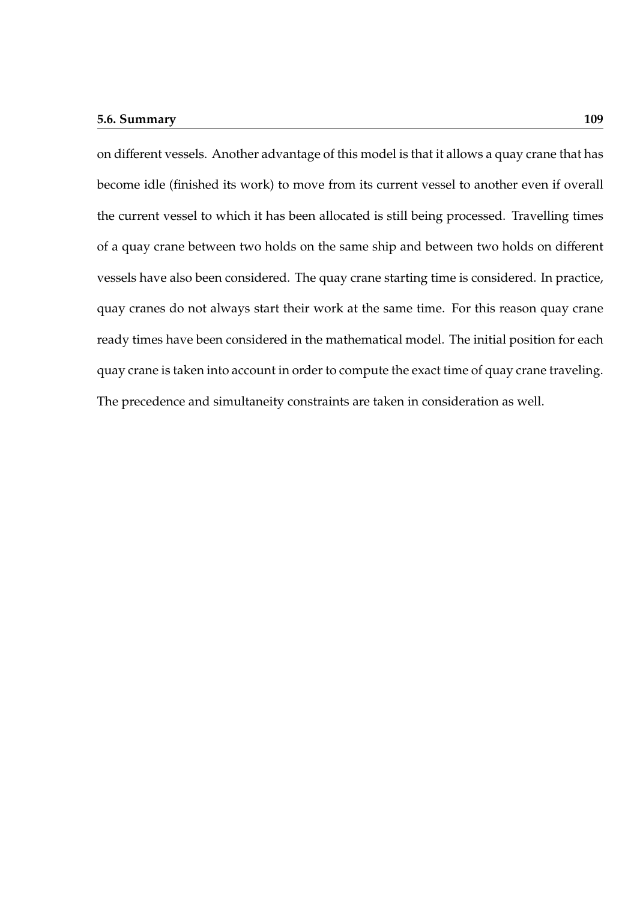on different vessels. Another advantage of this model is that it allows a quay crane that has become idle (finished its work) to move from its current vessel to another even if overall the current vessel to which it has been allocated is still being processed. Travelling times of a quay crane between two holds on the same ship and between two holds on different vessels have also been considered. The quay crane starting time is considered. In practice, quay cranes do not always start their work at the same time. For this reason quay crane ready times have been considered in the mathematical model. The initial position for each quay crane is taken into account in order to compute the exact time of quay crane traveling. The precedence and simultaneity constraints are taken in consideration as well.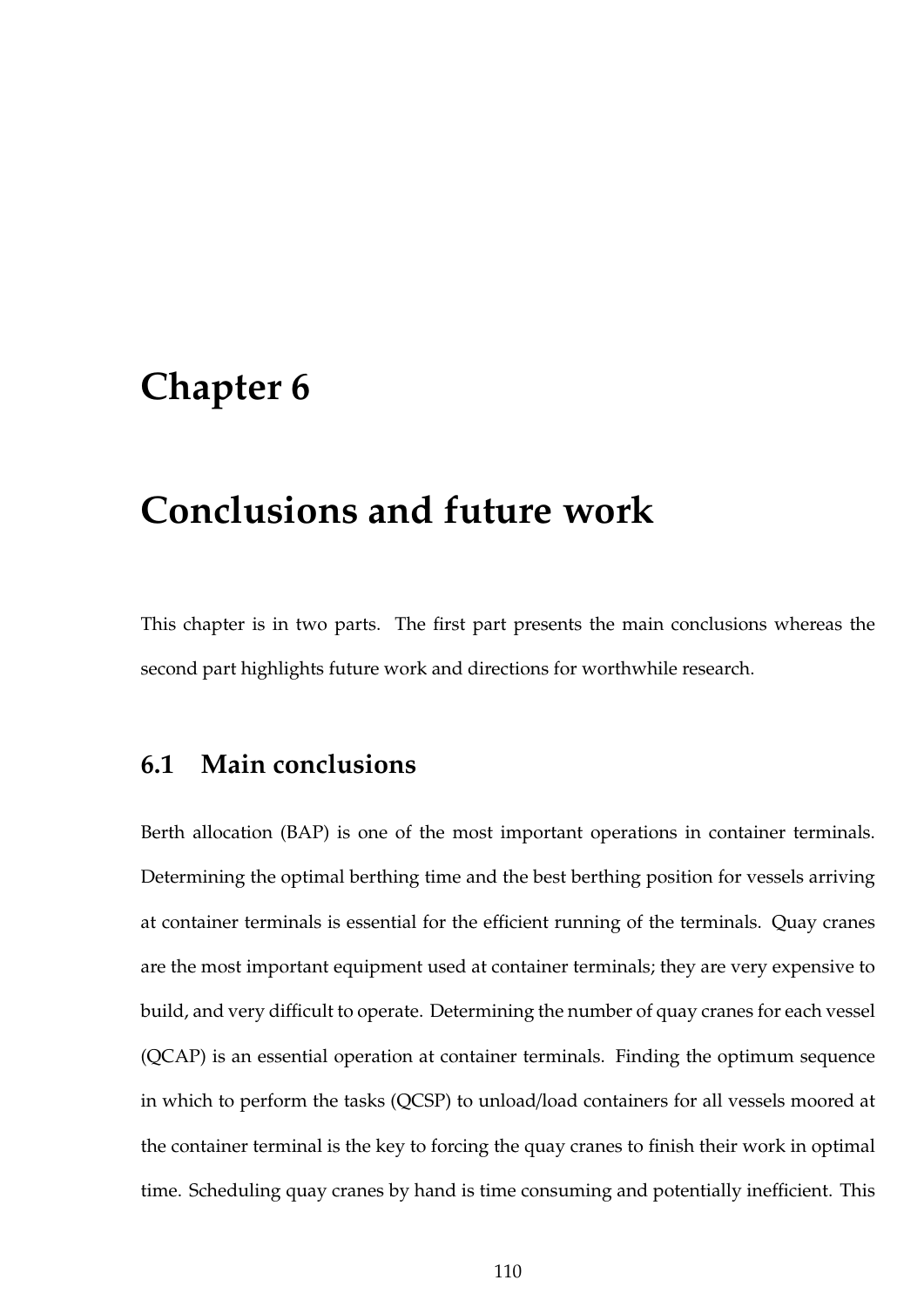# Chapter 6

# Conclusions and future work

This chapter is in two parts. The first part presents the main conclusions whereas the second part highlights future work and directions for worthwhile research.

## 6.1 Main conclusions

Berth allocation (BAP) is one of the most important operations in container terminals. Determining the optimal berthing time and the best berthing position for vessels arriving at container terminals is essential for the efficient running of the terminals. Quay cranes are the most important equipment used at container terminals; they are very expensive to build, and very difficult to operate. Determining the number of quay cranes for each vessel (QCAP) is an essential operation at container terminals. Finding the optimum sequence in which to perform the tasks (QCSP) to unload/load containers for all vessels moored at the container terminal is the key to forcing the quay cranes to finish their work in optimal time. Scheduling quay cranes by hand is time consuming and potentially inefficient. This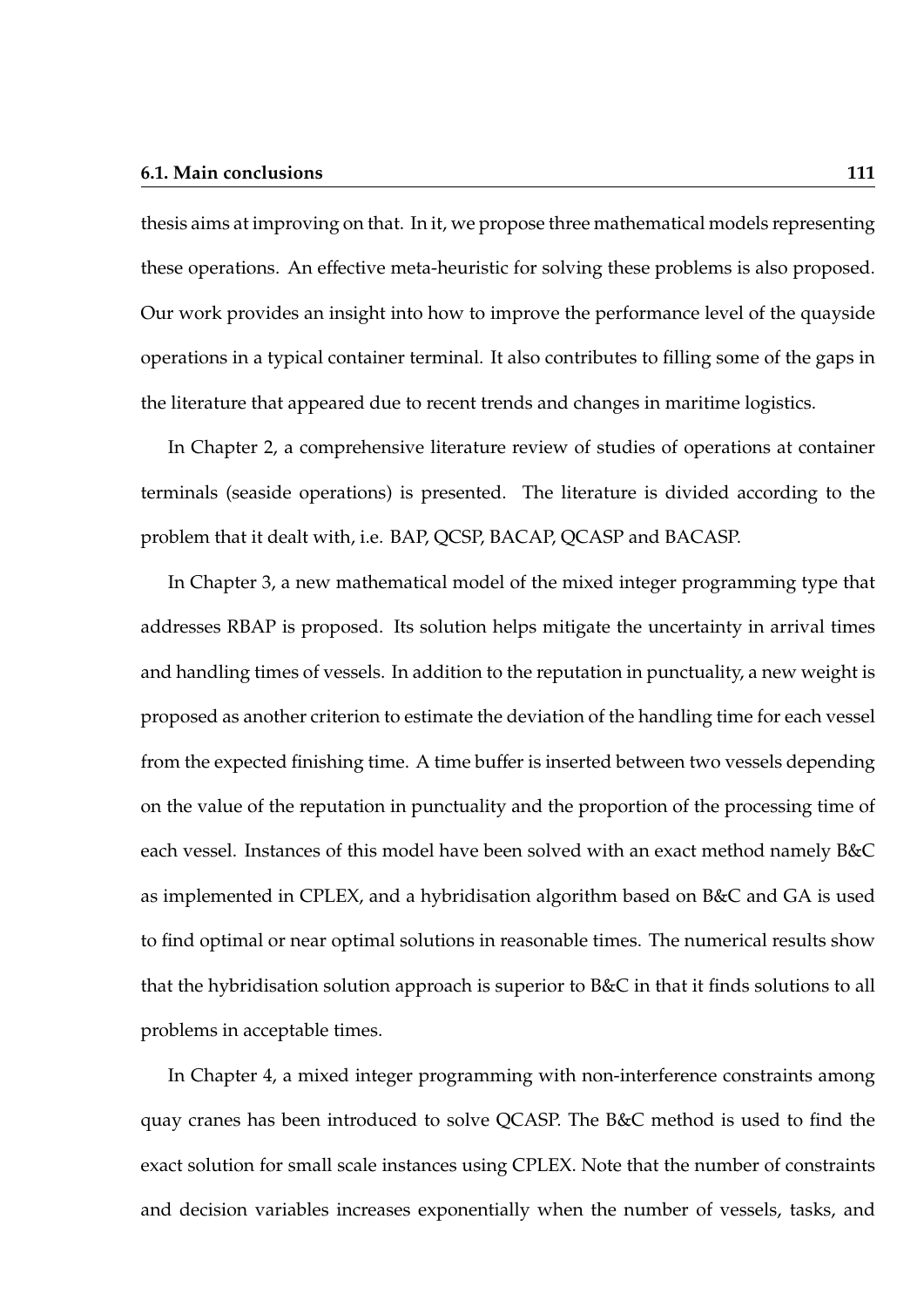thesis aims at improving on that. In it, we propose three mathematical models representing these operations. An effective meta-heuristic for solving these problems is also proposed. Our work provides an insight into how to improve the performance level of the quayside operations in a typical container terminal. It also contributes to filling some of the gaps in the literature that appeared due to recent trends and changes in maritime logistics.

In Chapter 2, a comprehensive literature review of studies of operations at container terminals (seaside operations) is presented. The literature is divided according to the problem that it dealt with, i.e. BAP, QCSP, BACAP, QCASP and BACASP.

In Chapter 3, a new mathematical model of the mixed integer programming type that addresses RBAP is proposed. Its solution helps mitigate the uncertainty in arrival times and handling times of vessels. In addition to the reputation in punctuality, a new weight is proposed as another criterion to estimate the deviation of the handling time for each vessel from the expected finishing time. A time buffer is inserted between two vessels depending on the value of the reputation in punctuality and the proportion of the processing time of each vessel. Instances of this model have been solved with an exact method namely B&C as implemented in CPLEX, and a hybridisation algorithm based on B&C and GA is used to find optimal or near optimal solutions in reasonable times. The numerical results show that the hybridisation solution approach is superior to B&C in that it finds solutions to all problems in acceptable times.

In Chapter 4, a mixed integer programming with non-interference constraints among quay cranes has been introduced to solve QCASP. The B&C method is used to find the exact solution for small scale instances using CPLEX. Note that the number of constraints and decision variables increases exponentially when the number of vessels, tasks, and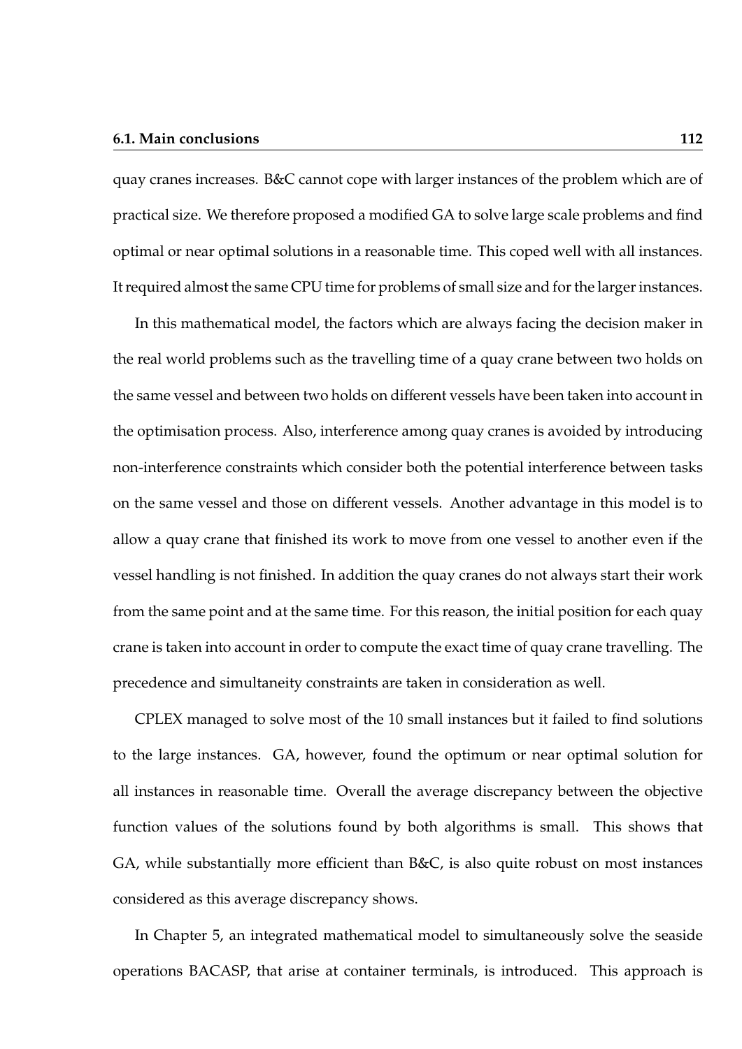quay cranes increases. B&C cannot cope with larger instances of the problem which are of practical size. We therefore proposed a modified GA to solve large scale problems and find optimal or near optimal solutions in a reasonable time. This coped well with all instances. It required almost the same CPU time for problems of small size and for the larger instances.

In this mathematical model, the factors which are always facing the decision maker in the real world problems such as the travelling time of a quay crane between two holds on the same vessel and between two holds on different vessels have been taken into account in the optimisation process. Also, interference among quay cranes is avoided by introducing non-interference constraints which consider both the potential interference between tasks on the same vessel and those on different vessels. Another advantage in this model is to allow a quay crane that finished its work to move from one vessel to another even if the vessel handling is not finished. In addition the quay cranes do not always start their work from the same point and at the same time. For this reason, the initial position for each quay crane is taken into account in order to compute the exact time of quay crane travelling. The precedence and simultaneity constraints are taken in consideration as well.

CPLEX managed to solve most of the 10 small instances but it failed to find solutions to the large instances. GA, however, found the optimum or near optimal solution for all instances in reasonable time. Overall the average discrepancy between the objective function values of the solutions found by both algorithms is small. This shows that GA, while substantially more efficient than B&C, is also quite robust on most instances considered as this average discrepancy shows.

In Chapter 5, an integrated mathematical model to simultaneously solve the seaside operations BACASP, that arise at container terminals, is introduced. This approach is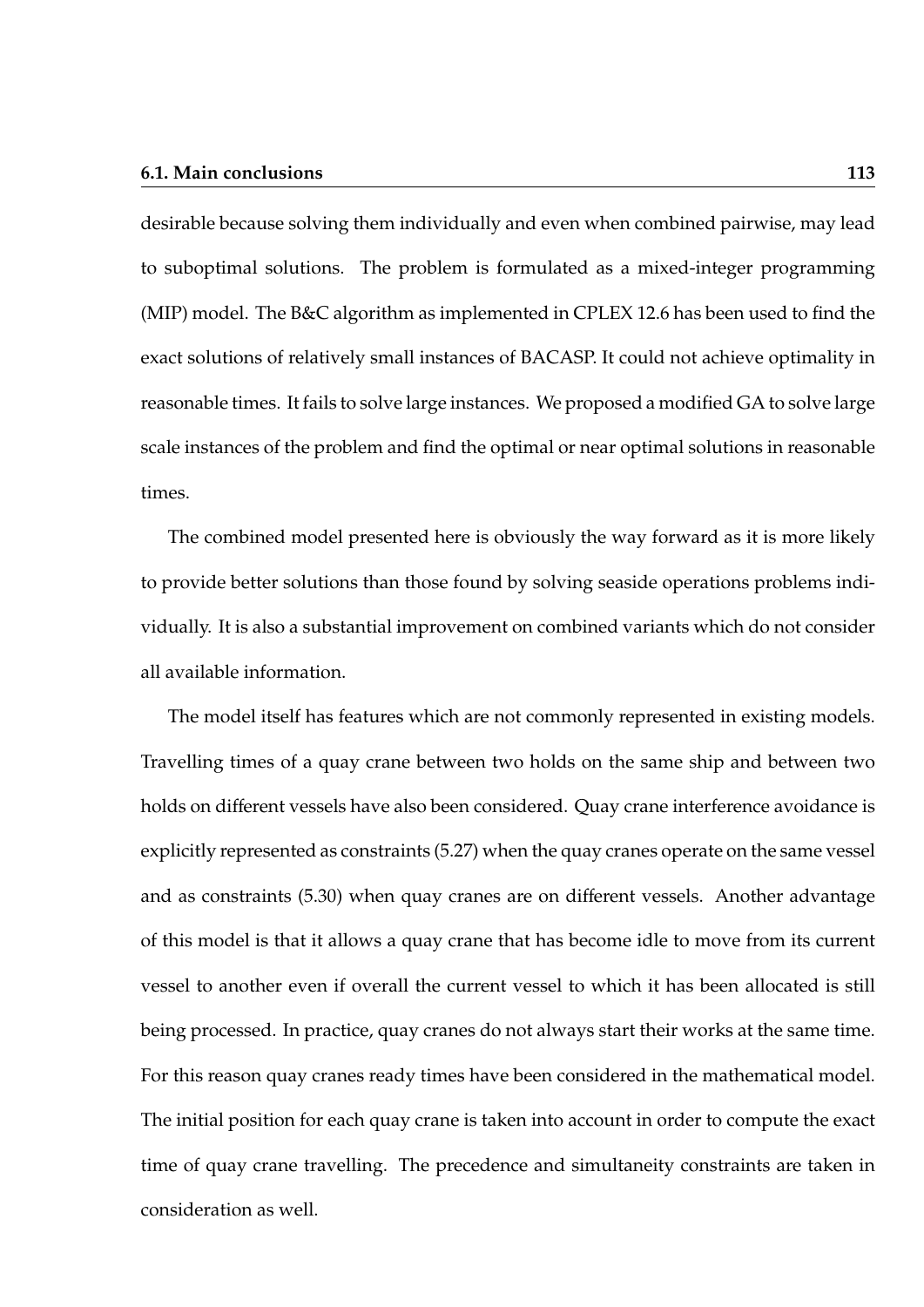desirable because solving them individually and even when combined pairwise, may lead to suboptimal solutions. The problem is formulated as a mixed-integer programming (MIP) model. The B&C algorithm as implemented in CPLEX 12.6 has been used to find the exact solutions of relatively small instances of BACASP. It could not achieve optimality in reasonable times. It fails to solve large instances. We proposed a modified GA to solve large scale instances of the problem and find the optimal or near optimal solutions in reasonable times.

The combined model presented here is obviously the way forward as it is more likely to provide better solutions than those found by solving seaside operations problems individually. It is also a substantial improvement on combined variants which do not consider all available information.

The model itself has features which are not commonly represented in existing models. Travelling times of a quay crane between two holds on the same ship and between two holds on different vessels have also been considered. Quay crane interference avoidance is explicitly represented as constraints (5.27) when the quay cranes operate on the same vessel and as constraints (5.30) when quay cranes are on different vessels. Another advantage of this model is that it allows a quay crane that has become idle to move from its current vessel to another even if overall the current vessel to which it has been allocated is still being processed. In practice, quay cranes do not always start their works at the same time. For this reason quay cranes ready times have been considered in the mathematical model. The initial position for each quay crane is taken into account in order to compute the exact time of quay crane travelling. The precedence and simultaneity constraints are taken in consideration as well.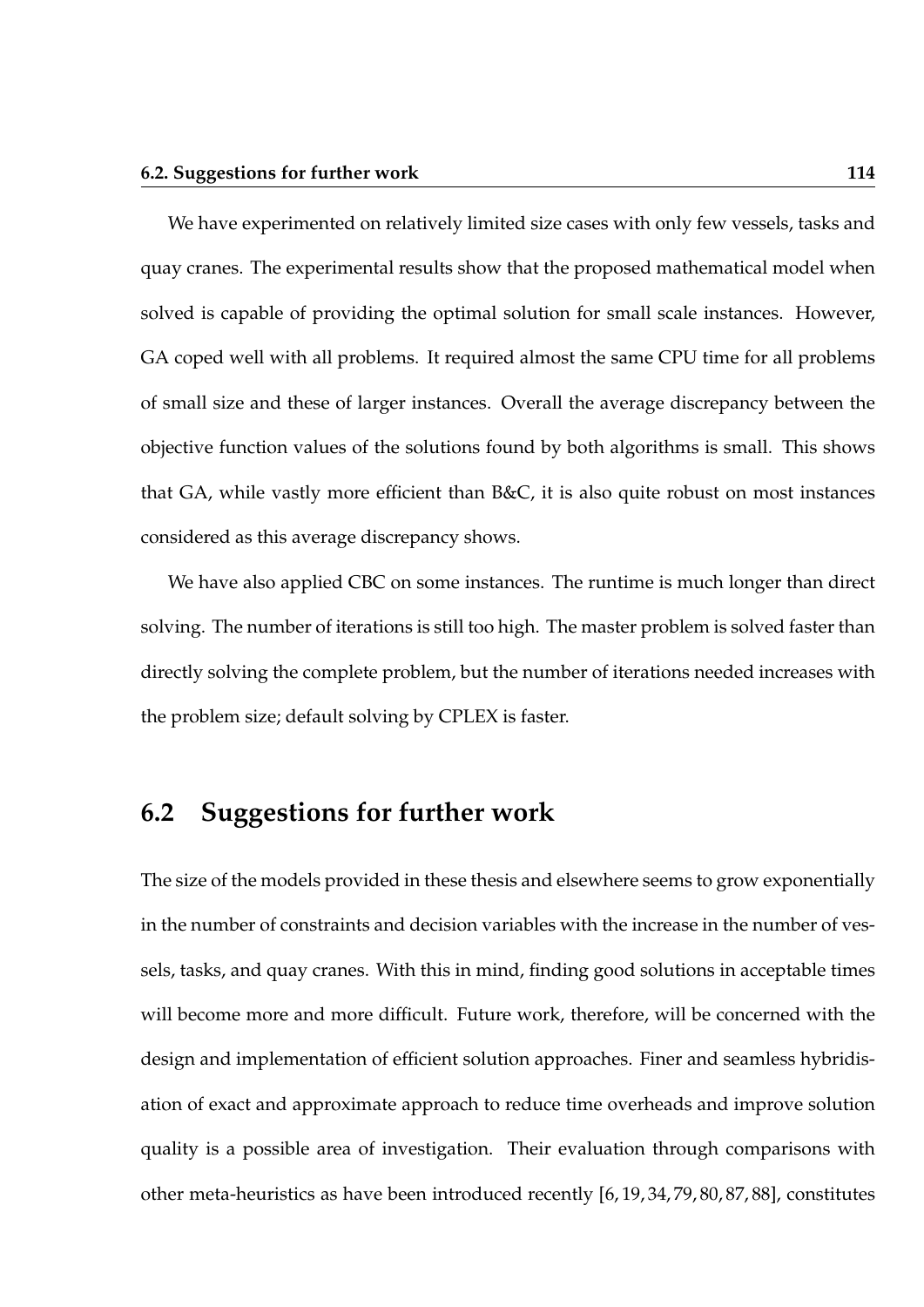We have experimented on relatively limited size cases with only few vessels, tasks and quay cranes. The experimental results show that the proposed mathematical model when solved is capable of providing the optimal solution for small scale instances. However, GA coped well with all problems. It required almost the same CPU time for all problems of small size and these of larger instances. Overall the average discrepancy between the objective function values of the solutions found by both algorithms is small. This shows that GA, while vastly more efficient than B&C, it is also quite robust on most instances considered as this average discrepancy shows.

We have also applied CBC on some instances. The runtime is much longer than direct solving. The number of iterations is still too high. The master problem is solved faster than directly solving the complete problem, but the number of iterations needed increases with the problem size; default solving by CPLEX is faster.

## 6.2 Suggestions for further work

The size of the models provided in these thesis and elsewhere seems to grow exponentially in the number of constraints and decision variables with the increase in the number of vessels, tasks, and quay cranes. With this in mind, finding good solutions in acceptable times will become more and more difficult. Future work, therefore, will be concerned with the design and implementation of efficient solution approaches. Finer and seamless hybridisation of exact and approximate approach to reduce time overheads and improve solution quality is a possible area of investigation. Their evaluation through comparisons with other meta-heuristics as have been introduced recently [6, 19, 34, 79, 80, 87, 88], constitutes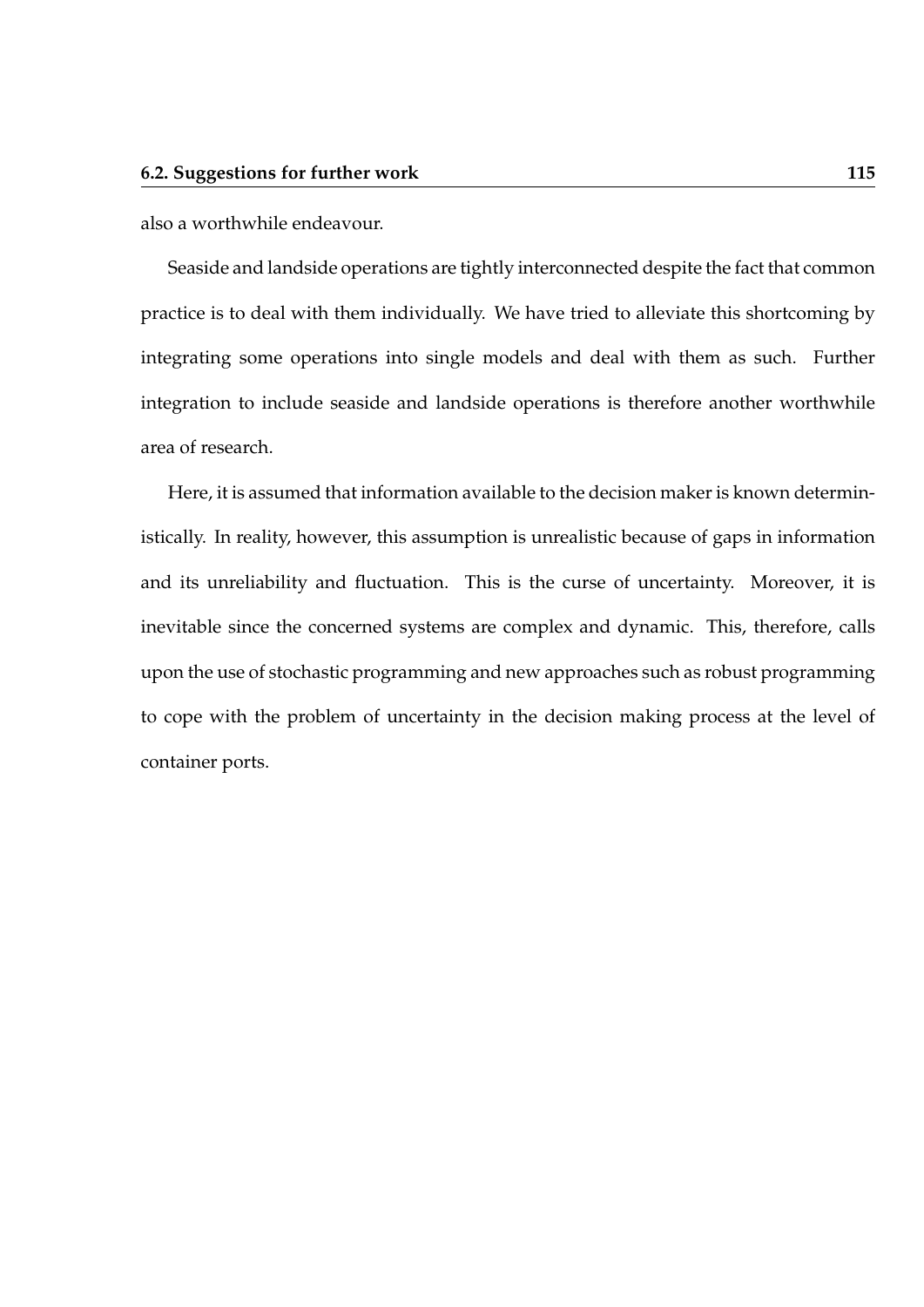also a worthwhile endeavour.

Seaside and landside operations are tightly interconnected despite the fact that common practice is to deal with them individually. We have tried to alleviate this shortcoming by integrating some operations into single models and deal with them as such. Further integration to include seaside and landside operations is therefore another worthwhile area of research.

Here, it is assumed that information available to the decision maker is known deterministically. In reality, however, this assumption is unrealistic because of gaps in information and its unreliability and fluctuation. This is the curse of uncertainty. Moreover, it is inevitable since the concerned systems are complex and dynamic. This, therefore, calls upon the use of stochastic programming and new approaches such as robust programming to cope with the problem of uncertainty in the decision making process at the level of container ports.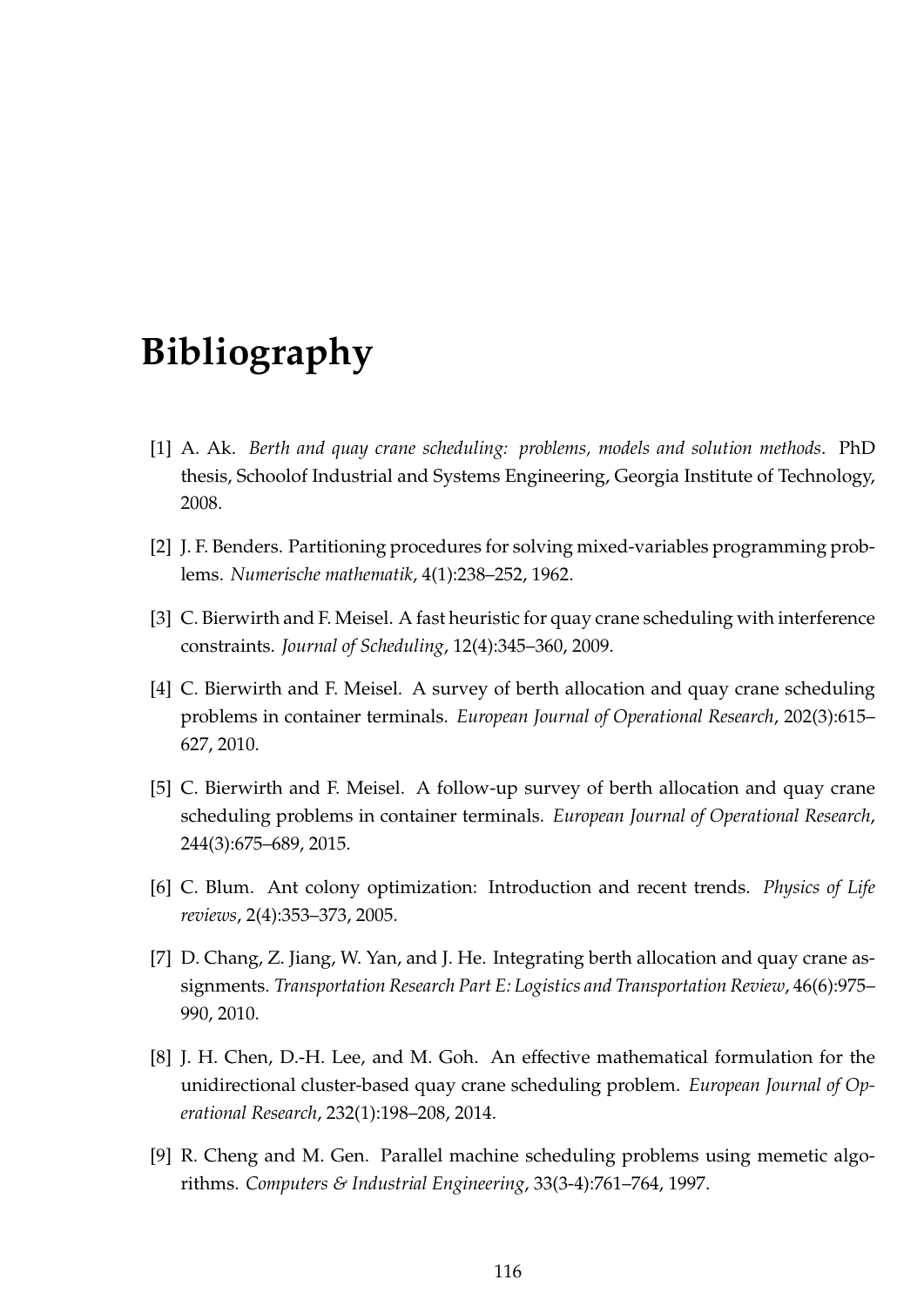# Bibliography

[1] A. Ak. *Berth and quay crane scheduling: problems, models and solution methods*. PhD thesis, Schoolof Industrial and Systems Engineering, Georgia Institute of Technology, 2008.

[2] J. F. Benders. Partitioning procedures for solving mixed-variables programming problems. *Numerische mathematik*, 4(1):238–252, 1962.

[3] C. Bierwirth and F. Meisel. A fast heuristic for quay crane scheduling with interference constraints. *Journal of Scheduling*, 12(4):345–360, 2009.

[4] C. Bierwirth and F. Meisel. A survey of berth allocation and quay crane scheduling problems in container terminals. *European Journal of Operational Research*, 202(3):615–627, 2010.

[5] C. Bierwirth and F. Meisel. A follow-up survey of berth allocation and quay crane scheduling problems in container terminals. *European Journal of Operational Research*, 244(3):675–689, 2015.

[6] C. Blum. Ant colony optimization: Introduction and recent trends. *Physics of Life reviews*, 2(4):353–373, 2005.

[7] D. Chang, Z. Jiang, W. Yan, and J. He. Integrating berth allocation and quay crane assignments. *Transportation Research Part E: Logistics and Transportation Review*, 46(6):975–990, 2010.

[8] J. H. Chen, D.-H. Lee, and M. Goh. An effective mathematical formulation for the unidirectional cluster-based quay crane scheduling problem. *European Journal of Operational Research*, 232(1):198–208, 2014.

[9] R. Cheng and M. Gen. Parallel machine scheduling problems using memetic algorithms. *Computers & Industrial Engineering*, 33(3-4):761–764, 1997.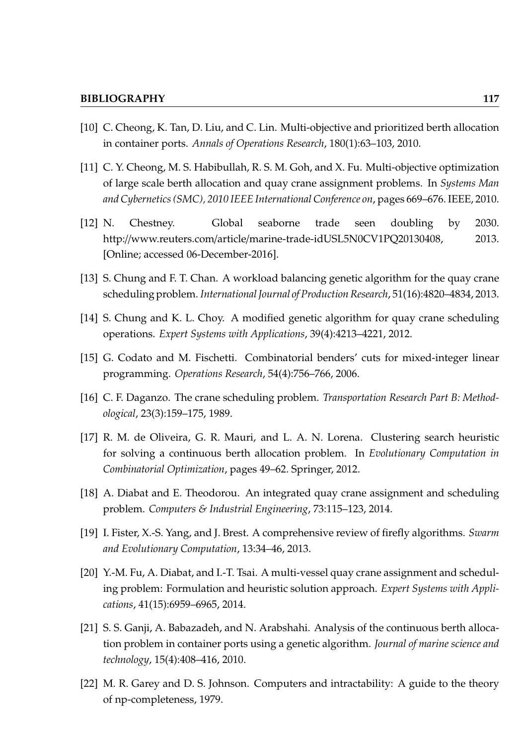[10] C. Cheong, K. Tan, D. Liu, and C. Lin. Multi-objective and prioritized berth allocation in container ports. *Annals of Operations Research*, 180(1):63–103, 2010.

[11] C. Y. Cheong, M. S. Habibullah, R. S. M. Goh, and X. Fu. Multi-objective optimization of large scale berth allocation and quay crane assignment problems. In *Systems Man and Cybernetics (SMC), 2010 IEEE International Conference on*, pages 669–676. IEEE, 2010.

[12] N. Chestney. Global seaborne trade seen doubling by 2030. http://www.reuters.com/article/marine-trade-idUSL5N0CV1PQ20130408, 2013. [Online; accessed 06-December-2016].

[13] S. Chung and F. T. Chan. A workload balancing genetic algorithm for the quay crane scheduling problem. *International Journal of Production Research*, 51(16):4820–4834, 2013.

[14] S. Chung and K. L. Choy. A modified genetic algorithm for quay crane scheduling operations. *Expert Systems with Applications*, 39(4):4213–4221, 2012.

[15] G. Codato and M. Fischetti. Combinatorial benders' cuts for mixed-integer linear programming. *Operations Research*, 54(4):756–766, 2006.

[16] C. F. Daganzo. The crane scheduling problem. *Transportation Research Part B: Methodological*, 23(3):159–175, 1989.

[17] R. M. de Oliveira, G. R. Mauri, and L. A. N. Lorena. Clustering search heuristic for solving a continuous berth allocation problem. In *Evolutionary Computation in Combinatorial Optimization*, pages 49–62. Springer, 2012.

[18] A. Diabat and E. Theodorou. An integrated quay crane assignment and scheduling problem. *Computers & Industrial Engineering*, 73:115–123, 2014.

[19] I. Fister, X.-S. Yang, and J. Brest. A comprehensive review of firefly algorithms. *Swarm and Evolutionary Computation*, 13:34–46, 2013.

[20] Y.-M. Fu, A. Diabat, and I.-T. Tsai. A multi-vessel quay crane assignment and scheduling problem: Formulation and heuristic solution approach. *Expert Systems with Applications*, 41(15):6959–6965, 2014.

[21] S. S. Ganji, A. Babazadeh, and N. Arabshahi. Analysis of the continuous berth allocation problem in container ports using a genetic algorithm. *Journal of marine science and technology*, 15(4):408–416, 2010.

[22] M. R. Garey and D. S. Johnson. Computers and intractability: A guide to the theory of np-completeness, 1979.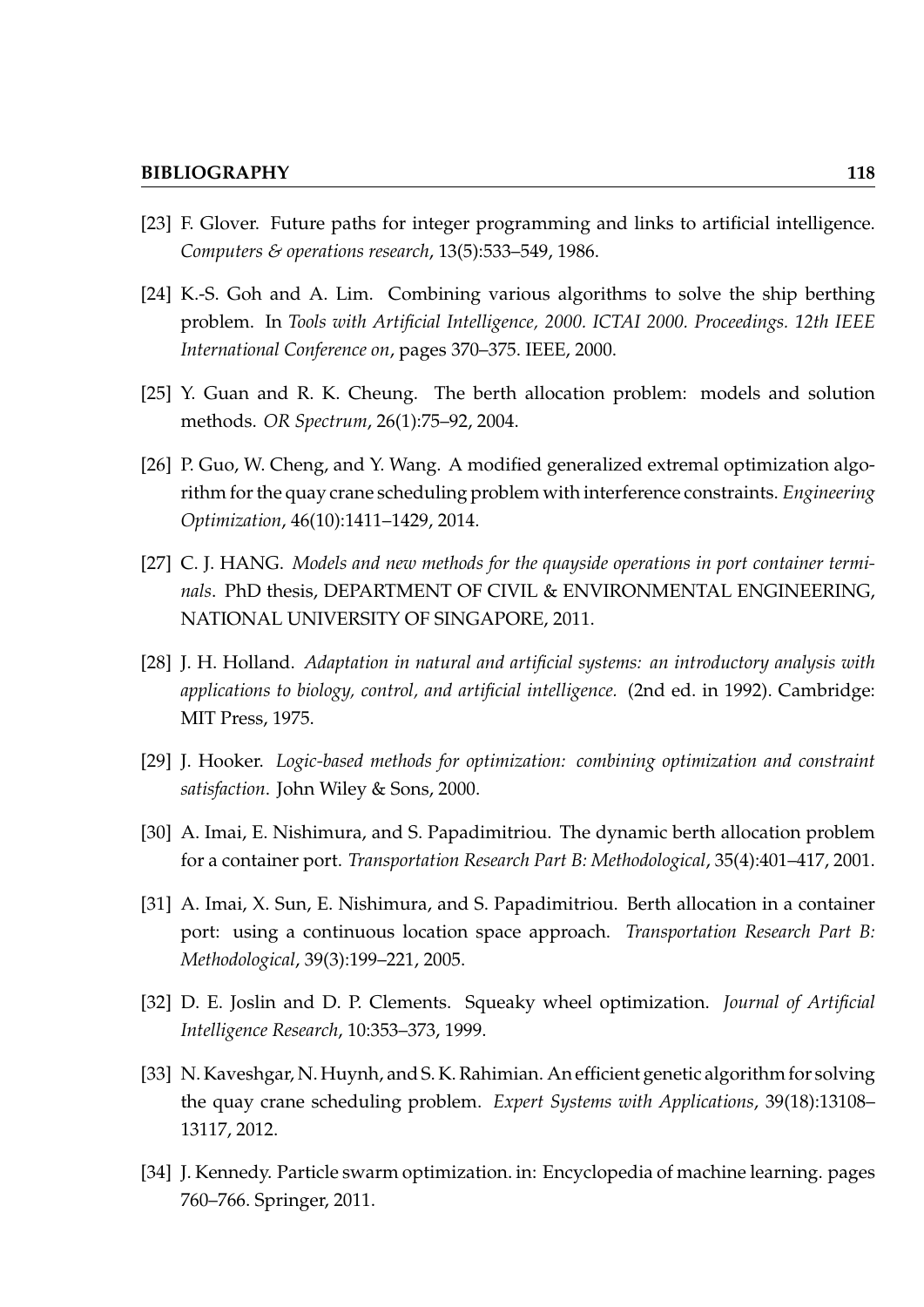[23] F. Glover. Future paths for integer programming and links to artificial intelligence. *Computers & operations research*, 13(5):533–549, 1986.

[24] K.-S. Goh and A. Lim. Combining various algorithms to solve the ship berthing problem. In *Tools with Artificial Intelligence, 2000. ICTAI 2000. Proceedings. 12th IEEE International Conference on*, pages 370–375. IEEE, 2000.

[25] Y. Guan and R. K. Cheung. The berth allocation problem: models and solution methods. *OR Spectrum*, 26(1):75–92, 2004.

[26] P. Guo, W. Cheng, and Y. Wang. A modified generalized extremal optimization algorithm for the quay crane scheduling problem with interference constraints. *Engineering Optimization*, 46(10):1411–1429, 2014.

[27] C. J. HANG. *Models and new methods for the quayside operations in port container terminals*. PhD thesis, DEPARTMENT OF CIVIL & ENVIRONMENTAL ENGINEERING, NATIONAL UNIVERSITY OF SINGAPORE, 2011.

[28] J. H. Holland. *Adaptation in natural and artificial systems: an introductory analysis with applications to biology, control, and artificial intelligence.* (2nd ed. in 1992). Cambridge: MIT Press, 1975.

[29] J. Hooker. *Logic-based methods for optimization: combining optimization and constraint satisfaction*. John Wiley & Sons, 2000.

[30] A. Imai, E. Nishimura, and S. Papadimitriou. The dynamic berth allocation problem for a container port. *Transportation Research Part B: Methodological*, 35(4):401–417, 2001.

[31] A. Imai, X. Sun, E. Nishimura, and S. Papadimitriou. Berth allocation in a container port: using a continuous location space approach. *Transportation Research Part B: Methodological*, 39(3):199–221, 2005.

[32] D. E. Joslin and D. P. Clements. Squeaky wheel optimization. *Journal of Artificial Intelligence Research*, 10:353–373, 1999.

[33] N. Kaveshgar, N. Huynh, and S. K. Rahimian. An efficient genetic algorithm for solving the quay crane scheduling problem. *Expert Systems with Applications*, 39(18):13108–13117, 2012.

[34] J. Kennedy. Particle swarm optimization. in: Encyclopedia of machine learning. pages 760–766. Springer, 2011.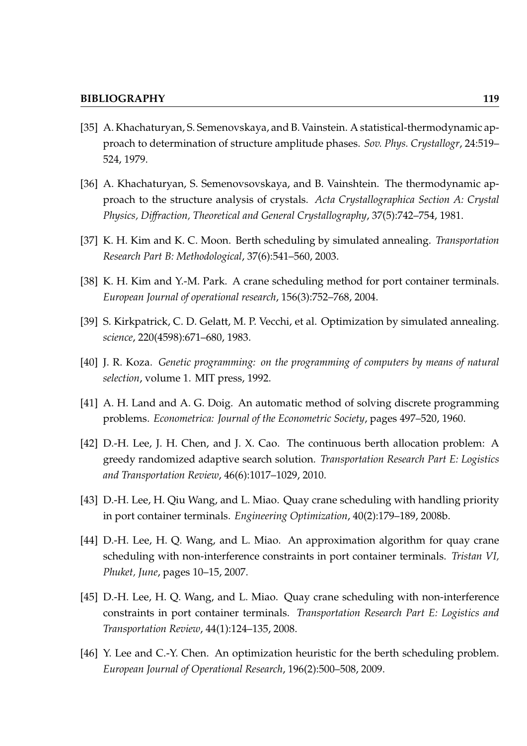[35] A. Khachaturyan, S. Semenovskaya, and B. Vainstein. A statistical-thermodynamic approach to determination of structure amplitude phases. *Sov. Phys. Crystallogr*, 24:519–524, 1979.

[36] A. Khachaturyan, S. Semenovsovskaya, and B. Vainshtein. The thermodynamic approach to the structure analysis of crystals. *Acta Crystallographica Section A: Crystal Physics, Diffraction, Theoretical and General Crystallography*, 37(5):742–754, 1981.

[37] K. H. Kim and K. C. Moon. Berth scheduling by simulated annealing. *Transportation Research Part B: Methodological*, 37(6):541–560, 2003.

[38] K. H. Kim and Y.-M. Park. A crane scheduling method for port container terminals. *European Journal of operational research*, 156(3):752–768, 2004.

[39] S. Kirkpatrick, C. D. Gelatt, M. P. Vecchi, et al. Optimization by simulated annealing. *science*, 220(4598):671–680, 1983.

[40] J. R. Koza. *Genetic programming: on the programming of computers by means of natural selection*, volume 1. MIT press, 1992.

[41] A. H. Land and A. G. Doig. An automatic method of solving discrete programming problems. *Econometrica: Journal of the Econometric Society*, pages 497–520, 1960.

[42] D.-H. Lee, J. H. Chen, and J. X. Cao. The continuous berth allocation problem: A greedy randomized adaptive search solution. *Transportation Research Part E: Logistics and Transportation Review*, 46(6):1017–1029, 2010.

[43] D.-H. Lee, H. Qiu Wang, and L. Miao. Quay crane scheduling with handling priority in port container terminals. *Engineering Optimization*, 40(2):179–189, 2008b.

[44] D.-H. Lee, H. Q. Wang, and L. Miao. An approximation algorithm for quay crane scheduling with non-interference constraints in port container terminals. *Tristan VI, Phuket, June*, pages 10–15, 2007.

[45] D.-H. Lee, H. Q. Wang, and L. Miao. Quay crane scheduling with non-interference constraints in port container terminals. *Transportation Research Part E: Logistics and Transportation Review*, 44(1):124–135, 2008.

[46] Y. Lee and C.-Y. Chen. An optimization heuristic for the berth scheduling problem. *European Journal of Operational Research*, 196(2):500–508, 2009.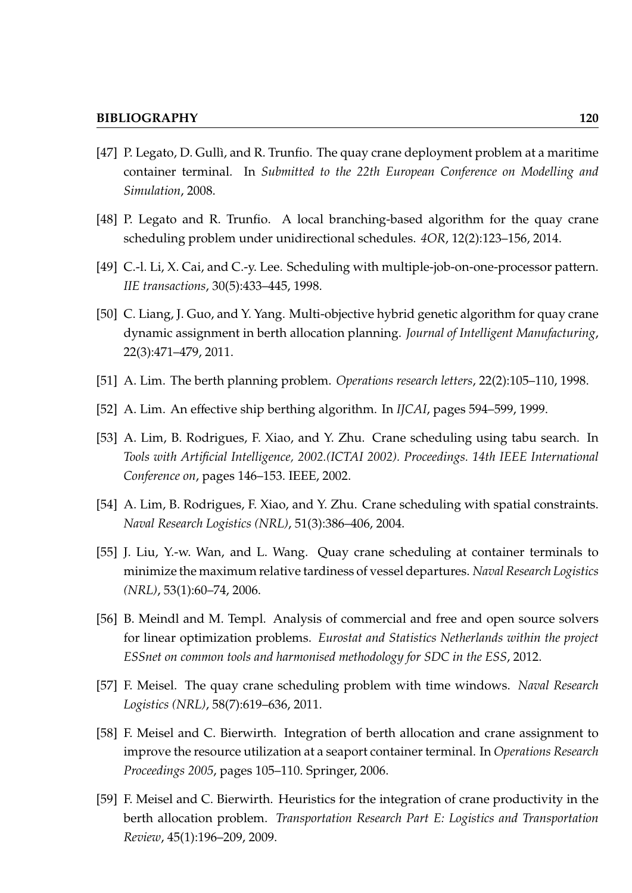[47] P. Legato, D. Gullì, and R. Trunfio. The quay crane deployment problem at a maritime container terminal. In *Submitted to the 22th European Conference on Modelling and Simulation*, 2008.

[48] P. Legato and R. Trunfio. A local branching-based algorithm for the quay crane scheduling problem under unidirectional schedules. *4OR*, 12(2):123–156, 2014.

[49] C.-l. Li, X. Cai, and C.-y. Lee. Scheduling with multiple-job-on-one-processor pattern. *IIE transactions*, 30(5):433–445, 1998.

[50] C. Liang, J. Guo, and Y. Yang. Multi-objective hybrid genetic algorithm for quay crane dynamic assignment in berth allocation planning. *Journal of Intelligent Manufacturing*, 22(3):471–479, 2011.

[51] A. Lim. The berth planning problem. *Operations research letters*, 22(2):105–110, 1998.

[52] A. Lim. An effective ship berthing algorithm. In *IJCAI*, pages 594–599, 1999.

[53] A. Lim, B. Rodrigues, F. Xiao, and Y. Zhu. Crane scheduling using tabu search. In *Tools with Artificial Intelligence, 2002.(ICTAI 2002). Proceedings. 14th IEEE International Conference on*, pages 146–153. IEEE, 2002.

[54] A. Lim, B. Rodrigues, F. Xiao, and Y. Zhu. Crane scheduling with spatial constraints. *Naval Research Logistics (NRL)*, 51(3):386–406, 2004.

[55] J. Liu, Y.-w. Wan, and L. Wang. Quay crane scheduling at container terminals to minimize the maximum relative tardiness of vessel departures. *Naval Research Logistics (NRL)*, 53(1):60–74, 2006.

[56] B. Meindl and M. Templ. Analysis of commercial and free and open source solvers for linear optimization problems. *Eurostat and Statistics Netherlands within the project ESSnet on common tools and harmonised methodology for SDC in the ESS*, 2012.

[57] F. Meisel. The quay crane scheduling problem with time windows. *Naval Research Logistics (NRL)*, 58(7):619–636, 2011.

[58] F. Meisel and C. Bierwirth. Integration of berth allocation and crane assignment to improve the resource utilization at a seaport container terminal. In *Operations Research Proceedings 2005*, pages 105–110. Springer, 2006.

[59] F. Meisel and C. Bierwirth. Heuristics for the integration of crane productivity in the berth allocation problem. *Transportation Research Part E: Logistics and Transportation Review*, 45(1):196–209, 2009.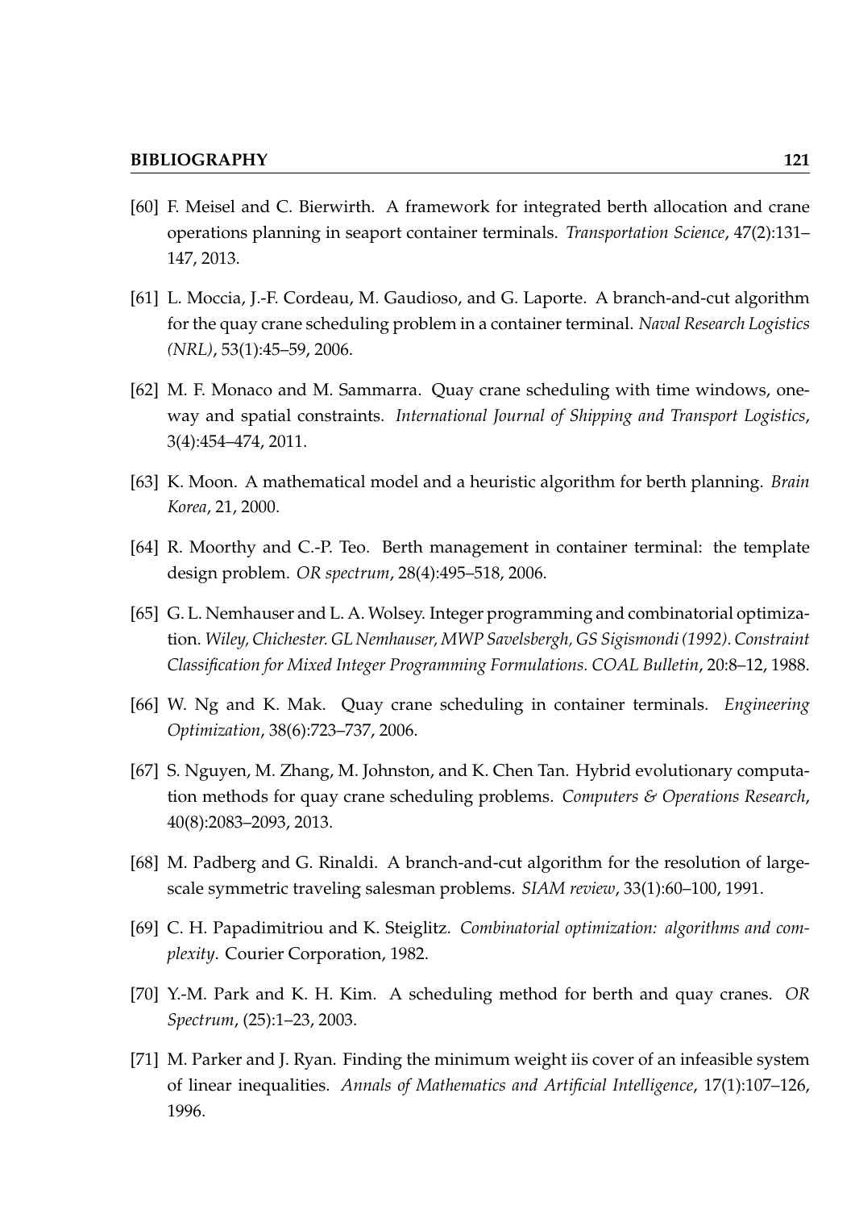[60] F. Meisel and C. Bierwirth. A framework for integrated berth allocation and crane operations planning in seaport container terminals. *Transportation Science*, 47(2):131–147, 2013.

[61] L. Moccia, J.-F. Cordeau, M. Gaudioso, and G. Laporte. A branch-and-cut algorithm for the quay crane scheduling problem in a container terminal. *Naval Research Logistics (NRL)*, 53(1):45–59, 2006.

[62] M. F. Monaco and M. Sammarra. Quay crane scheduling with time windows, one-way and spatial constraints. *International Journal of Shipping and Transport Logistics*, 3(4):454–474, 2011.

[63] K. Moon. A mathematical model and a heuristic algorithm for berth planning. *Brain Korea*, 21, 2000.

[64] R. Moorthy and C.-P. Teo. Berth management in container terminal: the template design problem. *OR spectrum*, 28(4):495–518, 2006.

[65] G. L. Nemhauser and L. A. Wolsey. Integer programming and combinatorial optimization. *Wiley, Chichester. GL Nemhauser, MWP Savelsbergh, GS Sigismondi (1992). Constraint Classification for Mixed Integer Programming Formulations. COAL Bulletin*, 20:8–12, 1988.

[66] W. Ng and K. Mak. Quay crane scheduling in container terminals. *Engineering Optimization*, 38(6):723–737, 2006.

[67] S. Nguyen, M. Zhang, M. Johnston, and K. Chen Tan. Hybrid evolutionary computation methods for quay crane scheduling problems. *Computers & Operations Research*, 40(8):2083–2093, 2013.

[68] M. Padberg and G. Rinaldi. A branch-and-cut algorithm for the resolution of large-scale symmetric traveling salesman problems. *SIAM review*, 33(1):60–100, 1991.

[69] C. H. Papadimitriou and K. Steiglitz. *Combinatorial optimization: algorithms and complexity*. Courier Corporation, 1982.

[70] Y.-M. Park and K. H. Kim. A scheduling method for berth and quay cranes. *OR Spectrum*, (25):1–23, 2003.

[71] M. Parker and J. Ryan. Finding the minimum weight iis cover of an infeasible system of linear inequalities. *Annals of Mathematics and Artificial Intelligence*, 17(1):107–126, 1996.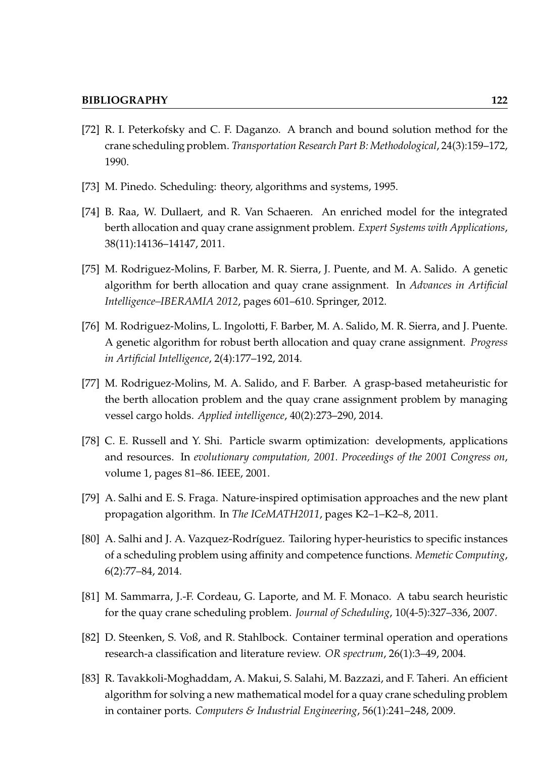[72] R. I. Peterkofsky and C. F. Daganzo. A branch and bound solution method for the crane scheduling problem. *Transportation Research Part B: Methodological*, 24(3):159–172, 1990.

[73] M. Pinedo. Scheduling: theory, algorithms and systems, 1995.

[74] B. Raa, W. Dullaert, and R. Van Schaeren. An enriched model for the integrated berth allocation and quay crane assignment problem. *Expert Systems with Applications*, 38(11):14136–14147, 2011.

[75] M. Rodriguez-Molins, F. Barber, M. R. Sierra, J. Puente, and M. A. Salido. A genetic algorithm for berth allocation and quay crane assignment. In *Advances in Artificial Intelligence–IBERAMIA 2012*, pages 601–610. Springer, 2012.

[76] M. Rodriguez-Molins, L. Ingolotti, F. Barber, M. A. Salido, M. R. Sierra, and J. Puente. A genetic algorithm for robust berth allocation and quay crane assignment. *Progress in Artificial Intelligence*, 2(4):177–192, 2014.

[77] M. Rodriguez-Molins, M. A. Salido, and F. Barber. A grasp-based metaheuristic for the berth allocation problem and the quay crane assignment problem by managing vessel cargo holds. *Applied intelligence*, 40(2):273–290, 2014.

[78] C. E. Russell and Y. Shi. Particle swarm optimization: developments, applications and resources. In *evolutionary computation, 2001. Proceedings of the 2001 Congress on*, volume 1, pages 81–86. IEEE, 2001.

[79] A. Salhi and E. S. Fraga. Nature-inspired optimisation approaches and the new plant propagation algorithm. In *The ICeMATH2011*, pages K2–1–K2–8, 2011.

[80] A. Salhi and J. A. Vazquez-Rodríguez. Tailoring hyper-heuristics to specific instances of a scheduling problem using affinity and competence functions. *Memetic Computing*, 6(2):77–84, 2014.

[81] M. Sammarra, J.-F. Cordeau, G. Laporte, and M. F. Monaco. A tabu search heuristic for the quay crane scheduling problem. *Journal of Scheduling*, 10(4-5):327–336, 2007.

[82] D. Steenken, S. Voß, and R. Stahlbock. Container terminal operation and operations research-a classification and literature review. *OR spectrum*, 26(1):3–49, 2004.

[83] R. Tavakkoli-Moghaddam, A. Makui, S. Salahi, M. Bazzazi, and F. Taheri. An efficient algorithm for solving a new mathematical model for a quay crane scheduling problem in container ports. *Computers & Industrial Engineering*, 56(1):241–248, 2009.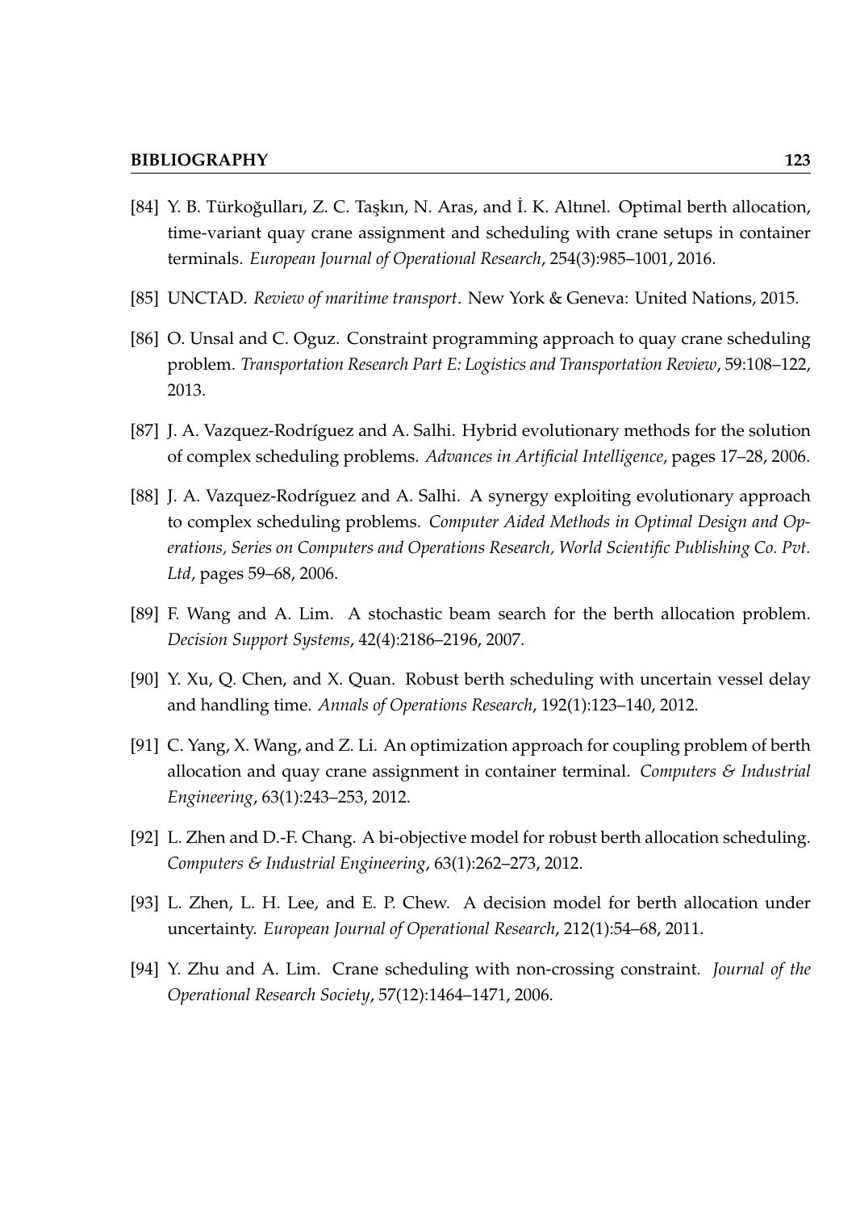[84] Y. B. Türkoğulları, Z. C. Taşkın, N. Aras, and İ. K. Altınel. Optimal berth allocation, time-variant quay crane assignment and scheduling with crane setups in container terminals. *European Journal of Operational Research*, 254(3):985–1001, 2016.

[85] UNCTAD. *Review of maritime transport*. New York & Geneva: United Nations, 2015.

[86] O. Unsal and C. Oguz. Constraint programming approach to quay crane scheduling problem. *Transportation Research Part E: Logistics and Transportation Review*, 59:108–122, 2013.

[87] J. A. Vazquez-Rodríguez and A. Salhi. Hybrid evolutionary methods for the solution of complex scheduling problems. *Advances in Artificial Intelligence*, pages 17–28, 2006.

[88] J. A. Vazquez-Rodríguez and A. Salhi. A synergy exploiting evolutionary approach to complex scheduling problems. *Computer Aided Methods in Optimal Design and Operations, Series on Computers and Operations Research, World Scientific Publishing Co. Pvt. Ltd*, pages 59–68, 2006.

[89] F. Wang and A. Lim. A stochastic beam search for the berth allocation problem. *Decision Support Systems*, 42(4):2186–2196, 2007.

[90] Y. Xu, Q. Chen, and X. Quan. Robust berth scheduling with uncertain vessel delay and handling time. *Annals of Operations Research*, 192(1):123–140, 2012.

[91] C. Yang, X. Wang, and Z. Li. An optimization approach for coupling problem of berth allocation and quay crane assignment in container terminal. *Computers & Industrial Engineering*, 63(1):243–253, 2012.

[92] L. Zhen and D.-F. Chang. A bi-objective model for robust berth allocation scheduling. *Computers & Industrial Engineering*, 63(1):262–273, 2012.

[93] L. Zhen, L. H. Lee, and E. P. Chew. A decision model for berth allocation under uncertainty. *European Journal of Operational Research*, 212(1):54–68, 2011.

[94] Y. Zhu and A. Lim. Crane scheduling with non-crossing constraint. *Journal of the Operational Research Society*, 57(12):1464–1471, 2006.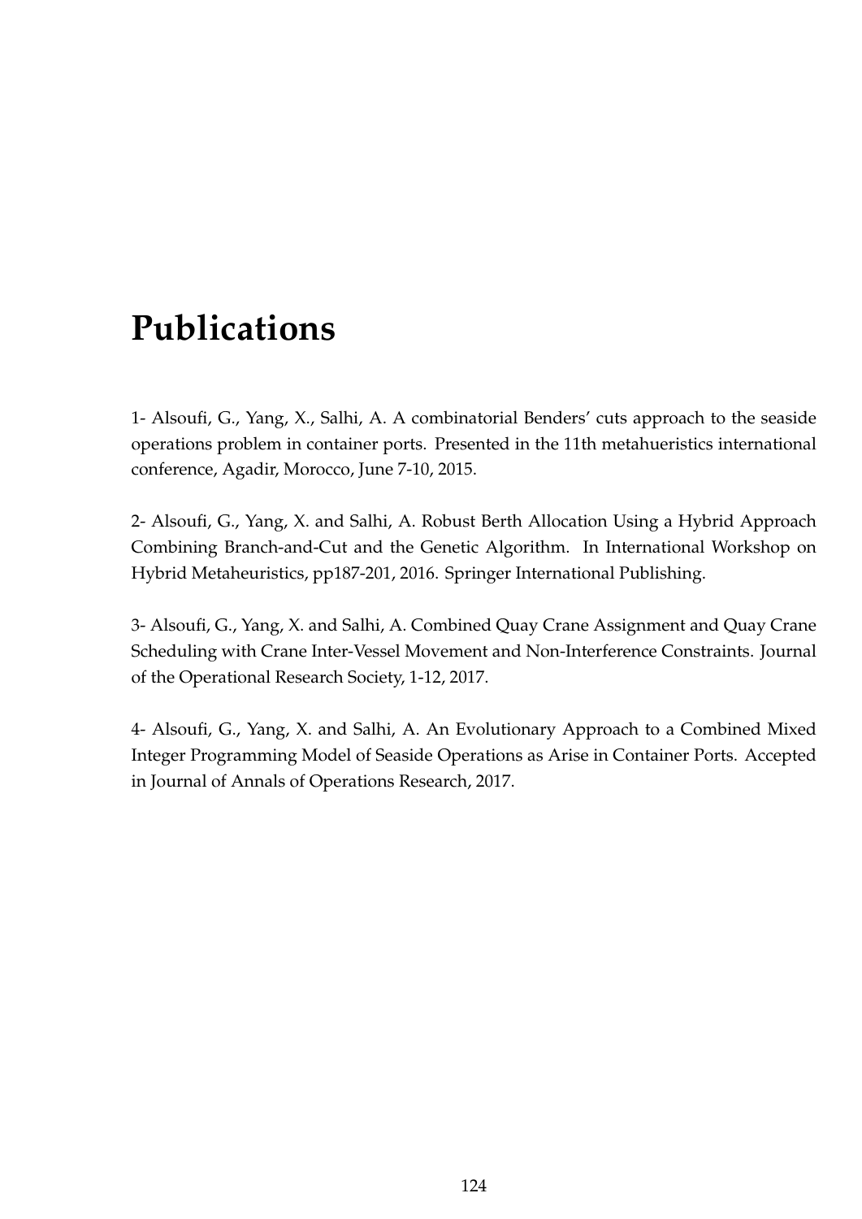# Publications

1- Alsoufi, G., Yang, X., Salhi, A. A combinatorial Benders' cuts approach to the seaside operations problem in container ports. Presented in the 11th metahueristics international conference, Agadir, Morocco, June 7-10, 2015.

2- Alsoufi, G., Yang, X. and Salhi, A. Robust Berth Allocation Using a Hybrid Approach Combining Branch-and-Cut and the Genetic Algorithm. In International Workshop on Hybrid Metaheuristics, pp187-201, 2016. Springer International Publishing.

3- Alsoufi, G., Yang, X. and Salhi, A. Combined Quay Crane Assignment and Quay Crane Scheduling with Crane Inter-Vessel Movement and Non-Interference Constraints. Journal of the Operational Research Society, 1-12, 2017.

4- Alsoufi, G., Yang, X. and Salhi, A. An Evolutionary Approach to a Combined Mixed Integer Programming Model of Seaside Operations as Arise in Container Ports. Accepted in Journal of Annals of Operations Research, 2017.